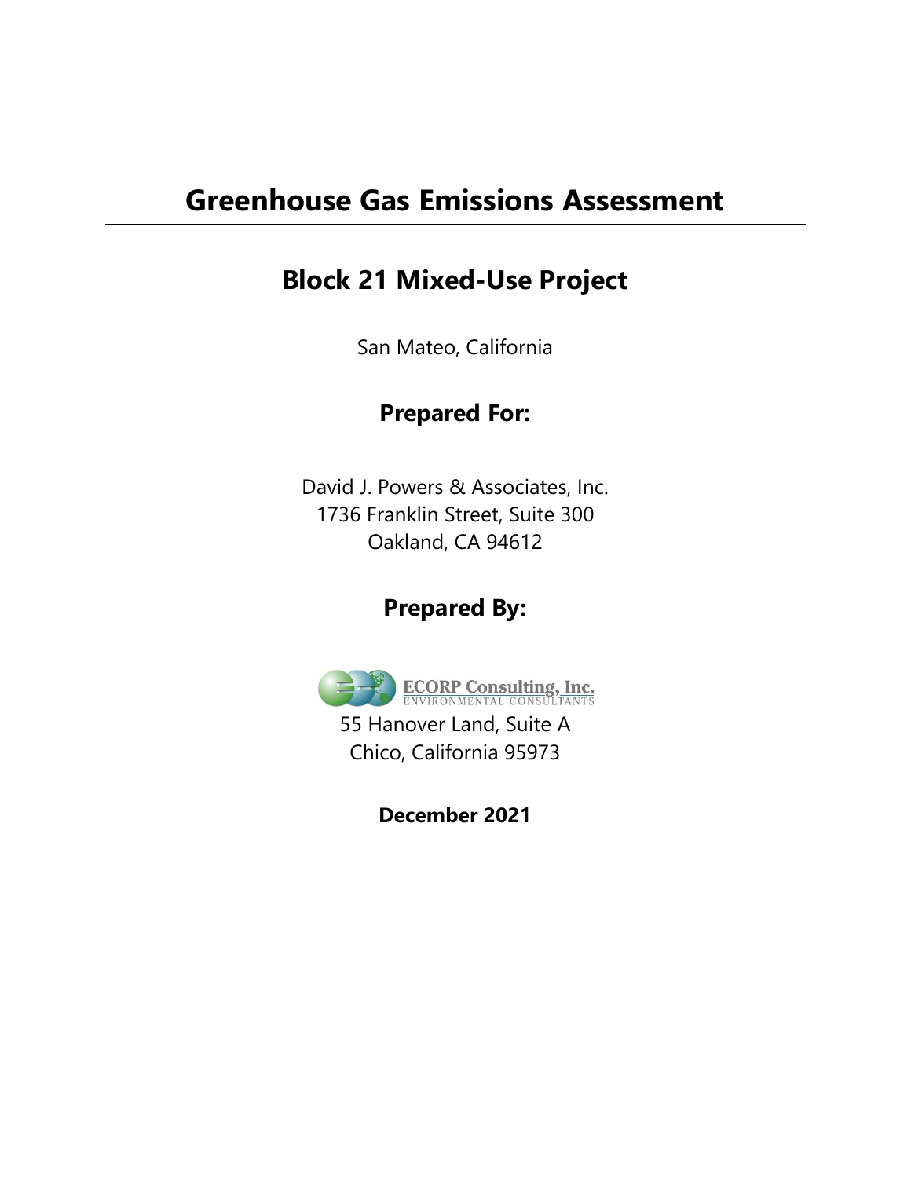# Greenhouse Gas Emissions Assessment

## Block 21 Mixed-Use Project

San Mateo, California

### Prepared For:

David J. Powers & Associates, Inc.
1736 Franklin Street, Suite 300
Oakland, CA 94612

### Prepared By:

ECORP Consulting, Inc.
ENVIRONMENTAL CONSULTANTS

55 Hanover Land, Suite A
Chico, California 95973

**December 2021**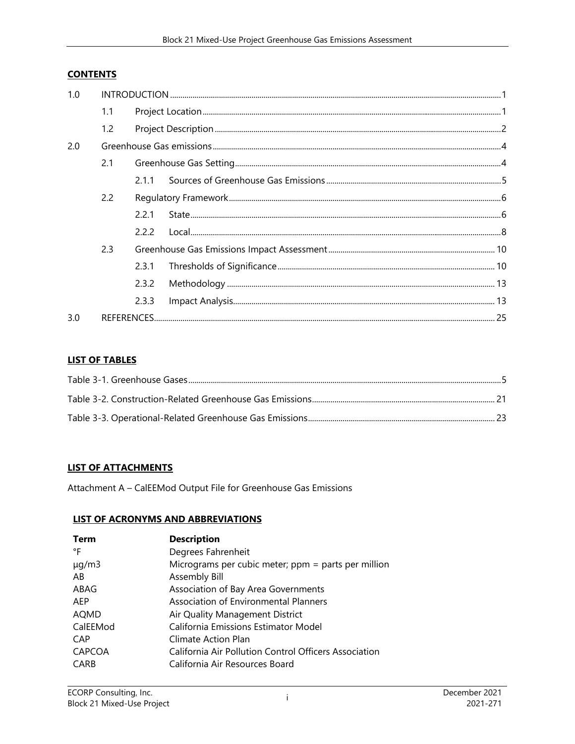## CONTENTS

| | | | | |
|---|---|---|---|---|
| 1.0 | INTRODUCTION | | | 1 |
| | 1.1 | Project Location | | 1 |
| | 1.2 | Project Description | | 2 |
| 2.0 | Greenhouse Gas emissions | | | 4 |
| | 2.1 | Greenhouse Gas Setting | | 4 |
| | | 2.1.1 | Sources of Greenhouse Gas Emissions | 5 |
| | 2.2 | Regulatory Framework | | 6 |
| | | 2.2.1 | State | 6 |
| | | 2.2.2 | Local | 8 |
| | 2.3 | Greenhouse Gas Emissions Impact Assessment | | 10 |
| | | 2.3.1 | Thresholds of Significance | 10 |
| | | 2.3.2 | Methodology | 13 |
| | | 2.3.3 | Impact Analysis | 13 |
| 3.0 | REFERENCES | | | 25 |

## LIST OF TABLES

Table 3-1. Greenhouse Gases ... 5

Table 3-2. Construction-Related Greenhouse Gas Emissions ... 21

Table 3-3. Operational-Related Greenhouse Gas Emissions ... 23

## LIST OF ATTACHMENTS

Attachment A – CalEEMod Output File for Greenhouse Gas Emissions

## LIST OF ACRONYMS AND ABBREVIATIONS

| Term | Description |
|---|---|
| °F | Degrees Fahrenheit |
| μg/m3 | Micrograms per cubic meter; ppm = parts per million |
| AB | Assembly Bill |
| ABAG | Association of Bay Area Governments |
| AEP | Association of Environmental Planners |
| AQMD | Air Quality Management District |
| CalEEMod | California Emissions Estimator Model |
| CAP | Climate Action Plan |
| CAPCOA | California Air Pollution Control Officers Association |
| CARB | California Air Resources Board |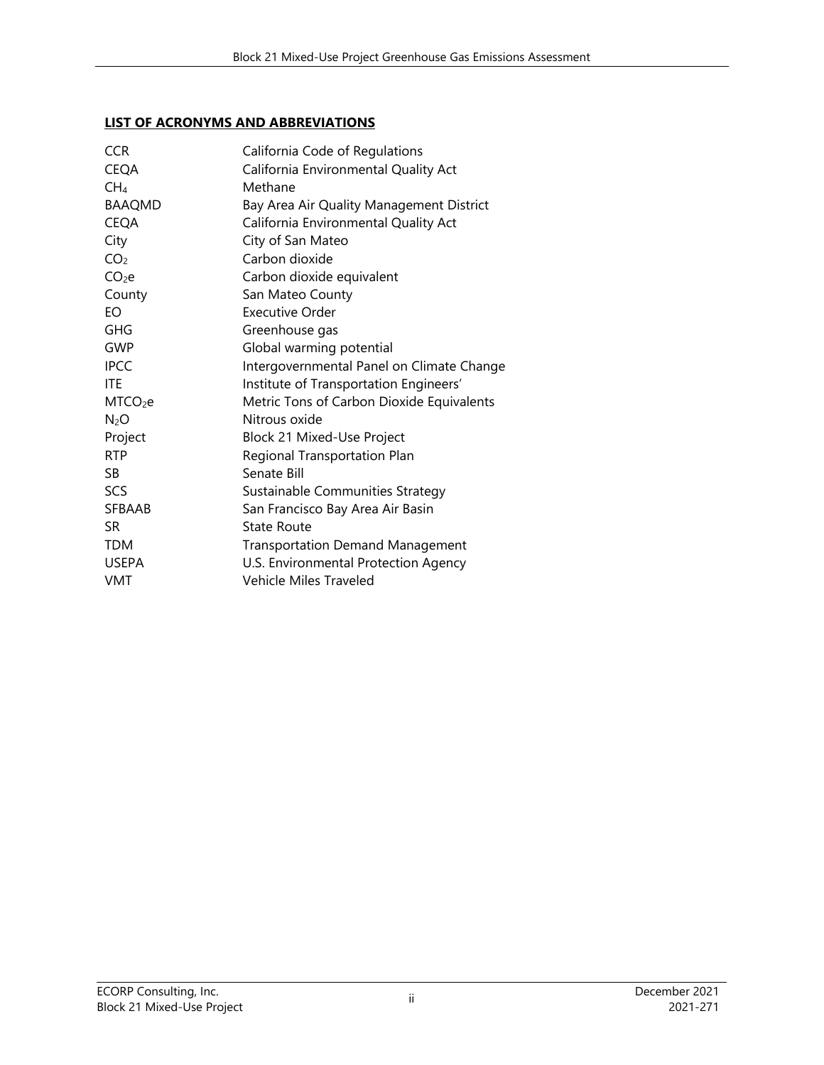## LIST OF ACRONYMS AND ABBREVIATIONS

| | |
|---|---|
| CCR | California Code of Regulations |
| CEQA | California Environmental Quality Act |
| $CH_4$ | Methane |
| BAAQMD | Bay Area Air Quality Management District |
| CEQA | California Environmental Quality Act |
| City | City of San Mateo |
| $CO_2$ | Carbon dioxide |
| $CO_2e$ | Carbon dioxide equivalent |
| County | San Mateo County |
| EO | Executive Order |
| GHG | Greenhouse gas |
| GWP | Global warming potential |
| IPCC | Intergovernmental Panel on Climate Change |
| ITE | Institute of Transportation Engineers' |
| $MTCO_2e$ | Metric Tons of Carbon Dioxide Equivalents |
| $N_2O$ | Nitrous oxide |
| Project | Block 21 Mixed-Use Project |
| RTP | Regional Transportation Plan |
| SB | Senate Bill |
| SCS | Sustainable Communities Strategy |
| SFBAAB | San Francisco Bay Area Air Basin |
| SR | State Route |
| TDM | Transportation Demand Management |
| USEPA | U.S. Environmental Protection Agency |
| VMT | Vehicle Miles Traveled |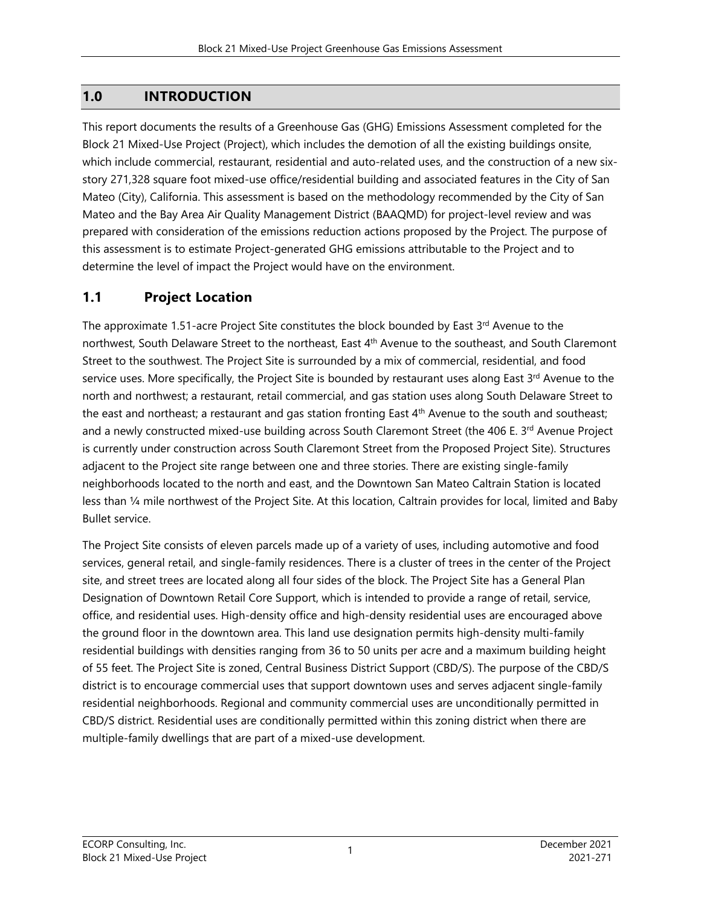## 1.0 INTRODUCTION

This report documents the results of a Greenhouse Gas (GHG) Emissions Assessment completed for the Block 21 Mixed-Use Project (Project), which includes the demotion of all the existing buildings onsite, which include commercial, restaurant, residential and auto-related uses, and the construction of a new six-story 271,328 square foot mixed-use office/residential building and associated features in the City of San Mateo (City), California. This assessment is based on the methodology recommended by the City of San Mateo and the Bay Area Air Quality Management District (BAAQMD) for project-level review and was prepared with consideration of the emissions reduction actions proposed by the Project. The purpose of this assessment is to estimate Project-generated GHG emissions attributable to the Project and to determine the level of impact the Project would have on the environment.

### 1.1 Project Location

The approximate 1.51-acre Project Site constitutes the block bounded by East 3rd Avenue to the northwest, South Delaware Street to the northeast, East 4th Avenue to the southeast, and South Claremont Street to the southwest. The Project Site is surrounded by a mix of commercial, residential, and food service uses. More specifically, the Project Site is bounded by restaurant uses along East 3rd Avenue to the north and northwest; a restaurant, retail commercial, and gas station uses along South Delaware Street to the east and northeast; a restaurant and gas station fronting East 4th Avenue to the south and southeast; and a newly constructed mixed-use building across South Claremont Street (the 406 E. 3rd Avenue Project is currently under construction across South Claremont Street from the Proposed Project Site). Structures adjacent to the Project site range between one and three stories. There are existing single-family neighborhoods located to the north and east, and the Downtown San Mateo Caltrain Station is located less than ¼ mile northwest of the Project Site. At this location, Caltrain provides for local, limited and Baby Bullet service.

The Project Site consists of eleven parcels made up of a variety of uses, including automotive and food services, general retail, and single-family residences. There is a cluster of trees in the center of the Project site, and street trees are located along all four sides of the block. The Project Site has a General Plan Designation of Downtown Retail Core Support, which is intended to provide a range of retail, service, office, and residential uses. High-density office and high-density residential uses are encouraged above the ground floor in the downtown area. This land use designation permits high-density multi-family residential buildings with densities ranging from 36 to 50 units per acre and a maximum building height of 55 feet. The Project Site is zoned, Central Business District Support (CBD/S). The purpose of the CBD/S district is to encourage commercial uses that support downtown uses and serves adjacent single-family residential neighborhoods. Regional and community commercial uses are unconditionally permitted in CBD/S district. Residential uses are conditionally permitted within this zoning district when there are multiple-family dwellings that are part of a mixed-use development.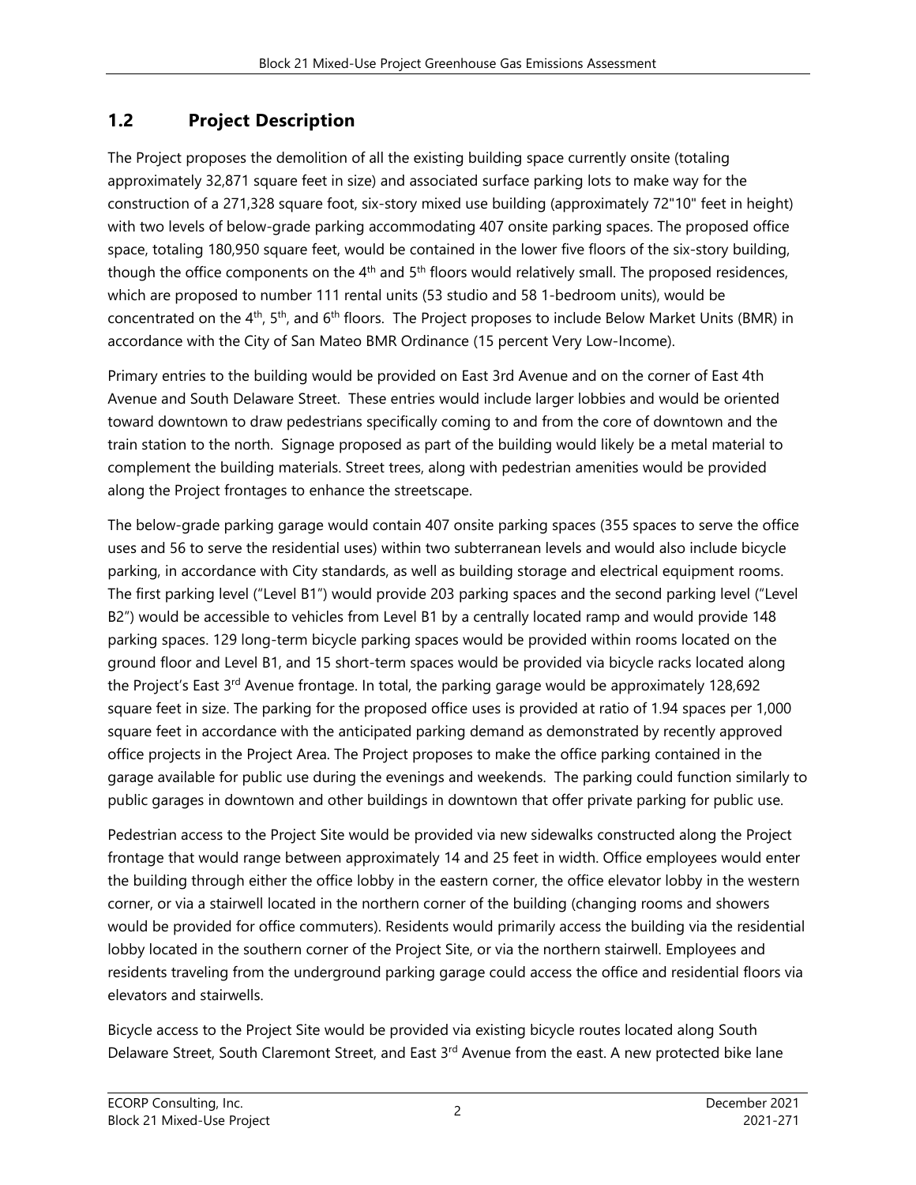## 1.2 Project Description

The Project proposes the demolition of all the existing building space currently onsite (totaling approximately 32,871 square feet in size) and associated surface parking lots to make way for the construction of a 271,328 square foot, six-story mixed use building (approximately 72"10" feet in height) with two levels of below-grade parking accommodating 407 onsite parking spaces. The proposed office space, totaling 180,950 square feet, would be contained in the lower five floors of the six-story building, though the office components on the 4th and 5th floors would relatively small. The proposed residences, which are proposed to number 111 rental units (53 studio and 58 1-bedroom units), would be concentrated on the 4th, 5th, and 6th floors. The Project proposes to include Below Market Units (BMR) in accordance with the City of San Mateo BMR Ordinance (15 percent Very Low-Income).

Primary entries to the building would be provided on East 3rd Avenue and on the corner of East 4th Avenue and South Delaware Street. These entries would include larger lobbies and would be oriented toward downtown to draw pedestrians specifically coming to and from the core of downtown and the train station to the north. Signage proposed as part of the building would likely be a metal material to complement the building materials. Street trees, along with pedestrian amenities would be provided along the Project frontages to enhance the streetscape.

The below-grade parking garage would contain 407 onsite parking spaces (355 spaces to serve the office uses and 56 to serve the residential uses) within two subterranean levels and would also include bicycle parking, in accordance with City standards, as well as building storage and electrical equipment rooms. The first parking level ("Level B1") would provide 203 parking spaces and the second parking level ("Level B2") would be accessible to vehicles from Level B1 by a centrally located ramp and would provide 148 parking spaces. 129 long-term bicycle parking spaces would be provided within rooms located on the ground floor and Level B1, and 15 short-term spaces would be provided via bicycle racks located along the Project's East 3rd Avenue frontage. In total, the parking garage would be approximately 128,692 square feet in size. The parking for the proposed office uses is provided at ratio of 1.94 spaces per 1,000 square feet in accordance with the anticipated parking demand as demonstrated by recently approved office projects in the Project Area. The Project proposes to make the office parking contained in the garage available for public use during the evenings and weekends. The parking could function similarly to public garages in downtown and other buildings in downtown that offer private parking for public use.

Pedestrian access to the Project Site would be provided via new sidewalks constructed along the Project frontage that would range between approximately 14 and 25 feet in width. Office employees would enter the building through either the office lobby in the eastern corner, the office elevator lobby in the western corner, or via a stairwell located in the northern corner of the building (changing rooms and showers would be provided for office commuters). Residents would primarily access the building via the residential lobby located in the southern corner of the Project Site, or via the northern stairwell. Employees and residents traveling from the underground parking garage could access the office and residential floors via elevators and stairwells.

Bicycle access to the Project Site would be provided via existing bicycle routes located along South Delaware Street, South Claremont Street, and East 3rd Avenue from the east. A new protected bike lane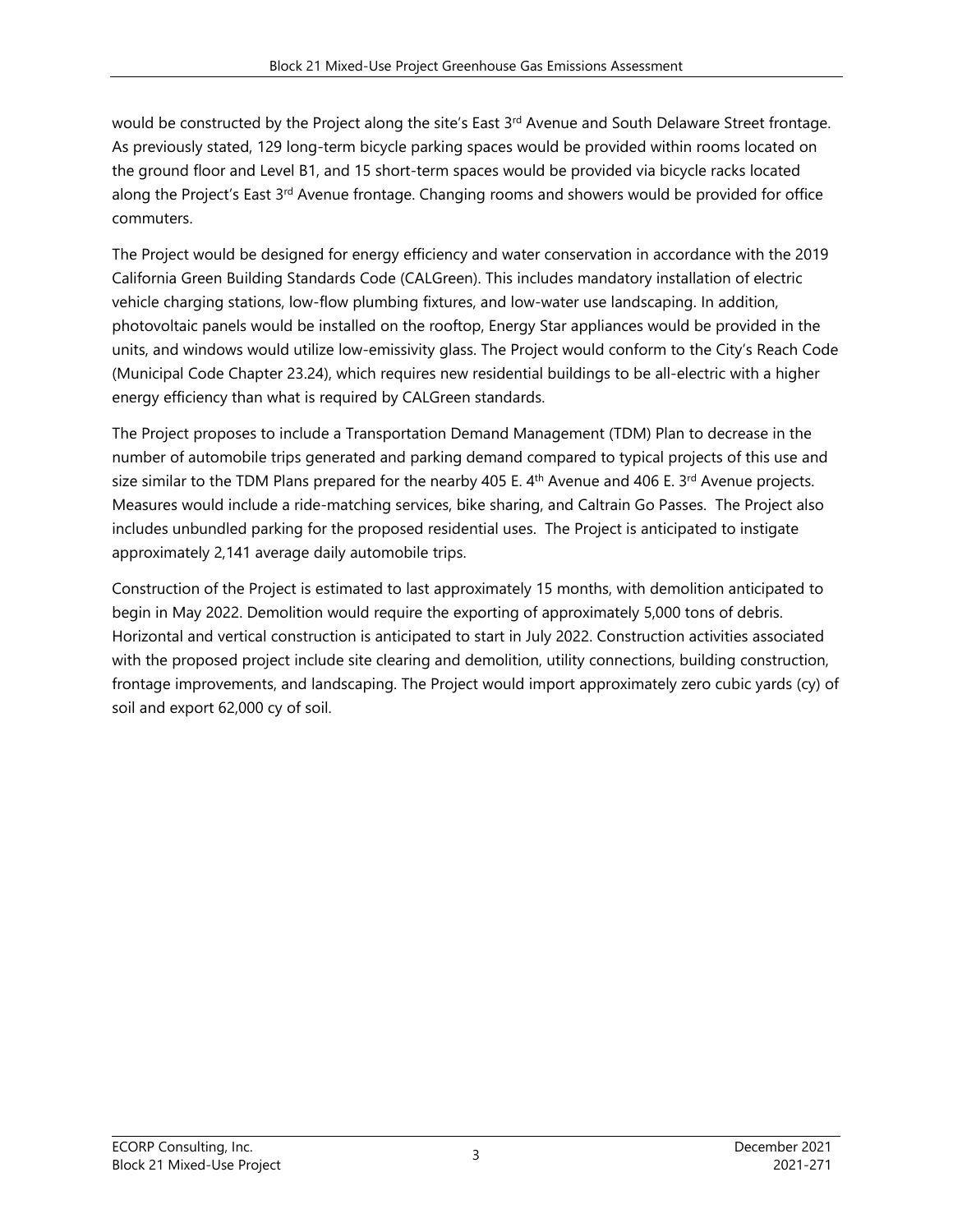would be constructed by the Project along the site's East 3rd Avenue and South Delaware Street frontage. As previously stated, 129 long-term bicycle parking spaces would be provided within rooms located on the ground floor and Level B1, and 15 short-term spaces would be provided via bicycle racks located along the Project's East 3rd Avenue frontage. Changing rooms and showers would be provided for office commuters.

The Project would be designed for energy efficiency and water conservation in accordance with the 2019 California Green Building Standards Code (CALGreen). This includes mandatory installation of electric vehicle charging stations, low-flow plumbing fixtures, and low-water use landscaping. In addition, photovoltaic panels would be installed on the rooftop, Energy Star appliances would be provided in the units, and windows would utilize low-emissivity glass. The Project would conform to the City's Reach Code (Municipal Code Chapter 23.24), which requires new residential buildings to be all-electric with a higher energy efficiency than what is required by CALGreen standards.

The Project proposes to include a Transportation Demand Management (TDM) Plan to decrease in the number of automobile trips generated and parking demand compared to typical projects of this use and size similar to the TDM Plans prepared for the nearby 405 E. 4th Avenue and 406 E. 3rd Avenue projects. Measures would include a ride-matching services, bike sharing, and Caltrain Go Passes. The Project also includes unbundled parking for the proposed residential uses. The Project is anticipated to instigate approximately 2,141 average daily automobile trips.

Construction of the Project is estimated to last approximately 15 months, with demolition anticipated to begin in May 2022. Demolition would require the exporting of approximately 5,000 tons of debris. Horizontal and vertical construction is anticipated to start in July 2022. Construction activities associated with the proposed project include site clearing and demolition, utility connections, building construction, frontage improvements, and landscaping. The Project would import approximately zero cubic yards (cy) of soil and export 62,000 cy of soil.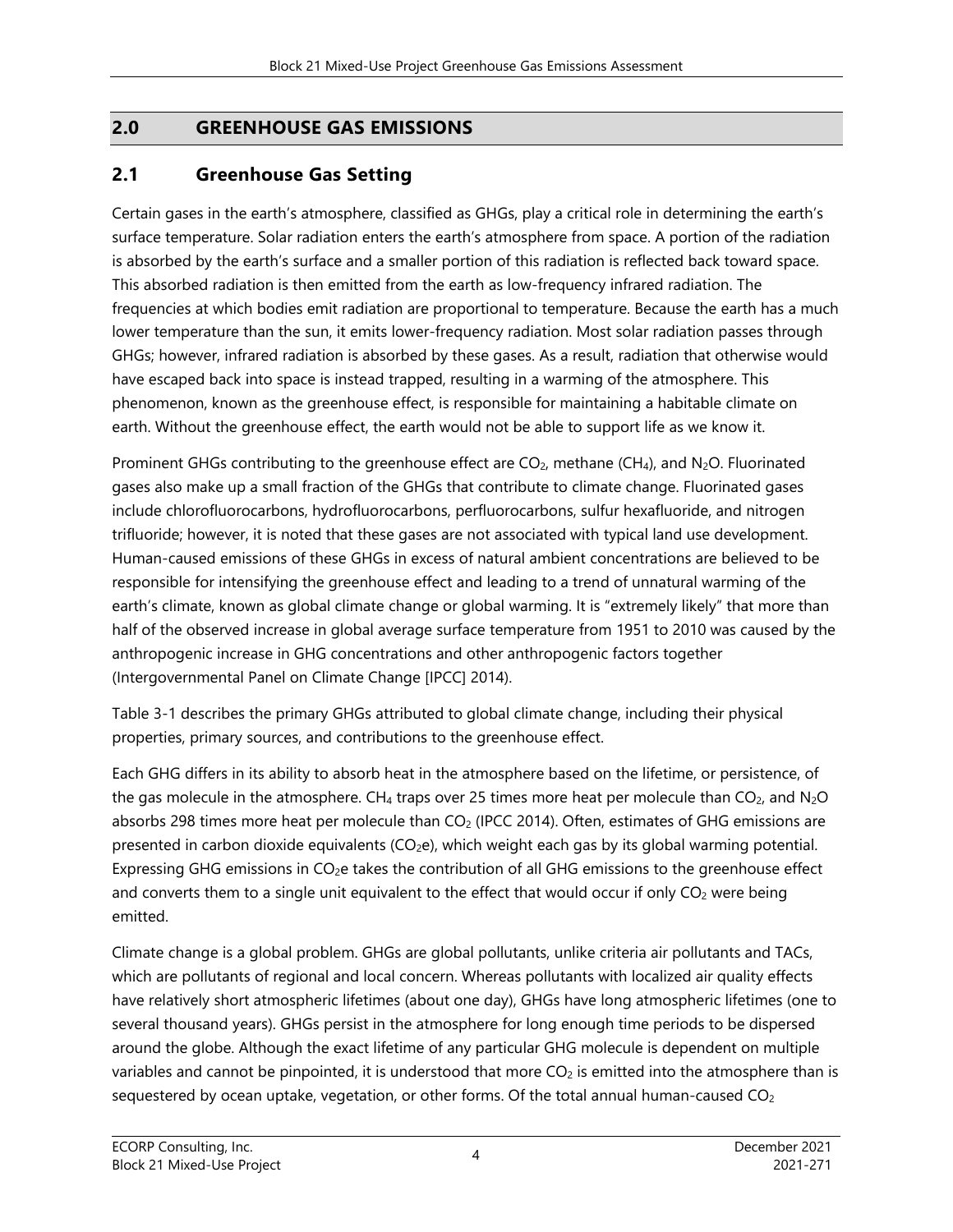## 2.0 GREENHOUSE GAS EMISSIONS

### 2.1 Greenhouse Gas Setting

Certain gases in the earth's atmosphere, classified as GHGs, play a critical role in determining the earth's surface temperature. Solar radiation enters the earth's atmosphere from space. A portion of the radiation is absorbed by the earth's surface and a smaller portion of this radiation is reflected back toward space. This absorbed radiation is then emitted from the earth as low-frequency infrared radiation. The frequencies at which bodies emit radiation are proportional to temperature. Because the earth has a much lower temperature than the sun, it emits lower-frequency radiation. Most solar radiation passes through GHGs; however, infrared radiation is absorbed by these gases. As a result, radiation that otherwise would have escaped back into space is instead trapped, resulting in a warming of the atmosphere. This phenomenon, known as the greenhouse effect, is responsible for maintaining a habitable climate on earth. Without the greenhouse effect, the earth would not be able to support life as we know it.

Prominent GHGs contributing to the greenhouse effect are $CO_2$, methane ($CH_4$), and $N_2O$. Fluorinated gases also make up a small fraction of the GHGs that contribute to climate change. Fluorinated gases include chlorofluorocarbons, hydrofluorocarbons, perfluorocarbons, sulfur hexafluoride, and nitrogen trifluoride; however, it is noted that these gases are not associated with typical land use development. Human-caused emissions of these GHGs in excess of natural ambient concentrations are believed to be responsible for intensifying the greenhouse effect and leading to a trend of unnatural warming of the earth's climate, known as global climate change or global warming. It is "extremely likely" that more than half of the observed increase in global average surface temperature from 1951 to 2010 was caused by the anthropogenic increase in GHG concentrations and other anthropogenic factors together (Intergovernmental Panel on Climate Change [IPCC] 2014).

Table 3-1 describes the primary GHGs attributed to global climate change, including their physical properties, primary sources, and contributions to the greenhouse effect.

Each GHG differs in its ability to absorb heat in the atmosphere based on the lifetime, or persistence, of the gas molecule in the atmosphere. $CH_4$ traps over 25 times more heat per molecule than $CO_2$, and $N_2O$ absorbs 298 times more heat per molecule than $CO_2$ (IPCC 2014). Often, estimates of GHG emissions are presented in carbon dioxide equivalents ($CO_2e$), which weight each gas by its global warming potential. Expressing GHG emissions in $CO_2e$ takes the contribution of all GHG emissions to the greenhouse effect and converts them to a single unit equivalent to the effect that would occur if only $CO_2$ were being emitted.

Climate change is a global problem. GHGs are global pollutants, unlike criteria air pollutants and TACs, which are pollutants of regional and local concern. Whereas pollutants with localized air quality effects have relatively short atmospheric lifetimes (about one day), GHGs have long atmospheric lifetimes (one to several thousand years). GHGs persist in the atmosphere for long enough time periods to be dispersed around the globe. Although the exact lifetime of any particular GHG molecule is dependent on multiple variables and cannot be pinpointed, it is understood that more $CO_2$ is emitted into the atmosphere than is sequestered by ocean uptake, vegetation, or other forms. Of the total annual human-caused $CO_2$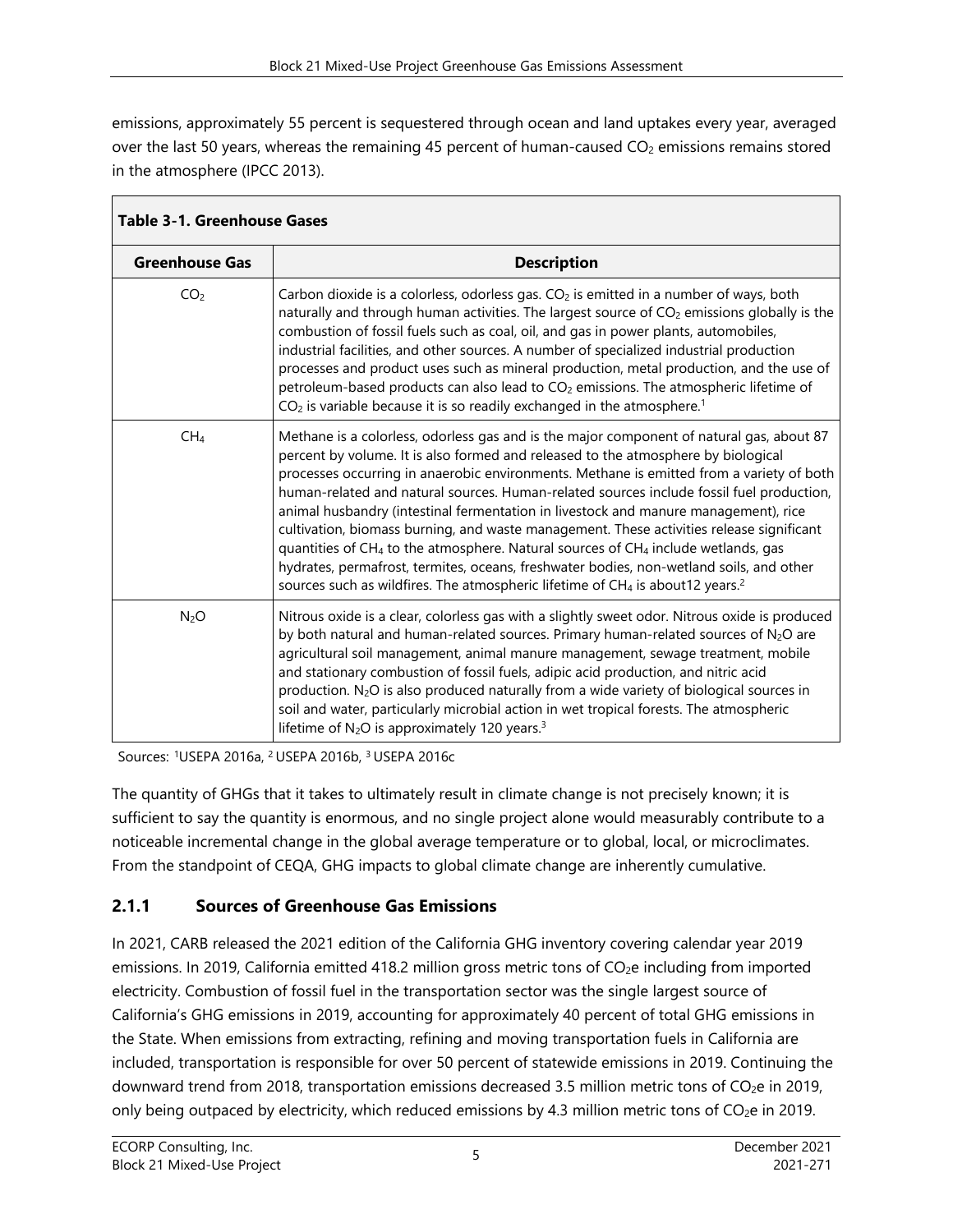emissions, approximately 55 percent is sequestered through ocean and land uptakes every year, averaged over the last 50 years, whereas the remaining 45 percent of human-caused $CO_2$ emissions remains stored in the atmosphere (IPCC 2013).

**Table 3-1. Greenhouse Gases**

| Greenhouse Gas | Description |
|---|---|
| $CO_2$ | Carbon dioxide is a colorless, odorless gas. $CO_2$ is emitted in a number of ways, both naturally and through human activities. The largest source of $CO_2$ emissions globally is the combustion of fossil fuels such as coal, oil, and gas in power plants, automobiles, industrial facilities, and other sources. A number of specialized industrial production processes and product uses such as mineral production, metal production, and the use of petroleum-based products can also lead to $CO_2$ emissions. The atmospheric lifetime of $CO_2$ is variable because it is so readily exchanged in the atmosphere.[1] |
| $CH_4$ | Methane is a colorless, odorless gas and is the major component of natural gas, about 87 percent by volume. It is also formed and released to the atmosphere by biological processes occurring in anaerobic environments. Methane is emitted from a variety of both human-related and natural sources. Human-related sources include fossil fuel production, animal husbandry (intestinal fermentation in livestock and manure management), rice cultivation, biomass burning, and waste management. These activities release significant quantities of $CH_4$ to the atmosphere. Natural sources of $CH_4$ include wetlands, gas hydrates, permafrost, termites, oceans, freshwater bodies, non-wetland soils, and other sources such as wildfires. The atmospheric lifetime of $CH_4$ is about12 years.[2] |
| $N_2O$ | Nitrous oxide is a clear, colorless gas with a slightly sweet odor. Nitrous oxide is produced by both natural and human-related sources. Primary human-related sources of $N_2O$ are agricultural soil management, animal manure management, sewage treatment, mobile and stationary combustion of fossil fuels, adipic acid production, and nitric acid production. $N_2O$ is also produced naturally from a wide variety of biological sources in soil and water, particularly microbial action in wet tropical forests. The atmospheric lifetime of $N_2O$ is approximately 120 years.[3] |

Sources: [1]USEPA 2016a, [2] USEPA 2016b, [3] USEPA 2016c

The quantity of GHGs that it takes to ultimately result in climate change is not precisely known; it is sufficient to say the quantity is enormous, and no single project alone would measurably contribute to a noticeable incremental change in the global average temperature or to global, local, or microclimates. From the standpoint of CEQA, GHG impacts to global climate change are inherently cumulative.

### 2.1.1 Sources of Greenhouse Gas Emissions

In 2021, CARB released the 2021 edition of the California GHG inventory covering calendar year 2019 emissions. In 2019, California emitted 418.2 million gross metric tons of $CO_2e$ including from imported electricity. Combustion of fossil fuel in the transportation sector was the single largest source of California's GHG emissions in 2019, accounting for approximately 40 percent of total GHG emissions in the State. When emissions from extracting, refining and moving transportation fuels in California are included, transportation is responsible for over 50 percent of statewide emissions in 2019. Continuing the downward trend from 2018, transportation emissions decreased 3.5 million metric tons of $CO_2e$ in 2019, only being outpaced by electricity, which reduced emissions by 4.3 million metric tons of $CO_2e$ in 2019.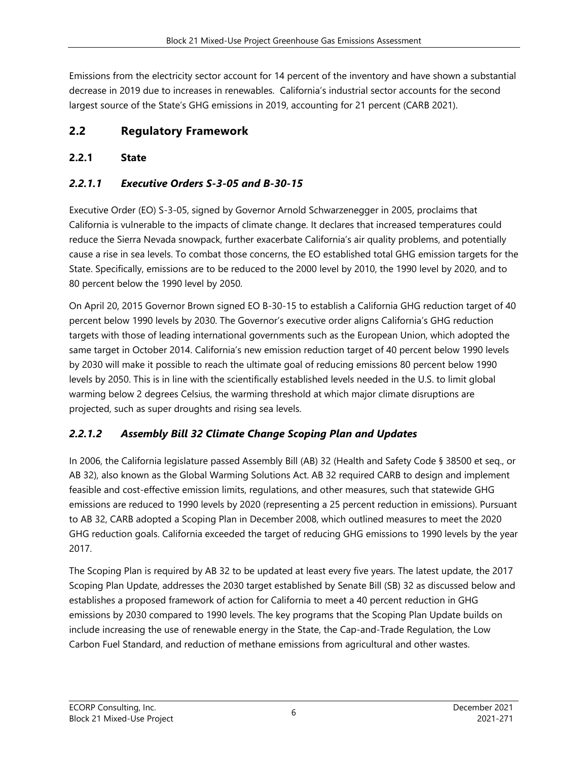Emissions from the electricity sector account for 14 percent of the inventory and have shown a substantial decrease in 2019 due to increases in renewables. California's industrial sector accounts for the second largest source of the State's GHG emissions in 2019, accounting for 21 percent (CARB 2021).

## 2.2 Regulatory Framework

### 2.2.1 State

#### *2.2.1.1 Executive Orders S-3-05 and B-30-15*

Executive Order (EO) S-3-05, signed by Governor Arnold Schwarzenegger in 2005, proclaims that California is vulnerable to the impacts of climate change. It declares that increased temperatures could reduce the Sierra Nevada snowpack, further exacerbate California's air quality problems, and potentially cause a rise in sea levels. To combat those concerns, the EO established total GHG emission targets for the State. Specifically, emissions are to be reduced to the 2000 level by 2010, the 1990 level by 2020, and to 80 percent below the 1990 level by 2050.

On April 20, 2015 Governor Brown signed EO B-30-15 to establish a California GHG reduction target of 40 percent below 1990 levels by 2030. The Governor's executive order aligns California's GHG reduction targets with those of leading international governments such as the European Union, which adopted the same target in October 2014. California's new emission reduction target of 40 percent below 1990 levels by 2030 will make it possible to reach the ultimate goal of reducing emissions 80 percent below 1990 levels by 2050. This is in line with the scientifically established levels needed in the U.S. to limit global warming below 2 degrees Celsius, the warming threshold at which major climate disruptions are projected, such as super droughts and rising sea levels.

#### *2.2.1.2 Assembly Bill 32 Climate Change Scoping Plan and Updates*

In 2006, the California legislature passed Assembly Bill (AB) 32 (Health and Safety Code § 38500 et seq., or AB 32), also known as the Global Warming Solutions Act. AB 32 required CARB to design and implement feasible and cost-effective emission limits, regulations, and other measures, such that statewide GHG emissions are reduced to 1990 levels by 2020 (representing a 25 percent reduction in emissions). Pursuant to AB 32, CARB adopted a Scoping Plan in December 2008, which outlined measures to meet the 2020 GHG reduction goals. California exceeded the target of reducing GHG emissions to 1990 levels by the year 2017.

The Scoping Plan is required by AB 32 to be updated at least every five years. The latest update, the 2017 Scoping Plan Update, addresses the 2030 target established by Senate Bill (SB) 32 as discussed below and establishes a proposed framework of action for California to meet a 40 percent reduction in GHG emissions by 2030 compared to 1990 levels. The key programs that the Scoping Plan Update builds on include increasing the use of renewable energy in the State, the Cap-and-Trade Regulation, the Low Carbon Fuel Standard, and reduction of methane emissions from agricultural and other wastes.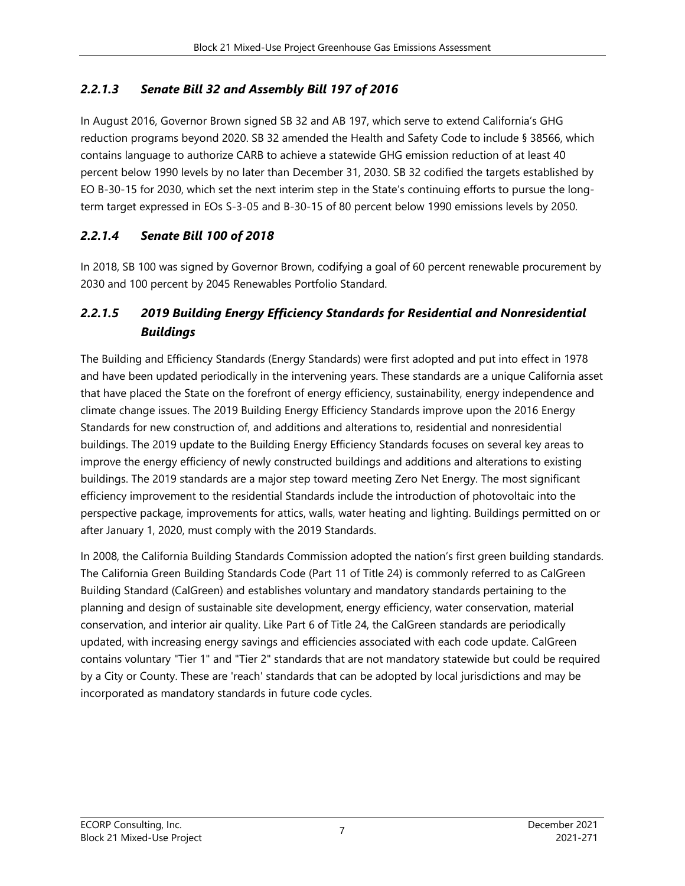#### *2.2.1.3 Senate Bill 32 and Assembly Bill 197 of 2016*

In August 2016, Governor Brown signed SB 32 and AB 197, which serve to extend California's GHG reduction programs beyond 2020. SB 32 amended the Health and Safety Code to include § 38566, which contains language to authorize CARB to achieve a statewide GHG emission reduction of at least 40 percent below 1990 levels by no later than December 31, 2030. SB 32 codified the targets established by EO B-30-15 for 2030, which set the next interim step in the State's continuing efforts to pursue the long-term target expressed in EOs S-3-05 and B-30-15 of 80 percent below 1990 emissions levels by 2050.

#### *2.2.1.4 Senate Bill 100 of 2018*

In 2018, SB 100 was signed by Governor Brown, codifying a goal of 60 percent renewable procurement by 2030 and 100 percent by 2045 Renewables Portfolio Standard.

#### *2.2.1.5 2019 Building Energy Efficiency Standards for Residential and Nonresidential Buildings*

The Building and Efficiency Standards (Energy Standards) were first adopted and put into effect in 1978 and have been updated periodically in the intervening years. These standards are a unique California asset that have placed the State on the forefront of energy efficiency, sustainability, energy independence and climate change issues. The 2019 Building Energy Efficiency Standards improve upon the 2016 Energy Standards for new construction of, and additions and alterations to, residential and nonresidential buildings. The 2019 update to the Building Energy Efficiency Standards focuses on several key areas to improve the energy efficiency of newly constructed buildings and additions and alterations to existing buildings. The 2019 standards are a major step toward meeting Zero Net Energy. The most significant efficiency improvement to the residential Standards include the introduction of photovoltaic into the perspective package, improvements for attics, walls, water heating and lighting. Buildings permitted on or after January 1, 2020, must comply with the 2019 Standards.

In 2008, the California Building Standards Commission adopted the nation's first green building standards. The California Green Building Standards Code (Part 11 of Title 24) is commonly referred to as CalGreen Building Standard (CalGreen) and establishes voluntary and mandatory standards pertaining to the planning and design of sustainable site development, energy efficiency, water conservation, material conservation, and interior air quality. Like Part 6 of Title 24, the CalGreen standards are periodically updated, with increasing energy savings and efficiencies associated with each code update. CalGreen contains voluntary "Tier 1" and "Tier 2" standards that are not mandatory statewide but could be required by a City or County. These are 'reach' standards that can be adopted by local jurisdictions and may be incorporated as mandatory standards in future code cycles.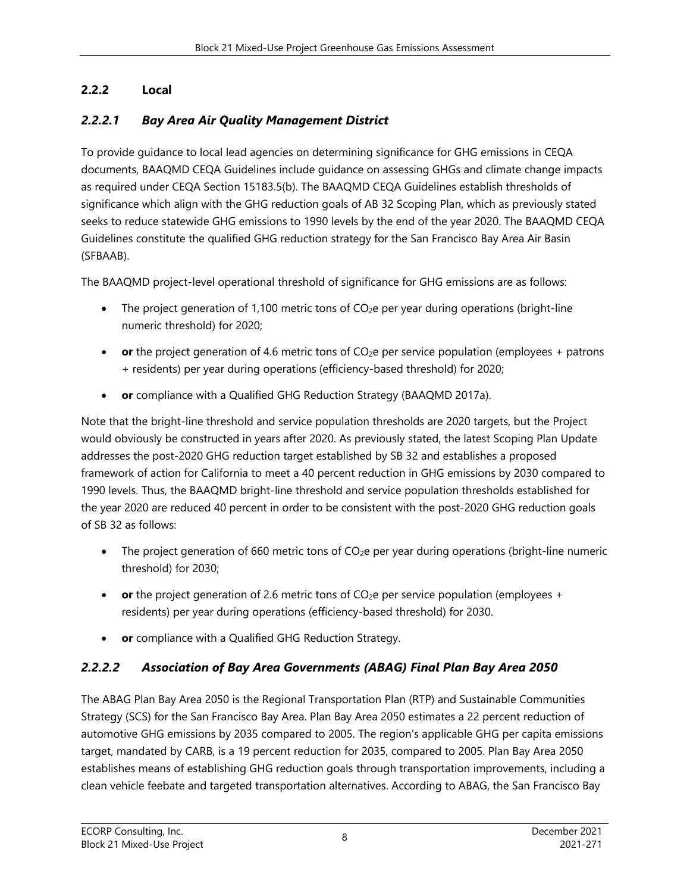### 2.2.2 Local

#### *2.2.2.1 Bay Area Air Quality Management District*

To provide guidance to local lead agencies on determining significance for GHG emissions in CEQA documents, BAAQMD CEQA Guidelines include guidance on assessing GHGs and climate change impacts as required under CEQA Section 15183.5(b). The BAAQMD CEQA Guidelines establish thresholds of significance which align with the GHG reduction goals of AB 32 Scoping Plan, which as previously stated seeks to reduce statewide GHG emissions to 1990 levels by the end of the year 2020. The BAAQMD CEQA Guidelines constitute the qualified GHG reduction strategy for the San Francisco Bay Area Air Basin (SFBAAB).

The BAAQMD project-level operational threshold of significance for GHG emissions are as follows:

- The project generation of 1,100 metric tons of $CO_2e$ per year during operations (bright-line numeric threshold) for 2020;
- **or** the project generation of 4.6 metric tons of $CO_2e$ per service population (employees + patrons + residents) per year during operations (efficiency-based threshold) for 2020;
- **or** compliance with a Qualified GHG Reduction Strategy (BAAQMD 2017a).

Note that the bright-line threshold and service population thresholds are 2020 targets, but the Project would obviously be constructed in years after 2020. As previously stated, the latest Scoping Plan Update addresses the post-2020 GHG reduction target established by SB 32 and establishes a proposed framework of action for California to meet a 40 percent reduction in GHG emissions by 2030 compared to 1990 levels. Thus, the BAAQMD bright-line threshold and service population thresholds established for the year 2020 are reduced 40 percent in order to be consistent with the post-2020 GHG reduction goals of SB 32 as follows:

- The project generation of 660 metric tons of $CO_2e$ per year during operations (bright-line numeric threshold) for 2030;
- **or** the project generation of 2.6 metric tons of $CO_2e$ per service population (employees + residents) per year during operations (efficiency-based threshold) for 2030.
- **or** compliance with a Qualified GHG Reduction Strategy.

#### *2.2.2.2 Association of Bay Area Governments (ABAG) Final Plan Bay Area 2050*

The ABAG Plan Bay Area 2050 is the Regional Transportation Plan (RTP) and Sustainable Communities Strategy (SCS) for the San Francisco Bay Area. Plan Bay Area 2050 estimates a 22 percent reduction of automotive GHG emissions by 2035 compared to 2005. The region's applicable GHG per capita emissions target, mandated by CARB, is a 19 percent reduction for 2035, compared to 2005. Plan Bay Area 2050 establishes means of establishing GHG reduction goals through transportation improvements, including a clean vehicle feebate and targeted transportation alternatives. According to ABAG, the San Francisco Bay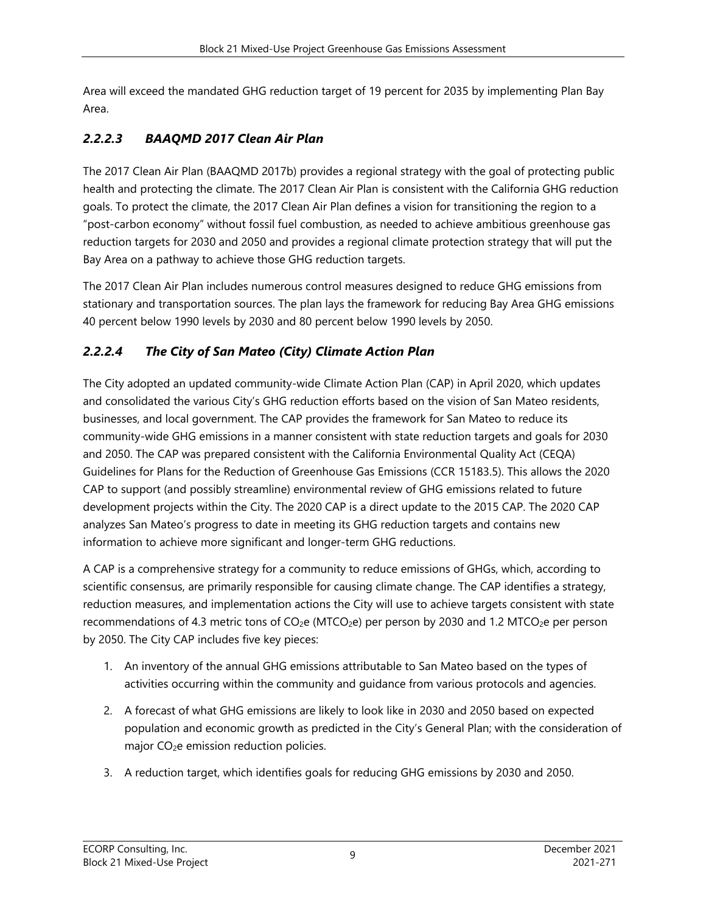Area will exceed the mandated GHG reduction target of 19 percent for 2035 by implementing Plan Bay Area.

### *2.2.2.3 BAAQMD 2017 Clean Air Plan*

The 2017 Clean Air Plan (BAAQMD 2017b) provides a regional strategy with the goal of protecting public health and protecting the climate. The 2017 Clean Air Plan is consistent with the California GHG reduction goals. To protect the climate, the 2017 Clean Air Plan defines a vision for transitioning the region to a "post-carbon economy" without fossil fuel combustion, as needed to achieve ambitious greenhouse gas reduction targets for 2030 and 2050 and provides a regional climate protection strategy that will put the Bay Area on a pathway to achieve those GHG reduction targets.

The 2017 Clean Air Plan includes numerous control measures designed to reduce GHG emissions from stationary and transportation sources. The plan lays the framework for reducing Bay Area GHG emissions 40 percent below 1990 levels by 2030 and 80 percent below 1990 levels by 2050.

### *2.2.2.4 The City of San Mateo (City) Climate Action Plan*

The City adopted an updated community-wide Climate Action Plan (CAP) in April 2020, which updates and consolidated the various City's GHG reduction efforts based on the vision of San Mateo residents, businesses, and local government. The CAP provides the framework for San Mateo to reduce its community-wide GHG emissions in a manner consistent with state reduction targets and goals for 2030 and 2050. The CAP was prepared consistent with the California Environmental Quality Act (CEQA) Guidelines for Plans for the Reduction of Greenhouse Gas Emissions (CCR 15183.5). This allows the 2020 CAP to support (and possibly streamline) environmental review of GHG emissions related to future development projects within the City. The 2020 CAP is a direct update to the 2015 CAP. The 2020 CAP analyzes San Mateo's progress to date in meeting its GHG reduction targets and contains new information to achieve more significant and longer-term GHG reductions.

A CAP is a comprehensive strategy for a community to reduce emissions of GHGs, which, according to scientific consensus, are primarily responsible for causing climate change. The CAP identifies a strategy, reduction measures, and implementation actions the City will use to achieve targets consistent with state recommendations of 4.3 metric tons of $CO_2e$ ($MTCO_2e$) per person by 2030 and 1.2 $MTCO_2e$ per person by 2050. The City CAP includes five key pieces:

1. An inventory of the annual GHG emissions attributable to San Mateo based on the types of activities occurring within the community and guidance from various protocols and agencies.
2. A forecast of what GHG emissions are likely to look like in 2030 and 2050 based on expected population and economic growth as predicted in the City's General Plan; with the consideration of major $CO_2e$ emission reduction policies.
3. A reduction target, which identifies goals for reducing GHG emissions by 2030 and 2050.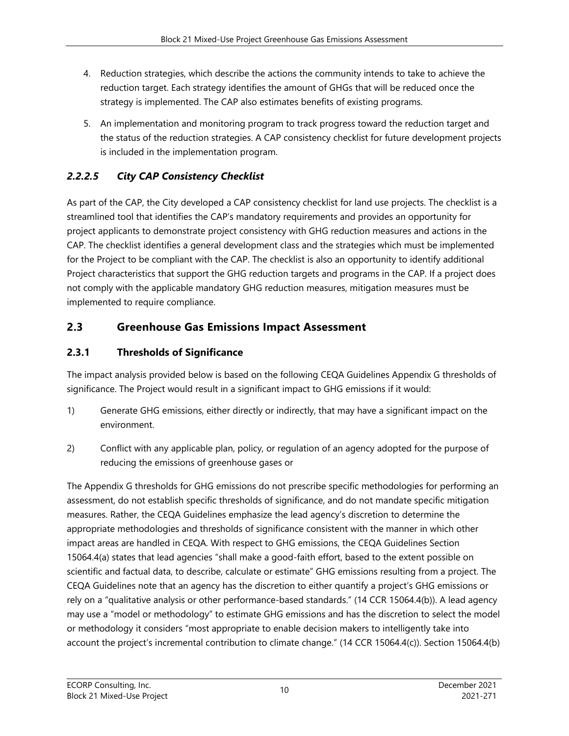4. Reduction strategies, which describe the actions the community intends to take to achieve the reduction target. Each strategy identifies the amount of GHGs that will be reduced once the strategy is implemented. The CAP also estimates benefits of existing programs.

5. An implementation and monitoring program to track progress toward the reduction target and the status of the reduction strategies. A CAP consistency checklist for future development projects is included in the implementation program.

#### *2.2.2.5 City CAP Consistency Checklist*

As part of the CAP, the City developed a CAP consistency checklist for land use projects. The checklist is a streamlined tool that identifies the CAP's mandatory requirements and provides an opportunity for project applicants to demonstrate project consistency with GHG reduction measures and actions in the CAP. The checklist identifies a general development class and the strategies which must be implemented for the Project to be compliant with the CAP. The checklist is also an opportunity to identify additional Project characteristics that support the GHG reduction targets and programs in the CAP. If a project does not comply with the applicable mandatory GHG reduction measures, mitigation measures must be implemented to require compliance.

## 2.3 Greenhouse Gas Emissions Impact Assessment

### 2.3.1 Thresholds of Significance

The impact analysis provided below is based on the following CEQA Guidelines Appendix G thresholds of significance. The Project would result in a significant impact to GHG emissions if it would:

1) Generate GHG emissions, either directly or indirectly, that may have a significant impact on the environment.

2) Conflict with any applicable plan, policy, or regulation of an agency adopted for the purpose of reducing the emissions of greenhouse gases or

The Appendix G thresholds for GHG emissions do not prescribe specific methodologies for performing an assessment, do not establish specific thresholds of significance, and do not mandate specific mitigation measures. Rather, the CEQA Guidelines emphasize the lead agency's discretion to determine the appropriate methodologies and thresholds of significance consistent with the manner in which other impact areas are handled in CEQA. With respect to GHG emissions, the CEQA Guidelines Section 15064.4(a) states that lead agencies "shall make a good-faith effort, based to the extent possible on scientific and factual data, to describe, calculate or estimate" GHG emissions resulting from a project. The CEQA Guidelines note that an agency has the discretion to either quantify a project's GHG emissions or rely on a "qualitative analysis or other performance-based standards." (14 CCR 15064.4(b)). A lead agency may use a "model or methodology" to estimate GHG emissions and has the discretion to select the model or methodology it considers "most appropriate to enable decision makers to intelligently take into account the project's incremental contribution to climate change." (14 CCR 15064.4(c)). Section 15064.4(b)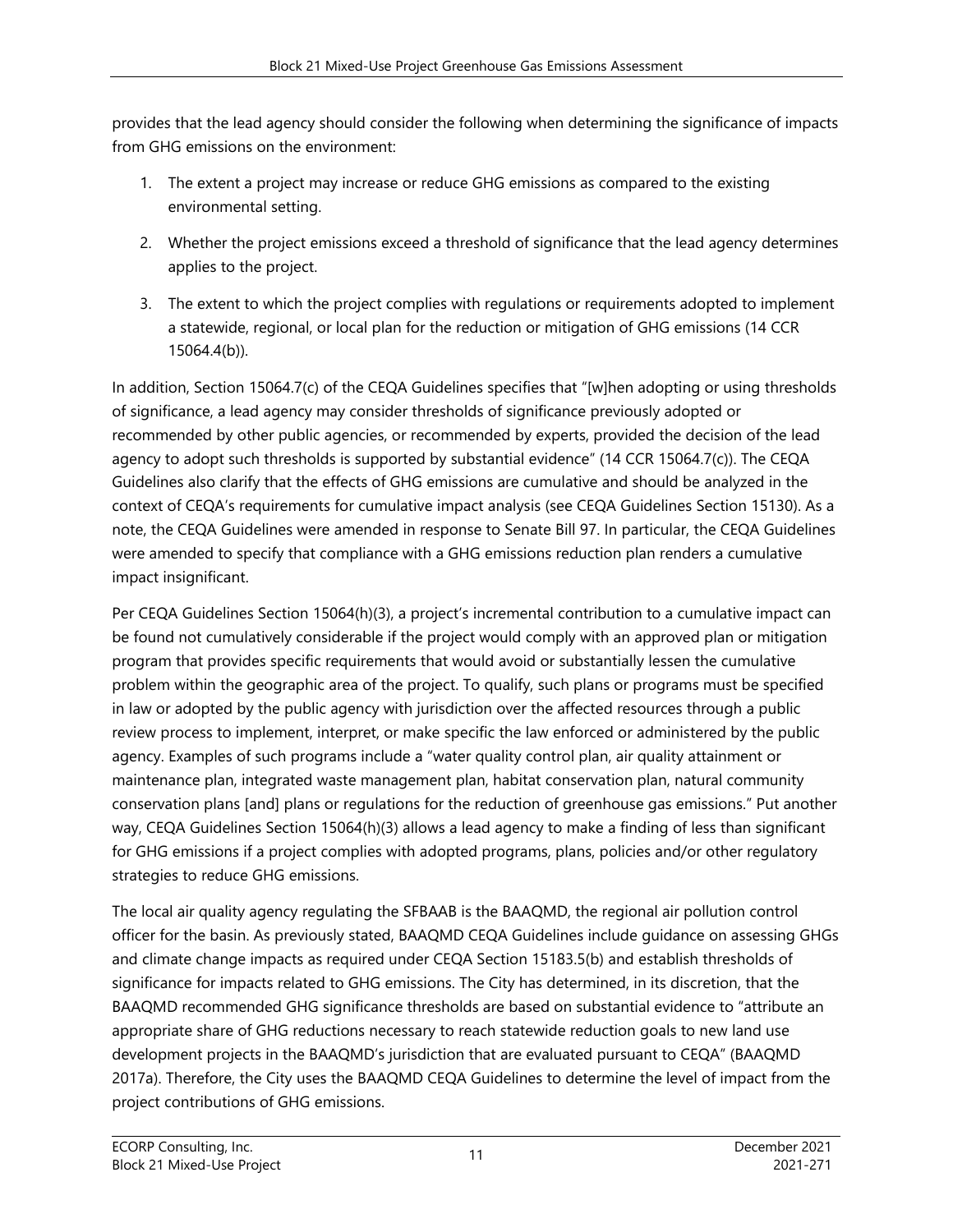provides that the lead agency should consider the following when determining the significance of impacts from GHG emissions on the environment:

1. The extent a project may increase or reduce GHG emissions as compared to the existing environmental setting.
2. Whether the project emissions exceed a threshold of significance that the lead agency determines applies to the project.
3. The extent to which the project complies with regulations or requirements adopted to implement a statewide, regional, or local plan for the reduction or mitigation of GHG emissions (14 CCR 15064.4(b)).

In addition, Section 15064.7(c) of the CEQA Guidelines specifies that "[w]hen adopting or using thresholds of significance, a lead agency may consider thresholds of significance previously adopted or recommended by other public agencies, or recommended by experts, provided the decision of the lead agency to adopt such thresholds is supported by substantial evidence" (14 CCR 15064.7(c)). The CEQA Guidelines also clarify that the effects of GHG emissions are cumulative and should be analyzed in the context of CEQA's requirements for cumulative impact analysis (see CEQA Guidelines Section 15130). As a note, the CEQA Guidelines were amended in response to Senate Bill 97. In particular, the CEQA Guidelines were amended to specify that compliance with a GHG emissions reduction plan renders a cumulative impact insignificant.

Per CEQA Guidelines Section 15064(h)(3), a project's incremental contribution to a cumulative impact can be found not cumulatively considerable if the project would comply with an approved plan or mitigation program that provides specific requirements that would avoid or substantially lessen the cumulative problem within the geographic area of the project. To qualify, such plans or programs must be specified in law or adopted by the public agency with jurisdiction over the affected resources through a public review process to implement, interpret, or make specific the law enforced or administered by the public agency. Examples of such programs include a "water quality control plan, air quality attainment or maintenance plan, integrated waste management plan, habitat conservation plan, natural community conservation plans [and] plans or regulations for the reduction of greenhouse gas emissions." Put another way, CEQA Guidelines Section 15064(h)(3) allows a lead agency to make a finding of less than significant for GHG emissions if a project complies with adopted programs, plans, policies and/or other regulatory strategies to reduce GHG emissions.

The local air quality agency regulating the SFBAAB is the BAAQMD, the regional air pollution control officer for the basin. As previously stated, BAAQMD CEQA Guidelines include guidance on assessing GHGs and climate change impacts as required under CEQA Section 15183.5(b) and establish thresholds of significance for impacts related to GHG emissions. The City has determined, in its discretion, that the BAAQMD recommended GHG significance thresholds are based on substantial evidence to "attribute an appropriate share of GHG reductions necessary to reach statewide reduction goals to new land use development projects in the BAAQMD's jurisdiction that are evaluated pursuant to CEQA" (BAAQMD 2017a). Therefore, the City uses the BAAQMD CEQA Guidelines to determine the level of impact from the project contributions of GHG emissions.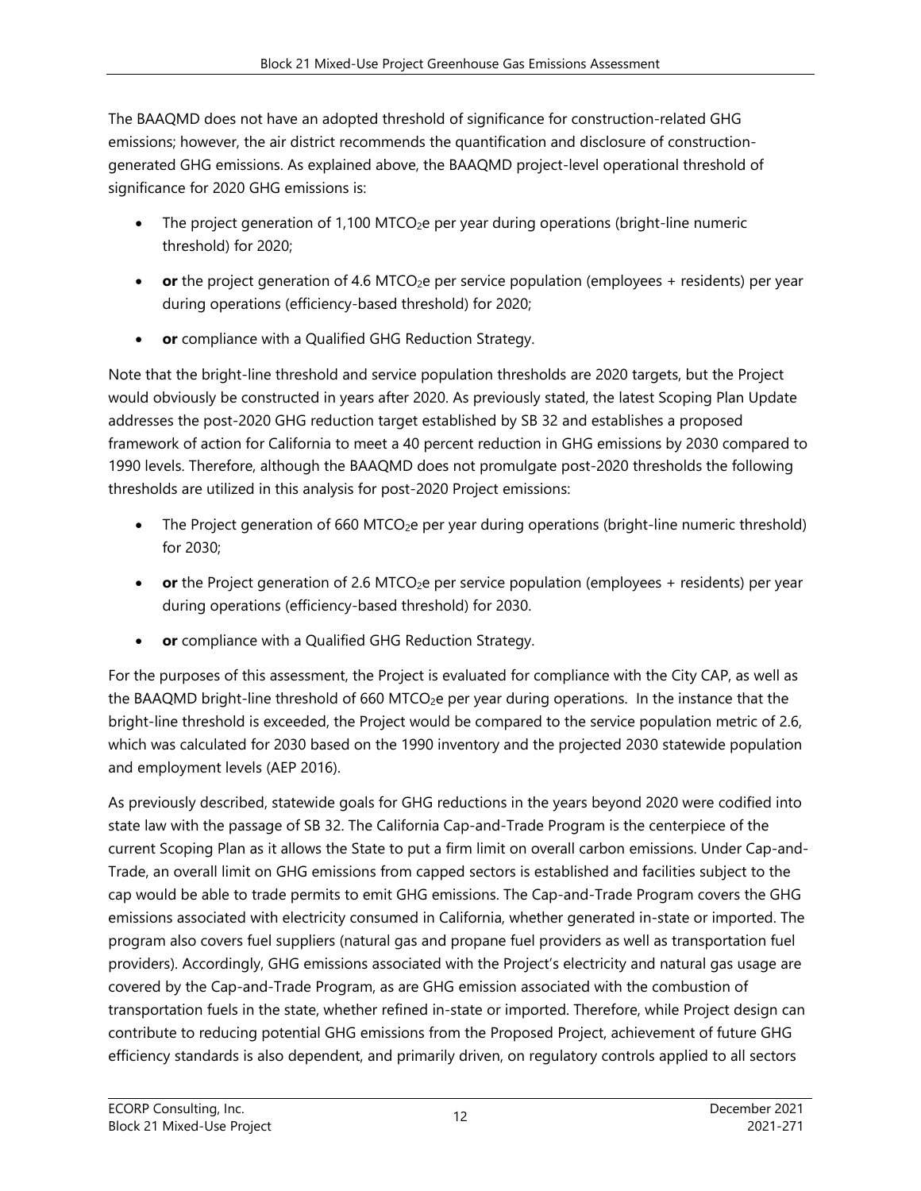The BAAQMD does not have an adopted threshold of significance for construction-related GHG emissions; however, the air district recommends the quantification and disclosure of construction-generated GHG emissions. As explained above, the BAAQMD project-level operational threshold of significance for 2020 GHG emissions is:

- The project generation of 1,100 MTCO$_2$e per year during operations (bright-line numeric threshold) for 2020;
- **or** the project generation of 4.6 MTCO$_2$e per service population (employees + residents) per year during operations (efficiency-based threshold) for 2020;
- **or** compliance with a Qualified GHG Reduction Strategy.

Note that the bright-line threshold and service population thresholds are 2020 targets, but the Project would obviously be constructed in years after 2020. As previously stated, the latest Scoping Plan Update addresses the post-2020 GHG reduction target established by SB 32 and establishes a proposed framework of action for California to meet a 40 percent reduction in GHG emissions by 2030 compared to 1990 levels. Therefore, although the BAAQMD does not promulgate post-2020 thresholds the following thresholds are utilized in this analysis for post-2020 Project emissions:

- The Project generation of 660 MTCO$_2$e per year during operations (bright-line numeric threshold) for 2030;
- **or** the Project generation of 2.6 MTCO$_2$e per service population (employees + residents) per year during operations (efficiency-based threshold) for 2030.
- **or** compliance with a Qualified GHG Reduction Strategy.

For the purposes of this assessment, the Project is evaluated for compliance with the City CAP, as well as the BAAQMD bright-line threshold of 660 MTCO$_2$e per year during operations. In the instance that the bright-line threshold is exceeded, the Project would be compared to the service population metric of 2.6, which was calculated for 2030 based on the 1990 inventory and the projected 2030 statewide population and employment levels (AEP 2016).

As previously described, statewide goals for GHG reductions in the years beyond 2020 were codified into state law with the passage of SB 32. The California Cap-and-Trade Program is the centerpiece of the current Scoping Plan as it allows the State to put a firm limit on overall carbon emissions. Under Cap-and-Trade, an overall limit on GHG emissions from capped sectors is established and facilities subject to the cap would be able to trade permits to emit GHG emissions. The Cap-and-Trade Program covers the GHG emissions associated with electricity consumed in California, whether generated in-state or imported. The program also covers fuel suppliers (natural gas and propane fuel providers as well as transportation fuel providers). Accordingly, GHG emissions associated with the Project's electricity and natural gas usage are covered by the Cap-and-Trade Program, as are GHG emission associated with the combustion of transportation fuels in the state, whether refined in-state or imported. Therefore, while Project design can contribute to reducing potential GHG emissions from the Proposed Project, achievement of future GHG efficiency standards is also dependent, and primarily driven, on regulatory controls applied to all sectors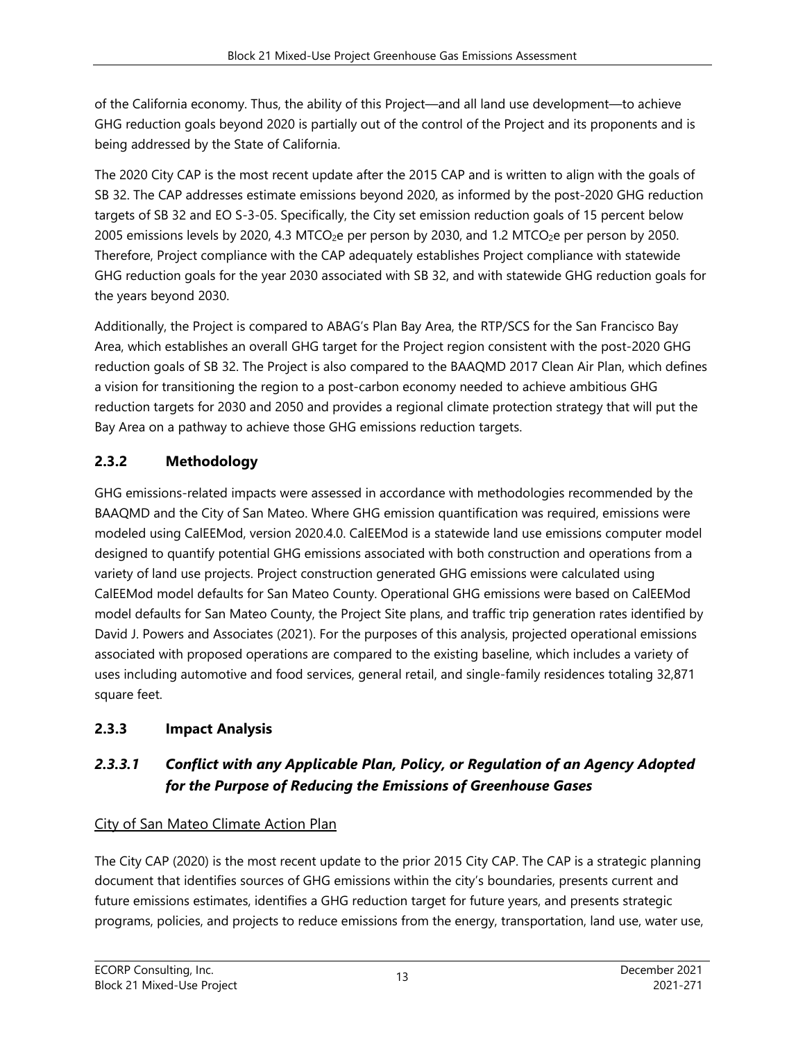of the California economy. Thus, the ability of this Project—and all land use development—to achieve GHG reduction goals beyond 2020 is partially out of the control of the Project and its proponents and is being addressed by the State of California.

The 2020 City CAP is the most recent update after the 2015 CAP and is written to align with the goals of SB 32. The CAP addresses estimate emissions beyond 2020, as informed by the post-2020 GHG reduction targets of SB 32 and EO S-3-05. Specifically, the City set emission reduction goals of 15 percent below 2005 emissions levels by 2020, 4.3 $MTCO_2e$ per person by 2030, and 1.2 $MTCO_2e$ per person by 2050. Therefore, Project compliance with the CAP adequately establishes Project compliance with statewide GHG reduction goals for the year 2030 associated with SB 32, and with statewide GHG reduction goals for the years beyond 2030.

Additionally, the Project is compared to ABAG's Plan Bay Area, the RTP/SCS for the San Francisco Bay Area, which establishes an overall GHG target for the Project region consistent with the post-2020 GHG reduction goals of SB 32. The Project is also compared to the BAAQMD 2017 Clean Air Plan, which defines a vision for transitioning the region to a post-carbon economy needed to achieve ambitious GHG reduction targets for 2030 and 2050 and provides a regional climate protection strategy that will put the Bay Area on a pathway to achieve those GHG emissions reduction targets.

### 2.3.2 Methodology

GHG emissions-related impacts were assessed in accordance with methodologies recommended by the BAAQMD and the City of San Mateo. Where GHG emission quantification was required, emissions were modeled using CalEEMod, version 2020.4.0. CalEEMod is a statewide land use emissions computer model designed to quantify potential GHG emissions associated with both construction and operations from a variety of land use projects. Project construction generated GHG emissions were calculated using CalEEMod model defaults for San Mateo County. Operational GHG emissions were based on CalEEMod model defaults for San Mateo County, the Project Site plans, and traffic trip generation rates identified by David J. Powers and Associates (2021). For the purposes of this analysis, projected operational emissions associated with proposed operations are compared to the existing baseline, which includes a variety of uses including automotive and food services, general retail, and single-family residences totaling 32,871 square feet.

### 2.3.3 Impact Analysis

#### *2.3.3.1 Conflict with any Applicable Plan, Policy, or Regulation of an Agency Adopted for the Purpose of Reducing the Emissions of Greenhouse Gases*

City of San Mateo Climate Action Plan

The City CAP (2020) is the most recent update to the prior 2015 City CAP. The CAP is a strategic planning document that identifies sources of GHG emissions within the city's boundaries, presents current and future emissions estimates, identifies a GHG reduction target for future years, and presents strategic programs, policies, and projects to reduce emissions from the energy, transportation, land use, water use,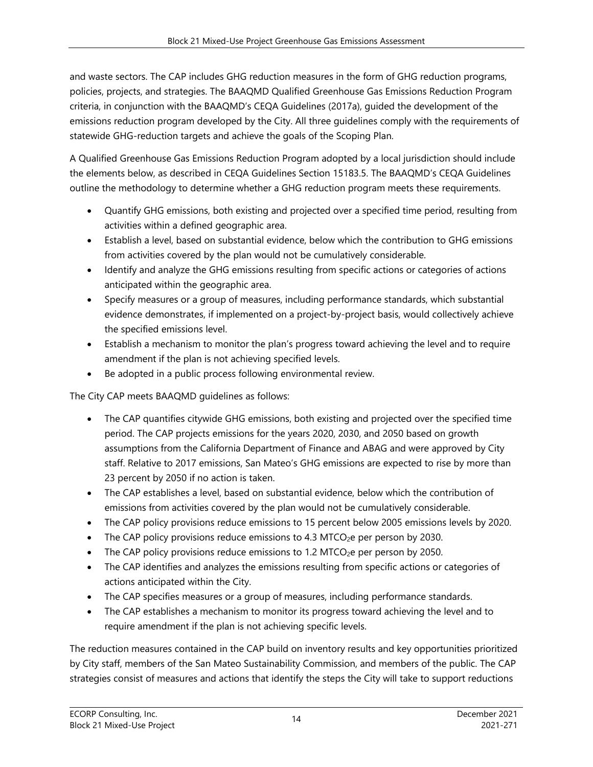and waste sectors. The CAP includes GHG reduction measures in the form of GHG reduction programs, policies, projects, and strategies. The BAAQMD Qualified Greenhouse Gas Emissions Reduction Program criteria, in conjunction with the BAAQMD's CEQA Guidelines (2017a), guided the development of the emissions reduction program developed by the City. All three guidelines comply with the requirements of statewide GHG-reduction targets and achieve the goals of the Scoping Plan.

A Qualified Greenhouse Gas Emissions Reduction Program adopted by a local jurisdiction should include the elements below, as described in CEQA Guidelines Section 15183.5. The BAAQMD's CEQA Guidelines outline the methodology to determine whether a GHG reduction program meets these requirements.

- Quantify GHG emissions, both existing and projected over a specified time period, resulting from activities within a defined geographic area.
- Establish a level, based on substantial evidence, below which the contribution to GHG emissions from activities covered by the plan would not be cumulatively considerable.
- Identify and analyze the GHG emissions resulting from specific actions or categories of actions anticipated within the geographic area.
- Specify measures or a group of measures, including performance standards, which substantial evidence demonstrates, if implemented on a project-by-project basis, would collectively achieve the specified emissions level.
- Establish a mechanism to monitor the plan's progress toward achieving the level and to require amendment if the plan is not achieving specified levels.
- Be adopted in a public process following environmental review.

The City CAP meets BAAQMD guidelines as follows:

- The CAP quantifies citywide GHG emissions, both existing and projected over the specified time period. The CAP projects emissions for the years 2020, 2030, and 2050 based on growth assumptions from the California Department of Finance and ABAG and were approved by City staff. Relative to 2017 emissions, San Mateo's GHG emissions are expected to rise by more than 23 percent by 2050 if no action is taken.
- The CAP establishes a level, based on substantial evidence, below which the contribution of emissions from activities covered by the plan would not be cumulatively considerable.
- The CAP policy provisions reduce emissions to 15 percent below 2005 emissions levels by 2020.
- The CAP policy provisions reduce emissions to 4.3 $MTCO_2e$ per person by 2030.
- The CAP policy provisions reduce emissions to 1.2 $MTCO_2e$ per person by 2050.
- The CAP identifies and analyzes the emissions resulting from specific actions or categories of actions anticipated within the City.
- The CAP specifies measures or a group of measures, including performance standards.
- The CAP establishes a mechanism to monitor its progress toward achieving the level and to require amendment if the plan is not achieving specific levels.

The reduction measures contained in the CAP build on inventory results and key opportunities prioritized by City staff, members of the San Mateo Sustainability Commission, and members of the public. The CAP strategies consist of measures and actions that identify the steps the City will take to support reductions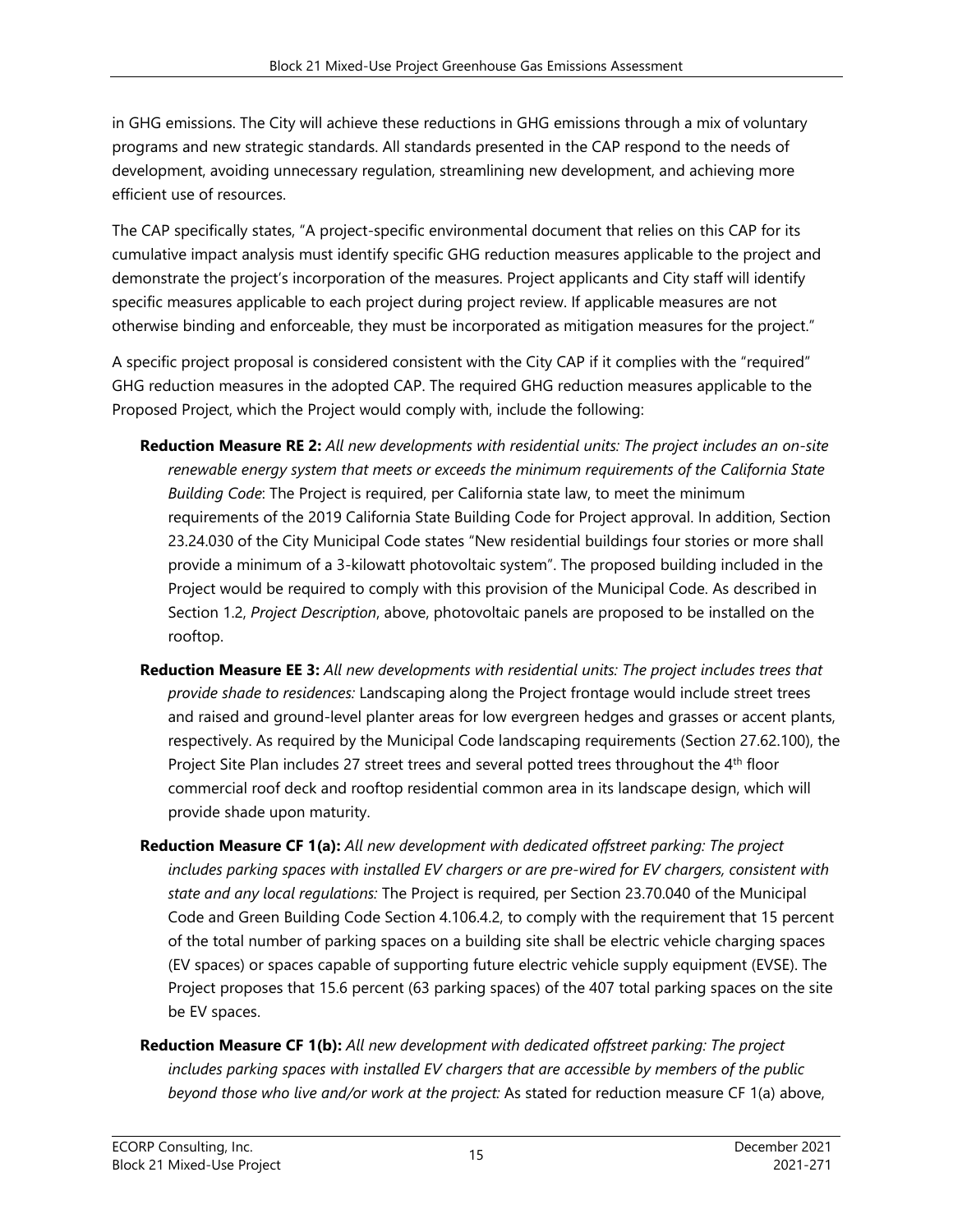in GHG emissions. The City will achieve these reductions in GHG emissions through a mix of voluntary programs and new strategic standards. All standards presented in the CAP respond to the needs of development, avoiding unnecessary regulation, streamlining new development, and achieving more efficient use of resources.

The CAP specifically states, "A project-specific environmental document that relies on this CAP for its cumulative impact analysis must identify specific GHG reduction measures applicable to the project and demonstrate the project's incorporation of the measures. Project applicants and City staff will identify specific measures applicable to each project during project review. If applicable measures are not otherwise binding and enforceable, they must be incorporated as mitigation measures for the project."

A specific project proposal is considered consistent with the City CAP if it complies with the "required" GHG reduction measures in the adopted CAP. The required GHG reduction measures applicable to the Proposed Project, which the Project would comply with, include the following:

**Reduction Measure RE 2:** *All new developments with residential units: The project includes an on-site renewable energy system that meets or exceeds the minimum requirements of the California State Building Code*: The Project is required, per California state law, to meet the minimum requirements of the 2019 California State Building Code for Project approval. In addition, Section 23.24.030 of the City Municipal Code states "New residential buildings four stories or more shall provide a minimum of a 3-kilowatt photovoltaic system". The proposed building included in the Project would be required to comply with this provision of the Municipal Code. As described in Section 1.2, *Project Description*, above, photovoltaic panels are proposed to be installed on the rooftop.

**Reduction Measure EE 3:** *All new developments with residential units: The project includes trees that provide shade to residences:* Landscaping along the Project frontage would include street trees and raised and ground-level planter areas for low evergreen hedges and grasses or accent plants, respectively. As required by the Municipal Code landscaping requirements (Section 27.62.100), the Project Site Plan includes 27 street trees and several potted trees throughout the 4th floor commercial roof deck and rooftop residential common area in its landscape design, which will provide shade upon maturity.

**Reduction Measure CF 1(a):** *All new development with dedicated offstreet parking: The project includes parking spaces with installed EV chargers or are pre-wired for EV chargers, consistent with state and any local regulations:* The Project is required, per Section 23.70.040 of the Municipal Code and Green Building Code Section 4.106.4.2, to comply with the requirement that 15 percent of the total number of parking spaces on a building site shall be electric vehicle charging spaces (EV spaces) or spaces capable of supporting future electric vehicle supply equipment (EVSE). The Project proposes that 15.6 percent (63 parking spaces) of the 407 total parking spaces on the site be EV spaces.

**Reduction Measure CF 1(b):** *All new development with dedicated offstreet parking: The project includes parking spaces with installed EV chargers that are accessible by members of the public beyond those who live and/or work at the project:* As stated for reduction measure CF 1(a) above,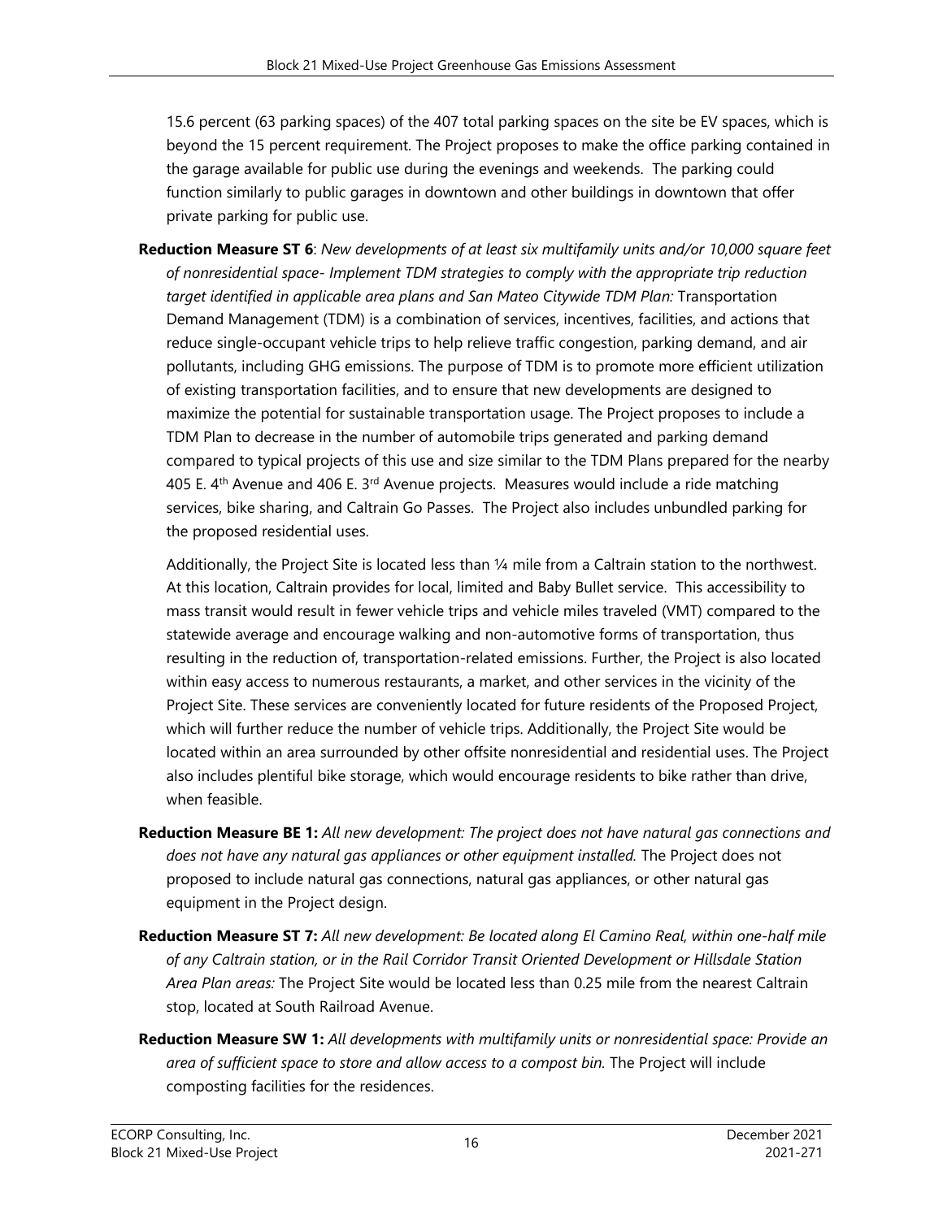15.6 percent (63 parking spaces) of the 407 total parking spaces on the site be EV spaces, which is beyond the 15 percent requirement. The Project proposes to make the office parking contained in the garage available for public use during the evenings and weekends. The parking could function similarly to public garages in downtown and other buildings in downtown that offer private parking for public use.

**Reduction Measure ST 6**: *New developments of at least six multifamily units and/or 10,000 square feet of nonresidential space- Implement TDM strategies to comply with the appropriate trip reduction target identified in applicable area plans and San Mateo Citywide TDM Plan:* Transportation Demand Management (TDM) is a combination of services, incentives, facilities, and actions that reduce single-occupant vehicle trips to help relieve traffic congestion, parking demand, and air pollutants, including GHG emissions. The purpose of TDM is to promote more efficient utilization of existing transportation facilities, and to ensure that new developments are designed to maximize the potential for sustainable transportation usage. The Project proposes to include a TDM Plan to decrease in the number of automobile trips generated and parking demand compared to typical projects of this use and size similar to the TDM Plans prepared for the nearby 405 E. 4th Avenue and 406 E. 3rd Avenue projects. Measures would include a ride matching services, bike sharing, and Caltrain Go Passes. The Project also includes unbundled parking for the proposed residential uses.

Additionally, the Project Site is located less than ¼ mile from a Caltrain station to the northwest. At this location, Caltrain provides for local, limited and Baby Bullet service. This accessibility to mass transit would result in fewer vehicle trips and vehicle miles traveled (VMT) compared to the statewide average and encourage walking and non-automotive forms of transportation, thus resulting in the reduction of, transportation-related emissions. Further, the Project is also located within easy access to numerous restaurants, a market, and other services in the vicinity of the Project Site. These services are conveniently located for future residents of the Proposed Project, which will further reduce the number of vehicle trips. Additionally, the Project Site would be located within an area surrounded by other offsite nonresidential and residential uses. The Project also includes plentiful bike storage, which would encourage residents to bike rather than drive, when feasible.

**Reduction Measure BE 1:** *All new development: The project does not have natural gas connections and does not have any natural gas appliances or other equipment installed.* The Project does not proposed to include natural gas connections, natural gas appliances, or other natural gas equipment in the Project design.

**Reduction Measure ST 7:** *All new development: Be located along El Camino Real, within one-half mile of any Caltrain station, or in the Rail Corridor Transit Oriented Development or Hillsdale Station Area Plan areas:* The Project Site would be located less than 0.25 mile from the nearest Caltrain stop, located at South Railroad Avenue.

**Reduction Measure SW 1:** *All developments with multifamily units or nonresidential space: Provide an area of sufficient space to store and allow access to a compost bin.* The Project will include composting facilities for the residences.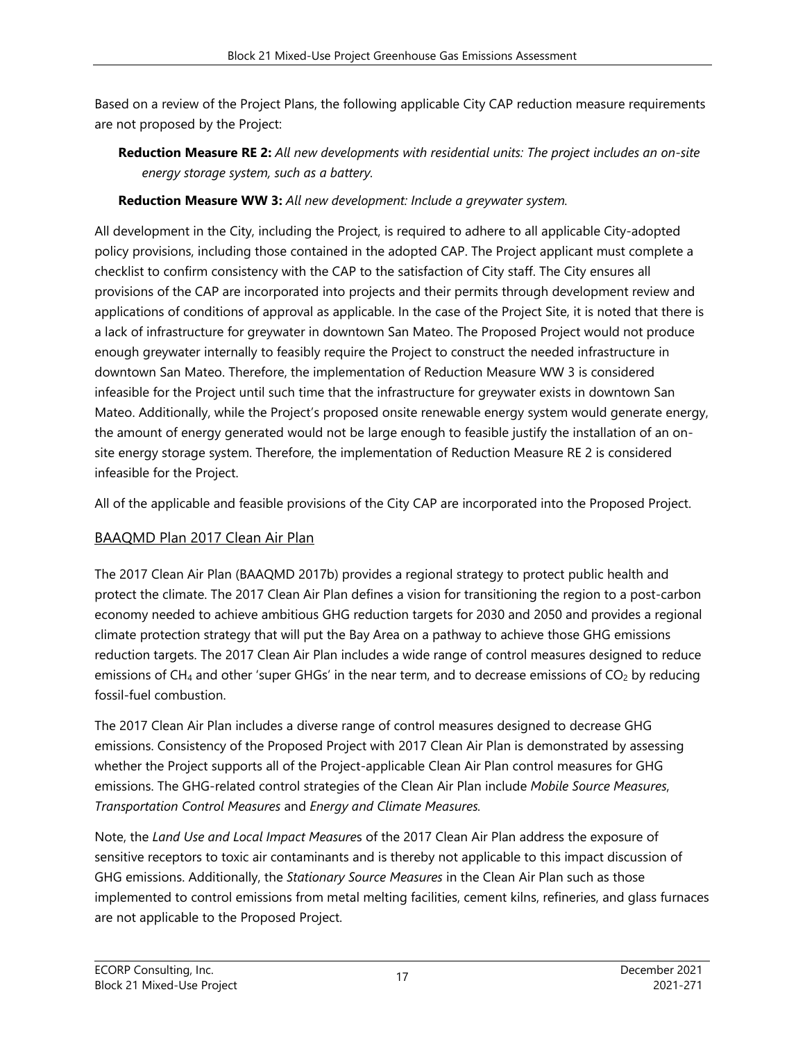Based on a review of the Project Plans, the following applicable City CAP reduction measure requirements are not proposed by the Project:

**Reduction Measure RE 2:** *All new developments with residential units: The project includes an on-site energy storage system, such as a battery.*

**Reduction Measure WW 3:** *All new development: Include a greywater system.*

All development in the City, including the Project, is required to adhere to all applicable City-adopted policy provisions, including those contained in the adopted CAP. The Project applicant must complete a checklist to confirm consistency with the CAP to the satisfaction of City staff. The City ensures all provisions of the CAP are incorporated into projects and their permits through development review and applications of conditions of approval as applicable. In the case of the Project Site, it is noted that there is a lack of infrastructure for greywater in downtown San Mateo. The Proposed Project would not produce enough greywater internally to feasibly require the Project to construct the needed infrastructure in downtown San Mateo. Therefore, the implementation of Reduction Measure WW 3 is considered infeasible for the Project until such time that the infrastructure for greywater exists in downtown San Mateo. Additionally, while the Project's proposed onsite renewable energy system would generate energy, the amount of energy generated would not be large enough to feasible justify the installation of an on-site energy storage system. Therefore, the implementation of Reduction Measure RE 2 is considered infeasible for the Project.

All of the applicable and feasible provisions of the City CAP are incorporated into the Proposed Project.

## BAAQMD Plan 2017 Clean Air Plan

The 2017 Clean Air Plan (BAAQMD 2017b) provides a regional strategy to protect public health and protect the climate. The 2017 Clean Air Plan defines a vision for transitioning the region to a post-carbon economy needed to achieve ambitious GHG reduction targets for 2030 and 2050 and provides a regional climate protection strategy that will put the Bay Area on a pathway to achieve those GHG emissions reduction targets. The 2017 Clean Air Plan includes a wide range of control measures designed to reduce emissions of $CH_4$ and other 'super GHGs' in the near term, and to decrease emissions of $CO_2$ by reducing fossil-fuel combustion.

The 2017 Clean Air Plan includes a diverse range of control measures designed to decrease GHG emissions. Consistency of the Proposed Project with 2017 Clean Air Plan is demonstrated by assessing whether the Project supports all of the Project-applicable Clean Air Plan control measures for GHG emissions. The GHG-related control strategies of the Clean Air Plan include *Mobile Source Measures*, *Transportation Control Measures* and *Energy and Climate Measures*.

Note, the *Land Use and Local Impact Measure*s of the 2017 Clean Air Plan address the exposure of sensitive receptors to toxic air contaminants and is thereby not applicable to this impact discussion of GHG emissions. Additionally, the *Stationary Source Measures* in the Clean Air Plan such as those implemented to control emissions from metal melting facilities, cement kilns, refineries, and glass furnaces are not applicable to the Proposed Project.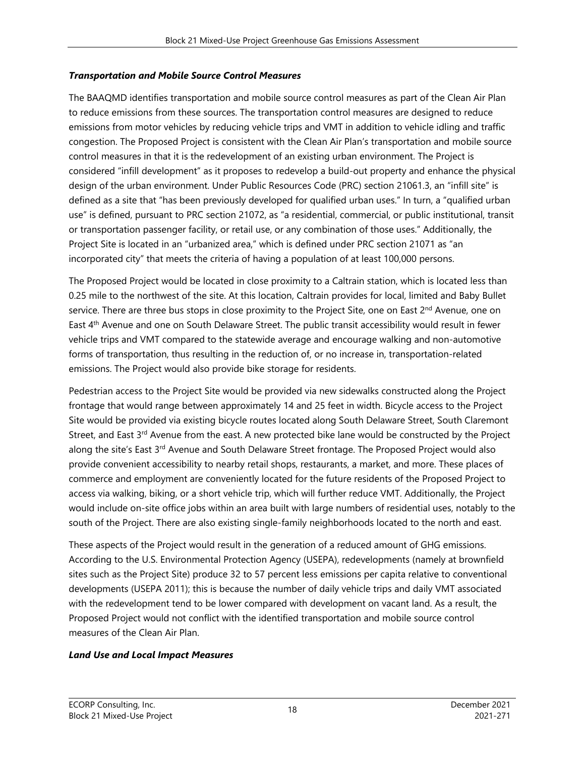### *Transportation and Mobile Source Control Measures*

The BAAQMD identifies transportation and mobile source control measures as part of the Clean Air Plan to reduce emissions from these sources. The transportation control measures are designed to reduce emissions from motor vehicles by reducing vehicle trips and VMT in addition to vehicle idling and traffic congestion. The Proposed Project is consistent with the Clean Air Plan's transportation and mobile source control measures in that it is the redevelopment of an existing urban environment. The Project is considered "infill development" as it proposes to redevelop a build-out property and enhance the physical design of the urban environment. Under Public Resources Code (PRC) section 21061.3, an "infill site" is defined as a site that "has been previously developed for qualified urban uses." In turn, a "qualified urban use" is defined, pursuant to PRC section 21072, as "a residential, commercial, or public institutional, transit or transportation passenger facility, or retail use, or any combination of those uses." Additionally, the Project Site is located in an "urbanized area," which is defined under PRC section 21071 as "an incorporated city" that meets the criteria of having a population of at least 100,000 persons.

The Proposed Project would be located in close proximity to a Caltrain station, which is located less than 0.25 mile to the northwest of the site. At this location, Caltrain provides for local, limited and Baby Bullet service. There are three bus stops in close proximity to the Project Site, one on East 2nd Avenue, one on East 4th Avenue and one on South Delaware Street. The public transit accessibility would result in fewer vehicle trips and VMT compared to the statewide average and encourage walking and non-automotive forms of transportation, thus resulting in the reduction of, or no increase in, transportation-related emissions. The Project would also provide bike storage for residents.

Pedestrian access to the Project Site would be provided via new sidewalks constructed along the Project frontage that would range between approximately 14 and 25 feet in width. Bicycle access to the Project Site would be provided via existing bicycle routes located along South Delaware Street, South Claremont Street, and East 3rd Avenue from the east. A new protected bike lane would be constructed by the Project along the site's East 3rd Avenue and South Delaware Street frontage. The Proposed Project would also provide convenient accessibility to nearby retail shops, restaurants, a market, and more. These places of commerce and employment are conveniently located for the future residents of the Proposed Project to access via walking, biking, or a short vehicle trip, which will further reduce VMT. Additionally, the Project would include on-site office jobs within an area built with large numbers of residential uses, notably to the south of the Project. There are also existing single-family neighborhoods located to the north and east.

These aspects of the Project would result in the generation of a reduced amount of GHG emissions. According to the U.S. Environmental Protection Agency (USEPA), redevelopments (namely at brownfield sites such as the Project Site) produce 32 to 57 percent less emissions per capita relative to conventional developments (USEPA 2011); this is because the number of daily vehicle trips and daily VMT associated with the redevelopment tend to be lower compared with development on vacant land. As a result, the Proposed Project would not conflict with the identified transportation and mobile source control measures of the Clean Air Plan.

### *Land Use and Local Impact Measures*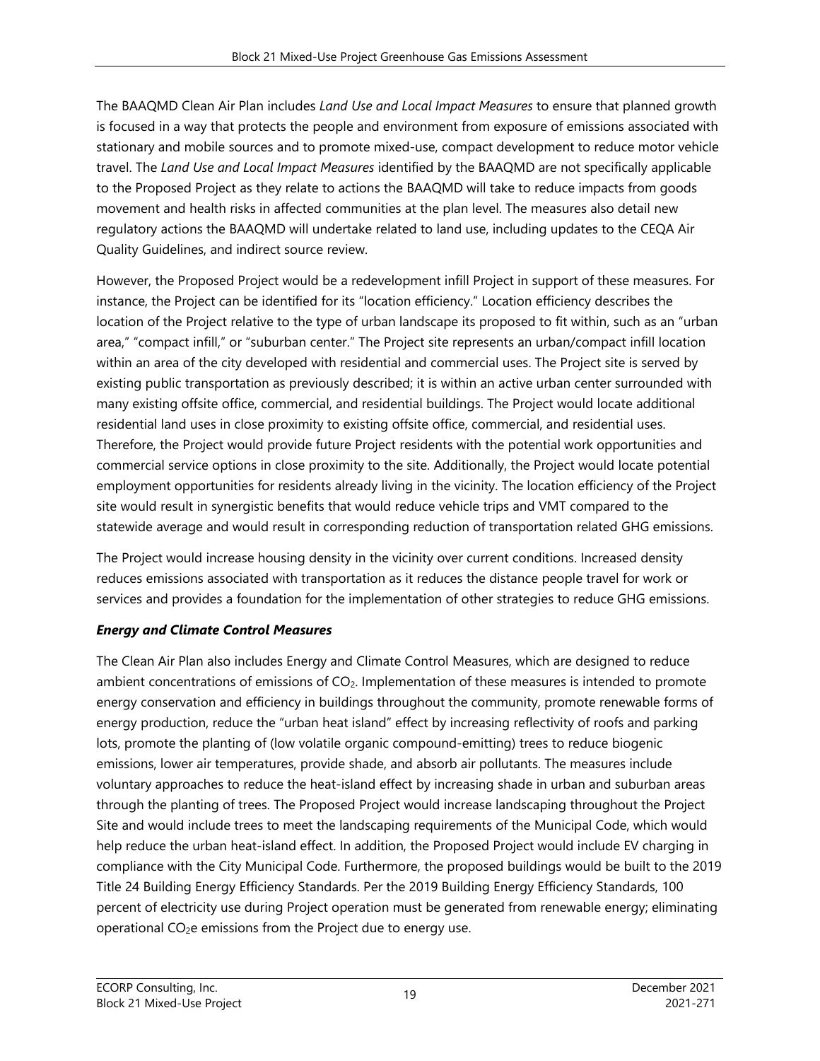The BAAQMD Clean Air Plan includes *Land Use and Local Impact Measures* to ensure that planned growth is focused in a way that protects the people and environment from exposure of emissions associated with stationary and mobile sources and to promote mixed-use, compact development to reduce motor vehicle travel. The *Land Use and Local Impact Measures* identified by the BAAQMD are not specifically applicable to the Proposed Project as they relate to actions the BAAQMD will take to reduce impacts from goods movement and health risks in affected communities at the plan level. The measures also detail new regulatory actions the BAAQMD will undertake related to land use, including updates to the CEQA Air Quality Guidelines, and indirect source review.

However, the Proposed Project would be a redevelopment infill Project in support of these measures. For instance, the Project can be identified for its "location efficiency." Location efficiency describes the location of the Project relative to the type of urban landscape its proposed to fit within, such as an "urban area," "compact infill," or "suburban center." The Project site represents an urban/compact infill location within an area of the city developed with residential and commercial uses. The Project site is served by existing public transportation as previously described; it is within an active urban center surrounded with many existing offsite office, commercial, and residential buildings. The Project would locate additional residential land uses in close proximity to existing offsite office, commercial, and residential uses. Therefore, the Project would provide future Project residents with the potential work opportunities and commercial service options in close proximity to the site. Additionally, the Project would locate potential employment opportunities for residents already living in the vicinity. The location efficiency of the Project site would result in synergistic benefits that would reduce vehicle trips and VMT compared to the statewide average and would result in corresponding reduction of transportation related GHG emissions.

The Project would increase housing density in the vicinity over current conditions. Increased density reduces emissions associated with transportation as it reduces the distance people travel for work or services and provides a foundation for the implementation of other strategies to reduce GHG emissions.

### *Energy and Climate Control Measures*

The Clean Air Plan also includes Energy and Climate Control Measures, which are designed to reduce ambient concentrations of emissions of $CO_2$. Implementation of these measures is intended to promote energy conservation and efficiency in buildings throughout the community, promote renewable forms of energy production, reduce the "urban heat island" effect by increasing reflectivity of roofs and parking lots, promote the planting of (low volatile organic compound-emitting) trees to reduce biogenic emissions, lower air temperatures, provide shade, and absorb air pollutants. The measures include voluntary approaches to reduce the heat-island effect by increasing shade in urban and suburban areas through the planting of trees. The Proposed Project would increase landscaping throughout the Project Site and would include trees to meet the landscaping requirements of the Municipal Code, which would help reduce the urban heat-island effect. In addition, the Proposed Project would include EV charging in compliance with the City Municipal Code. Furthermore, the proposed buildings would be built to the 2019 Title 24 Building Energy Efficiency Standards. Per the 2019 Building Energy Efficiency Standards, 100 percent of electricity use during Project operation must be generated from renewable energy; eliminating operational $CO_2e$ emissions from the Project due to energy use.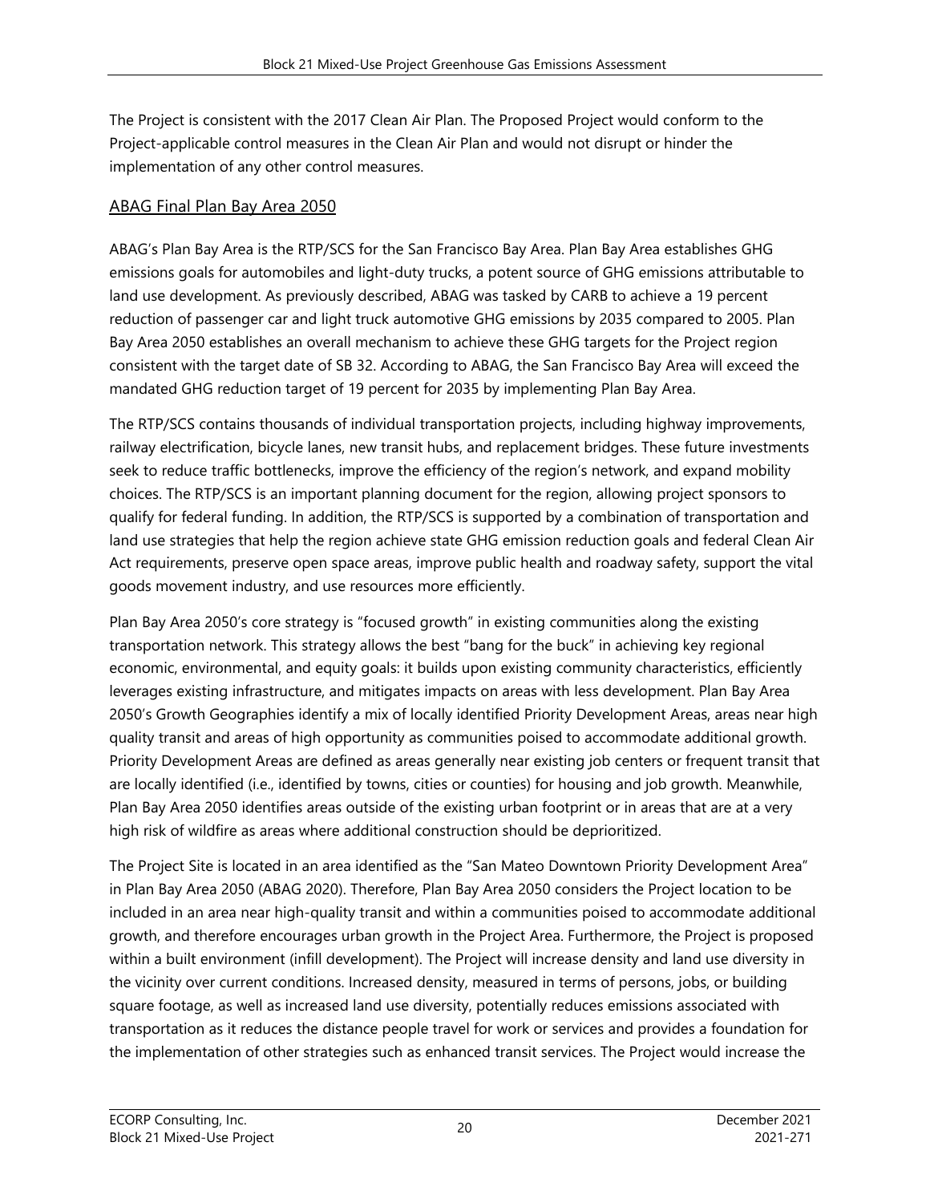The Project is consistent with the 2017 Clean Air Plan. The Proposed Project would conform to the Project-applicable control measures in the Clean Air Plan and would not disrupt or hinder the implementation of any other control measures.

## ABAG Final Plan Bay Area 2050

ABAG's Plan Bay Area is the RTP/SCS for the San Francisco Bay Area. Plan Bay Area establishes GHG emissions goals for automobiles and light-duty trucks, a potent source of GHG emissions attributable to land use development. As previously described, ABAG was tasked by CARB to achieve a 19 percent reduction of passenger car and light truck automotive GHG emissions by 2035 compared to 2005. Plan Bay Area 2050 establishes an overall mechanism to achieve these GHG targets for the Project region consistent with the target date of SB 32. According to ABAG, the San Francisco Bay Area will exceed the mandated GHG reduction target of 19 percent for 2035 by implementing Plan Bay Area.

The RTP/SCS contains thousands of individual transportation projects, including highway improvements, railway electrification, bicycle lanes, new transit hubs, and replacement bridges. These future investments seek to reduce traffic bottlenecks, improve the efficiency of the region's network, and expand mobility choices. The RTP/SCS is an important planning document for the region, allowing project sponsors to qualify for federal funding. In addition, the RTP/SCS is supported by a combination of transportation and land use strategies that help the region achieve state GHG emission reduction goals and federal Clean Air Act requirements, preserve open space areas, improve public health and roadway safety, support the vital goods movement industry, and use resources more efficiently.

Plan Bay Area 2050's core strategy is "focused growth" in existing communities along the existing transportation network. This strategy allows the best "bang for the buck" in achieving key regional economic, environmental, and equity goals: it builds upon existing community characteristics, efficiently leverages existing infrastructure, and mitigates impacts on areas with less development. Plan Bay Area 2050's Growth Geographies identify a mix of locally identified Priority Development Areas, areas near high quality transit and areas of high opportunity as communities poised to accommodate additional growth. Priority Development Areas are defined as areas generally near existing job centers or frequent transit that are locally identified (i.e., identified by towns, cities or counties) for housing and job growth. Meanwhile, Plan Bay Area 2050 identifies areas outside of the existing urban footprint or in areas that are at a very high risk of wildfire as areas where additional construction should be deprioritized.

The Project Site is located in an area identified as the "San Mateo Downtown Priority Development Area" in Plan Bay Area 2050 (ABAG 2020). Therefore, Plan Bay Area 2050 considers the Project location to be included in an area near high-quality transit and within a communities poised to accommodate additional growth, and therefore encourages urban growth in the Project Area. Furthermore, the Project is proposed within a built environment (infill development). The Project will increase density and land use diversity in the vicinity over current conditions. Increased density, measured in terms of persons, jobs, or building square footage, as well as increased land use diversity, potentially reduces emissions associated with transportation as it reduces the distance people travel for work or services and provides a foundation for the implementation of other strategies such as enhanced transit services. The Project would increase the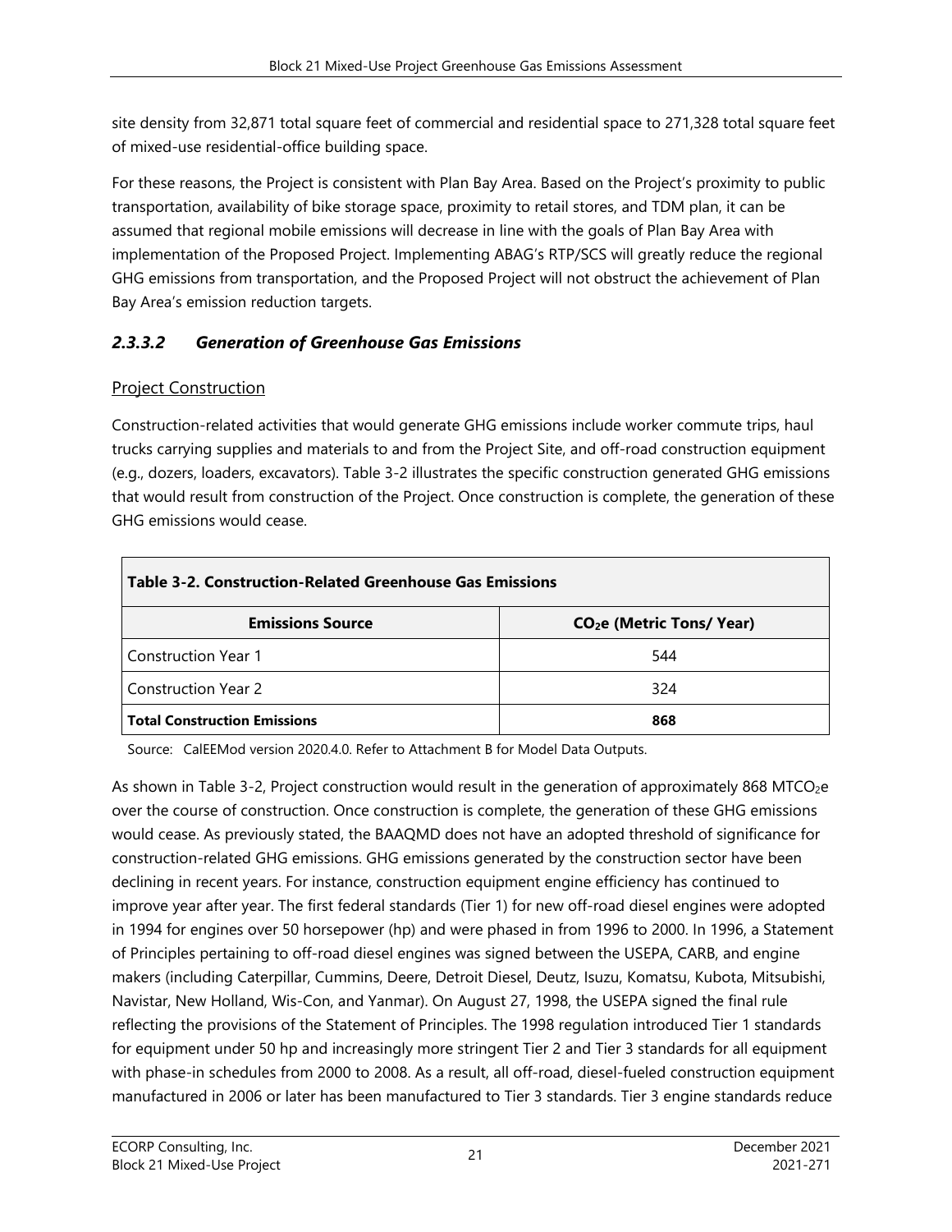site density from 32,871 total square feet of commercial and residential space to 271,328 total square feet of mixed-use residential-office building space.

For these reasons, the Project is consistent with Plan Bay Area. Based on the Project's proximity to public transportation, availability of bike storage space, proximity to retail stores, and TDM plan, it can be assumed that regional mobile emissions will decrease in line with the goals of Plan Bay Area with implementation of the Proposed Project. Implementing ABAG's RTP/SCS will greatly reduce the regional GHG emissions from transportation, and the Proposed Project will not obstruct the achievement of Plan Bay Area's emission reduction targets.

### *2.3.3.2 Generation of Greenhouse Gas Emissions*

Project Construction

Construction-related activities that would generate GHG emissions include worker commute trips, haul trucks carrying supplies and materials to and from the Project Site, and off-road construction equipment (e.g., dozers, loaders, excavators). Table 3-2 illustrates the specific construction generated GHG emissions that would result from construction of the Project. Once construction is complete, the generation of these GHG emissions would cease.

**Table 3-2. Construction-Related Greenhouse Gas Emissions**

| Emissions Source | $CO_2e$ (Metric Tons/ Year) |
|---|---|
| Construction Year 1 | 544 |
| Construction Year 2 | 324 |
| **Total Construction Emissions** | **868** |

Source: CalEEMod version 2020.4.0. Refer to Attachment B for Model Data Outputs.

As shown in Table 3-2, Project construction would result in the generation of approximately 868 $MTCO_2e$ over the course of construction. Once construction is complete, the generation of these GHG emissions would cease. As previously stated, the BAAQMD does not have an adopted threshold of significance for construction-related GHG emissions. GHG emissions generated by the construction sector have been declining in recent years. For instance, construction equipment engine efficiency has continued to improve year after year. The first federal standards (Tier 1) for new off-road diesel engines were adopted in 1994 for engines over 50 horsepower (hp) and were phased in from 1996 to 2000. In 1996, a Statement of Principles pertaining to off-road diesel engines was signed between the USEPA, CARB, and engine makers (including Caterpillar, Cummins, Deere, Detroit Diesel, Deutz, Isuzu, Komatsu, Kubota, Mitsubishi, Navistar, New Holland, Wis-Con, and Yanmar). On August 27, 1998, the USEPA signed the final rule reflecting the provisions of the Statement of Principles. The 1998 regulation introduced Tier 1 standards for equipment under 50 hp and increasingly more stringent Tier 2 and Tier 3 standards for all equipment with phase-in schedules from 2000 to 2008. As a result, all off-road, diesel-fueled construction equipment manufactured in 2006 or later has been manufactured to Tier 3 standards. Tier 3 engine standards reduce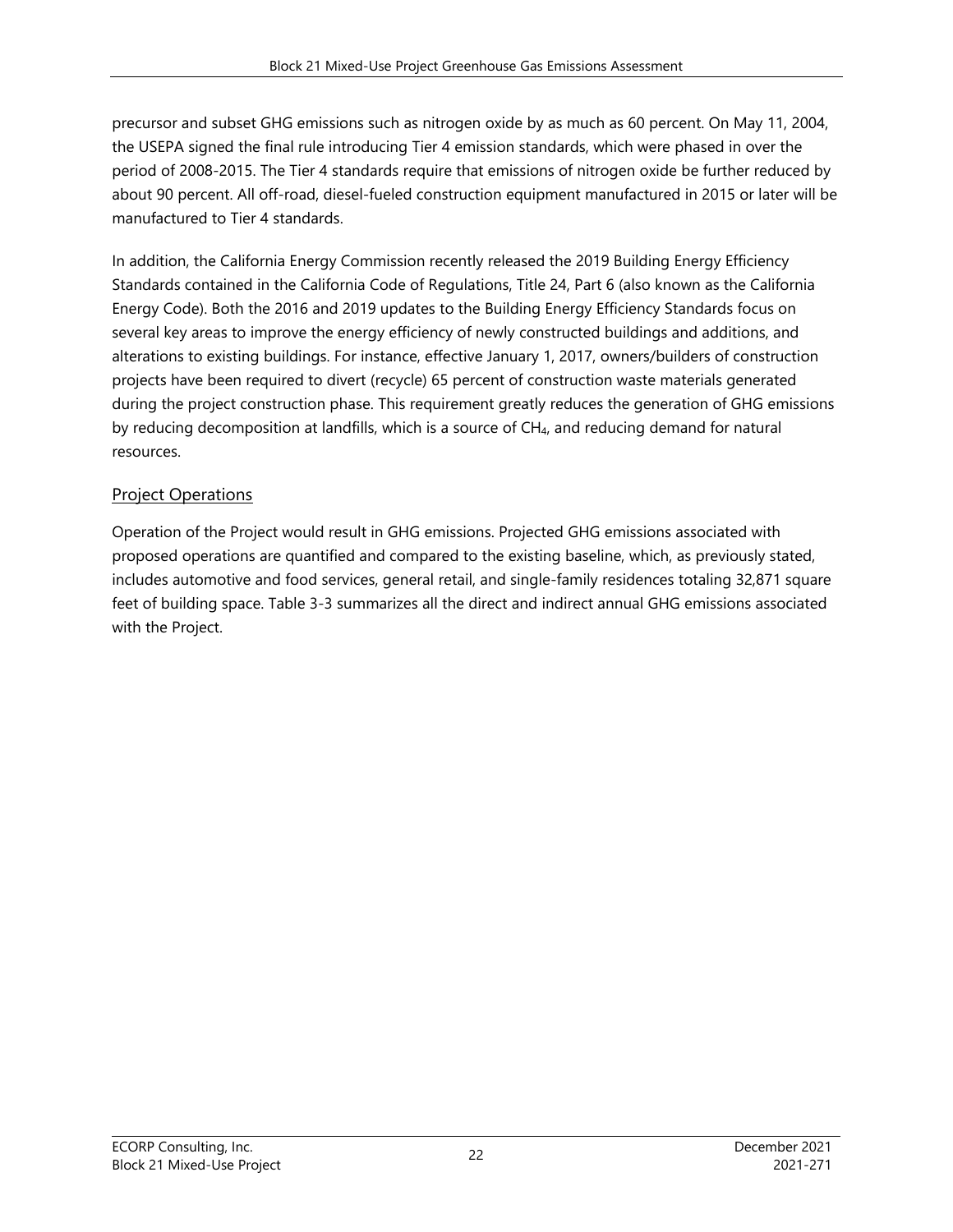precursor and subset GHG emissions such as nitrogen oxide by as much as 60 percent. On May 11, 2004, the USEPA signed the final rule introducing Tier 4 emission standards, which were phased in over the period of 2008-2015. The Tier 4 standards require that emissions of nitrogen oxide be further reduced by about 90 percent. All off-road, diesel-fueled construction equipment manufactured in 2015 or later will be manufactured to Tier 4 standards.

In addition, the California Energy Commission recently released the 2019 Building Energy Efficiency Standards contained in the California Code of Regulations, Title 24, Part 6 (also known as the California Energy Code). Both the 2016 and 2019 updates to the Building Energy Efficiency Standards focus on several key areas to improve the energy efficiency of newly constructed buildings and additions, and alterations to existing buildings. For instance, effective January 1, 2017, owners/builders of construction projects have been required to divert (recycle) 65 percent of construction waste materials generated during the project construction phase. This requirement greatly reduces the generation of GHG emissions by reducing decomposition at landfills, which is a source of $CH_4$, and reducing demand for natural resources.

## Project Operations

Operation of the Project would result in GHG emissions. Projected GHG emissions associated with proposed operations are quantified and compared to the existing baseline, which, as previously stated, includes automotive and food services, general retail, and single-family residences totaling 32,871 square feet of building space. Table 3-3 summarizes all the direct and indirect annual GHG emissions associated with the Project.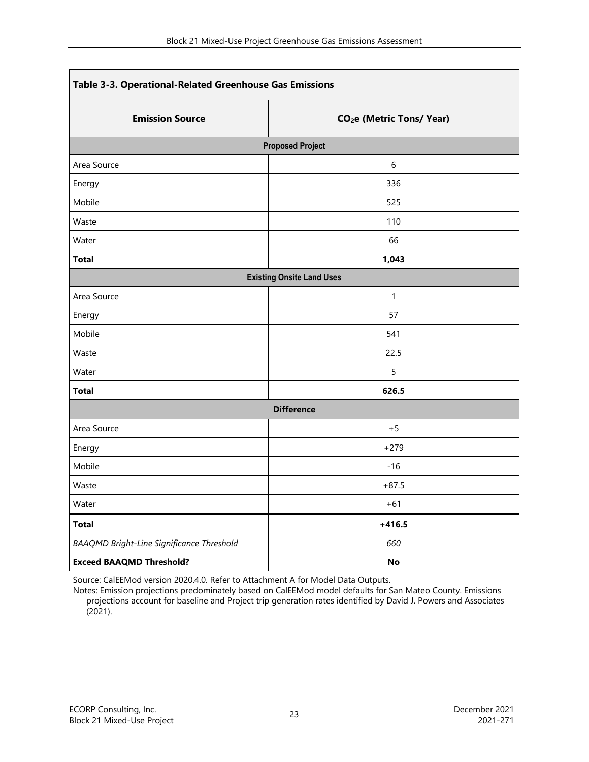**Table 3-3. Operational-Related Greenhouse Gas Emissions**

| Emission Source | $CO_2e$ (Metric Tons/ Year) |
|---|---|
| **Proposed Project** | |
| Area Source | 6 |
| Energy | 336 |
| Mobile | 525 |
| Waste | 110 |
| Water | 66 |
| **Total** | **1,043** |
| **Existing Onsite Land Uses** | |
| Area Source | 1 |
| Energy | 57 |
| Mobile | 541 |
| Waste | 22.5 |
| Water | 5 |
| **Total** | **626.5** |
| **Difference** | |
| Area Source | +5 |
| Energy | +279 |
| Mobile | -16 |
| Waste | +87.5 |
| Water | +61 |
| **Total** | **+416.5** |
| *BAAQMD Bright-Line Significance Threshold* | *660* |
| **Exceed BAAQMD Threshold?** | **No** |

Source: CalEEMod version 2020.4.0. Refer to Attachment A for Model Data Outputs.

Notes: Emission projections predominately based on CalEEMod model defaults for San Mateo County. Emissions projections account for baseline and Project trip generation rates identified by David J. Powers and Associates (2021).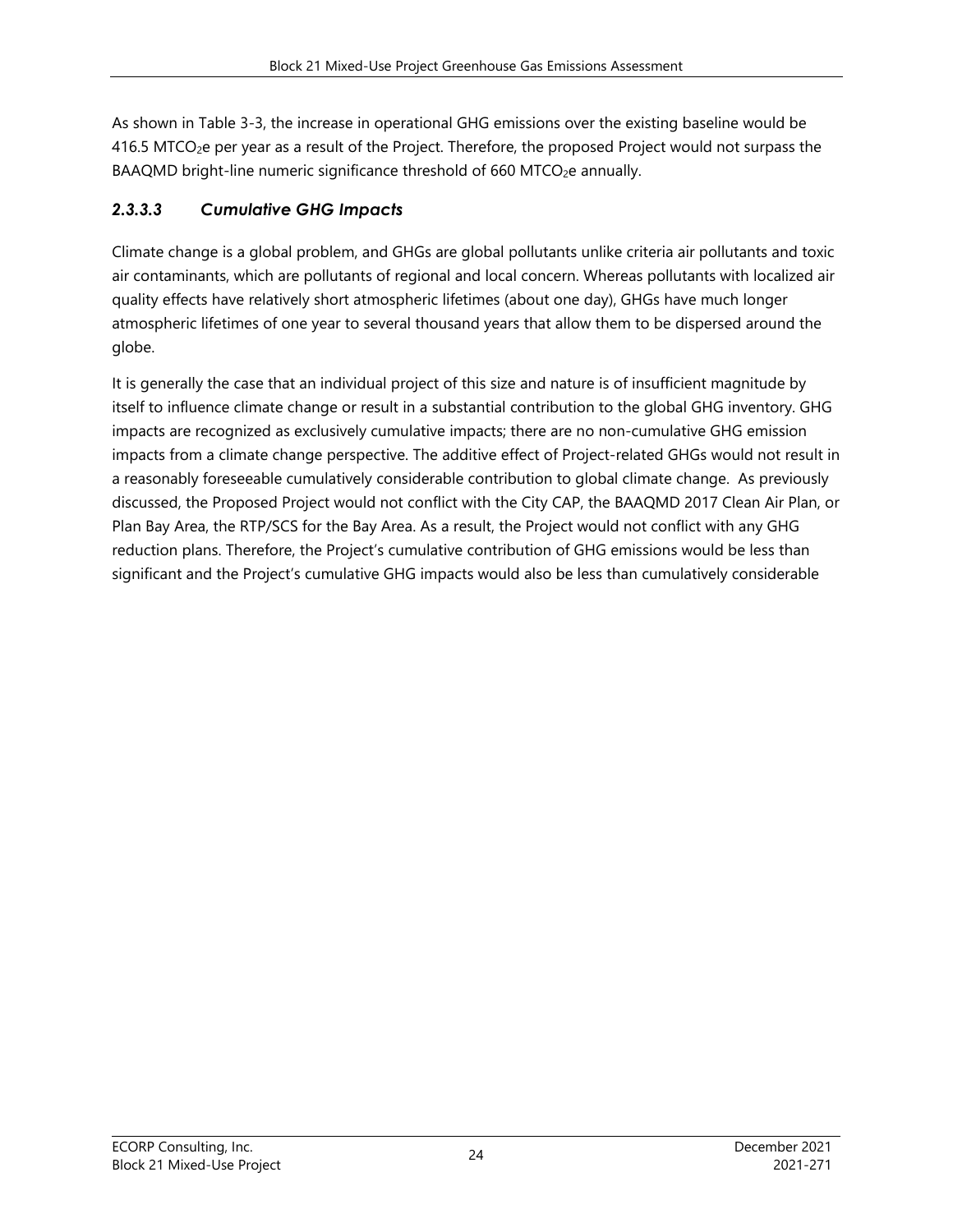As shown in Table 3-3, the increase in operational GHG emissions over the existing baseline would be 416.5 $MTCO_2e$ per year as a result of the Project. Therefore, the proposed Project would not surpass the BAAQMD bright-line numeric significance threshold of 660 $MTCO_2e$ annually.

### *2.3.3.3 Cumulative GHG Impacts*

Climate change is a global problem, and GHGs are global pollutants unlike criteria air pollutants and toxic air contaminants, which are pollutants of regional and local concern. Whereas pollutants with localized air quality effects have relatively short atmospheric lifetimes (about one day), GHGs have much longer atmospheric lifetimes of one year to several thousand years that allow them to be dispersed around the globe.

It is generally the case that an individual project of this size and nature is of insufficient magnitude by itself to influence climate change or result in a substantial contribution to the global GHG inventory. GHG impacts are recognized as exclusively cumulative impacts; there are no non-cumulative GHG emission impacts from a climate change perspective. The additive effect of Project-related GHGs would not result in a reasonably foreseeable cumulatively considerable contribution to global climate change. As previously discussed, the Proposed Project would not conflict with the City CAP, the BAAQMD 2017 Clean Air Plan, or Plan Bay Area, the RTP/SCS for the Bay Area. As a result, the Project would not conflict with any GHG reduction plans. Therefore, the Project's cumulative contribution of GHG emissions would be less than significant and the Project's cumulative GHG impacts would also be less than cumulatively considerable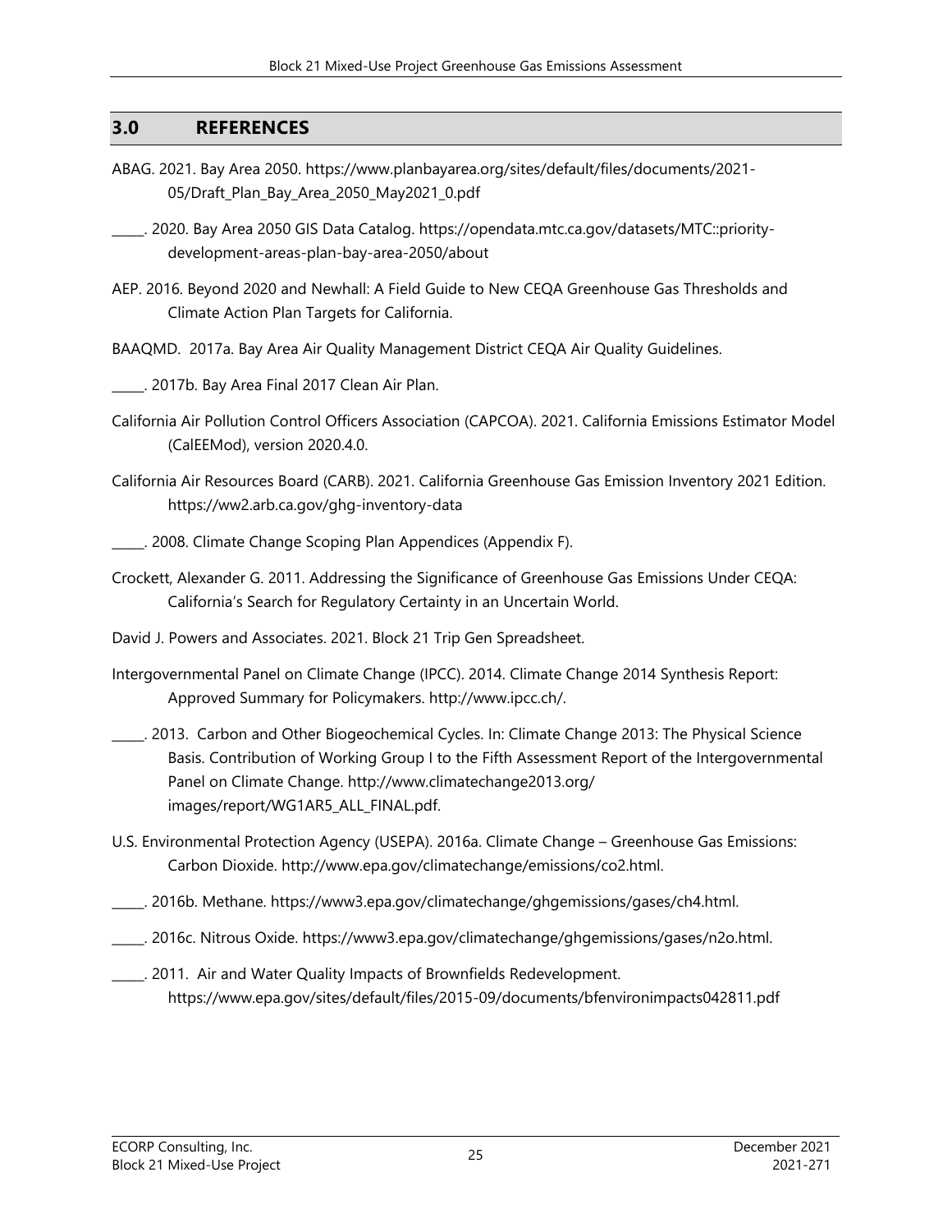## 3.0 REFERENCES

ABAG. 2021. Bay Area 2050. https://www.planbayarea.org/sites/default/files/documents/2021-05/Draft_Plan_Bay_Area_2050_May2021_0.pdf

_____. 2020. Bay Area 2050 GIS Data Catalog. https://opendata.mtc.ca.gov/datasets/MTC::priority-development-areas-plan-bay-area-2050/about

AEP. 2016. Beyond 2020 and Newhall: A Field Guide to New CEQA Greenhouse Gas Thresholds and Climate Action Plan Targets for California.

BAAQMD. 2017a. Bay Area Air Quality Management District CEQA Air Quality Guidelines.

_____. 2017b. Bay Area Final 2017 Clean Air Plan.

California Air Pollution Control Officers Association (CAPCOA). 2021. California Emissions Estimator Model (CalEEMod), version 2020.4.0.

California Air Resources Board (CARB). 2021. California Greenhouse Gas Emission Inventory 2021 Edition. https://ww2.arb.ca.gov/ghg-inventory-data

_____. 2008. Climate Change Scoping Plan Appendices (Appendix F).

Crockett, Alexander G. 2011. Addressing the Significance of Greenhouse Gas Emissions Under CEQA: California's Search for Regulatory Certainty in an Uncertain World.

David J. Powers and Associates. 2021. Block 21 Trip Gen Spreadsheet.

Intergovernmental Panel on Climate Change (IPCC). 2014. Climate Change 2014 Synthesis Report: Approved Summary for Policymakers. http://www.ipcc.ch/.

_____. 2013. Carbon and Other Biogeochemical Cycles. In: Climate Change 2013: The Physical Science Basis. Contribution of Working Group I to the Fifth Assessment Report of the Intergovernmental Panel on Climate Change. http://www.climatechange2013.org/images/report/WG1AR5_ALL_FINAL.pdf.

U.S. Environmental Protection Agency (USEPA). 2016a. Climate Change – Greenhouse Gas Emissions: Carbon Dioxide. http://www.epa.gov/climatechange/emissions/co2.html.

_____. 2016b. Methane. https://www3.epa.gov/climatechange/ghgemissions/gases/ch4.html.

_____. 2016c. Nitrous Oxide. https://www3.epa.gov/climatechange/ghgemissions/gases/n2o.html.

_____. 2011. Air and Water Quality Impacts of Brownfields Redevelopment. https://www.epa.gov/sites/default/files/2015-09/documents/bfenvironimpacts042811.pdf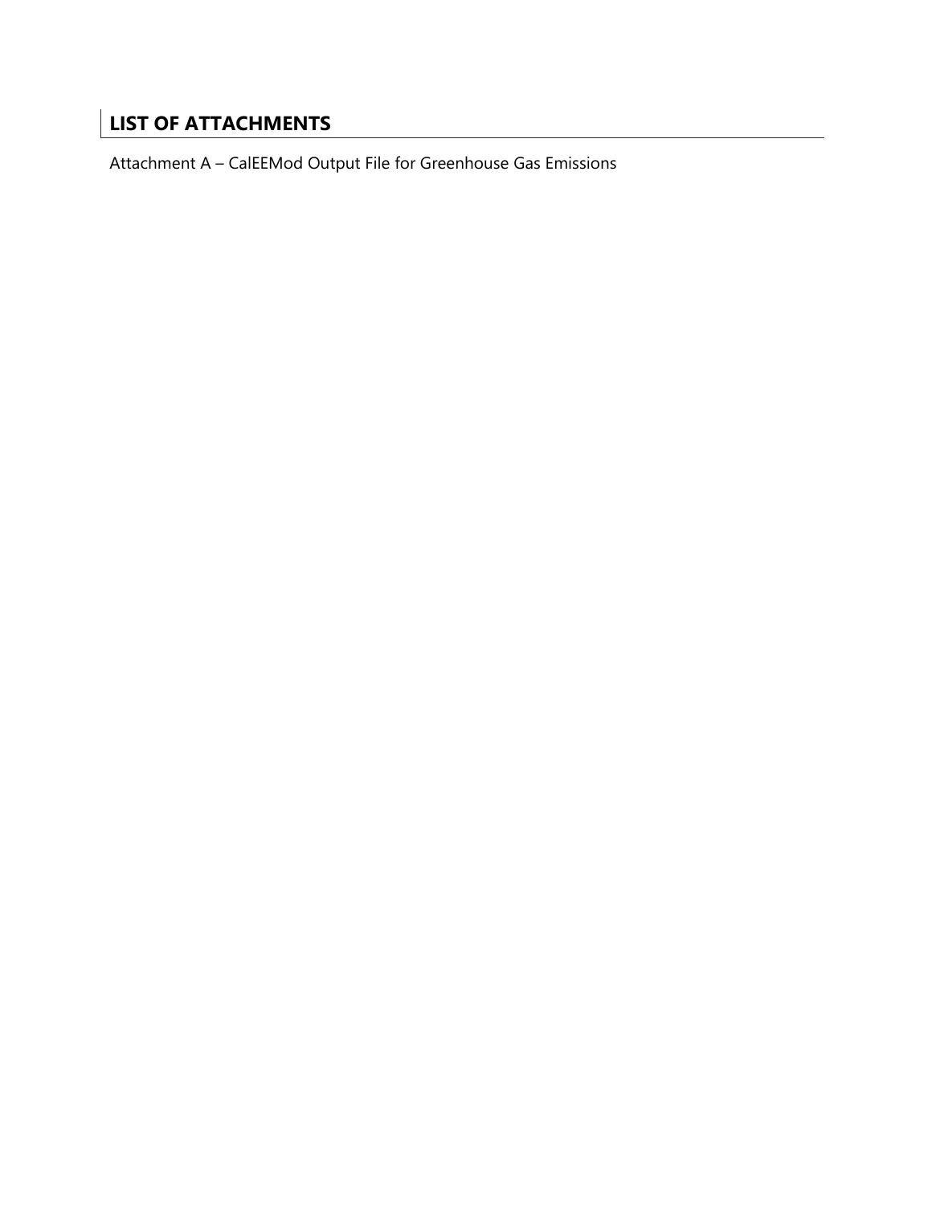## LIST OF ATTACHMENTS

Attachment A – CalEEMod Output File for Greenhouse Gas Emissions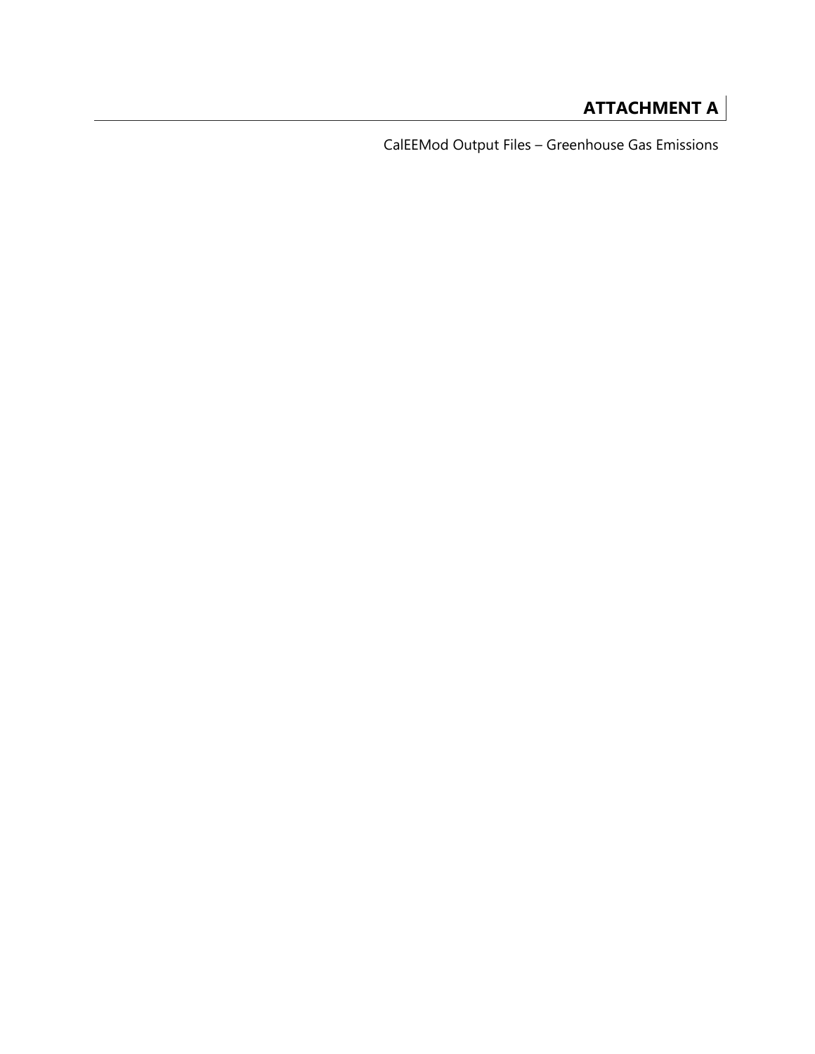# ATTACHMENT A

CalEEMod Output Files – Greenhouse Gas Emissions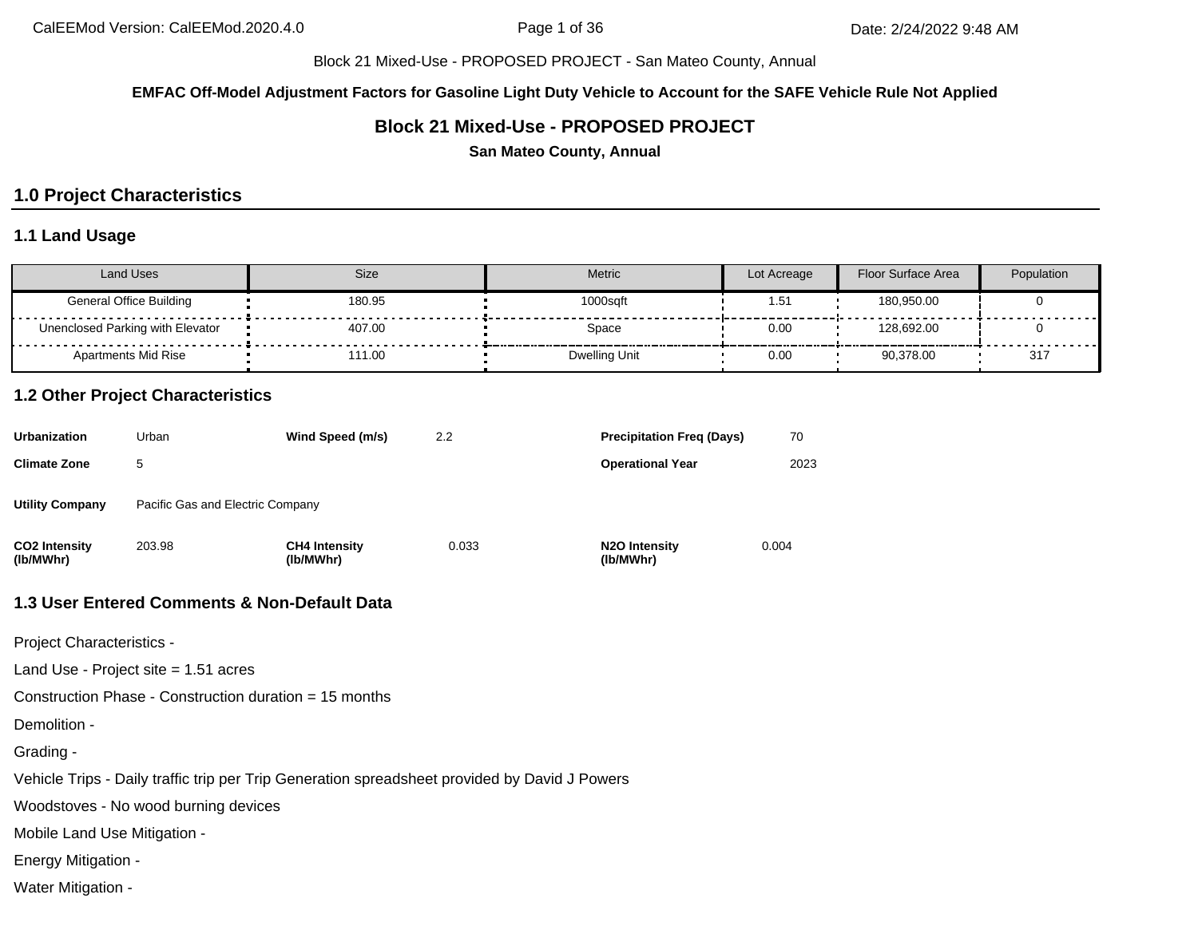Block 21 Mixed-Use - PROPOSED PROJECT - San Mateo County, Annual

**EMFAC Off-Model Adjustment Factors for Gasoline Light Duty Vehicle to Account for the SAFE Vehicle Rule Not Applied**

# Block 21 Mixed-Use - PROPOSED PROJECT

**San Mateo County, Annual**

## 1.0 Project Characteristics

### 1.1 Land Usage

| Land Uses | Size | Metric | Lot Acreage | Floor Surface Area | Population |
|---|---|---|---|---|---|
| General Office Building | 180.95 | 1000sqft | 1.51 | 180,950.00 | 0 |
| Unenclosed Parking with Elevator | 407.00 | Space | 0.00 | 128,692.00 | 0 |
| Apartments Mid Rise | 111.00 | Dwelling Unit | 0.00 | 90,378.00 | 317 |

### 1.2 Other Project Characteristics

| | | | | | |
|---|---|---|---|---|---|
| **Urbanization** | Urban | **Wind Speed (m/s)** | 2.2 | **Precipitation Freq (Days)** | 70 |
| **Climate Zone** | 5 | | | **Operational Year** | 2023 |
| **Utility Company** | Pacific Gas and Electric Company | | | | |
| **CO2 Intensity (lb/MWhr)** | 203.98 | **CH4 Intensity (lb/MWhr)** | 0.033 | **N2O Intensity (lb/MWhr)** | 0.004 |

### 1.3 User Entered Comments & Non-Default Data

Project Characteristics -

Land Use - Project site = 1.51 acres

Construction Phase - Construction duration = 15 months

Demolition -

Grading -

Vehicle Trips - Daily traffic trip per Trip Generation spreadsheet provided by David J Powers

Woodstoves - No wood burning devices

Mobile Land Use Mitigation -

Energy Mitigation -

Water Mitigation -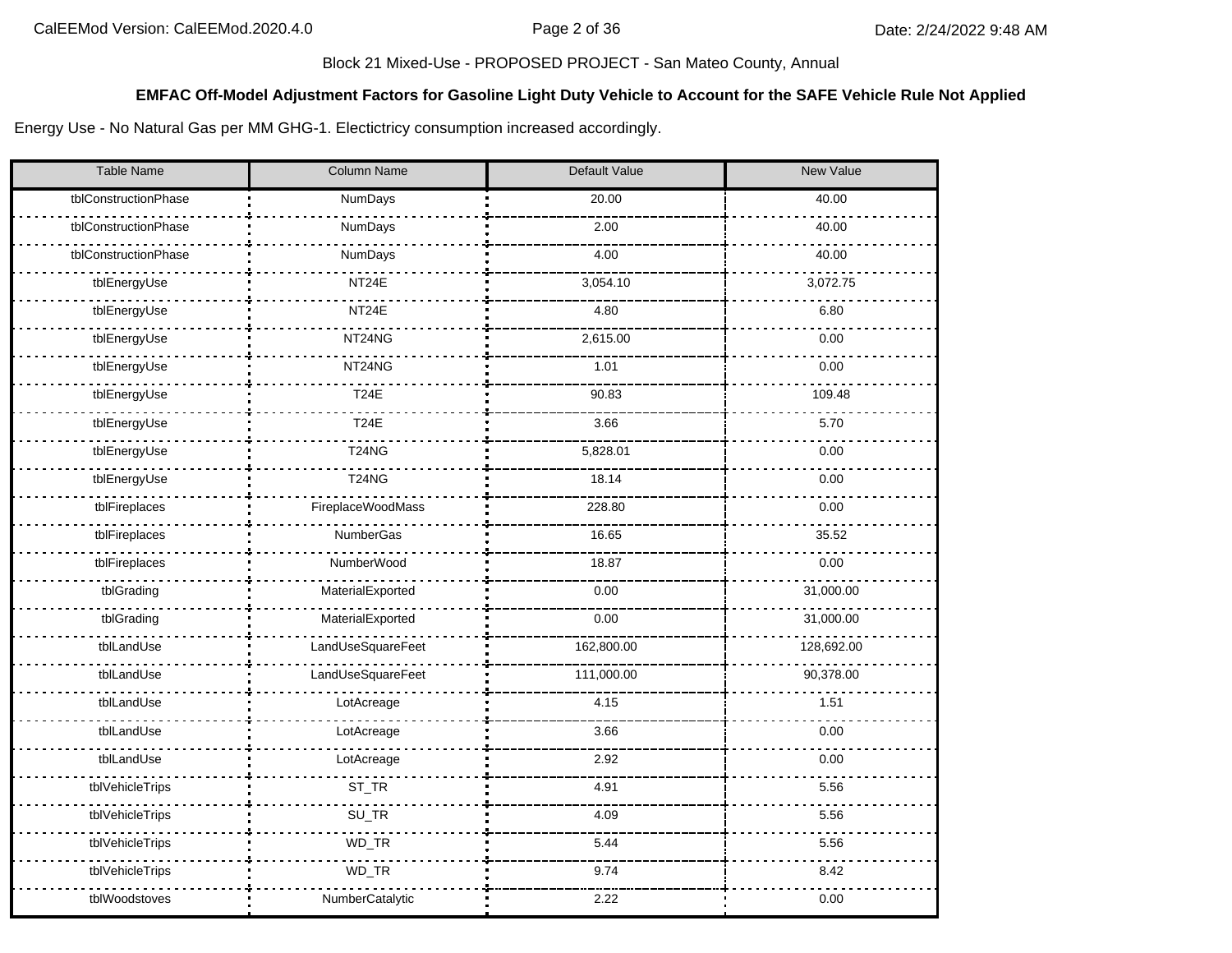Block 21 Mixed-Use - PROPOSED PROJECT - San Mateo County, Annual

**EMFAC Off-Model Adjustment Factors for Gasoline Light Duty Vehicle to Account for the SAFE Vehicle Rule Not Applied**

Energy Use - No Natural Gas per MM GHG-1. Electictricy consumption increased accordingly.

| Table Name | Column Name | Default Value | New Value |
|---|---|---|---|
| tblConstructionPhase | NumDays | 20.00 | 40.00 |
| tblConstructionPhase | NumDays | 2.00 | 40.00 |
| tblConstructionPhase | NumDays | 4.00 | 40.00 |
| tblEnergyUse | NT24E | 3,054.10 | 3,072.75 |
| tblEnergyUse | NT24E | 4.80 | 6.80 |
| tblEnergyUse | NT24NG | 2,615.00 | 0.00 |
| tblEnergyUse | NT24NG | 1.01 | 0.00 |
| tblEnergyUse | T24E | 90.83 | 109.48 |
| tblEnergyUse | T24E | 3.66 | 5.70 |
| tblEnergyUse | T24NG | 5,828.01 | 0.00 |
| tblEnergyUse | T24NG | 18.14 | 0.00 |
| tblFireplaces | FireplaceWoodMass | 228.80 | 0.00 |
| tblFireplaces | NumberGas | 16.65 | 35.52 |
| tblFireplaces | NumberWood | 18.87 | 0.00 |
| tblGrading | MaterialExported | 0.00 | 31,000.00 |
| tblGrading | MaterialExported | 0.00 | 31,000.00 |
| tblLandUse | LandUseSquareFeet | 162,800.00 | 128,692.00 |
| tblLandUse | LandUseSquareFeet | 111,000.00 | 90,378.00 |
| tblLandUse | LotAcreage | 4.15 | 1.51 |
| tblLandUse | LotAcreage | 3.66 | 0.00 |
| tblLandUse | LotAcreage | 2.92 | 0.00 |
| tblVehicleTrips | ST_TR | 4.91 | 5.56 |
| tblVehicleTrips | SU_TR | 4.09 | 5.56 |
| tblVehicleTrips | WD_TR | 5.44 | 5.56 |
| tblVehicleTrips | WD_TR | 9.74 | 8.42 |
| tblWoodstoves | NumberCatalytic | 2.22 | 0.00 |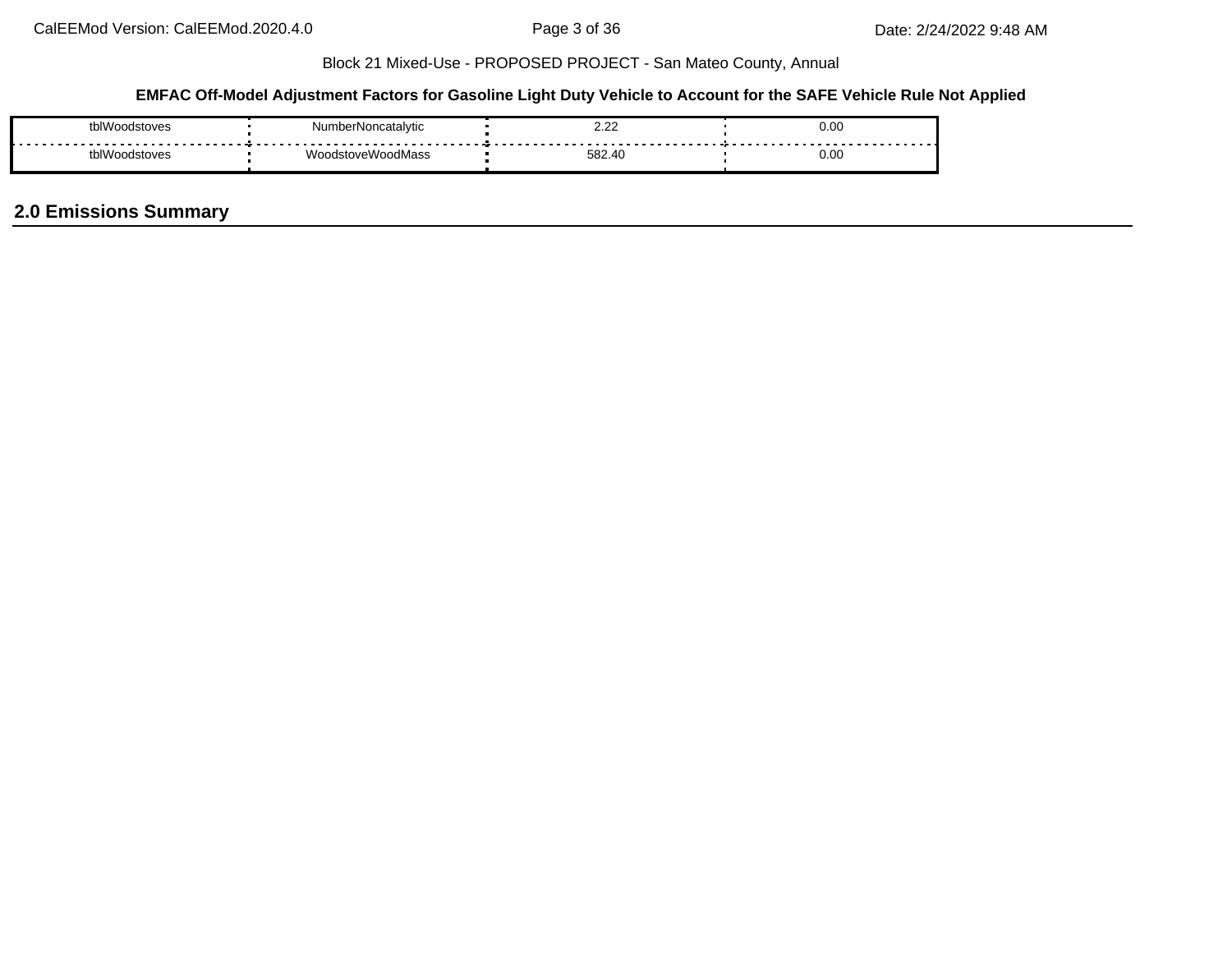| tblWoodstoves | NumberNoncatalytic | 2.22 | 0.00 |
|---|---|---|---|
| tblWoodstoves | WoodstoveWoodMass | 582.40 | 0.00 |

## 2.0 Emissions Summary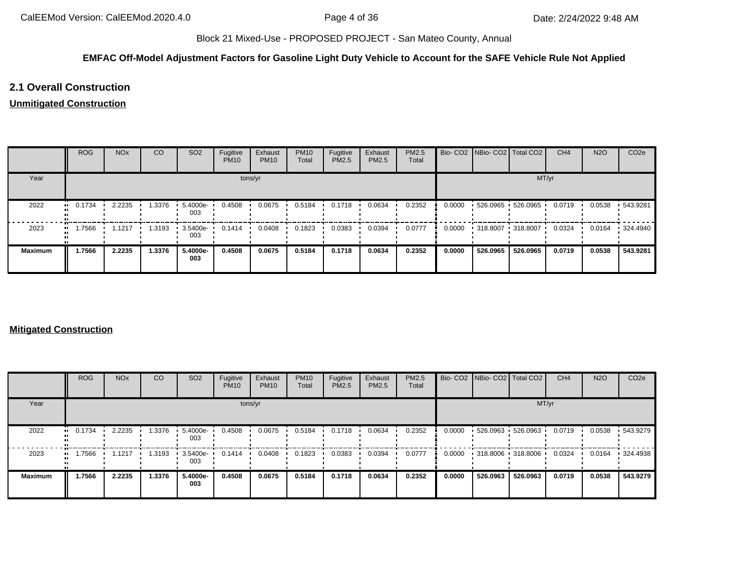Block 21 Mixed-Use - PROPOSED PROJECT - San Mateo County, Annual

**EMFAC Off-Model Adjustment Factors for Gasoline Light Duty Vehicle to Account for the SAFE Vehicle Rule Not Applied**

## 2.1 Overall Construction

### Unmitigated Construction

| | ROG | NOx | CO | SO2 | Fugitive PM10 | Exhaust PM10 | PM10 Total | Fugitive PM2.5 | Exhaust PM2.5 | PM2.5 Total | Bio- CO2 | NBio- CO2 | Total CO2 | CH4 | N2O | CO2e |
|---|---|---|---|---|---|---|---|---|---|---|---|---|---|---|---|---|
| Year | tons/yr | | | | | | | | | | MT/yr | | | | | |
| 2022 | 0.1734 | 2.2235 | 1.3376 | 5.4000e-003 | 0.4508 | 0.0675 | 0.5184 | 0.1718 | 0.0634 | 0.2352 | 0.0000 | 526.0965 | 526.0965 | 0.0719 | 0.0538 | 543.9281 |
| 2023 | 1.7566 | 1.1217 | 1.3193 | 3.5400e-003 | 0.1414 | 0.0408 | 0.1823 | 0.0383 | 0.0394 | 0.0777 | 0.0000 | 318.8007 | 318.8007 | 0.0324 | 0.0164 | 324.4940 |
| **Maximum** | **1.7566** | **2.2235** | **1.3376** | **5.4000e-003** | **0.4508** | **0.0675** | **0.5184** | **0.1718** | **0.0634** | **0.2352** | **0.0000** | **526.0965** | **526.0965** | **0.0719** | **0.0538** | **543.9281** |

### Mitigated Construction

| | ROG | NOx | CO | SO2 | Fugitive PM10 | Exhaust PM10 | PM10 Total | Fugitive PM2.5 | Exhaust PM2.5 | PM2.5 Total | Bio- CO2 | NBio- CO2 | Total CO2 | CH4 | N2O | CO2e |
|---|---|---|---|---|---|---|---|---|---|---|---|---|---|---|---|---|
| Year | tons/yr | | | | | | | | | | MT/yr | | | | | |
| 2022 | 0.1734 | 2.2235 | 1.3376 | 5.4000e-003 | 0.4508 | 0.0675 | 0.5184 | 0.1718 | 0.0634 | 0.2352 | 0.0000 | 526.0963 | 526.0963 | 0.0719 | 0.0538 | 543.9279 |
| 2023 | 1.7566 | 1.1217 | 1.3193 | 3.5400e-003 | 0.1414 | 0.0408 | 0.1823 | 0.0383 | 0.0394 | 0.0777 | 0.0000 | 318.8006 | 318.8006 | 0.0324 | 0.0164 | 324.4938 |
| **Maximum** | **1.7566** | **2.2235** | **1.3376** | **5.4000e-003** | **0.4508** | **0.0675** | **0.5184** | **0.1718** | **0.0634** | **0.2352** | **0.0000** | **526.0963** | **526.0963** | **0.0719** | **0.0538** | **543.9279** |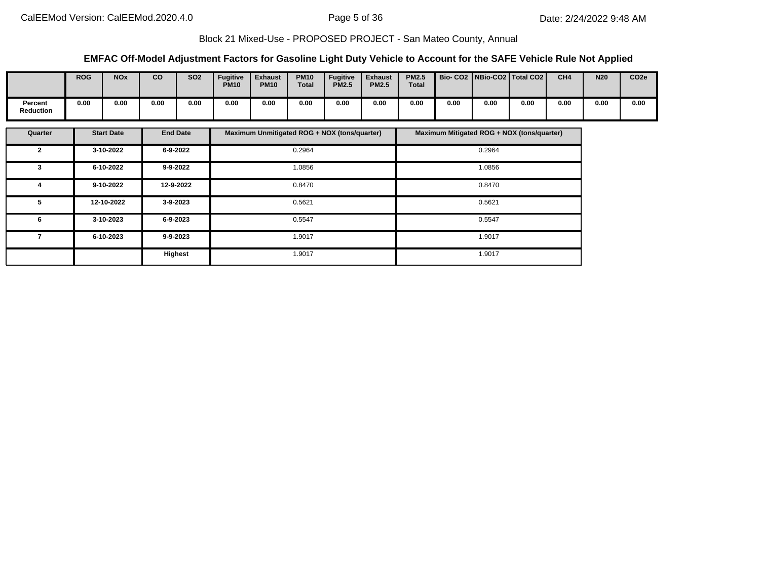Block 21 Mixed-Use - PROPOSED PROJECT - San Mateo County, Annual

### EMFAC Off-Model Adjustment Factors for Gasoline Light Duty Vehicle to Account for the SAFE Vehicle Rule Not Applied

| | ROG | NOx | CO | SO2 | Fugitive PM10 | Exhaust PM10 | PM10 Total | Fugitive PM2.5 | Exhaust PM2.5 | PM2.5 Total | Bio- CO2 | NBio-CO2 | Total CO2 | CH4 | N20 | CO2e |
|---|---|---|---|---|---|---|---|---|---|---|---|---|---|---|---|---|
| Percent Reduction | 0.00 | 0.00 | 0.00 | 0.00 | 0.00 | 0.00 | 0.00 | 0.00 | 0.00 | 0.00 | 0.00 | 0.00 | 0.00 | 0.00 | 0.00 | 0.00 |

| Quarter | Start Date | End Date | Maximum Unmitigated ROG + NOX (tons/quarter) | Maximum Mitigated ROG + NOX (tons/quarter) |
|---|---|---|---|---|
| 2 | 3-10-2022 | 6-9-2022 | 0.2964 | 0.2964 |
| 3 | 6-10-2022 | 9-9-2022 | 1.0856 | 1.0856 |
| 4 | 9-10-2022 | 12-9-2022 | 0.8470 | 0.8470 |
| 5 | 12-10-2022 | 3-9-2023 | 0.5621 | 0.5621 |
| 6 | 3-10-2023 | 6-9-2023 | 0.5547 | 0.5547 |
| 7 | 6-10-2023 | 9-9-2023 | 1.9017 | 1.9017 |
| | | Highest | 1.9017 | 1.9017 |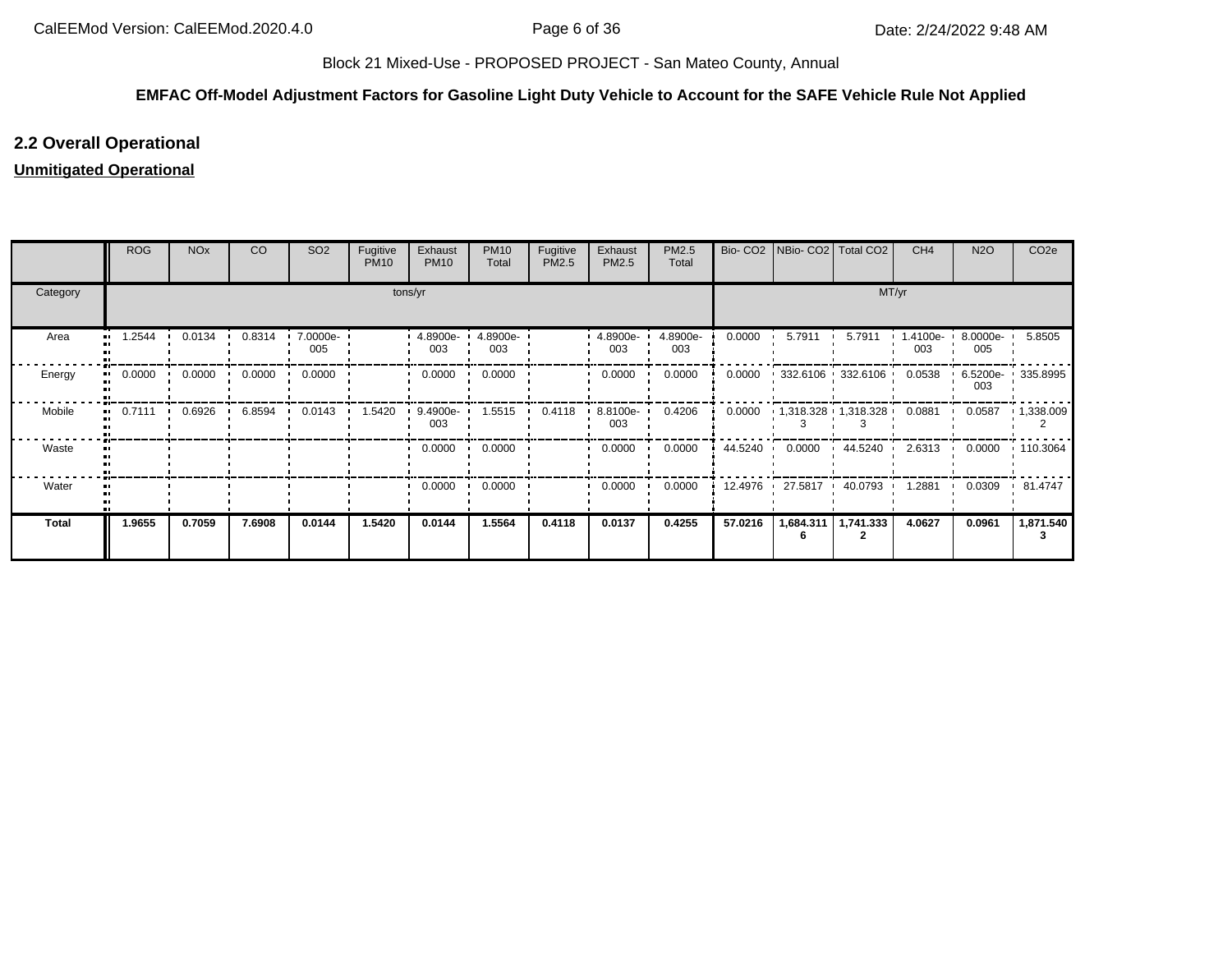Block 21 Mixed-Use - PROPOSED PROJECT - San Mateo County, Annual

**EMFAC Off-Model Adjustment Factors for Gasoline Light Duty Vehicle to Account for the SAFE Vehicle Rule Not Applied**

## 2.2 Overall Operational

**Unmitigated Operational**

| | ROG | NOx | CO | SO2 | Fugitive PM10 | Exhaust PM10 | PM10 Total | Fugitive PM2.5 | Exhaust PM2.5 | PM2.5 Total | Bio- CO2 | NBio- CO2 | Total CO2 | CH4 | N2O | CO2e |
|---|---|---|---|---|---|---|---|---|---|---|---|---|---|---|---|---|
| Category | tons/yr | | | | | | | | | | MT/yr | | | | | |
| Area | 1.2544 | 0.0134 | 0.8314 | 7.0000e-005 | | 4.8900e-003 | 4.8900e-003 | | 4.8900e-003 | 4.8900e-003 | 0.0000 | 5.7911 | 5.7911 | 1.4100e-003 | 8.0000e-005 | 5.8505 |
| Energy | 0.0000 | 0.0000 | 0.0000 | 0.0000 | | 0.0000 | 0.0000 | | 0.0000 | 0.0000 | 0.0000 | 332.6106 | 332.6106 | 0.0538 | 6.5200e-003 | 335.8995 |
| Mobile | 0.7111 | 0.6926 | 6.8594 | 0.0143 | 1.5420 | 9.4900e-003 | 1.5515 | 0.4118 | 8.8100e-003 | 0.4206 | 0.0000 | 1,318.3283 | 1,318.3283 | 0.0881 | 0.0587 | 1,338.0092 |
| Waste | | | | | | 0.0000 | 0.0000 | | 0.0000 | 0.0000 | 44.5240 | 0.0000 | 44.5240 | 2.6313 | 0.0000 | 110.3064 |
| Water | | | | | | 0.0000 | 0.0000 | | 0.0000 | 0.0000 | 12.4976 | 27.5817 | 40.0793 | 1.2881 | 0.0309 | 81.4747 |
| **Total** | **1.9655** | **0.7059** | **7.6908** | **0.0144** | **1.5420** | **0.0144** | **1.5564** | **0.4118** | **0.0137** | **0.4255** | **57.0216** | **1,684.3116** | **1,741.3332** | **4.0627** | **0.0961** | **1,871.5403** |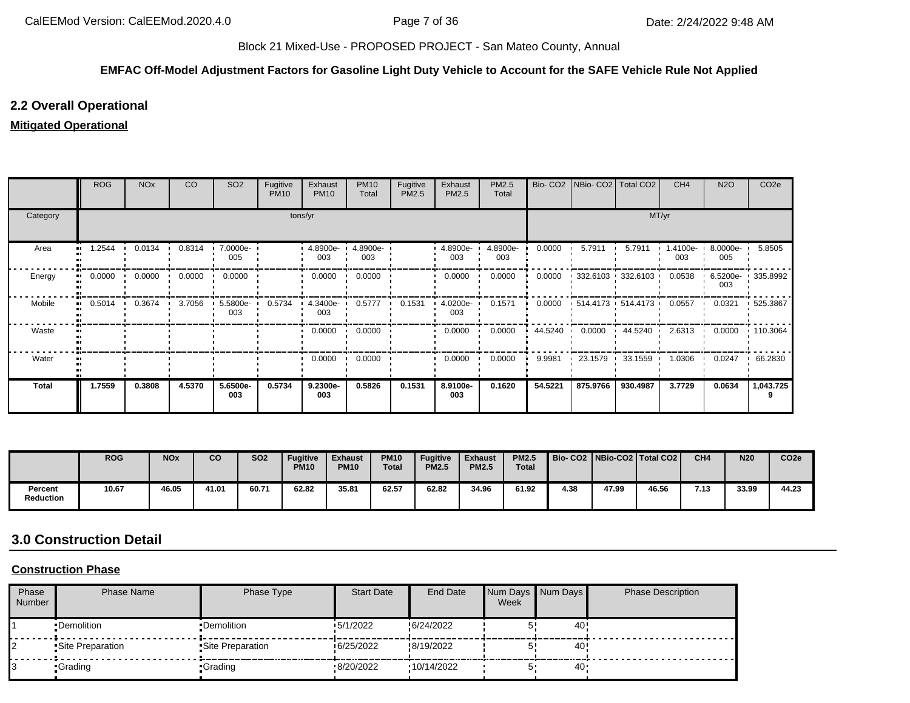Block 21 Mixed-Use - PROPOSED PROJECT - San Mateo County, Annual

**EMFAC Off-Model Adjustment Factors for Gasoline Light Duty Vehicle to Account for the SAFE Vehicle Rule Not Applied**

## 2.2 Overall Operational

**Mitigated Operational**

| | ROG | NOx | CO | SO2 | Fugitive PM10 | Exhaust PM10 | PM10 Total | Fugitive PM2.5 | Exhaust PM2.5 | PM2.5 Total | Bio- CO2 | NBio- CO2 | Total CO2 | CH4 | N2O | CO2e |
|---|---|---|---|---|---|---|---|---|---|---|---|---|---|---|---|---|
| Category | tons/yr | | | | | | | | | | MT/yr | | | | | |
| Area | 1.2544 | 0.0134 | 0.8314 | 7.0000e-005 | | 4.8900e-003 | 4.8900e-003 | | 4.8900e-003 | 4.8900e-003 | 0.0000 | 5.7911 | 5.7911 | 1.4100e-003 | 8.0000e-005 | 5.8505 |
| Energy | 0.0000 | 0.0000 | 0.0000 | 0.0000 | | 0.0000 | 0.0000 | | 0.0000 | 0.0000 | 0.0000 | 332.6103 | 332.6103 | 0.0538 | 6.5200e-003 | 335.8992 |
| Mobile | 0.5014 | 0.3674 | 3.7056 | 5.5800e-003 | 0.5734 | 4.3400e-003 | 0.5777 | 0.1531 | 4.0200e-003 | 0.1571 | 0.0000 | 514.4173 | 514.4173 | 0.0557 | 0.0321 | 525.3867 |
| Waste | | | | | | 0.0000 | 0.0000 | | 0.0000 | 0.0000 | 44.5240 | 0.0000 | 44.5240 | 2.6313 | 0.0000 | 110.3064 |
| Water | | | | | | 0.0000 | 0.0000 | | 0.0000 | 0.0000 | 9.9981 | 23.1579 | 33.1559 | 1.0306 | 0.0247 | 66.2830 |
| **Total** | **1.7559** | **0.3808** | **4.5370** | **5.6500e-003** | **0.5734** | **9.2300e-003** | **0.5826** | **0.1531** | **8.9100e-003** | **0.1620** | **54.5221** | **875.9766** | **930.4987** | **3.7729** | **0.0634** | **1,043.7259** |

| | ROG | NOx | CO | SO2 | Fugitive PM10 | Exhaust PM10 | PM10 Total | Fugitive PM2.5 | Exhaust PM2.5 | PM2.5 Total | Bio- CO2 | NBio-CO2 | Total CO2 | CH4 | N20 | CO2e |
|---|---|---|---|---|---|---|---|---|---|---|---|---|---|---|---|---|
| **Percent Reduction** | 10.67 | 46.05 | 41.01 | 60.71 | 62.82 | 35.81 | 62.57 | 62.82 | 34.96 | 61.92 | 4.38 | 47.99 | 46.56 | 7.13 | 33.99 | 44.23 |

## 3.0 Construction Detail

**Construction Phase**

| Phase Number | Phase Name | Phase Type | Start Date | End Date | Num Days Week | Num Days | Phase Description |
|---|---|---|---|---|---|---|---|
| 1 | Demolition | Demolition | 5/1/2022 | 6/24/2022 | 5 | 40 | |
| 2 | Site Preparation | Site Preparation | 6/25/2022 | 8/19/2022 | 5 | 40 | |
| 3 | Grading | Grading | 8/20/2022 | 10/14/2022 | 5 | 40 | |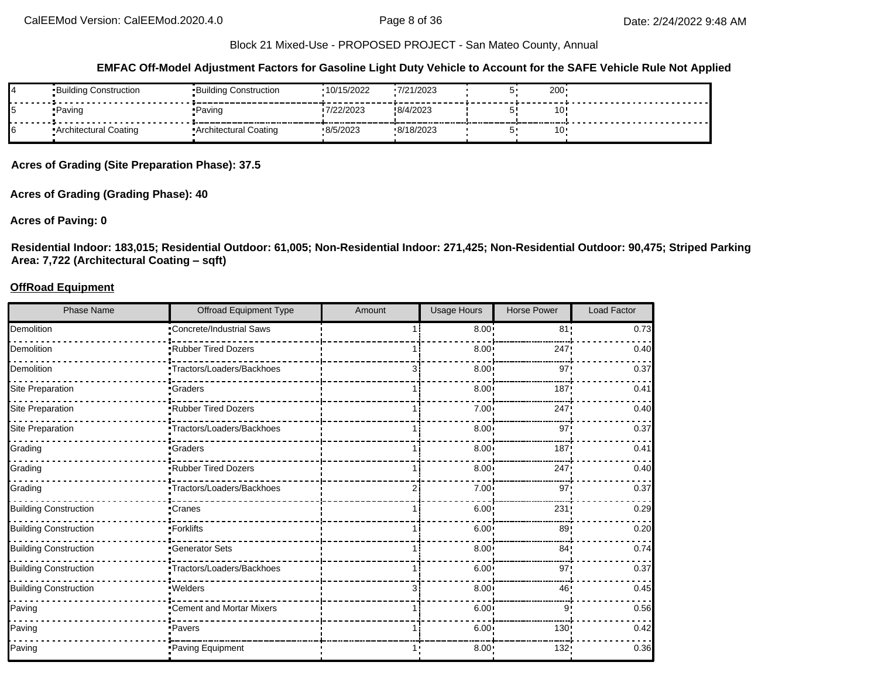**EMFAC Off-Model Adjustment Factors for Gasoline Light Duty Vehicle to Account for the SAFE Vehicle Rule Not Applied**

| | | | | | | | |
|---|---|---|---|---|---|---|---|
| 4 | Building Construction | Building Construction | 10/15/2022 | 7/21/2023 | 5 | 200 | |
| 5 | Paving | Paving | 7/22/2023 | 8/4/2023 | 5 | 10 | |
| 6 | Architectural Coating | Architectural Coating | 8/5/2023 | 8/18/2023 | 5 | 10 | |

**Acres of Grading (Site Preparation Phase): 37.5**

**Acres of Grading (Grading Phase): 40**

**Acres of Paving: 0**

**Residential Indoor: 183,015; Residential Outdoor: 61,005; Non-Residential Indoor: 271,425; Non-Residential Outdoor: 90,475; Striped Parking Area: 7,722 (Architectural Coating – sqft)**

**OffRoad Equipment**

| Phase Name | Offroad Equipment Type | Amount | Usage Hours | Horse Power | Load Factor |
|---|---|---|---|---|---|
| Demolition | Concrete/Industrial Saws | 1 | 8.00 | 81 | 0.73 |
| Demolition | Rubber Tired Dozers | 1 | 8.00 | 247 | 0.40 |
| Demolition | Tractors/Loaders/Backhoes | 3 | 8.00 | 97 | 0.37 |
| Site Preparation | Graders | 1 | 8.00 | 187 | 0.41 |
| Site Preparation | Rubber Tired Dozers | 1 | 7.00 | 247 | 0.40 |
| Site Preparation | Tractors/Loaders/Backhoes | 1 | 8.00 | 97 | 0.37 |
| Grading | Graders | 1 | 8.00 | 187 | 0.41 |
| Grading | Rubber Tired Dozers | 1 | 8.00 | 247 | 0.40 |
| Grading | Tractors/Loaders/Backhoes | 2 | 7.00 | 97 | 0.37 |
| Building Construction | Cranes | 1 | 6.00 | 231 | 0.29 |
| Building Construction | Forklifts | 1 | 6.00 | 89 | 0.20 |
| Building Construction | Generator Sets | 1 | 8.00 | 84 | 0.74 |
| Building Construction | Tractors/Loaders/Backhoes | 1 | 6.00 | 97 | 0.37 |
| Building Construction | Welders | 3 | 8.00 | 46 | 0.45 |
| Paving | Cement and Mortar Mixers | 1 | 6.00 | 9 | 0.56 |
| Paving | Pavers | 1 | 6.00 | 130 | 0.42 |
| Paving | Paving Equipment | 1 | 8.00 | 132 | 0.36 |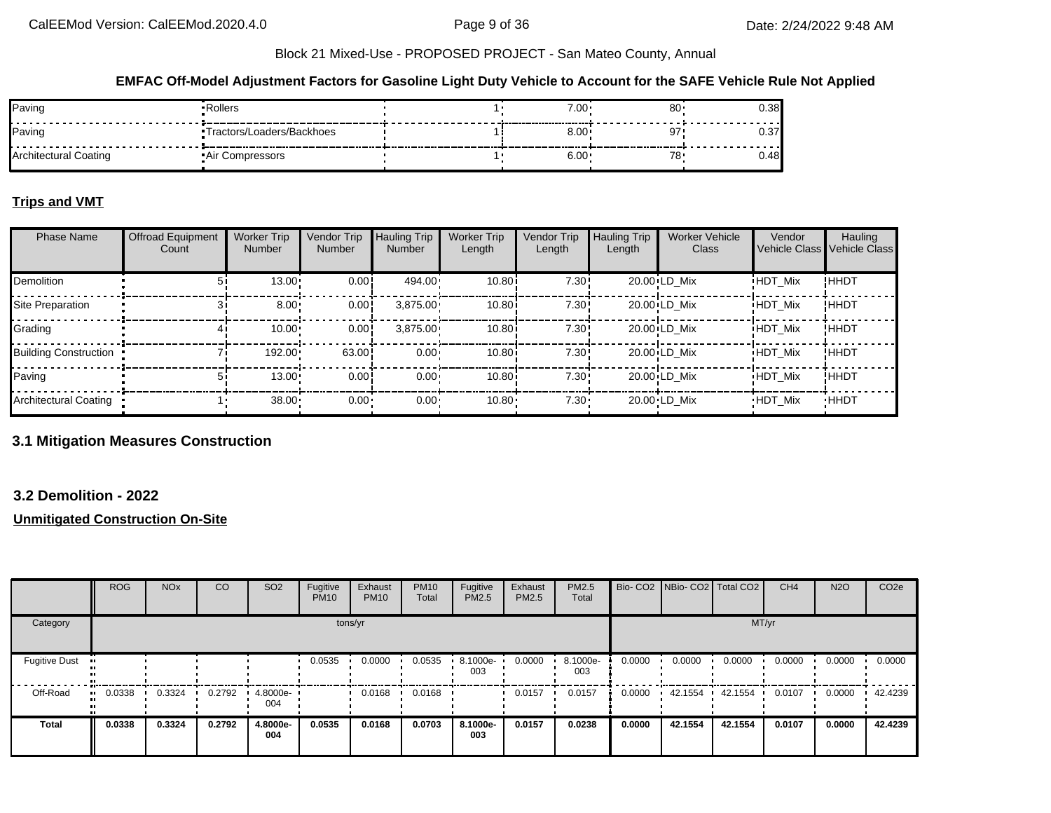Block 21 Mixed-Use - PROPOSED PROJECT - San Mateo County, Annual

**EMFAC Off-Model Adjustment Factors for Gasoline Light Duty Vehicle to Account for the SAFE Vehicle Rule Not Applied**

| | | | | | |
|---|---|---|---|---|---|
| Paving | Rollers | 1 | 7.00 | 80 | 0.38 |
| Paving | Tractors/Loaders/Backhoes | 1 | 8.00 | 97 | 0.37 |
| Architectural Coating | Air Compressors | 1 | 6.00 | 78 | 0.48 |

**Trips and VMT**

| Phase Name | Offroad Equipment Count | Worker Trip Number | Vendor Trip Number | Hauling Trip Number | Worker Trip Length | Vendor Trip Length | Hauling Trip Length | Worker Vehicle Class | Vendor Vehicle Class | Hauling Vehicle Class |
|---|---|---|---|---|---|---|---|---|---|---|
| Demolition | 5 | 13.00 | 0.00 | 494.00 | 10.80 | 7.30 | 20.00 | LD_Mix | HDT_Mix | HHDT |
| Site Preparation | 3 | 8.00 | 0.00 | 3,875.00 | 10.80 | 7.30 | 20.00 | LD_Mix | HDT_Mix | HHDT |
| Grading | 4 | 10.00 | 0.00 | 3,875.00 | 10.80 | 7.30 | 20.00 | LD_Mix | HDT_Mix | HHDT |
| Building Construction | 7 | 192.00 | 63.00 | 0.00 | 10.80 | 7.30 | 20.00 | LD_Mix | HDT_Mix | HHDT |
| Paving | 5 | 13.00 | 0.00 | 0.00 | 10.80 | 7.30 | 20.00 | LD_Mix | HDT_Mix | HHDT |
| Architectural Coating | 1 | 38.00 | 0.00 | 0.00 | 10.80 | 7.30 | 20.00 | LD_Mix | HDT_Mix | HHDT |

## 3.1 Mitigation Measures Construction

## 3.2 Demolition - 2022

**Unmitigated Construction On-Site**

| | ROG | NOx | CO | SO2 | Fugitive PM10 | Exhaust PM10 | PM10 Total | Fugitive PM2.5 | Exhaust PM2.5 | PM2.5 Total | Bio- CO2 | NBio- CO2 | Total CO2 | CH4 | N2O | CO2e |
|---|---|---|---|---|---|---|---|---|---|---|---|---|---|---|---|---|
| Category | tons/yr | | | | | | | | | | MT/yr | | | | | |
| Fugitive Dust | | | | | 0.0535 | 0.0000 | 0.0535 | 8.1000e-003 | 0.0000 | 8.1000e-003 | 0.0000 | 0.0000 | 0.0000 | 0.0000 | 0.0000 | 0.0000 |
| Off-Road | 0.0338 | 0.3324 | 0.2792 | 4.8000e-004 | | 0.0168 | 0.0168 | | 0.0157 | 0.0157 | 0.0000 | 42.1554 | 42.1554 | 0.0107 | 0.0000 | 42.4239 |
| **Total** | **0.0338** | **0.3324** | **0.2792** | **4.8000e-004** | **0.0535** | **0.0168** | **0.0703** | **8.1000e-003** | **0.0157** | **0.0238** | **0.0000** | **42.1554** | **42.1554** | **0.0107** | **0.0000** | **42.4239** |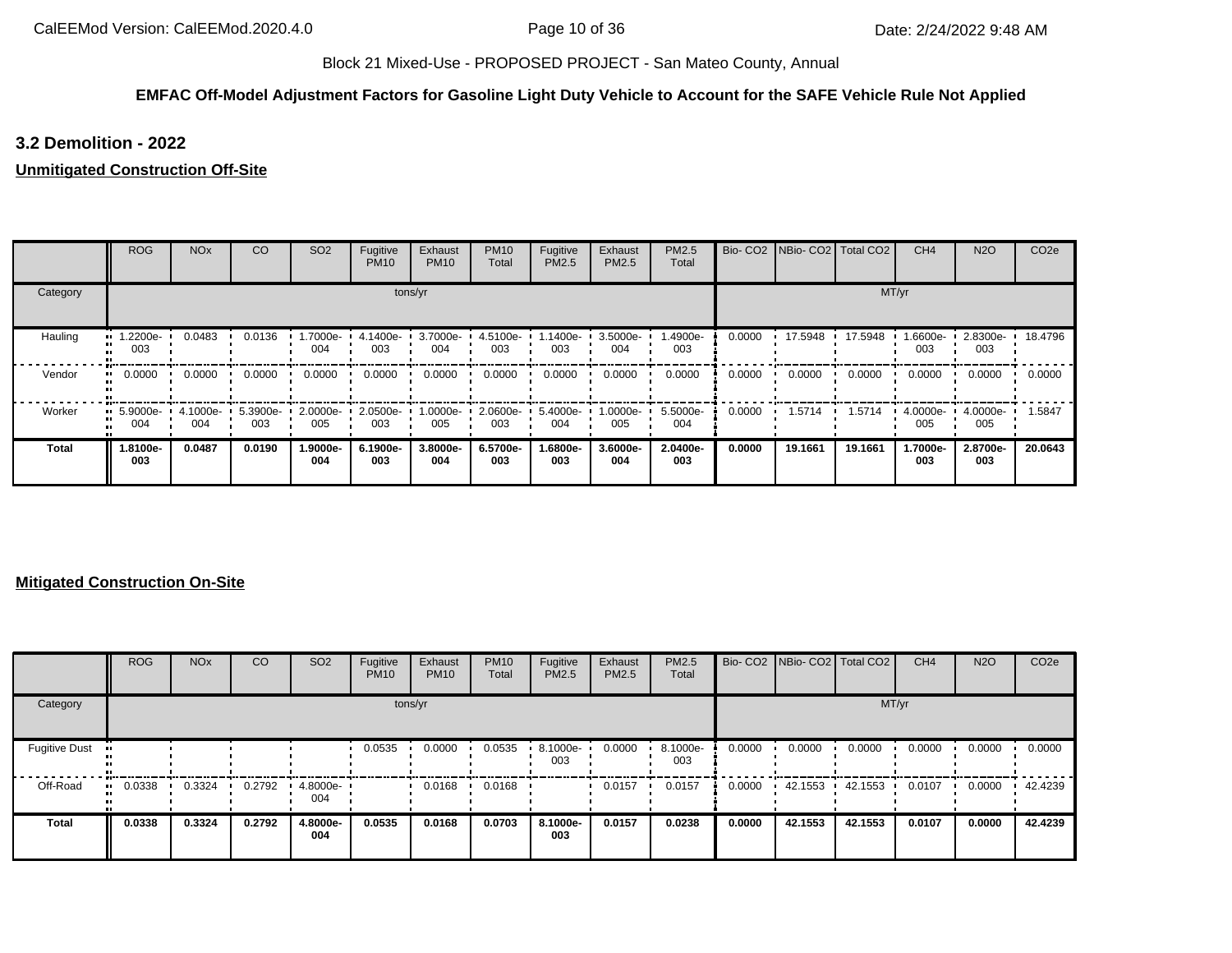Block 21 Mixed-Use - PROPOSED PROJECT - San Mateo County, Annual

**EMFAC Off-Model Adjustment Factors for Gasoline Light Duty Vehicle to Account for the SAFE Vehicle Rule Not Applied**

### 3.2 Demolition - 2022

**Unmitigated Construction Off-Site**

| | ROG | NOx | CO | SO2 | Fugitive PM10 | Exhaust PM10 | PM10 Total | Fugitive PM2.5 | Exhaust PM2.5 | PM2.5 Total | Bio- CO2 | NBio- CO2 | Total CO2 | CH4 | N2O | CO2e |
|---|---|---|---|---|---|---|---|---|---|---|---|---|---|---|---|---|
| Category | tons/yr | | | | | | | | | | MT/yr | | | | | |
| Hauling | 1.2200e-003 | 0.0483 | 0.0136 | 1.7000e-004 | 4.1400e-003 | 3.7000e-004 | 4.5100e-003 | 1.1400e-003 | 3.5000e-004 | 1.4900e-003 | 0.0000 | 17.5948 | 17.5948 | 1.6600e-003 | 2.8300e-003 | 18.4796 |
| Vendor | 0.0000 | 0.0000 | 0.0000 | 0.0000 | 0.0000 | 0.0000 | 0.0000 | 0.0000 | 0.0000 | 0.0000 | 0.0000 | 0.0000 | 0.0000 | 0.0000 | 0.0000 | 0.0000 |
| Worker | 5.9000e-004 | 4.1000e-004 | 5.3900e-003 | 2.0000e-005 | 2.0500e-003 | 1.0000e-005 | 2.0600e-003 | 5.4000e-004 | 1.0000e-005 | 5.5000e-004 | 0.0000 | 1.5714 | 1.5714 | 4.0000e-005 | 4.0000e-005 | 1.5847 |
| **Total** | **1.8100e-003** | **0.0487** | **0.0190** | **1.9000e-004** | **6.1900e-003** | **3.8000e-004** | **6.5700e-003** | **1.6800e-003** | **3.6000e-004** | **2.0400e-003** | **0.0000** | **19.1661** | **19.1661** | **1.7000e-003** | **2.8700e-003** | **20.0643** |

**Mitigated Construction On-Site**

| | ROG | NOx | CO | SO2 | Fugitive PM10 | Exhaust PM10 | PM10 Total | Fugitive PM2.5 | Exhaust PM2.5 | PM2.5 Total | Bio- CO2 | NBio- CO2 | Total CO2 | CH4 | N2O | CO2e |
|---|---|---|---|---|---|---|---|---|---|---|---|---|---|---|---|---|
| Category | tons/yr | | | | | | | | | | MT/yr | | | | | |
| Fugitive Dust | | | | | 0.0535 | 0.0000 | 0.0535 | 8.1000e-003 | 0.0000 | 8.1000e-003 | 0.0000 | 0.0000 | 0.0000 | 0.0000 | 0.0000 | 0.0000 |
| Off-Road | 0.0338 | 0.3324 | 0.2792 | 4.8000e-004 | | 0.0168 | 0.0168 | | 0.0157 | 0.0157 | 0.0000 | 42.1553 | 42.1553 | 0.0107 | 0.0000 | 42.4239 |
| **Total** | **0.0338** | **0.3324** | **0.2792** | **4.8000e-004** | **0.0535** | **0.0168** | **0.0703** | **8.1000e-003** | **0.0157** | **0.0238** | **0.0000** | **42.1553** | **42.1553** | **0.0107** | **0.0000** | **42.4239** |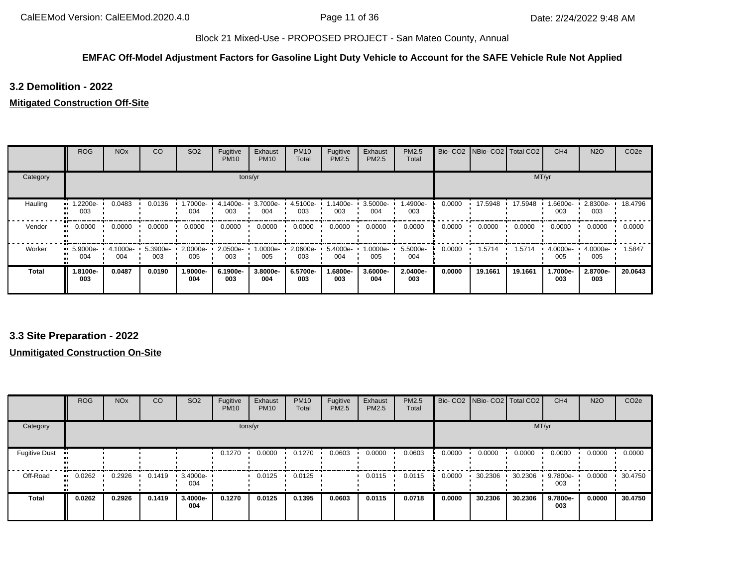## 3.2 Demolition - 2022

**Mitigated Construction Off-Site**

| | ROG | NOx | CO | SO2 | Fugitive PM10 | Exhaust PM10 | PM10 Total | Fugitive PM2.5 | Exhaust PM2.5 | PM2.5 Total | Bio- CO2 | NBio- CO2 | Total CO2 | CH4 | N2O | CO2e |
|---|---|---|---|---|---|---|---|---|---|---|---|---|---|---|---|---|
| Category | tons/yr | | | | | | | | | | MT/yr | | | | | |
| Hauling | 1.2200e-003 | 0.0483 | 0.0136 | 1.7000e-004 | 4.1400e-003 | 3.7000e-004 | 4.5100e-003 | 1.1400e-003 | 3.5000e-004 | 1.4900e-003 | 0.0000 | 17.5948 | 17.5948 | 1.6600e-003 | 2.8300e-003 | 18.4796 |
| Vendor | 0.0000 | 0.0000 | 0.0000 | 0.0000 | 0.0000 | 0.0000 | 0.0000 | 0.0000 | 0.0000 | 0.0000 | 0.0000 | 0.0000 | 0.0000 | 0.0000 | 0.0000 | 0.0000 |
| Worker | 5.9000e-004 | 4.1000e-004 | 5.3900e-003 | 2.0000e-005 | 2.0500e-003 | 1.0000e-005 | 2.0600e-003 | 5.4000e-004 | 1.0000e-005 | 5.5000e-004 | 0.0000 | 1.5714 | 1.5714 | 4.0000e-005 | 4.0000e-005 | 1.5847 |
| **Total** | **1.8100e-003** | **0.0487** | **0.0190** | **1.9000e-004** | **6.1900e-003** | **3.8000e-004** | **6.5700e-003** | **1.6800e-003** | **3.6000e-004** | **2.0400e-003** | **0.0000** | **19.1661** | **19.1661** | **1.7000e-003** | **2.8700e-003** | **20.0643** |

## 3.3 Site Preparation - 2022

**Unmitigated Construction On-Site**

| | ROG | NOx | CO | SO2 | Fugitive PM10 | Exhaust PM10 | PM10 Total | Fugitive PM2.5 | Exhaust PM2.5 | PM2.5 Total | Bio- CO2 | NBio- CO2 | Total CO2 | CH4 | N2O | CO2e |
|---|---|---|---|---|---|---|---|---|---|---|---|---|---|---|---|---|
| Category | tons/yr | | | | | | | | | | MT/yr | | | | | |
| Fugitive Dust | | | | | 0.1270 | 0.0000 | 0.1270 | 0.0603 | 0.0000 | 0.0603 | 0.0000 | 0.0000 | 0.0000 | 0.0000 | 0.0000 | 0.0000 |
| Off-Road | 0.0262 | 0.2926 | 0.1419 | 3.4000e-004 | | 0.0125 | 0.0125 | | 0.0115 | 0.0115 | 0.0000 | 30.2306 | 30.2306 | 9.7800e-003 | 0.0000 | 30.4750 |
| **Total** | **0.0262** | **0.2926** | **0.1419** | **3.4000e-004** | **0.1270** | **0.0125** | **0.1395** | **0.0603** | **0.0115** | **0.0718** | **0.0000** | **30.2306** | **30.2306** | **9.7800e-003** | **0.0000** | **30.4750** |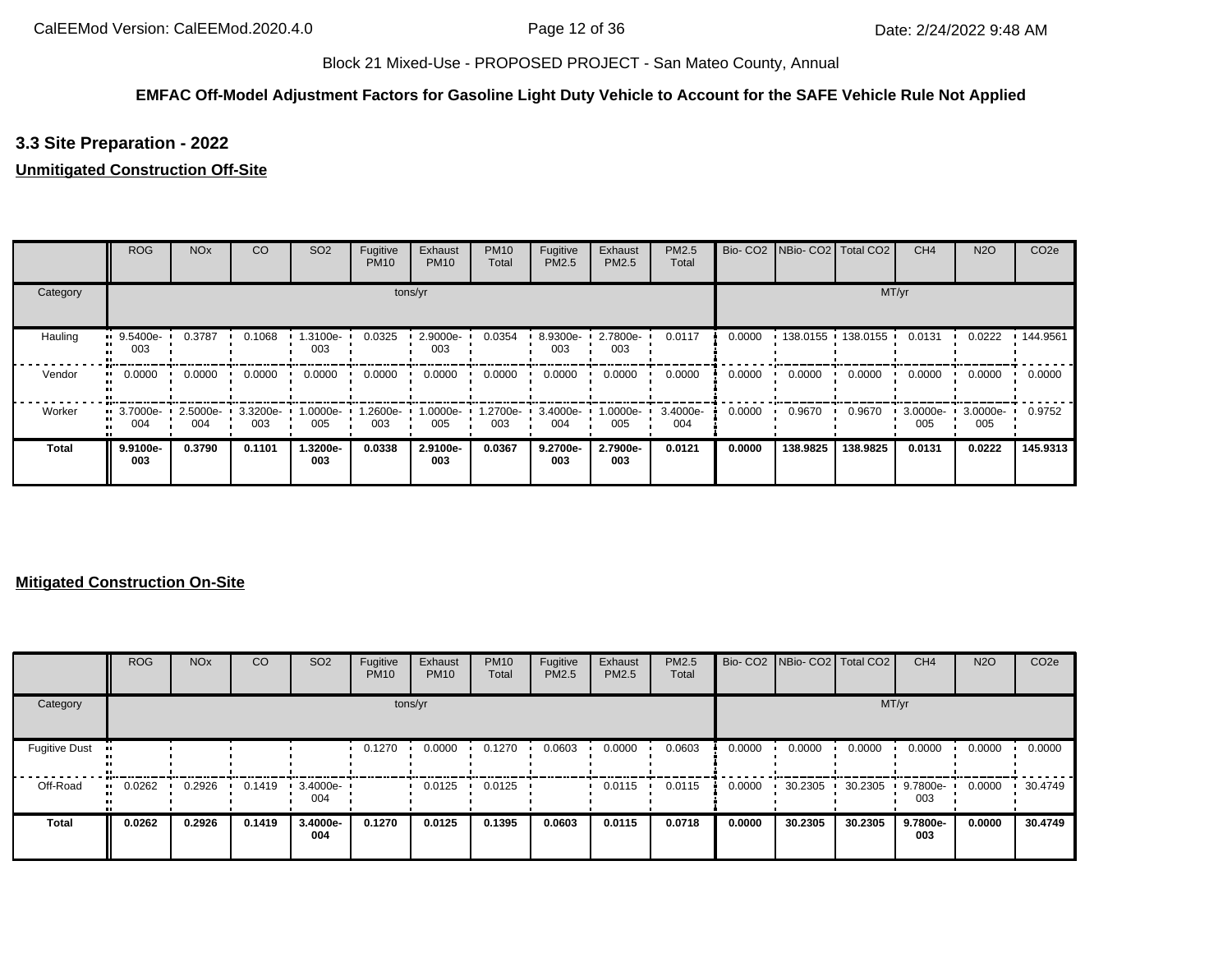Block 21 Mixed-Use - PROPOSED PROJECT - San Mateo County, Annual

**EMFAC Off-Model Adjustment Factors for Gasoline Light Duty Vehicle to Account for the SAFE Vehicle Rule Not Applied**

### 3.3 Site Preparation - 2022

**Unmitigated Construction Off-Site**

| | ROG | NOx | CO | SO2 | Fugitive PM10 | Exhaust PM10 | PM10 Total | Fugitive PM2.5 | Exhaust PM2.5 | PM2.5 Total | Bio- CO2 | NBio- CO2 | Total CO2 | CH4 | N2O | CO2e |
|---|---|---|---|---|---|---|---|---|---|---|---|---|---|---|---|---|
| Category | tons/yr | | | | | | | | | | MT/yr | | | | | |
| Hauling | 9.5400e-003 | 0.3787 | 0.1068 | 1.3100e-003 | 0.0325 | 2.9000e-003 | 0.0354 | 8.9300e-003 | 2.7800e-003 | 0.0117 | 0.0000 | 138.0155 | 138.0155 | 0.0131 | 0.0222 | 144.9561 |
| Vendor | 0.0000 | 0.0000 | 0.0000 | 0.0000 | 0.0000 | 0.0000 | 0.0000 | 0.0000 | 0.0000 | 0.0000 | 0.0000 | 0.0000 | 0.0000 | 0.0000 | 0.0000 | 0.0000 |
| Worker | 3.7000e-004 | 2.5000e-004 | 3.3200e-003 | 1.0000e-005 | 1.2600e-003 | 1.0000e-005 | 1.2700e-003 | 3.4000e-004 | 1.0000e-005 | 3.4000e-004 | 0.0000 | 0.9670 | 0.9670 | 3.0000e-005 | 3.0000e-005 | 0.9752 |
| **Total** | **9.9100e-003** | **0.3790** | **0.1101** | **1.3200e-003** | **0.0338** | **2.9100e-003** | **0.0367** | **9.2700e-003** | **2.7900e-003** | **0.0121** | **0.0000** | **138.9825** | **138.9825** | **0.0131** | **0.0222** | **145.9313** |

**Mitigated Construction On-Site**

| | ROG | NOx | CO | SO2 | Fugitive PM10 | Exhaust PM10 | PM10 Total | Fugitive PM2.5 | Exhaust PM2.5 | PM2.5 Total | Bio- CO2 | NBio- CO2 | Total CO2 | CH4 | N2O | CO2e |
|---|---|---|---|---|---|---|---|---|---|---|---|---|---|---|---|---|
| Category | tons/yr | | | | | | | | | | MT/yr | | | | | |
| Fugitive Dust | | | | | 0.1270 | 0.0000 | 0.1270 | 0.0603 | 0.0000 | 0.0603 | 0.0000 | 0.0000 | 0.0000 | 0.0000 | 0.0000 | 0.0000 |
| Off-Road | 0.0262 | 0.2926 | 0.1419 | 3.4000e-004 | | 0.0125 | 0.0125 | | 0.0115 | 0.0115 | 0.0000 | 30.2305 | 30.2305 | 9.7800e-003 | 0.0000 | 30.4749 |
| **Total** | **0.0262** | **0.2926** | **0.1419** | **3.4000e-004** | **0.1270** | **0.0125** | **0.1395** | **0.0603** | **0.0115** | **0.0718** | **0.0000** | **30.2305** | **30.2305** | **9.7800e-003** | **0.0000** | **30.4749** |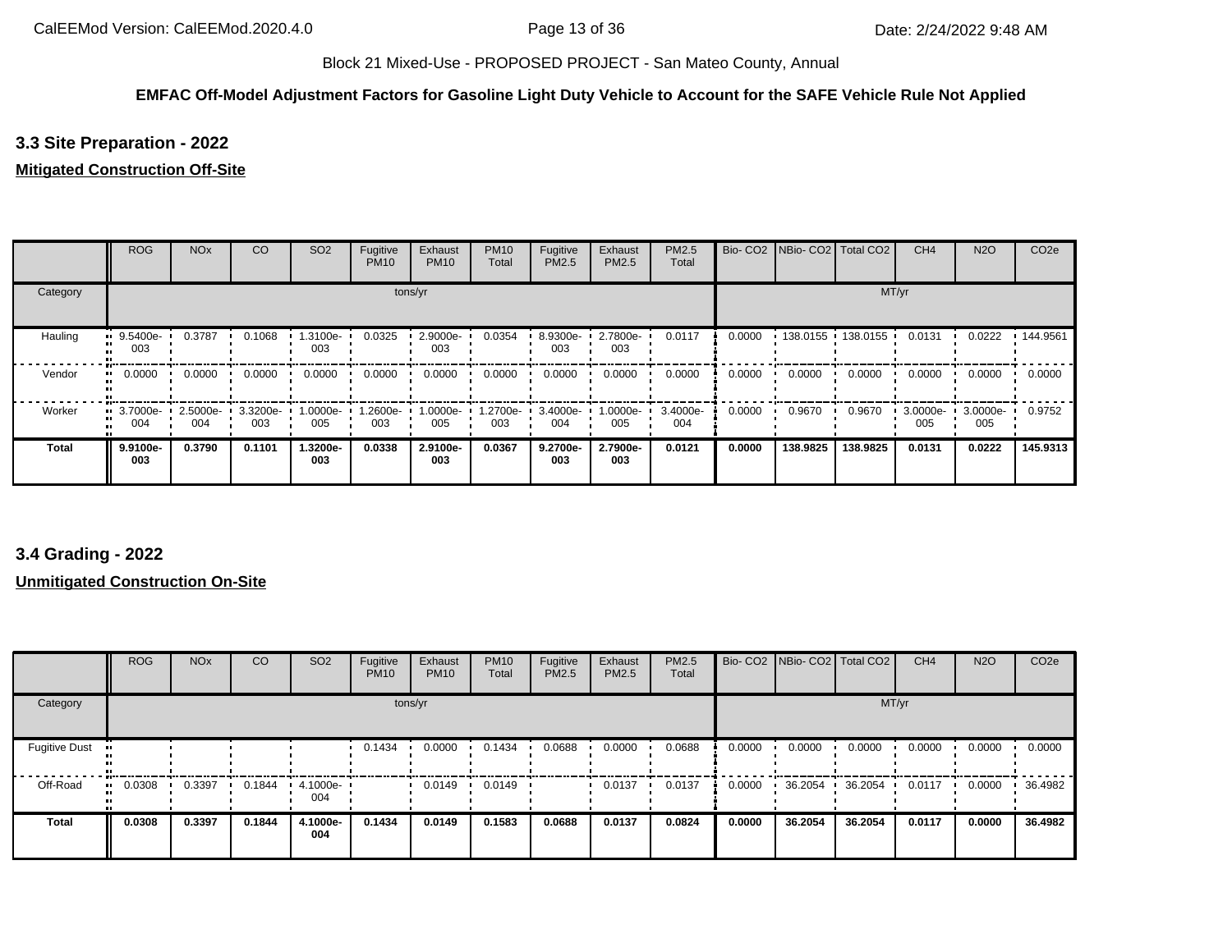Block 21 Mixed-Use - PROPOSED PROJECT - San Mateo County, Annual

**EMFAC Off-Model Adjustment Factors for Gasoline Light Duty Vehicle to Account for the SAFE Vehicle Rule Not Applied**

### 3.3 Site Preparation - 2022

**Mitigated Construction Off-Site**

| | ROG | NOx | CO | SO2 | Fugitive PM10 | Exhaust PM10 | PM10 Total | Fugitive PM2.5 | Exhaust PM2.5 | PM2.5 Total | Bio- CO2 | NBio- CO2 | Total CO2 | CH4 | N2O | CO2e |
|---|---|---|---|---|---|---|---|---|---|---|---|---|---|---|---|---|
| Category | tons/yr | | | | | | | | | | MT/yr | | | | | |
| Hauling | 9.5400e-003 | 0.3787 | 0.1068 | 1.3100e-003 | 0.0325 | 2.9000e-003 | 0.0354 | 8.9300e-003 | 2.7800e-003 | 0.0117 | 0.0000 | 138.0155 | 138.0155 | 0.0131 | 0.0222 | 144.9561 |
| Vendor | 0.0000 | 0.0000 | 0.0000 | 0.0000 | 0.0000 | 0.0000 | 0.0000 | 0.0000 | 0.0000 | 0.0000 | 0.0000 | 0.0000 | 0.0000 | 0.0000 | 0.0000 | 0.0000 |
| Worker | 3.7000e-004 | 2.5000e-004 | 3.3200e-003 | 1.0000e-005 | 1.2600e-003 | 1.0000e-005 | 1.2700e-003 | 3.4000e-004 | 1.0000e-005 | 3.4000e-004 | 0.0000 | 0.9670 | 0.9670 | 3.0000e-005 | 3.0000e-005 | 0.9752 |
| **Total** | **9.9100e-003** | **0.3790** | **0.1101** | **1.3200e-003** | **0.0338** | **2.9100e-003** | **0.0367** | **9.2700e-003** | **2.7900e-003** | **0.0121** | **0.0000** | **138.9825** | **138.9825** | **0.0131** | **0.0222** | **145.9313** |

### 3.4 Grading - 2022

**Unmitigated Construction On-Site**

| | ROG | NOx | CO | SO2 | Fugitive PM10 | Exhaust PM10 | PM10 Total | Fugitive PM2.5 | Exhaust PM2.5 | PM2.5 Total | Bio- CO2 | NBio- CO2 | Total CO2 | CH4 | N2O | CO2e |
|---|---|---|---|---|---|---|---|---|---|---|---|---|---|---|---|---|
| Category | tons/yr | | | | | | | | | | MT/yr | | | | | |
| Fugitive Dust | | | | | 0.1434 | 0.0000 | 0.1434 | 0.0688 | 0.0000 | 0.0688 | 0.0000 | 0.0000 | 0.0000 | 0.0000 | 0.0000 | 0.0000 |
| Off-Road | 0.0308 | 0.3397 | 0.1844 | 4.1000e-004 | | 0.0149 | 0.0149 | | 0.0137 | 0.0137 | 0.0000 | 36.2054 | 36.2054 | 0.0117 | 0.0000 | 36.4982 |
| **Total** | **0.0308** | **0.3397** | **0.1844** | **4.1000e-004** | **0.1434** | **0.0149** | **0.1583** | **0.0688** | **0.0137** | **0.0824** | **0.0000** | **36.2054** | **36.2054** | **0.0117** | **0.0000** | **36.4982** |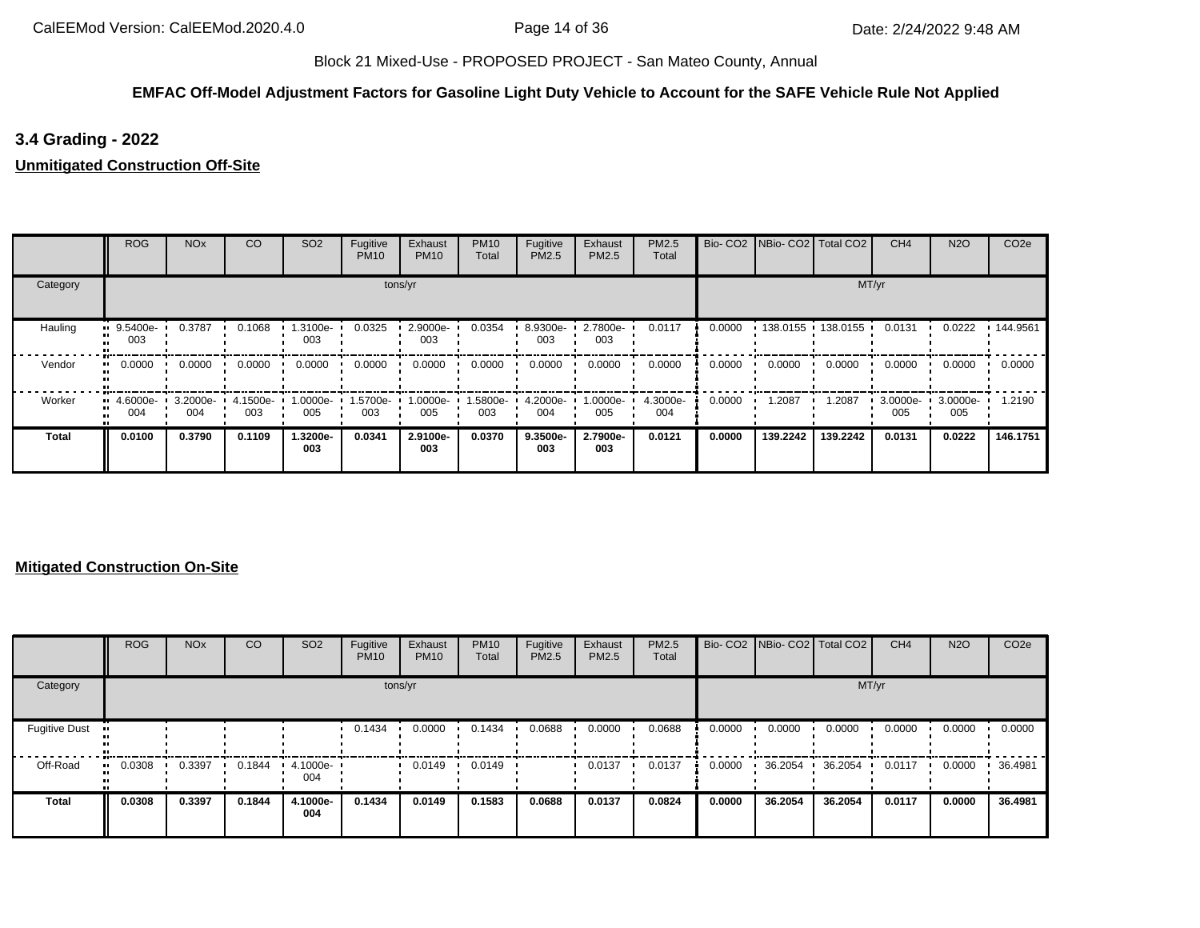Block 21 Mixed-Use - PROPOSED PROJECT - San Mateo County, Annual

**EMFAC Off-Model Adjustment Factors for Gasoline Light Duty Vehicle to Account for the SAFE Vehicle Rule Not Applied**

## 3.4 Grading - 2022

**Unmitigated Construction Off-Site**

| | ROG | NOx | CO | SO2 | Fugitive PM10 | Exhaust PM10 | PM10 Total | Fugitive PM2.5 | Exhaust PM2.5 | PM2.5 Total | Bio- CO2 | NBio- CO2 | Total CO2 | CH4 | N2O | CO2e |
|---|---|---|---|---|---|---|---|---|---|---|---|---|---|---|---|---|
| Category | tons/yr | | | | | | | | | | MT/yr | | | | | |
| Hauling | 9.5400e-003 | 0.3787 | 0.1068 | 1.3100e-003 | 0.0325 | 2.9000e-003 | 0.0354 | 8.9300e-003 | 2.7800e-003 | 0.0117 | 0.0000 | 138.0155 | 138.0155 | 0.0131 | 0.0222 | 144.9561 |
| Vendor | 0.0000 | 0.0000 | 0.0000 | 0.0000 | 0.0000 | 0.0000 | 0.0000 | 0.0000 | 0.0000 | 0.0000 | 0.0000 | 0.0000 | 0.0000 | 0.0000 | 0.0000 | 0.0000 |
| Worker | 4.6000e-004 | 3.2000e-004 | 4.1500e-003 | 1.0000e-005 | 1.5700e-003 | 1.0000e-005 | 1.5800e-003 | 4.2000e-004 | 1.0000e-005 | 4.3000e-004 | 0.0000 | 1.2087 | 1.2087 | 3.0000e-005 | 3.0000e-005 | 1.2190 |
| **Total** | **0.0100** | **0.3790** | **0.1109** | **1.3200e-003** | **0.0341** | **2.9100e-003** | **0.0370** | **9.3500e-003** | **2.7900e-003** | **0.0121** | **0.0000** | **139.2242** | **139.2242** | **0.0131** | **0.0222** | **146.1751** |

**Mitigated Construction On-Site**

| | ROG | NOx | CO | SO2 | Fugitive PM10 | Exhaust PM10 | PM10 Total | Fugitive PM2.5 | Exhaust PM2.5 | PM2.5 Total | Bio- CO2 | NBio- CO2 | Total CO2 | CH4 | N2O | CO2e |
|---|---|---|---|---|---|---|---|---|---|---|---|---|---|---|---|---|
| Category | tons/yr | | | | | | | | | | MT/yr | | | | | |
| Fugitive Dust | | | | | 0.1434 | 0.0000 | 0.1434 | 0.0688 | 0.0000 | 0.0688 | 0.0000 | 0.0000 | 0.0000 | 0.0000 | 0.0000 | 0.0000 |
| Off-Road | 0.0308 | 0.3397 | 0.1844 | 4.1000e-004 | | 0.0149 | 0.0149 | | 0.0137 | 0.0137 | 0.0000 | 36.2054 | 36.2054 | 0.0117 | 0.0000 | 36.4981 |
| **Total** | **0.0308** | **0.3397** | **0.1844** | **4.1000e-004** | **0.1434** | **0.0149** | **0.1583** | **0.0688** | **0.0137** | **0.0824** | **0.0000** | **36.2054** | **36.2054** | **0.0117** | **0.0000** | **36.4981** |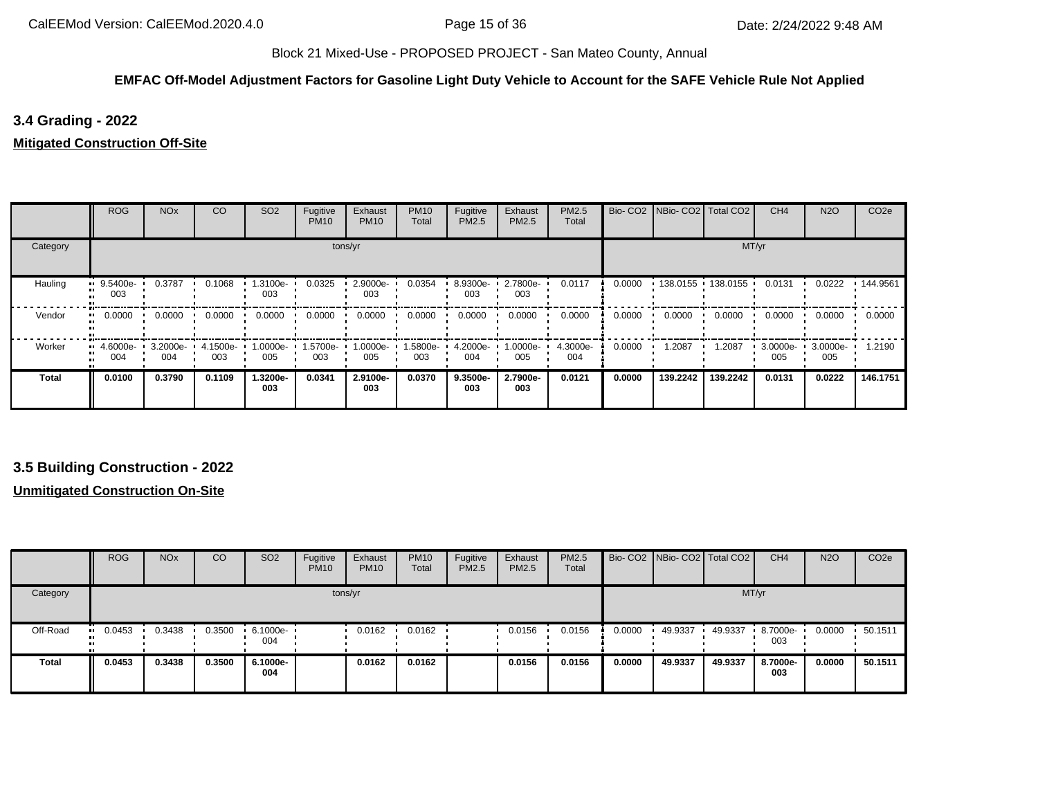Block 21 Mixed-Use - PROPOSED PROJECT - San Mateo County, Annual

**EMFAC Off-Model Adjustment Factors for Gasoline Light Duty Vehicle to Account for the SAFE Vehicle Rule Not Applied**

### 3.4 Grading - 2022

**Mitigated Construction Off-Site**

| | ROG | NOx | CO | SO2 | Fugitive PM10 | Exhaust PM10 | PM10 Total | Fugitive PM2.5 | Exhaust PM2.5 | PM2.5 Total | Bio- CO2 | NBio- CO2 | Total CO2 | CH4 | N2O | CO2e |
|---|---|---|---|---|---|---|---|---|---|---|---|---|---|---|---|---|
| Category | tons/yr | | | | | | | | | | MT/yr | | | | | |
| Hauling | 9.5400e-003 | 0.3787 | 0.1068 | 1.3100e-003 | 0.0325 | 2.9000e-003 | 0.0354 | 8.9300e-003 | 2.7800e-003 | 0.0117 | 0.0000 | 138.0155 | 138.0155 | 0.0131 | 0.0222 | 144.9561 |
| Vendor | 0.0000 | 0.0000 | 0.0000 | 0.0000 | 0.0000 | 0.0000 | 0.0000 | 0.0000 | 0.0000 | 0.0000 | 0.0000 | 0.0000 | 0.0000 | 0.0000 | 0.0000 | 0.0000 |
| Worker | 4.6000e-004 | 3.2000e-004 | 4.1500e-003 | 1.0000e-005 | 1.5700e-003 | 1.0000e-005 | 1.5800e-003 | 4.2000e-004 | 1.0000e-005 | 4.3000e-004 | 0.0000 | 1.2087 | 1.2087 | 3.0000e-005 | 3.0000e-005 | 1.2190 |
| **Total** | **0.0100** | **0.3790** | **0.1109** | **1.3200e-003** | **0.0341** | **2.9100e-003** | **0.0370** | **9.3500e-003** | **2.7900e-003** | **0.0121** | **0.0000** | **139.2242** | **139.2242** | **0.0131** | **0.0222** | **146.1751** |

### 3.5 Building Construction - 2022

**Unmitigated Construction On-Site**

| | ROG | NOx | CO | SO2 | Fugitive PM10 | Exhaust PM10 | PM10 Total | Fugitive PM2.5 | Exhaust PM2.5 | PM2.5 Total | Bio- CO2 | NBio- CO2 | Total CO2 | CH4 | N2O | CO2e |
|---|---|---|---|---|---|---|---|---|---|---|---|---|---|---|---|---|
| Category | tons/yr | | | | | | | | | | MT/yr | | | | | |
| Off-Road | 0.0453 | 0.3438 | 0.3500 | 6.1000e-004 | | 0.0162 | 0.0162 | | 0.0156 | 0.0156 | 0.0000 | 49.9337 | 49.9337 | 8.7000e-003 | 0.0000 | 50.1511 |
| **Total** | **0.0453** | **0.3438** | **0.3500** | **6.1000e-004** | | **0.0162** | **0.0162** | | **0.0156** | **0.0156** | **0.0000** | **49.9337** | **49.9337** | **8.7000e-003** | **0.0000** | **50.1511** |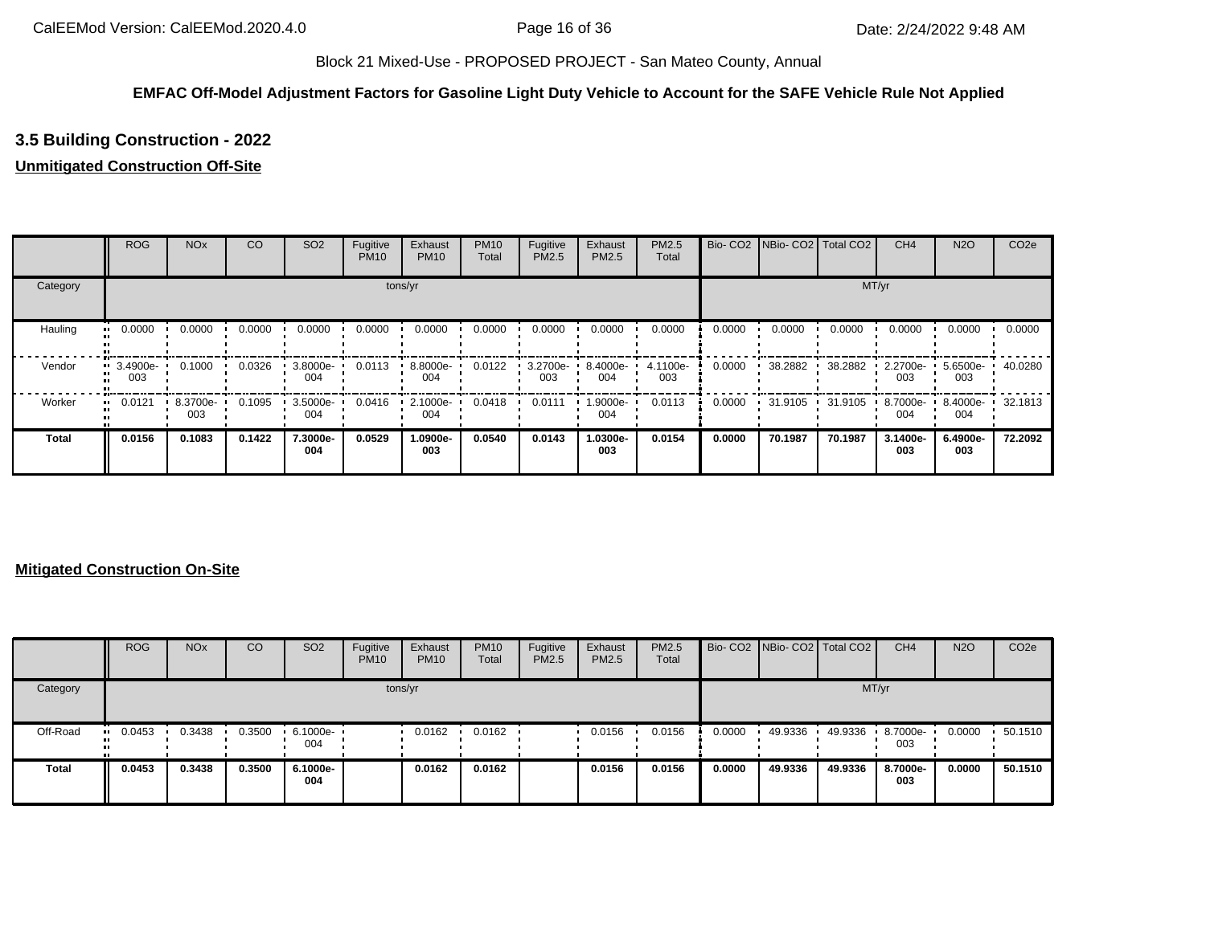Block 21 Mixed-Use - PROPOSED PROJECT - San Mateo County, Annual

**EMFAC Off-Model Adjustment Factors for Gasoline Light Duty Vehicle to Account for the SAFE Vehicle Rule Not Applied**

## 3.5 Building Construction - 2022

**Unmitigated Construction Off-Site**

| | ROG | NOx | CO | SO2 | Fugitive PM10 | Exhaust PM10 | PM10 Total | Fugitive PM2.5 | Exhaust PM2.5 | PM2.5 Total | Bio- CO2 | NBio- CO2 | Total CO2 | CH4 | N2O | CO2e |
|---|---|---|---|---|---|---|---|---|---|---|---|---|---|---|---|---|
| Category | tons/yr | | | | | | | | | | MT/yr | | | | | |
| Hauling | 0.0000 | 0.0000 | 0.0000 | 0.0000 | 0.0000 | 0.0000 | 0.0000 | 0.0000 | 0.0000 | 0.0000 | 0.0000 | 0.0000 | 0.0000 | 0.0000 | 0.0000 | 0.0000 |
| Vendor | 3.4900e-003 | 0.1000 | 0.0326 | 3.8000e-004 | 0.0113 | 8.8000e-004 | 0.0122 | 3.2700e-003 | 8.4000e-004 | 4.1100e-003 | 0.0000 | 38.2882 | 38.2882 | 2.2700e-003 | 5.6500e-003 | 40.0280 |
| Worker | 0.0121 | 8.3700e-003 | 0.1095 | 3.5000e-004 | 0.0416 | 2.1000e-004 | 0.0418 | 0.0111 | 1.9000e-004 | 0.0113 | 0.0000 | 31.9105 | 31.9105 | 8.7000e-004 | 8.4000e-004 | 32.1813 |
| **Total** | **0.0156** | **0.1083** | **0.1422** | **7.3000e-004** | **0.0529** | **1.0900e-003** | **0.0540** | **0.0143** | **1.0300e-003** | **0.0154** | **0.0000** | **70.1987** | **70.1987** | **3.1400e-003** | **6.4900e-003** | **72.2092** |

**Mitigated Construction On-Site**

| | ROG | NOx | CO | SO2 | Fugitive PM10 | Exhaust PM10 | PM10 Total | Fugitive PM2.5 | Exhaust PM2.5 | PM2.5 Total | Bio- CO2 | NBio- CO2 | Total CO2 | CH4 | N2O | CO2e |
|---|---|---|---|---|---|---|---|---|---|---|---|---|---|---|---|---|
| Category | tons/yr | | | | | | | | | | MT/yr | | | | | |
| Off-Road | 0.0453 | 0.3438 | 0.3500 | 6.1000e-004 | | 0.0162 | 0.0162 | | 0.0156 | 0.0156 | 0.0000 | 49.9336 | 49.9336 | 8.7000e-003 | 0.0000 | 50.1510 |
| **Total** | **0.0453** | **0.3438** | **0.3500** | **6.1000e-004** | | **0.0162** | **0.0162** | | **0.0156** | **0.0156** | **0.0000** | **49.9336** | **49.9336** | **8.7000e-003** | **0.0000** | **50.1510** |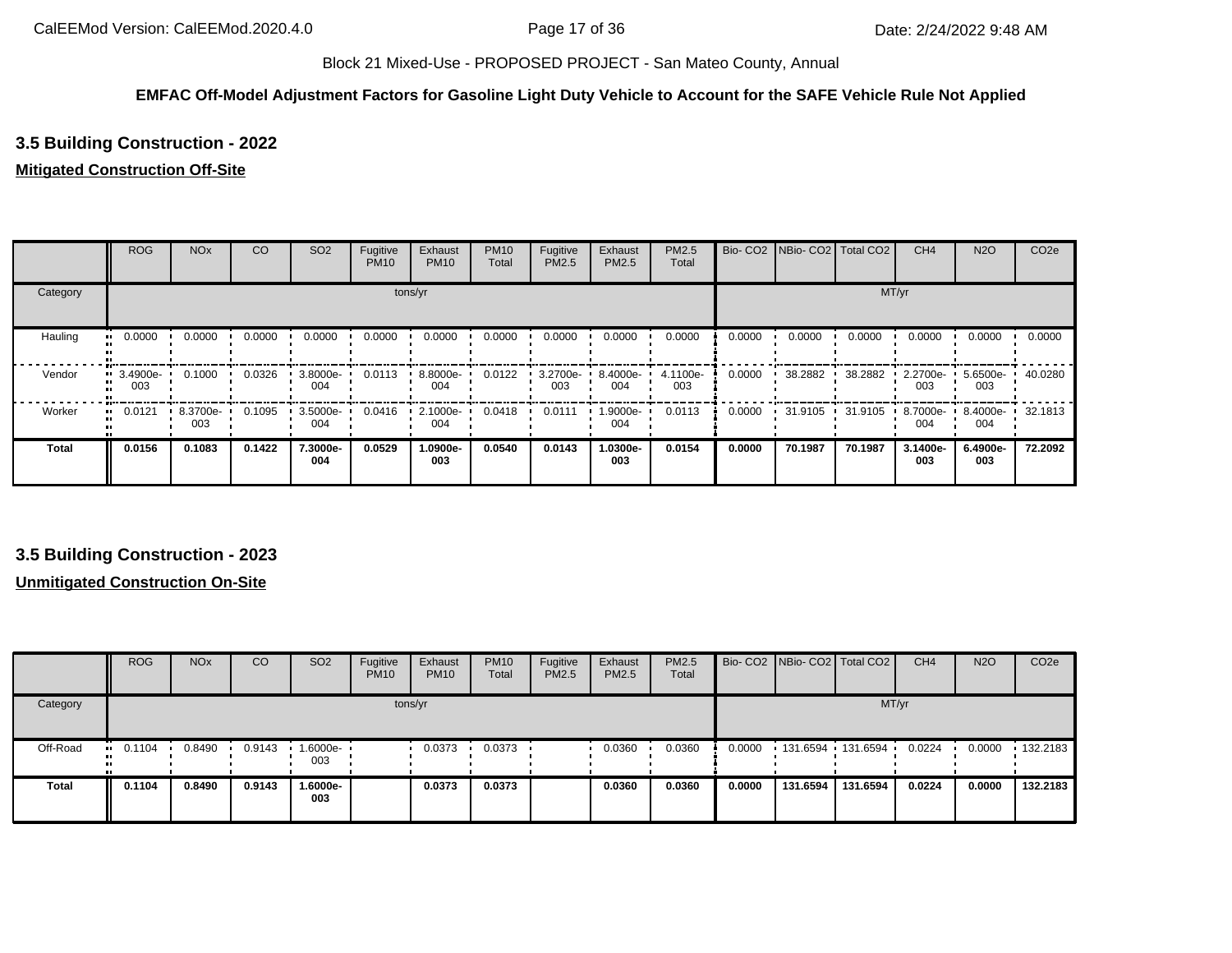**EMFAC Off-Model Adjustment Factors for Gasoline Light Duty Vehicle to Account for the SAFE Vehicle Rule Not Applied**

### 3.5 Building Construction - 2022

**Mitigated Construction Off-Site**

| | ROG | NOx | CO | SO2 | Fugitive PM10 | Exhaust PM10 | PM10 Total | Fugitive PM2.5 | Exhaust PM2.5 | PM2.5 Total | Bio- CO2 | NBio- CO2 | Total CO2 | CH4 | N2O | CO2e |
|---|---|---|---|---|---|---|---|---|---|---|---|---|---|---|---|---|
| Category | tons/yr | | | | | | | | | | MT/yr | | | | | |
| Hauling | 0.0000 | 0.0000 | 0.0000 | 0.0000 | 0.0000 | 0.0000 | 0.0000 | 0.0000 | 0.0000 | 0.0000 | 0.0000 | 0.0000 | 0.0000 | 0.0000 | 0.0000 | 0.0000 |
| Vendor | 3.4900e-003 | 0.1000 | 0.0326 | 3.8000e-004 | 0.0113 | 8.8000e-004 | 0.0122 | 3.2700e-003 | 8.4000e-004 | 4.1100e-003 | 0.0000 | 38.2882 | 38.2882 | 2.2700e-003 | 5.6500e-003 | 40.0280 |
| Worker | 0.0121 | 8.3700e-003 | 0.1095 | 3.5000e-004 | 0.0416 | 2.1000e-004 | 0.0418 | 0.0111 | 1.9000e-004 | 0.0113 | 0.0000 | 31.9105 | 31.9105 | 8.7000e-004 | 8.4000e-004 | 32.1813 |
| **Total** | **0.0156** | **0.1083** | **0.1422** | **7.3000e-004** | **0.0529** | **1.0900e-003** | **0.0540** | **0.0143** | **1.0300e-003** | **0.0154** | **0.0000** | **70.1987** | **70.1987** | **3.1400e-003** | **6.4900e-003** | **72.2092** |

### 3.5 Building Construction - 2023

**Unmitigated Construction On-Site**

| | ROG | NOx | CO | SO2 | Fugitive PM10 | Exhaust PM10 | PM10 Total | Fugitive PM2.5 | Exhaust PM2.5 | PM2.5 Total | Bio- CO2 | NBio- CO2 | Total CO2 | CH4 | N2O | CO2e |
|---|---|---|---|---|---|---|---|---|---|---|---|---|---|---|---|---|
| Category | tons/yr | | | | | | | | | | MT/yr | | | | | |
| Off-Road | 0.1104 | 0.8490 | 0.9143 | 1.6000e-003 | | 0.0373 | 0.0373 | | 0.0360 | 0.0360 | 0.0000 | 131.6594 | 131.6594 | 0.0224 | 0.0000 | 132.2183 |
| **Total** | **0.1104** | **0.8490** | **0.9143** | **1.6000e-003** | | **0.0373** | **0.0373** | | **0.0360** | **0.0360** | **0.0000** | **131.6594** | **131.6594** | **0.0224** | **0.0000** | **132.2183** |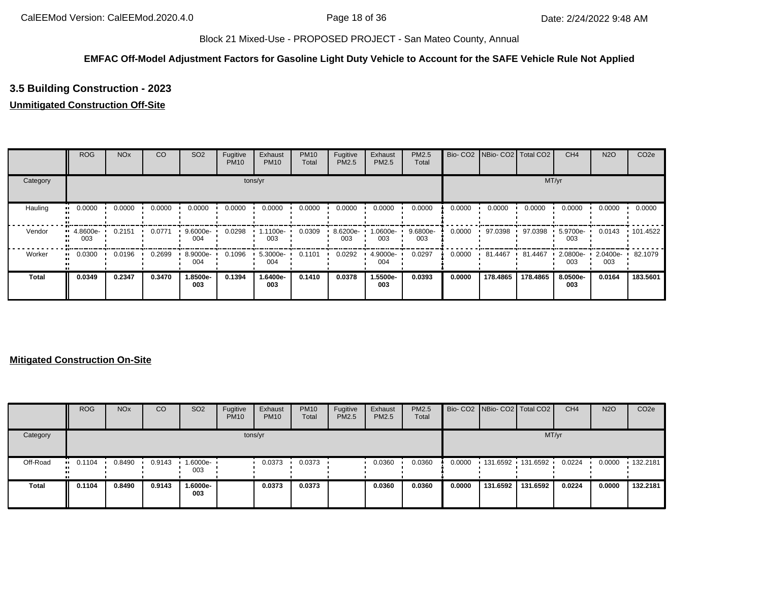Block 21 Mixed-Use - PROPOSED PROJECT - San Mateo County, Annual

**EMFAC Off-Model Adjustment Factors for Gasoline Light Duty Vehicle to Account for the SAFE Vehicle Rule Not Applied**

### 3.5 Building Construction - 2023

**Unmitigated Construction Off-Site**

| | ROG | NOx | CO | SO2 | Fugitive PM10 | Exhaust PM10 | PM10 Total | Fugitive PM2.5 | Exhaust PM2.5 | PM2.5 Total | Bio- CO2 | NBio- CO2 | Total CO2 | CH4 | N2O | CO2e |
|---|---|---|---|---|---|---|---|---|---|---|---|---|---|---|---|---|
| Category | tons/yr | | | | | | | | | | MT/yr | | | | | |
| Hauling | 0.0000 | 0.0000 | 0.0000 | 0.0000 | 0.0000 | 0.0000 | 0.0000 | 0.0000 | 0.0000 | 0.0000 | 0.0000 | 0.0000 | 0.0000 | 0.0000 | 0.0000 | 0.0000 |
| Vendor | 4.8600e-003 | 0.2151 | 0.0771 | 9.6000e-004 | 0.0298 | 1.1100e-003 | 0.0309 | 8.6200e-003 | 1.0600e-003 | 9.6800e-003 | 0.0000 | 97.0398 | 97.0398 | 5.9700e-003 | 0.0143 | 101.4522 |
| Worker | 0.0300 | 0.0196 | 0.2699 | 8.9000e-004 | 0.1096 | 5.3000e-004 | 0.1101 | 0.0292 | 4.9000e-004 | 0.0297 | 0.0000 | 81.4467 | 81.4467 | 2.0800e-003 | 2.0400e-003 | 82.1079 |
| **Total** | **0.0349** | **0.2347** | **0.3470** | **1.8500e-003** | **0.1394** | **1.6400e-003** | **0.1410** | **0.0378** | **1.5500e-003** | **0.0393** | **0.0000** | **178.4865** | **178.4865** | **8.0500e-003** | **0.0164** | **183.5601** |

**Mitigated Construction On-Site**

| | ROG | NOx | CO | SO2 | Fugitive PM10 | Exhaust PM10 | PM10 Total | Fugitive PM2.5 | Exhaust PM2.5 | PM2.5 Total | Bio- CO2 | NBio- CO2 | Total CO2 | CH4 | N2O | CO2e |
|---|---|---|---|---|---|---|---|---|---|---|---|---|---|---|---|---|
| Category | tons/yr | | | | | | | | | | MT/yr | | | | | |
| Off-Road | 0.1104 | 0.8490 | 0.9143 | 1.6000e-003 | | 0.0373 | 0.0373 | | 0.0360 | 0.0360 | 0.0000 | 131.6592 | 131.6592 | 0.0224 | 0.0000 | 132.2181 |
| **Total** | **0.1104** | **0.8490** | **0.9143** | **1.6000e-003** | | **0.0373** | **0.0373** | | **0.0360** | **0.0360** | **0.0000** | **131.6592** | **131.6592** | **0.0224** | **0.0000** | **132.2181** |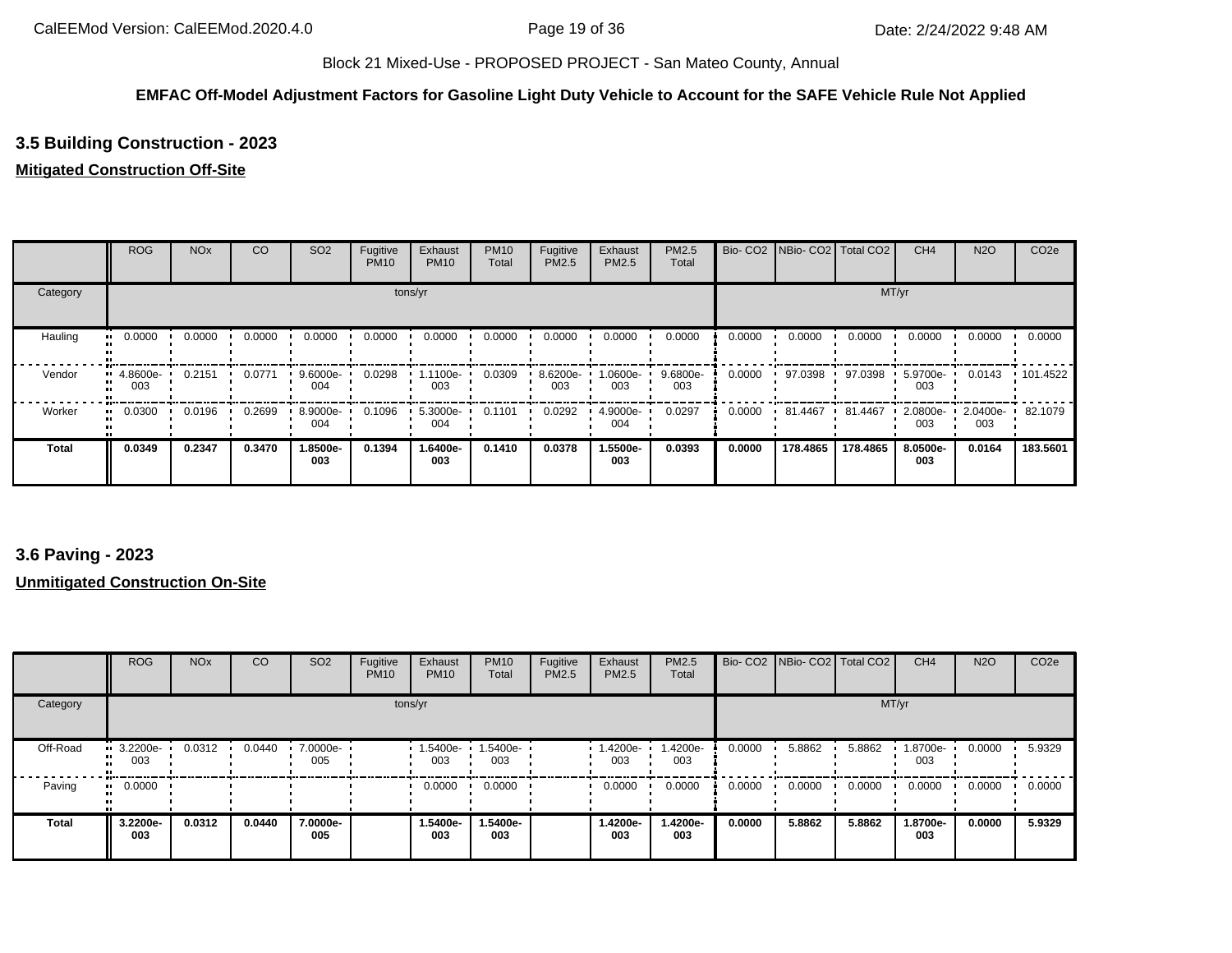Block 21 Mixed-Use - PROPOSED PROJECT - San Mateo County, Annual

**EMFAC Off-Model Adjustment Factors for Gasoline Light Duty Vehicle to Account for the SAFE Vehicle Rule Not Applied**

### 3.5 Building Construction - 2023

**Mitigated Construction Off-Site**

| | ROG | NOx | CO | SO2 | Fugitive PM10 | Exhaust PM10 | PM10 Total | Fugitive PM2.5 | Exhaust PM2.5 | PM2.5 Total | Bio- CO2 | NBio- CO2 | Total CO2 | CH4 | N2O | CO2e |
|---|---|---|---|---|---|---|---|---|---|---|---|---|---|---|---|---|
| Category | tons/yr | | | | | | | | | | MT/yr | | | | | |
| Hauling | 0.0000 | 0.0000 | 0.0000 | 0.0000 | 0.0000 | 0.0000 | 0.0000 | 0.0000 | 0.0000 | 0.0000 | 0.0000 | 0.0000 | 0.0000 | 0.0000 | 0.0000 | 0.0000 |
| Vendor | 4.8600e-003 | 0.2151 | 0.0771 | 9.6000e-004 | 0.0298 | 1.1100e-003 | 0.0309 | 8.6200e-003 | 1.0600e-003 | 9.6800e-003 | 0.0000 | 97.0398 | 97.0398 | 5.9700e-003 | 0.0143 | 101.4522 |
| Worker | 0.0300 | 0.0196 | 0.2699 | 8.9000e-004 | 0.1096 | 5.3000e-004 | 0.1101 | 0.0292 | 4.9000e-004 | 0.0297 | 0.0000 | 81.4467 | 81.4467 | 2.0800e-003 | 2.0400e-003 | 82.1079 |
| **Total** | **0.0349** | **0.2347** | **0.3470** | **1.8500e-003** | **0.1394** | **1.6400e-003** | **0.1410** | **0.0378** | **1.5500e-003** | **0.0393** | **0.0000** | **178.4865** | **178.4865** | **8.0500e-003** | **0.0164** | **183.5601** |

### 3.6 Paving - 2023

**Unmitigated Construction On-Site**

| | ROG | NOx | CO | SO2 | Fugitive PM10 | Exhaust PM10 | PM10 Total | Fugitive PM2.5 | Exhaust PM2.5 | PM2.5 Total | Bio- CO2 | NBio- CO2 | Total CO2 | CH4 | N2O | CO2e |
|---|---|---|---|---|---|---|---|---|---|---|---|---|---|---|---|---|
| Category | tons/yr | | | | | | | | | | MT/yr | | | | | |
| Off-Road | 3.2200e-003 | 0.0312 | 0.0440 | 7.0000e-005 | | 1.5400e-003 | 1.5400e-003 | | 1.4200e-003 | 1.4200e-003 | 0.0000 | 5.8862 | 5.8862 | 1.8700e-003 | 0.0000 | 5.9329 |
| Paving | 0.0000 | | | | | 0.0000 | 0.0000 | | 0.0000 | 0.0000 | 0.0000 | 0.0000 | 0.0000 | 0.0000 | 0.0000 | 0.0000 |
| **Total** | **3.2200e-003** | **0.0312** | **0.0440** | **7.0000e-005** | | **1.5400e-003** | **1.5400e-003** | | **1.4200e-003** | **1.4200e-003** | **0.0000** | **5.8862** | **5.8862** | **1.8700e-003** | **0.0000** | **5.9329** |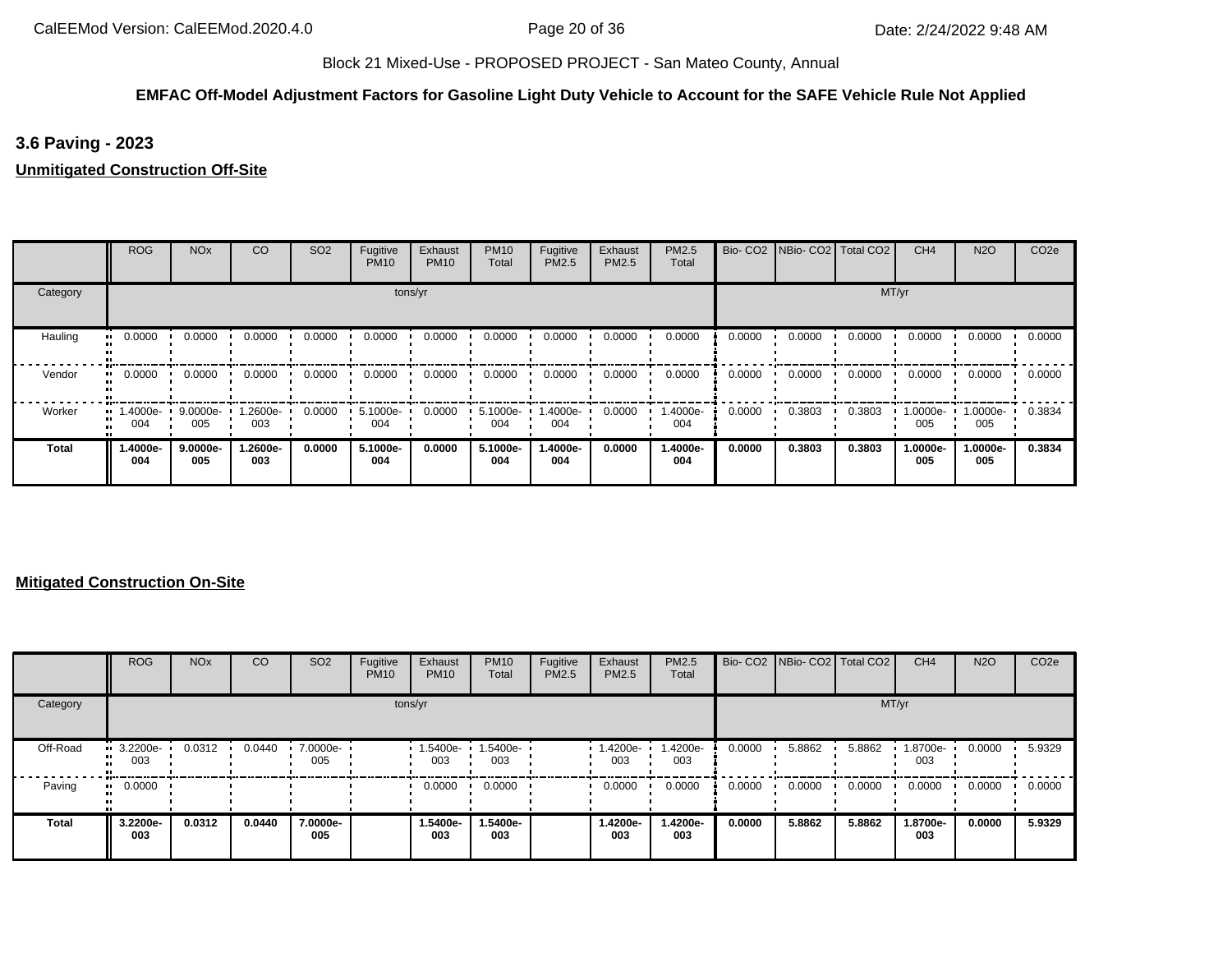Block 21 Mixed-Use - PROPOSED PROJECT - San Mateo County, Annual

**EMFAC Off-Model Adjustment Factors for Gasoline Light Duty Vehicle to Account for the SAFE Vehicle Rule Not Applied**

### 3.6 Paving - 2023

**Unmitigated Construction Off-Site**

| | ROG | NOx | CO | SO2 | Fugitive PM10 | Exhaust PM10 | PM10 Total | Fugitive PM2.5 | Exhaust PM2.5 | PM2.5 Total | Bio- CO2 | NBio- CO2 | Total CO2 | CH4 | N2O | CO2e |
|---|---|---|---|---|---|---|---|---|---|---|---|---|---|---|---|---|
| Category | tons/yr | | | | | | | | | | MT/yr | | | | | |
| Hauling | 0.0000 | 0.0000 | 0.0000 | 0.0000 | 0.0000 | 0.0000 | 0.0000 | 0.0000 | 0.0000 | 0.0000 | 0.0000 | 0.0000 | 0.0000 | 0.0000 | 0.0000 | 0.0000 |
| Vendor | 0.0000 | 0.0000 | 0.0000 | 0.0000 | 0.0000 | 0.0000 | 0.0000 | 0.0000 | 0.0000 | 0.0000 | 0.0000 | 0.0000 | 0.0000 | 0.0000 | 0.0000 | 0.0000 |
| Worker | 1.4000e-004 | 9.0000e-005 | 1.2600e-003 | 0.0000 | 5.1000e-004 | 0.0000 | 5.1000e-004 | 1.4000e-004 | 0.0000 | 1.4000e-004 | 0.0000 | 0.3803 | 0.3803 | 1.0000e-005 | 1.0000e-005 | 0.3834 |
| **Total** | **1.4000e-004** | **9.0000e-005** | **1.2600e-003** | **0.0000** | **5.1000e-004** | **0.0000** | **5.1000e-004** | **1.4000e-004** | **0.0000** | **1.4000e-004** | **0.0000** | **0.3803** | **0.3803** | **1.0000e-005** | **1.0000e-005** | **0.3834** |

**Mitigated Construction On-Site**

| | ROG | NOx | CO | SO2 | Fugitive PM10 | Exhaust PM10 | PM10 Total | Fugitive PM2.5 | Exhaust PM2.5 | PM2.5 Total | Bio- CO2 | NBio- CO2 | Total CO2 | CH4 | N2O | CO2e |
|---|---|---|---|---|---|---|---|---|---|---|---|---|---|---|---|---|
| Category | tons/yr | | | | | | | | | | MT/yr | | | | | |
| Off-Road | 3.2200e-003 | 0.0312 | 0.0440 | 7.0000e-005 | | 1.5400e-003 | 1.5400e-003 | | 1.4200e-003 | 1.4200e-003 | 0.0000 | 5.8862 | 5.8862 | 1.8700e-003 | 0.0000 | 5.9329 |
| Paving | 0.0000 | | | | | 0.0000 | 0.0000 | | 0.0000 | 0.0000 | 0.0000 | 0.0000 | 0.0000 | 0.0000 | 0.0000 | 0.0000 |
| **Total** | **3.2200e-003** | **0.0312** | **0.0440** | **7.0000e-005** | | **1.5400e-003** | **1.5400e-003** | | **1.4200e-003** | **1.4200e-003** | **0.0000** | **5.8862** | **5.8862** | **1.8700e-003** | **0.0000** | **5.9329** |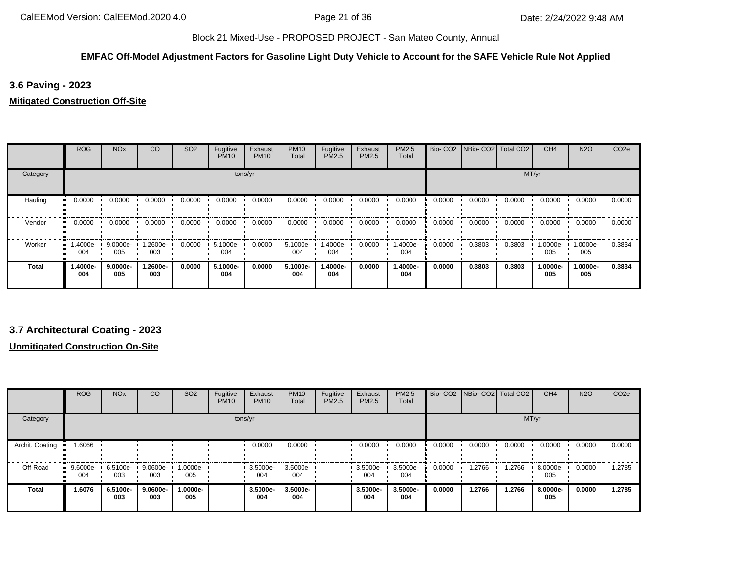Block 21 Mixed-Use - PROPOSED PROJECT - San Mateo County, Annual

**EMFAC Off-Model Adjustment Factors for Gasoline Light Duty Vehicle to Account for the SAFE Vehicle Rule Not Applied**

### 3.6 Paving - 2023

**Mitigated Construction Off-Site**

| | ROG | NOx | CO | SO2 | Fugitive PM10 | Exhaust PM10 | PM10 Total | Fugitive PM2.5 | Exhaust PM2.5 | PM2.5 Total | Bio- CO2 | NBio- CO2 | Total CO2 | CH4 | N2O | CO2e |
|---|---|---|---|---|---|---|---|---|---|---|---|---|---|---|---|---|
| Category | tons/yr | | | | | | | | | | MT/yr | | | | | |
| Hauling | 0.0000 | 0.0000 | 0.0000 | 0.0000 | 0.0000 | 0.0000 | 0.0000 | 0.0000 | 0.0000 | 0.0000 | 0.0000 | 0.0000 | 0.0000 | 0.0000 | 0.0000 | 0.0000 |
| Vendor | 0.0000 | 0.0000 | 0.0000 | 0.0000 | 0.0000 | 0.0000 | 0.0000 | 0.0000 | 0.0000 | 0.0000 | 0.0000 | 0.0000 | 0.0000 | 0.0000 | 0.0000 | 0.0000 |
| Worker | 1.4000e-004 | 9.0000e-005 | 1.2600e-003 | 0.0000 | 5.1000e-004 | 0.0000 | 5.1000e-004 | 1.4000e-004 | 0.0000 | 1.4000e-004 | 0.0000 | 0.3803 | 0.3803 | 1.0000e-005 | 1.0000e-005 | 0.3834 |
| **Total** | **1.4000e-004** | **9.0000e-005** | **1.2600e-003** | **0.0000** | **5.1000e-004** | **0.0000** | **5.1000e-004** | **1.4000e-004** | **0.0000** | **1.4000e-004** | **0.0000** | **0.3803** | **0.3803** | **1.0000e-005** | **1.0000e-005** | **0.3834** |

### 3.7 Architectural Coating - 2023

**Unmitigated Construction On-Site**

| | ROG | NOx | CO | SO2 | Fugitive PM10 | Exhaust PM10 | PM10 Total | Fugitive PM2.5 | Exhaust PM2.5 | PM2.5 Total | Bio- CO2 | NBio- CO2 | Total CO2 | CH4 | N2O | CO2e |
|---|---|---|---|---|---|---|---|---|---|---|---|---|---|---|---|---|
| Category | tons/yr | | | | | | | | | | MT/yr | | | | | |
| Archit. Coating | 1.6066 | | | | | 0.0000 | 0.0000 | | 0.0000 | 0.0000 | 0.0000 | 0.0000 | 0.0000 | 0.0000 | 0.0000 | 0.0000 |
| Off-Road | 9.6000e-004 | 6.5100e-003 | 9.0600e-003 | 1.0000e-005 | | 3.5000e-004 | 3.5000e-004 | | 3.5000e-004 | 3.5000e-004 | 0.0000 | 1.2766 | 1.2766 | 8.0000e-005 | 0.0000 | 1.2785 |
| **Total** | **1.6076** | **6.5100e-003** | **9.0600e-003** | **1.0000e-005** | | **3.5000e-004** | **3.5000e-004** | | **3.5000e-004** | **3.5000e-004** | **0.0000** | **1.2766** | **1.2766** | **8.0000e-005** | **0.0000** | **1.2785** |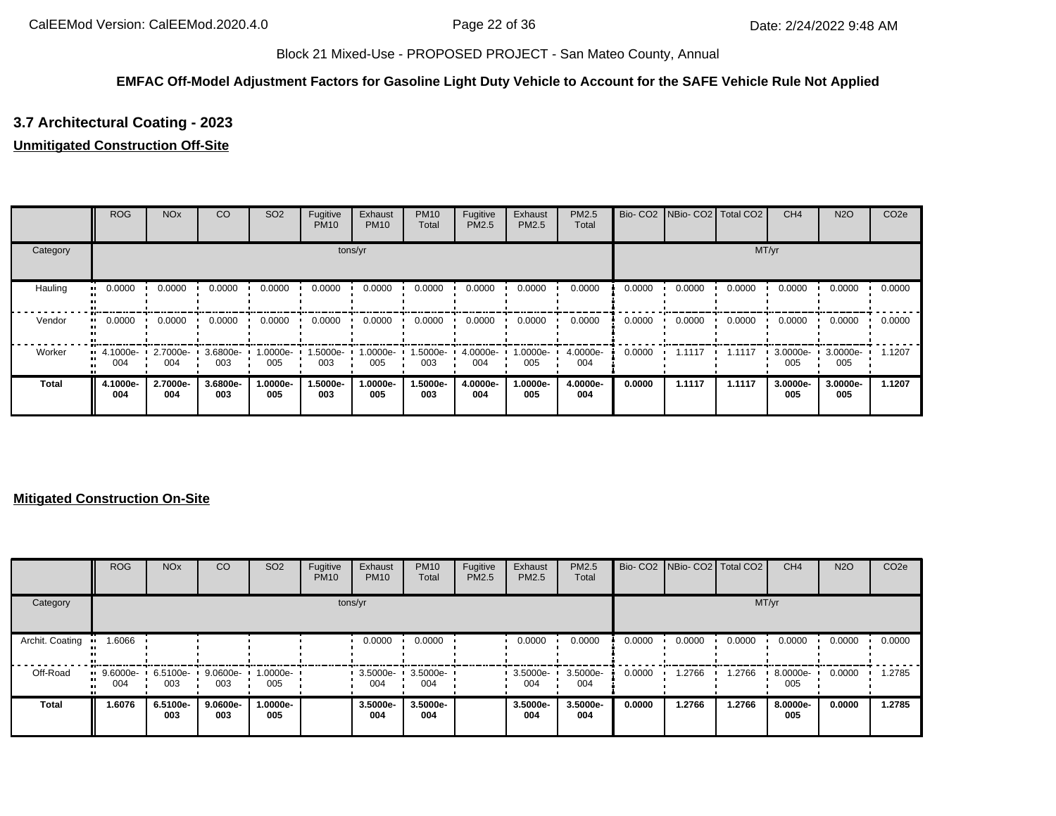Block 21 Mixed-Use - PROPOSED PROJECT - San Mateo County, Annual

**EMFAC Off-Model Adjustment Factors for Gasoline Light Duty Vehicle to Account for the SAFE Vehicle Rule Not Applied**

### 3.7 Architectural Coating - 2023

**Unmitigated Construction Off-Site**

| | ROG | NOx | CO | SO2 | Fugitive PM10 | Exhaust PM10 | PM10 Total | Fugitive PM2.5 | Exhaust PM2.5 | PM2.5 Total | Bio- CO2 | NBio- CO2 | Total CO2 | CH4 | N2O | CO2e |
|---|---|---|---|---|---|---|---|---|---|---|---|---|---|---|---|---|
| Category | tons/yr | | | | | | | | | | MT/yr | | | | | |
| Hauling | 0.0000 | 0.0000 | 0.0000 | 0.0000 | 0.0000 | 0.0000 | 0.0000 | 0.0000 | 0.0000 | 0.0000 | 0.0000 | 0.0000 | 0.0000 | 0.0000 | 0.0000 | 0.0000 |
| Vendor | 0.0000 | 0.0000 | 0.0000 | 0.0000 | 0.0000 | 0.0000 | 0.0000 | 0.0000 | 0.0000 | 0.0000 | 0.0000 | 0.0000 | 0.0000 | 0.0000 | 0.0000 | 0.0000 |
| Worker | 4.1000e-004 | 2.7000e-004 | 3.6800e-003 | 1.0000e-005 | 1.5000e-003 | 1.0000e-005 | 1.5000e-003 | 4.0000e-004 | 1.0000e-005 | 4.0000e-004 | 0.0000 | 1.1117 | 1.1117 | 3.0000e-005 | 3.0000e-005 | 1.1207 |
| **Total** | **4.1000e-004** | **2.7000e-004** | **3.6800e-003** | **1.0000e-005** | **1.5000e-003** | **1.0000e-005** | **1.5000e-003** | **4.0000e-004** | **1.0000e-005** | **4.0000e-004** | **0.0000** | **1.1117** | **1.1117** | **3.0000e-005** | **3.0000e-005** | **1.1207** |

**Mitigated Construction On-Site**

| | ROG | NOx | CO | SO2 | Fugitive PM10 | Exhaust PM10 | PM10 Total | Fugitive PM2.5 | Exhaust PM2.5 | PM2.5 Total | Bio- CO2 | NBio- CO2 | Total CO2 | CH4 | N2O | CO2e |
|---|---|---|---|---|---|---|---|---|---|---|---|---|---|---|---|---|
| Category | tons/yr | | | | | | | | | | MT/yr | | | | | |
| Archit. Coating | 1.6066 | | | | | 0.0000 | 0.0000 | | 0.0000 | 0.0000 | 0.0000 | 0.0000 | 0.0000 | 0.0000 | 0.0000 | 0.0000 |
| Off-Road | 9.6000e-004 | 6.5100e-003 | 9.0600e-003 | 1.0000e-005 | | 3.5000e-004 | 3.5000e-004 | | 3.5000e-004 | 3.5000e-004 | 0.0000 | 1.2766 | 1.2766 | 8.0000e-005 | 0.0000 | 1.2785 |
| **Total** | **1.6076** | **6.5100e-003** | **9.0600e-003** | **1.0000e-005** | | **3.5000e-004** | **3.5000e-004** | | **3.5000e-004** | **3.5000e-004** | **0.0000** | **1.2766** | **1.2766** | **8.0000e-005** | **0.0000** | **1.2785** |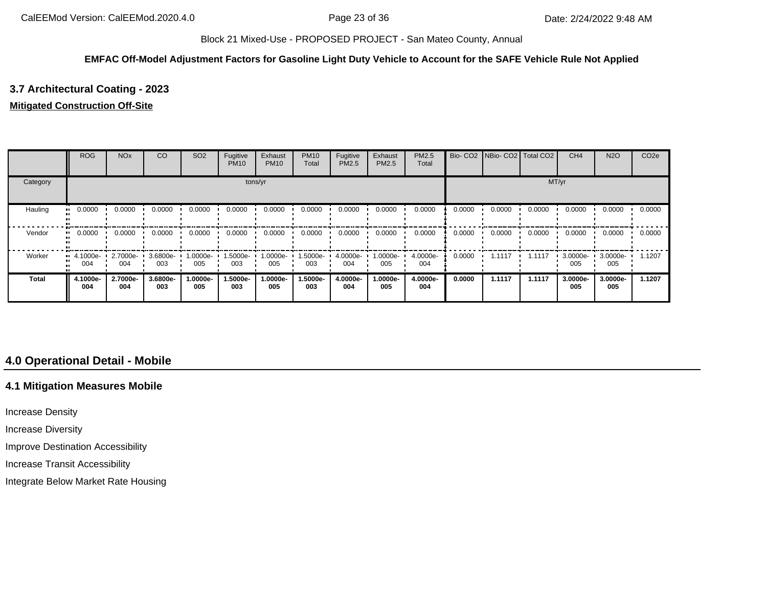### 3.7 Architectural Coating - 2023

**Mitigated Construction Off-Site**

| | ROG | NOx | CO | SO2 | Fugitive PM10 | Exhaust PM10 | PM10 Total | Fugitive PM2.5 | Exhaust PM2.5 | PM2.5 Total | Bio- CO2 | NBio- CO2 | Total CO2 | CH4 | N2O | CO2e |
|---|---|---|---|---|---|---|---|---|---|---|---|---|---|---|---|---|
| Category | tons/yr | | | | | | | | | | MT/yr | | | | | |
| Hauling | 0.0000 | 0.0000 | 0.0000 | 0.0000 | 0.0000 | 0.0000 | 0.0000 | 0.0000 | 0.0000 | 0.0000 | 0.0000 | 0.0000 | 0.0000 | 0.0000 | 0.0000 | 0.0000 |
| Vendor | 0.0000 | 0.0000 | 0.0000 | 0.0000 | 0.0000 | 0.0000 | 0.0000 | 0.0000 | 0.0000 | 0.0000 | 0.0000 | 0.0000 | 0.0000 | 0.0000 | 0.0000 | 0.0000 |
| Worker | 4.1000e-004 | 2.7000e-004 | 3.6800e-003 | 1.0000e-005 | 1.5000e-003 | 1.0000e-005 | 1.5000e-003 | 4.0000e-004 | 1.0000e-005 | 4.0000e-004 | 0.0000 | 1.1117 | 1.1117 | 3.0000e-005 | 3.0000e-005 | 1.1207 |
| **Total** | **4.1000e-004** | **2.7000e-004** | **3.6800e-003** | **1.0000e-005** | **1.5000e-003** | **1.0000e-005** | **1.5000e-003** | **4.0000e-004** | **1.0000e-005** | **4.0000e-004** | **0.0000** | **1.1117** | **1.1117** | **3.0000e-005** | **3.0000e-005** | **1.1207** |

## 4.0 Operational Detail - Mobile

### 4.1 Mitigation Measures Mobile

Increase Density

Increase Diversity

Improve Destination Accessibility

Increase Transit Accessibility

Integrate Below Market Rate Housing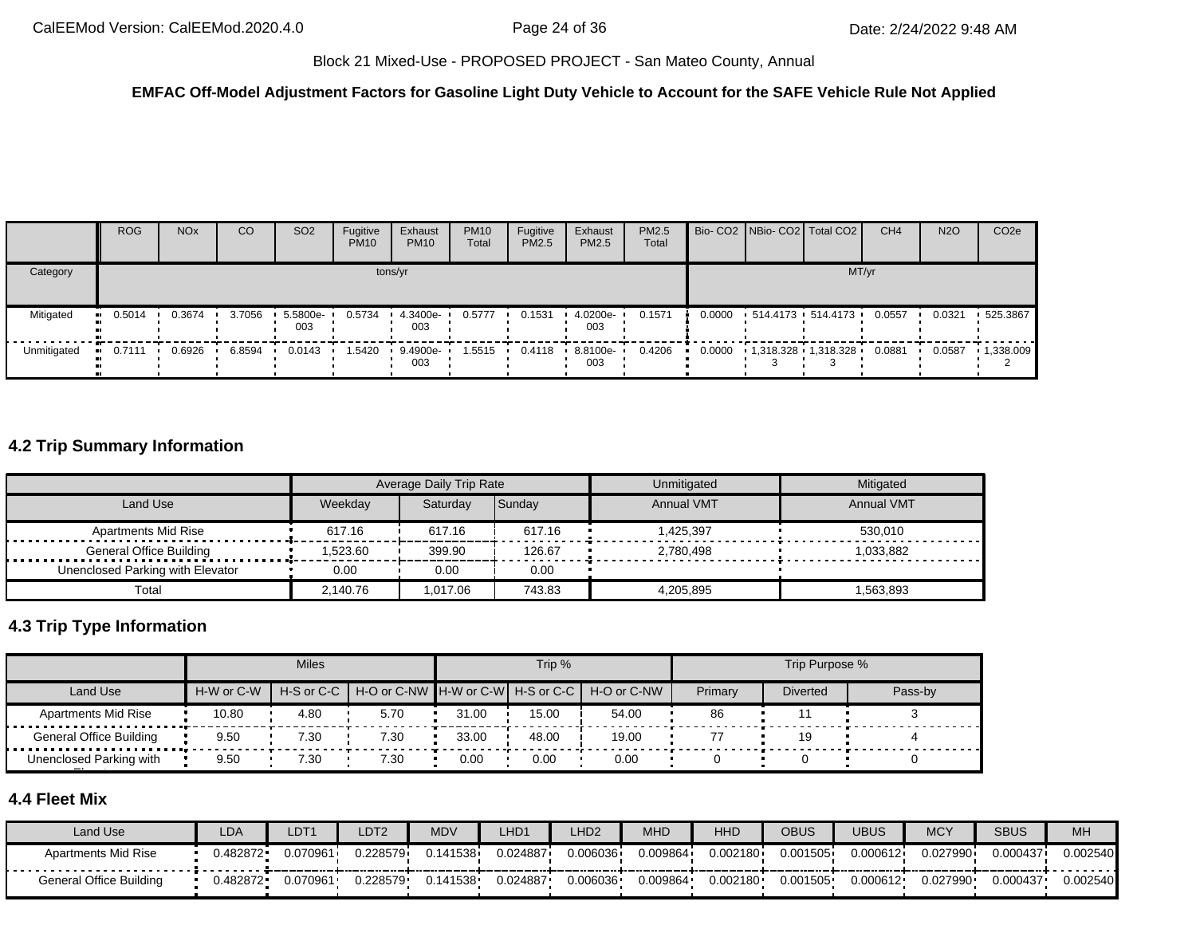Block 21 Mixed-Use - PROPOSED PROJECT - San Mateo County, Annual

**EMFAC Off-Model Adjustment Factors for Gasoline Light Duty Vehicle to Account for the SAFE Vehicle Rule Not Applied**

| | ROG | NOx | CO | SO2 | Fugitive PM10 | Exhaust PM10 | PM10 Total | Fugitive PM2.5 | Exhaust PM2.5 | PM2.5 Total | Bio- CO2 | NBio- CO2 | Total CO2 | CH4 | N2O | CO2e |
|---|---|---|---|---|---|---|---|---|---|---|---|---|---|---|---|---|
| Category | tons/yr | | | | | | | | | | MT/yr | | | | | |
| Mitigated | 0.5014 | 0.3674 | 3.7056 | 5.5800e-003 | 0.5734 | 4.3400e-003 | 0.5777 | 0.1531 | 4.0200e-003 | 0.1571 | 0.0000 | 514.4173 | 514.4173 | 0.0557 | 0.0321 | 525.3867 |
| Unmitigated | 0.7111 | 0.6926 | 6.8594 | 0.0143 | 1.5420 | 9.4900e-003 | 1.5515 | 0.4118 | 8.8100e-003 | 0.4206 | 0.0000 | 1,318.3283 | 1,318.3283 | 0.0881 | 0.0587 | 1,338.0092 |

## 4.2 Trip Summary Information

| | Average Daily Trip Rate | | | Unmitigated | Mitigated |
|---|---|---|---|---|---|
| Land Use | Weekday | Saturday | Sunday | Annual VMT | Annual VMT |
| Apartments Mid Rise | 617.16 | 617.16 | 617.16 | 1,425,397 | 530,010 |
| General Office Building | 1,523.60 | 399.90 | 126.67 | 2,780,498 | 1,033,882 |
| Unenclosed Parking with Elevator | 0.00 | 0.00 | 0.00 | | |
| Total | 2,140.76 | 1,017.06 | 743.83 | 4,205,895 | 1,563,893 |

## 4.3 Trip Type Information

| | Miles | | | Trip % | | | Trip Purpose % | | |
|---|---|---|---|---|---|---|---|---|---|
| Land Use | H-W or C-W | H-S or C-C | H-O or C-NW | H-W or C-W | H-S or C-C | H-O or C-NW | Primary | Diverted | Pass-by |
| Apartments Mid Rise | 10.80 | 4.80 | 5.70 | 31.00 | 15.00 | 54.00 | 86 | 11 | 3 |
| General Office Building | 9.50 | 7.30 | 7.30 | 33.00 | 48.00 | 19.00 | 77 | 19 | 4 |
| Unenclosed Parking with Elevator | 9.50 | 7.30 | 7.30 | 0.00 | 0.00 | 0.00 | 0 | 0 | 0 |

## 4.4 Fleet Mix

| Land Use | LDA | LDT1 | LDT2 | MDV | LHD1 | LHD2 | MHD | HHD | OBUS | UBUS | MCY | SBUS | MH |
|---|---|---|---|---|---|---|---|---|---|---|---|---|---|
| Apartments Mid Rise | 0.482872 | 0.070961 | 0.228579 | 0.141538 | 0.024887 | 0.006036 | 0.009864 | 0.002180 | 0.001505 | 0.000612 | 0.027990 | 0.000437 | 0.002540 |
| General Office Building | 0.482872 | 0.070961 | 0.228579 | 0.141538 | 0.024887 | 0.006036 | 0.009864 | 0.002180 | 0.001505 | 0.000612 | 0.027990 | 0.000437 | 0.002540 |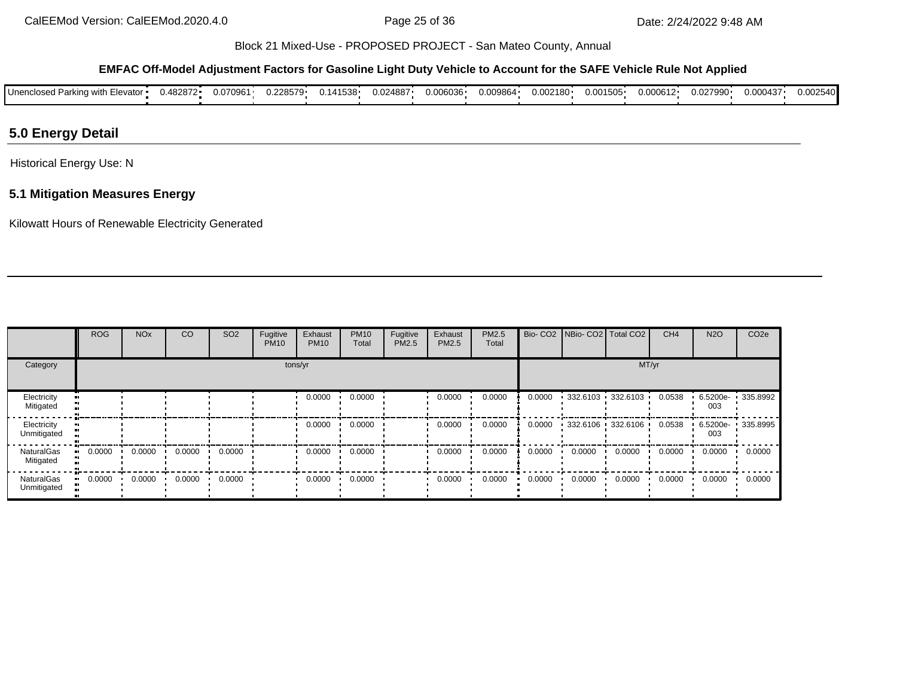**EMFAC Off-Model Adjustment Factors for Gasoline Light Duty Vehicle to Account for the SAFE Vehicle Rule Not Applied**

| | | | | | | | | | | | | | |
|---|---|---|---|---|---|---|---|---|---|---|---|---|---|
| Unenclosed Parking with Elevator | 0.482872 | 0.070961 | 0.228579 | 0.141538 | 0.024887 | 0.006036 | 0.009864 | 0.002180 | 0.001505 | 0.000612 | 0.027990 | 0.000437 | 0.002540 |

## 5.0 Energy Detail

Historical Energy Use: N

### 5.1 Mitigation Measures Energy

Kilowatt Hours of Renewable Electricity Generated

| | ROG | NOx | CO | SO2 | Fugitive PM10 | Exhaust PM10 | PM10 Total | Fugitive PM2.5 | Exhaust PM2.5 | PM2.5 Total | Bio- CO2 | NBio- CO2 | Total CO2 | CH4 | N2O | CO2e |
|---|---|---|---|---|---|---|---|---|---|---|---|---|---|---|---|---|
| Category | tons/yr | | | | | | | | | | MT/yr | | | | | |
| Electricity Mitigated | | | | | | 0.0000 | 0.0000 | | 0.0000 | 0.0000 | 0.0000 | 332.6103 | 332.6103 | 0.0538 | 6.5200e-003 | 335.8992 |
| Electricity Unmitigated | | | | | | 0.0000 | 0.0000 | | 0.0000 | 0.0000 | 0.0000 | 332.6106 | 332.6106 | 0.0538 | 6.5200e-003 | 335.8995 |
| NaturalGas Mitigated | 0.0000 | 0.0000 | 0.0000 | 0.0000 | | 0.0000 | 0.0000 | | 0.0000 | 0.0000 | 0.0000 | 0.0000 | 0.0000 | 0.0000 | 0.0000 | 0.0000 |
| NaturalGas Unmitigated | 0.0000 | 0.0000 | 0.0000 | 0.0000 | | 0.0000 | 0.0000 | | 0.0000 | 0.0000 | 0.0000 | 0.0000 | 0.0000 | 0.0000 | 0.0000 | 0.0000 |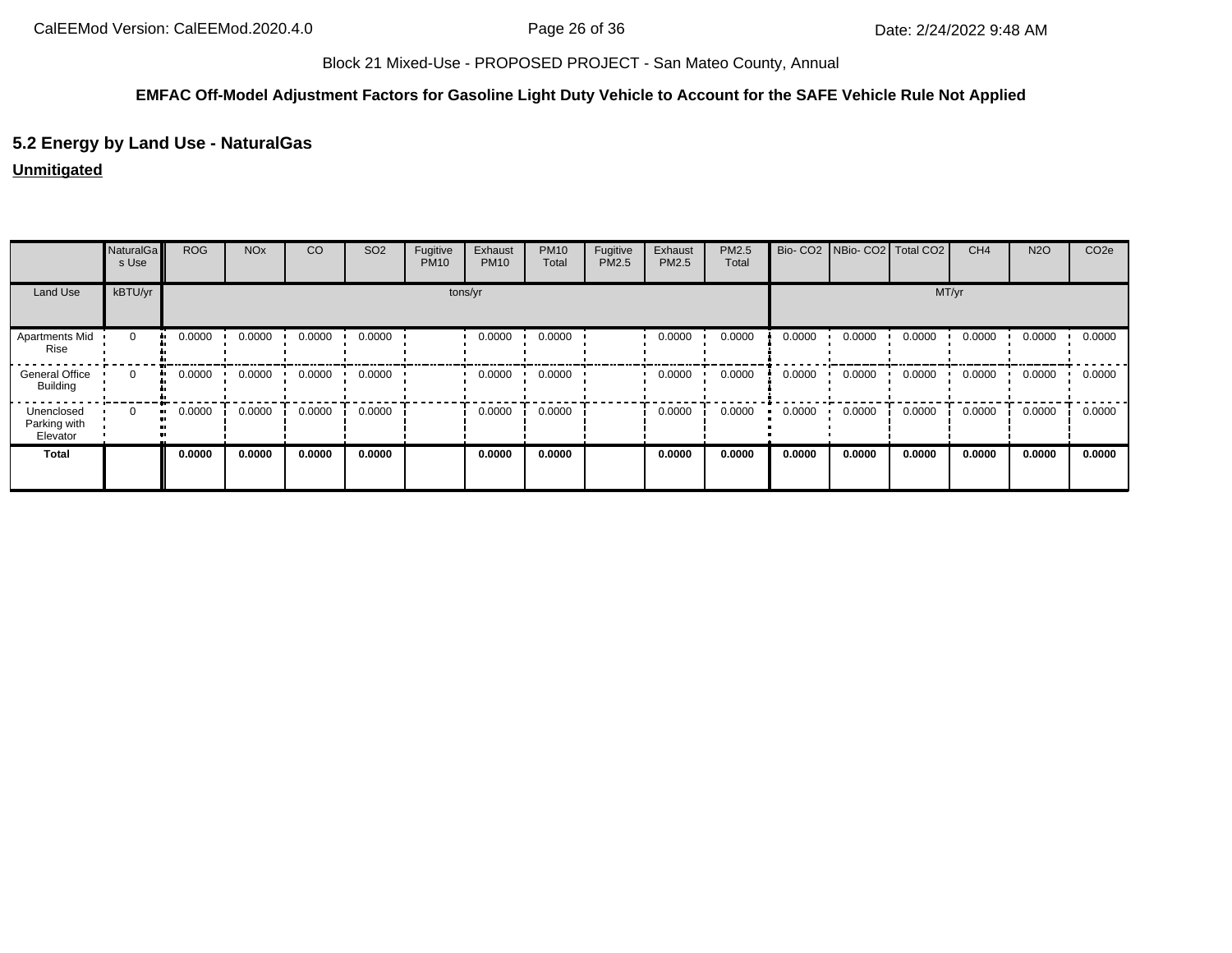Block 21 Mixed-Use - PROPOSED PROJECT - San Mateo County, Annual

**EMFAC Off-Model Adjustment Factors for Gasoline Light Duty Vehicle to Account for the SAFE Vehicle Rule Not Applied**

## 5.2 Energy by Land Use - NaturalGas

**Unmitigated**

| | NaturalGas Use | ROG | NOx | CO | SO2 | Fugitive PM10 | Exhaust PM10 | PM10 Total | Fugitive PM2.5 | Exhaust PM2.5 | PM2.5 Total | Bio- CO2 | NBio- CO2 | Total CO2 | CH4 | N2O | CO2e |
|---|---|---|---|---|---|---|---|---|---|---|---|---|---|---|---|---|---|
| Land Use | kBTU/yr | tons/yr | | | | | | | | | | MT/yr | | | | | |
| Apartments Mid Rise | 0 | 0.0000 | 0.0000 | 0.0000 | 0.0000 | | 0.0000 | 0.0000 | | 0.0000 | 0.0000 | 0.0000 | 0.0000 | 0.0000 | 0.0000 | 0.0000 | 0.0000 |
| General Office Building | 0 | 0.0000 | 0.0000 | 0.0000 | 0.0000 | | 0.0000 | 0.0000 | | 0.0000 | 0.0000 | 0.0000 | 0.0000 | 0.0000 | 0.0000 | 0.0000 | 0.0000 |
| Unenclosed Parking with Elevator | 0 | 0.0000 | 0.0000 | 0.0000 | 0.0000 | | 0.0000 | 0.0000 | | 0.0000 | 0.0000 | 0.0000 | 0.0000 | 0.0000 | 0.0000 | 0.0000 | 0.0000 |
| **Total** | | **0.0000** | **0.0000** | **0.0000** | **0.0000** | | **0.0000** | **0.0000** | | **0.0000** | **0.0000** | **0.0000** | **0.0000** | **0.0000** | **0.0000** | **0.0000** | **0.0000** |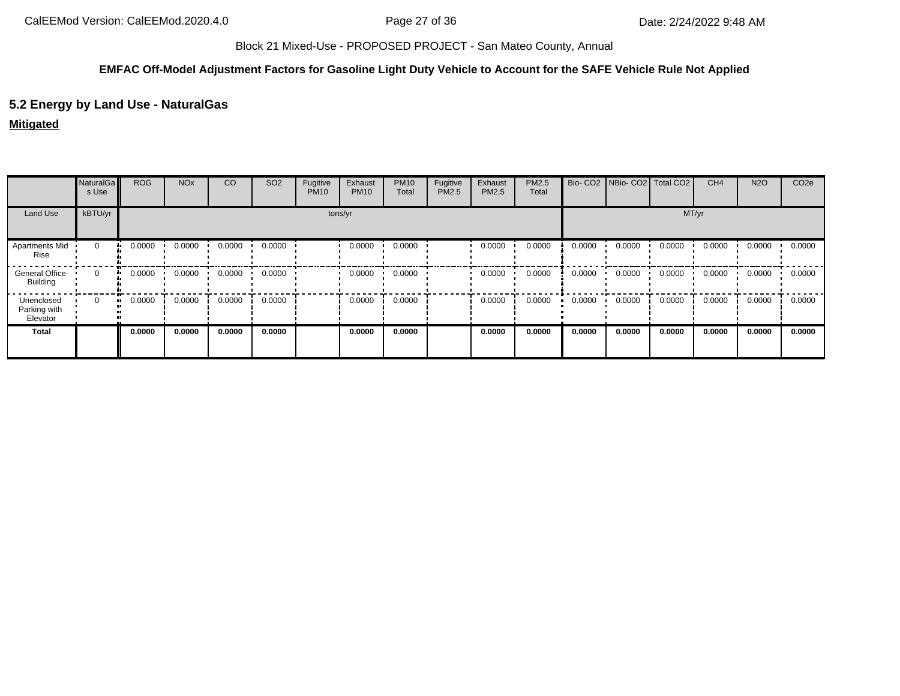Block 21 Mixed-Use - PROPOSED PROJECT - San Mateo County, Annual

**EMFAC Off-Model Adjustment Factors for Gasoline Light Duty Vehicle to Account for the SAFE Vehicle Rule Not Applied**

## 5.2 Energy by Land Use - NaturalGas

**Mitigated**

| | NaturalGas Use | ROG | NOx | CO | SO2 | Fugitive PM10 | Exhaust PM10 | PM10 Total | Fugitive PM2.5 | Exhaust PM2.5 | PM2.5 Total | Bio- CO2 | NBio- CO2 | Total CO2 | CH4 | N2O | CO2e |
|---|---|---|---|---|---|---|---|---|---|---|---|---|---|---|---|---|---|
| Land Use | kBTU/yr | tons/yr | | | | | | | | | | MT/yr | | | | | |
| Apartments Mid Rise | 0 | 0.0000 | 0.0000 | 0.0000 | 0.0000 | | 0.0000 | 0.0000 | | 0.0000 | 0.0000 | 0.0000 | 0.0000 | 0.0000 | 0.0000 | 0.0000 | 0.0000 |
| General Office Building | 0 | 0.0000 | 0.0000 | 0.0000 | 0.0000 | | 0.0000 | 0.0000 | | 0.0000 | 0.0000 | 0.0000 | 0.0000 | 0.0000 | 0.0000 | 0.0000 | 0.0000 |
| Unenclosed Parking with Elevator | 0 | 0.0000 | 0.0000 | 0.0000 | 0.0000 | | 0.0000 | 0.0000 | | 0.0000 | 0.0000 | 0.0000 | 0.0000 | 0.0000 | 0.0000 | 0.0000 | 0.0000 |
| **Total** | | **0.0000** | **0.0000** | **0.0000** | **0.0000** | | **0.0000** | **0.0000** | | **0.0000** | **0.0000** | **0.0000** | **0.0000** | **0.0000** | **0.0000** | **0.0000** | **0.0000** |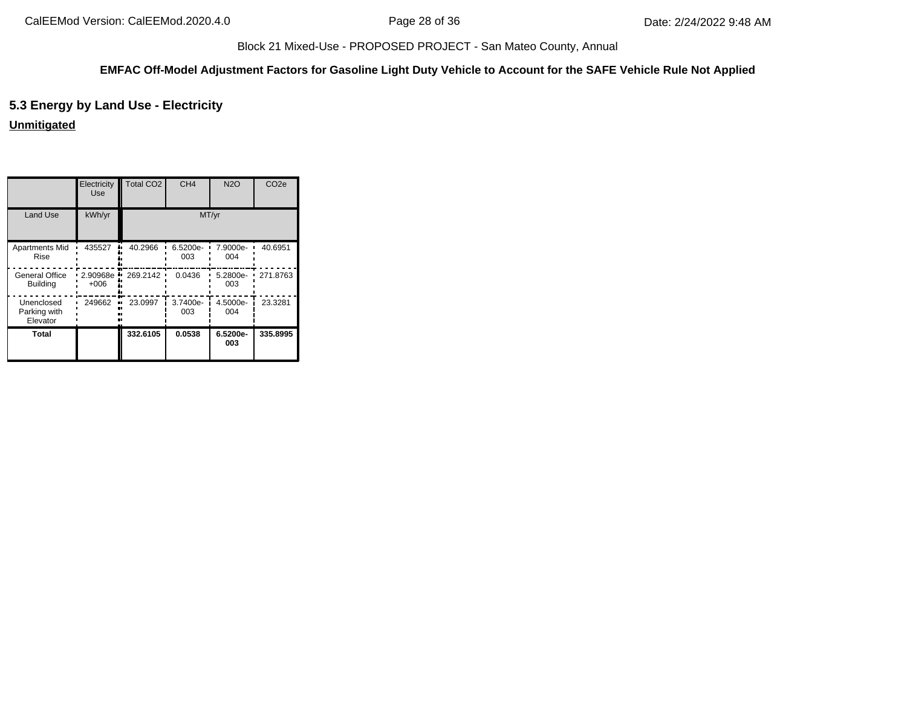Block 21 Mixed-Use - PROPOSED PROJECT - San Mateo County, Annual

**EMFAC Off-Model Adjustment Factors for Gasoline Light Duty Vehicle to Account for the SAFE Vehicle Rule Not Applied**

## 5.3 Energy by Land Use - Electricity

**Unmitigated**

| | Electricity Use | Total CO2 | CH4 | N2O | CO2e |
|---|---|---|---|---|---|
| Land Use | kWh/yr | MT/yr | | | |
| Apartments Mid Rise | 435527 | 40.2966 | 6.5200e-003 | 7.9000e-004 | 40.6951 |
| General Office Building | 2.90968e+006 | 269.2142 | 0.0436 | 5.2800e-003 | 271.8763 |
| Unenclosed Parking with Elevator | 249662 | 23.0997 | 3.7400e-003 | 4.5000e-004 | 23.3281 |
| **Total** | | **332.6105** | **0.0538** | **6.5200e-003** | **335.8995** |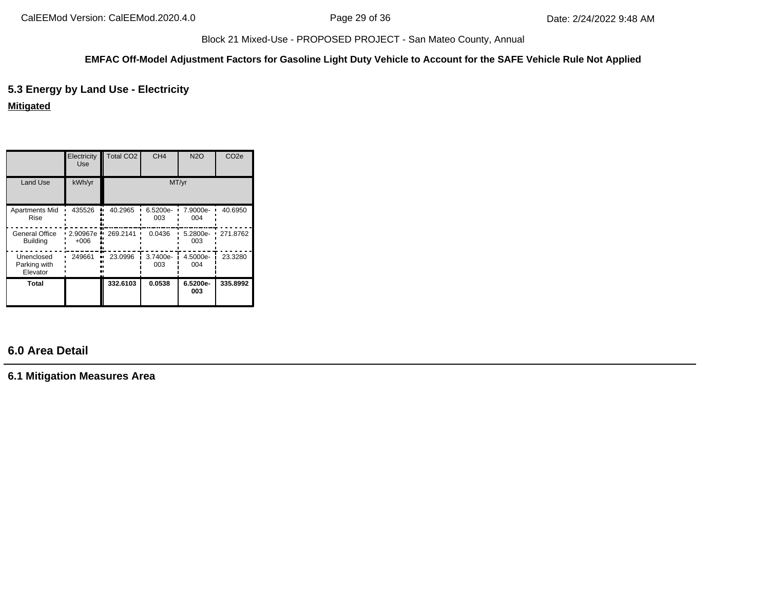**EMFAC Off-Model Adjustment Factors for Gasoline Light Duty Vehicle to Account for the SAFE Vehicle Rule Not Applied**

## 5.3 Energy by Land Use - Electricity

**Mitigated**

| | Electricity Use | Total CO2 | CH4 | N2O | CO2e |
|---|---|---|---|---|---|
| Land Use | kWh/yr | MT/yr | | | |
| Apartments Mid Rise | 435526 | 40.2965 | 6.5200e-003 | 7.9000e-004 | 40.6950 |
| General Office Building | 2.90967e+006 | 269.2141 | 0.0436 | 5.2800e-003 | 271.8762 |
| Unenclosed Parking with Elevator | 249661 | 23.0996 | 3.7400e-003 | 4.5000e-004 | 23.3280 |
| **Total** | | **332.6103** | **0.0538** | **6.5200e-003** | **335.8992** |

## 6.0 Area Detail

### 6.1 Mitigation Measures Area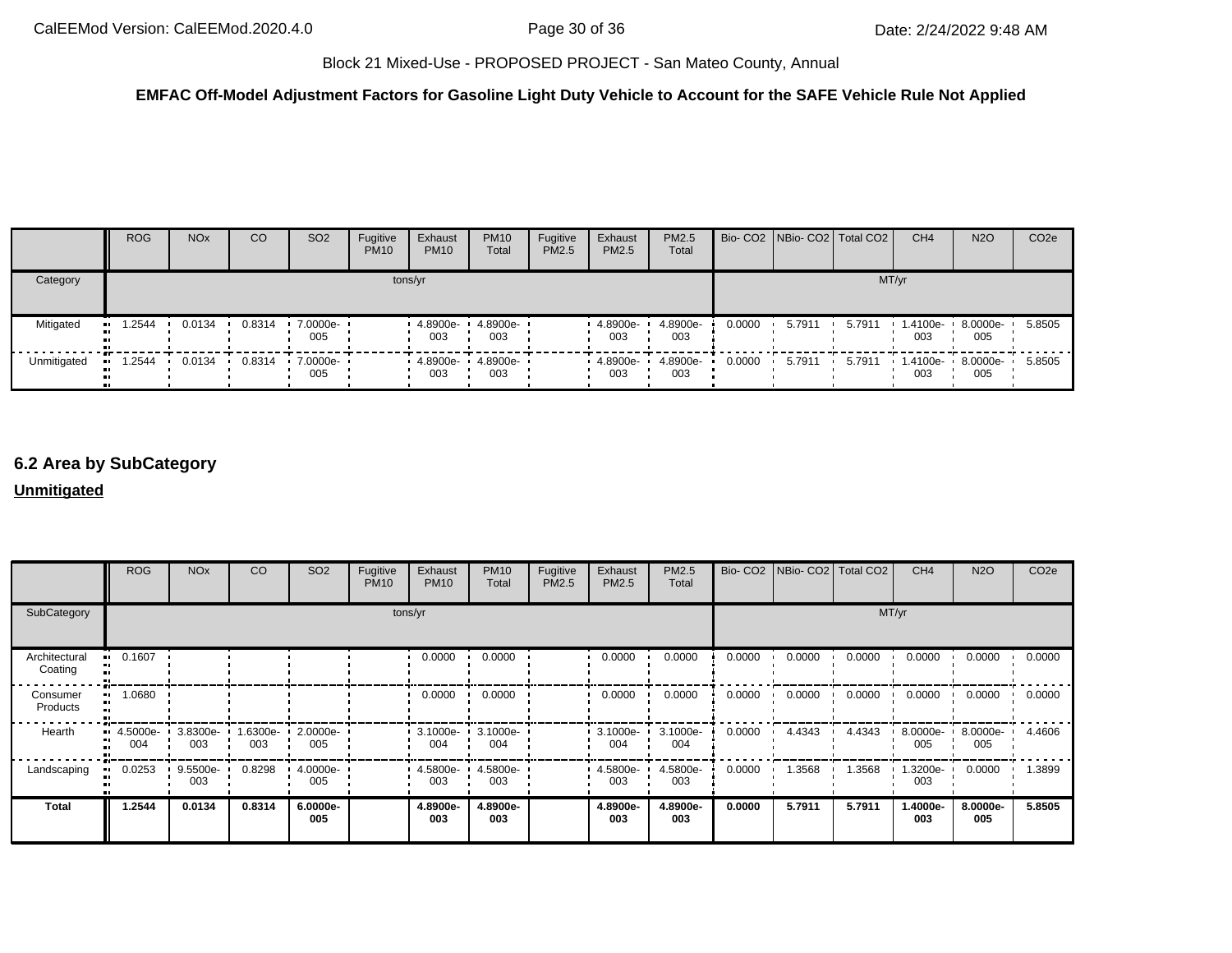**EMFAC Off-Model Adjustment Factors for Gasoline Light Duty Vehicle to Account for the SAFE Vehicle Rule Not Applied**

| | ROG | NOx | CO | SO2 | Fugitive PM10 | Exhaust PM10 | PM10 Total | Fugitive PM2.5 | Exhaust PM2.5 | PM2.5 Total | Bio- CO2 | NBio- CO2 | Total CO2 | CH4 | N2O | CO2e |
|---|---|---|---|---|---|---|---|---|---|---|---|---|---|---|---|---|
| Category | tons/yr | | | | | | | | | | MT/yr | | | | | |
| Mitigated | 1.2544 | 0.0134 | 0.8314 | 7.0000e-005 | | 4.8900e-003 | 4.8900e-003 | | 4.8900e-003 | 4.8900e-003 | 0.0000 | 5.7911 | 5.7911 | 1.4100e-003 | 8.0000e-005 | 5.8505 |
| Unmitigated | 1.2544 | 0.0134 | 0.8314 | 7.0000e-005 | | 4.8900e-003 | 4.8900e-003 | | 4.8900e-003 | 4.8900e-003 | 0.0000 | 5.7911 | 5.7911 | 1.4100e-003 | 8.0000e-005 | 5.8505 |

## 6.2 Area by SubCategory

**Unmitigated**

| | ROG | NOx | CO | SO2 | Fugitive PM10 | Exhaust PM10 | PM10 Total | Fugitive PM2.5 | Exhaust PM2.5 | PM2.5 Total | Bio- CO2 | NBio- CO2 | Total CO2 | CH4 | N2O | CO2e |
|---|---|---|---|---|---|---|---|---|---|---|---|---|---|---|---|---|
| SubCategory | tons/yr | | | | | | | | | | MT/yr | | | | | |
| Architectural Coating | 0.1607 | | | | | 0.0000 | 0.0000 | | 0.0000 | 0.0000 | 0.0000 | 0.0000 | 0.0000 | 0.0000 | 0.0000 | 0.0000 |
| Consumer Products | 1.0680 | | | | | 0.0000 | 0.0000 | | 0.0000 | 0.0000 | 0.0000 | 0.0000 | 0.0000 | 0.0000 | 0.0000 | 0.0000 |
| Hearth | 4.5000e-004 | 3.8300e-003 | 1.6300e-003 | 2.0000e-005 | | 3.1000e-004 | 3.1000e-004 | | 3.1000e-004 | 3.1000e-004 | 0.0000 | 4.4343 | 4.4343 | 8.0000e-005 | 8.0000e-005 | 4.4606 |
| Landscaping | 0.0253 | 9.5500e-003 | 0.8298 | 4.0000e-005 | | 4.5800e-003 | 4.5800e-003 | | 4.5800e-003 | 4.5800e-003 | 0.0000 | 1.3568 | 1.3568 | 1.3200e-003 | 0.0000 | 1.3899 |
| **Total** | **1.2544** | **0.0134** | **0.8314** | **6.0000e-005** | | **4.8900e-003** | **4.8900e-003** | | **4.8900e-003** | **4.8900e-003** | **0.0000** | **5.7911** | **5.7911** | **1.4000e-003** | **8.0000e-005** | **5.8505** |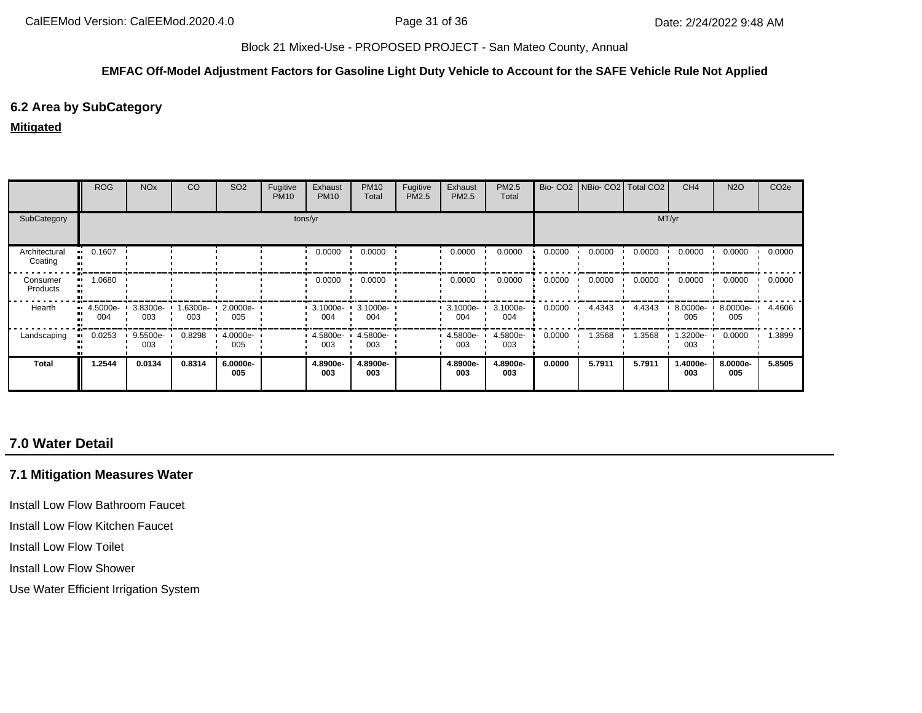Block 21 Mixed-Use - PROPOSED PROJECT - San Mateo County, Annual

**EMFAC Off-Model Adjustment Factors for Gasoline Light Duty Vehicle to Account for the SAFE Vehicle Rule Not Applied**

### 6.2 Area by SubCategory

**Mitigated**

| | ROG | NOx | CO | SO2 | Fugitive PM10 | Exhaust PM10 | PM10 Total | Fugitive PM2.5 | Exhaust PM2.5 | PM2.5 Total | Bio- CO2 | NBio- CO2 | Total CO2 | CH4 | N2O | CO2e |
|---|---|---|---|---|---|---|---|---|---|---|---|---|---|---|---|---|
| SubCategory | tons/yr | | | | | | | | | | MT/yr | | | | | |
| Architectural Coating | 0.1607 | | | | | 0.0000 | 0.0000 | | 0.0000 | 0.0000 | 0.0000 | 0.0000 | 0.0000 | 0.0000 | 0.0000 | 0.0000 |
| Consumer Products | 1.0680 | | | | | 0.0000 | 0.0000 | | 0.0000 | 0.0000 | 0.0000 | 0.0000 | 0.0000 | 0.0000 | 0.0000 | 0.0000 |
| Hearth | 4.5000e-004 | 3.8300e-003 | 1.6300e-003 | 2.0000e-005 | | 3.1000e-004 | 3.1000e-004 | | 3.1000e-004 | 3.1000e-004 | 0.0000 | 4.4343 | 4.4343 | 8.0000e-005 | 8.0000e-005 | 4.4606 |
| Landscaping | 0.0253 | 9.5500e-003 | 0.8298 | 4.0000e-005 | | 4.5800e-003 | 4.5800e-003 | | 4.5800e-003 | 4.5800e-003 | 0.0000 | 1.3568 | 1.3568 | 1.3200e-003 | 0.0000 | 1.3899 |
| **Total** | **1.2544** | **0.0134** | **0.8314** | **6.0000e-005** | | **4.8900e-003** | **4.8900e-003** | | **4.8900e-003** | **4.8900e-003** | **0.0000** | **5.7911** | **5.7911** | **1.4000e-003** | **8.0000e-005** | **5.8505** |

## 7.0 Water Detail

### 7.1 Mitigation Measures Water

Install Low Flow Bathroom Faucet

Install Low Flow Kitchen Faucet

Install Low Flow Toilet

Install Low Flow Shower

Use Water Efficient Irrigation System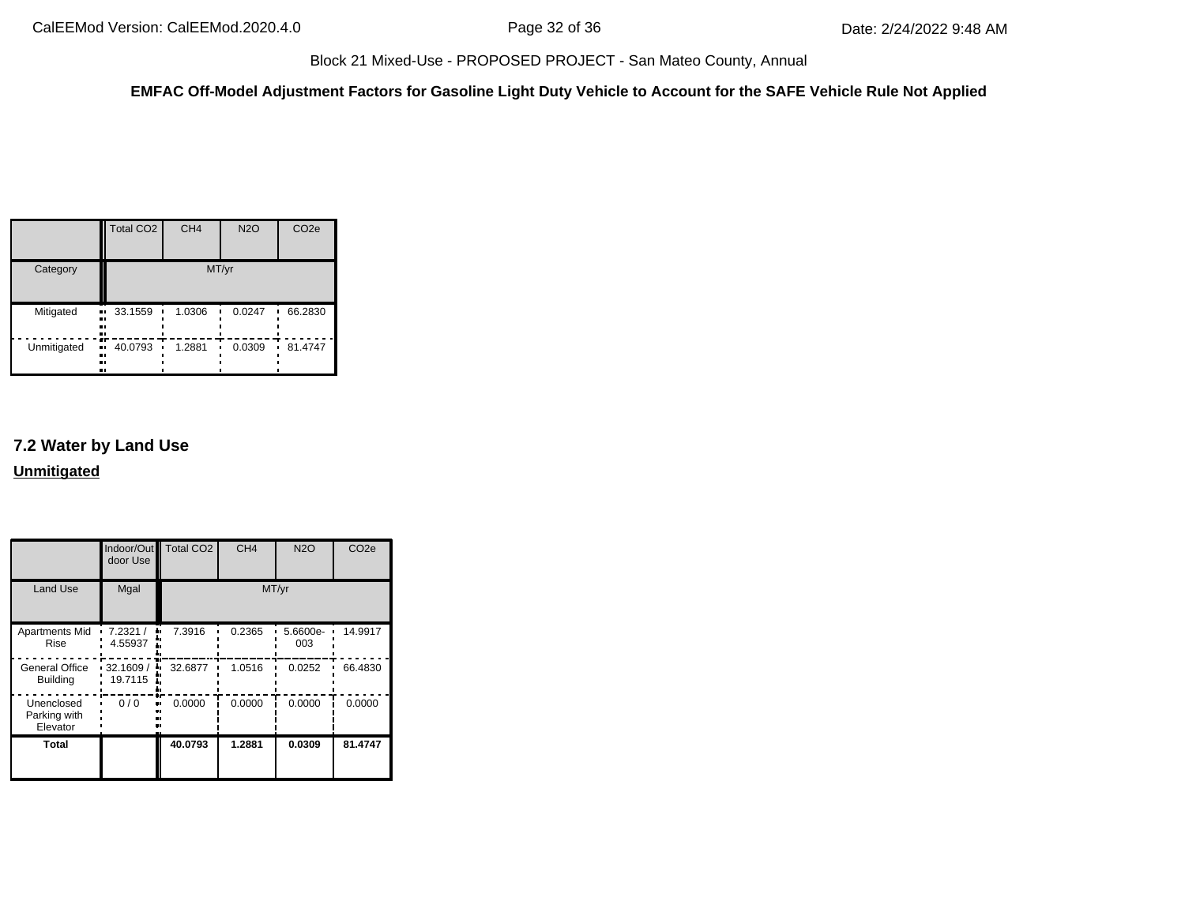**EMFAC Off-Model Adjustment Factors for Gasoline Light Duty Vehicle to Account for the SAFE Vehicle Rule Not Applied**

| | Total CO2 | CH4 | N2O | CO2e |
|---|---|---|---|---|
| Category | MT/yr | | | |
| Mitigated | 33.1559 | 1.0306 | 0.0247 | 66.2830 |
| Unmitigated | 40.0793 | 1.2881 | 0.0309 | 81.4747 |

## 7.2 Water by Land Use

**Unmitigated**

| | Indoor/Outdoor Use | Total CO2 | CH4 | N2O | CO2e |
|---|---|---|---|---|---|
| Land Use | Mgal | MT/yr | | | |
| Apartments Mid Rise | 7.2321 / 4.55937 | 7.3916 | 0.2365 | 5.6600e-003 | 14.9917 |
| General Office Building | 32.1609 / 19.7115 | 32.6877 | 1.0516 | 0.0252 | 66.4830 |
| Unenclosed Parking with Elevator | 0 / 0 | 0.0000 | 0.0000 | 0.0000 | 0.0000 |
| **Total** | | **40.0793** | **1.2881** | **0.0309** | **81.4747** |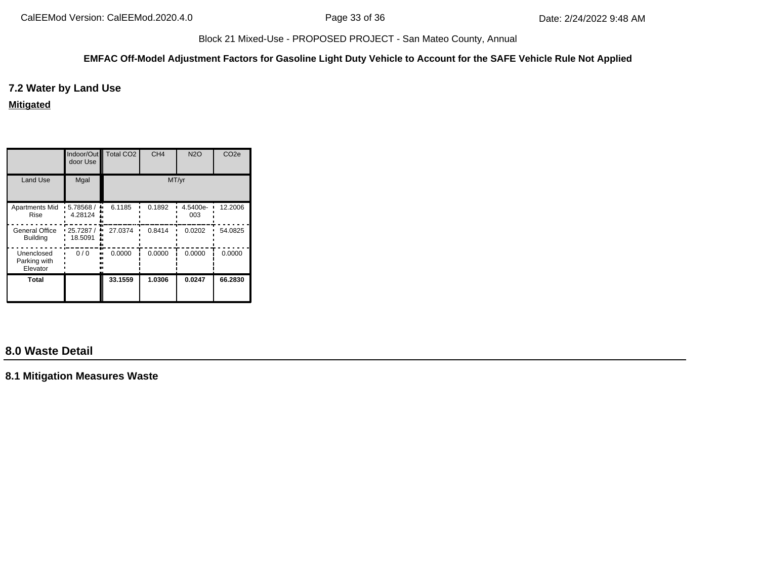Block 21 Mixed-Use - PROPOSED PROJECT - San Mateo County, Annual

**EMFAC Off-Model Adjustment Factors for Gasoline Light Duty Vehicle to Account for the SAFE Vehicle Rule Not Applied**

### 7.2 Water by Land Use

**Mitigated**

| | Indoor/Outdoor Use | Total CO2 | CH4 | N2O | CO2e |
|---|---|---|---|---|---|
| Land Use | Mgal | MT/yr | | | |
| Apartments Mid Rise | 5.78568 / 4.28124 | 6.1185 | 0.1892 | 4.5400e-003 | 12.2006 |
| General Office Building | 25.7287 / 18.5091 | 27.0374 | 0.8414 | 0.0202 | 54.0825 |
| Unenclosed Parking with Elevator | 0 / 0 | 0.0000 | 0.0000 | 0.0000 | 0.0000 |
| **Total** | | **33.1559** | **1.0306** | **0.0247** | **66.2830** |

## 8.0 Waste Detail

### 8.1 Mitigation Measures Waste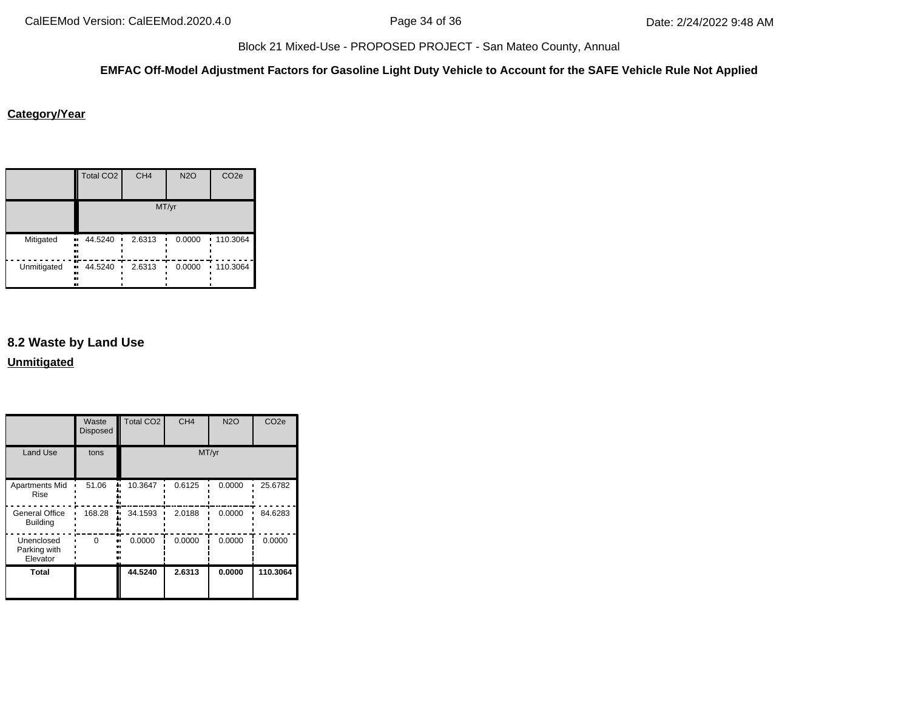**EMFAC Off-Model Adjustment Factors for Gasoline Light Duty Vehicle to Account for the SAFE Vehicle Rule Not Applied**

**Category/Year**

| | Total CO2 | CH4 | N2O | CO2e |
|---|---|---|---|---|
| | MT/yr | | | |
| Mitigated | 44.5240 | 2.6313 | 0.0000 | 110.3064 |
| Unmitigated | 44.5240 | 2.6313 | 0.0000 | 110.3064 |

## 8.2 Waste by Land Use

**Unmitigated**

| | Waste Disposed | Total CO2 | CH4 | N2O | CO2e |
|---|---|---|---|---|---|
| Land Use | tons | MT/yr | | | |
| Apartments Mid Rise | 51.06 | 10.3647 | 0.6125 | 0.0000 | 25.6782 |
| General Office Building | 168.28 | 34.1593 | 2.0188 | 0.0000 | 84.6283 |
| Unenclosed Parking with Elevator | 0 | 0.0000 | 0.0000 | 0.0000 | 0.0000 |
| **Total** | | **44.5240** | **2.6313** | **0.0000** | **110.3064** |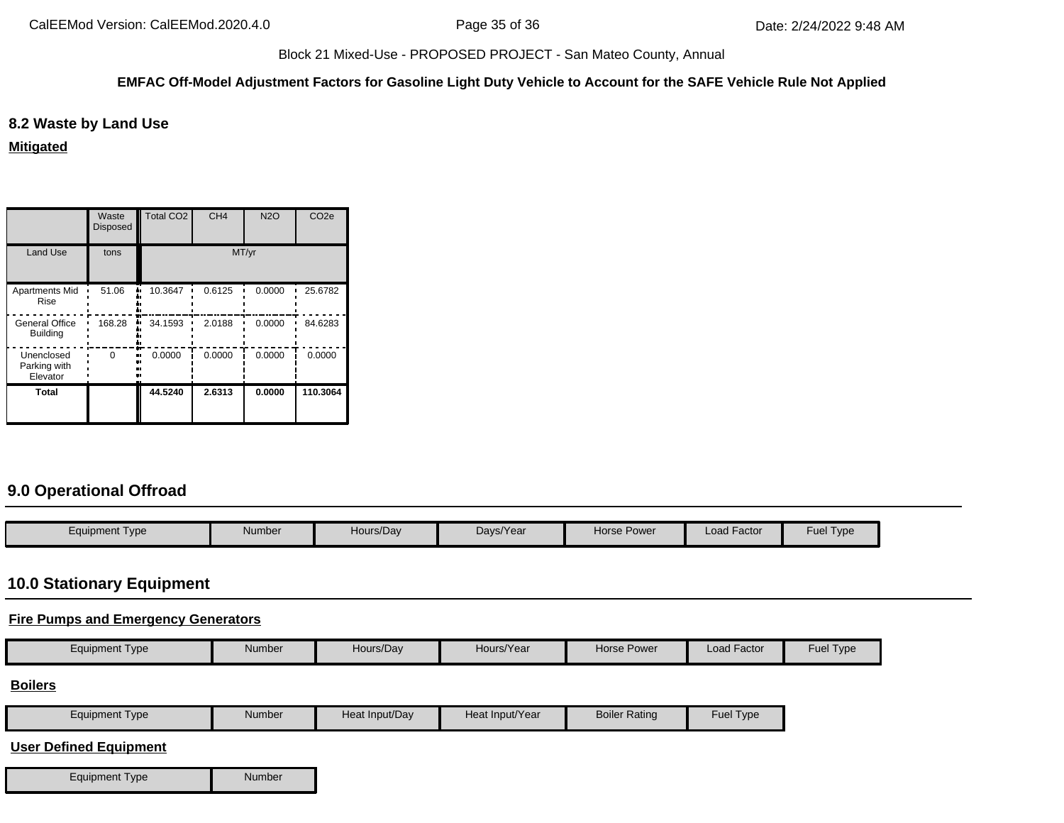## 8.2 Waste by Land Use

**Mitigated**

| | Waste Disposed | Total CO2 | CH4 | N2O | CO2e |
|---|---|---|---|---|---|
| Land Use | tons | MT/yr | | | |
| Apartments Mid Rise | 51.06 | 10.3647 | 0.6125 | 0.0000 | 25.6782 |
| General Office Building | 168.28 | 34.1593 | 2.0188 | 0.0000 | 84.6283 |
| Unenclosed Parking with Elevator | 0 | 0.0000 | 0.0000 | 0.0000 | 0.0000 |
| **Total** | | **44.5240** | **2.6313** | **0.0000** | **110.3064** |

## 9.0 Operational Offroad

| Equipment Type | Number | Hours/Day | Days/Year | Horse Power | Load Factor | Fuel Type |
|---|---|---|---|---|---|---|

## 10.0 Stationary Equipment

**Fire Pumps and Emergency Generators**

| Equipment Type | Number | Hours/Day | Hours/Year | Horse Power | Load Factor | Fuel Type |
|---|---|---|---|---|---|---|

**Boilers**

| Equipment Type | Number | Heat Input/Day | Heat Input/Year | Boiler Rating | Fuel Type |
|---|---|---|---|---|---|

**User Defined Equipment**

| Equipment Type | Number |
|---|---|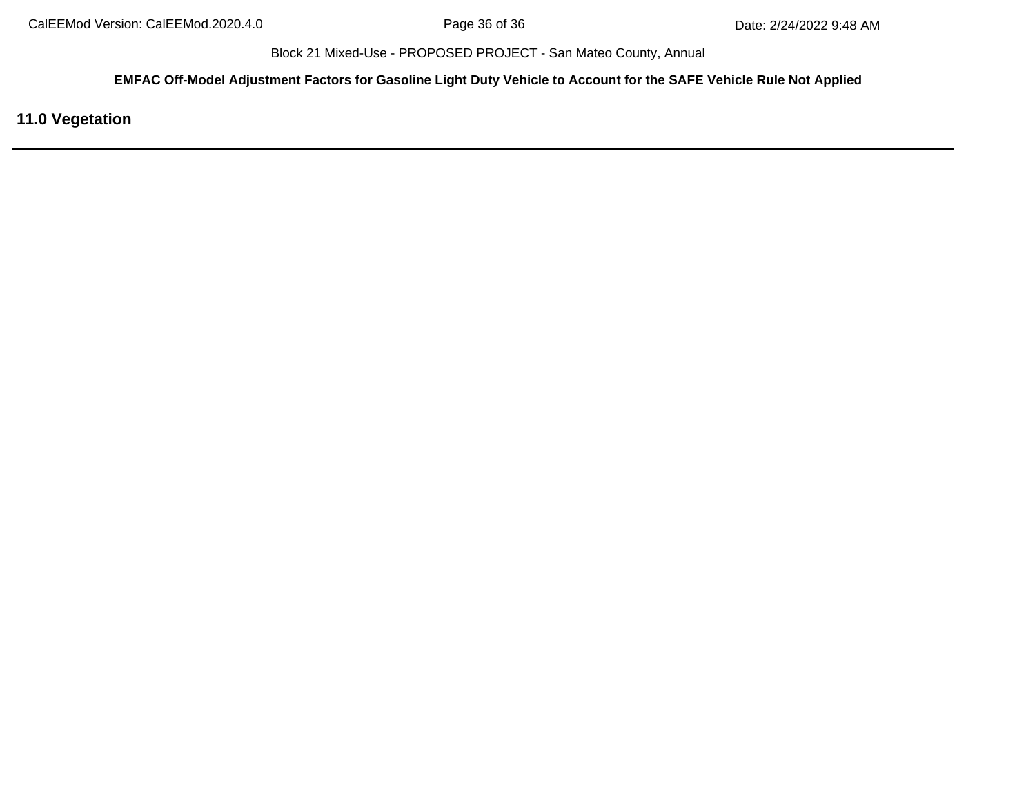## 11.0 Vegetation

---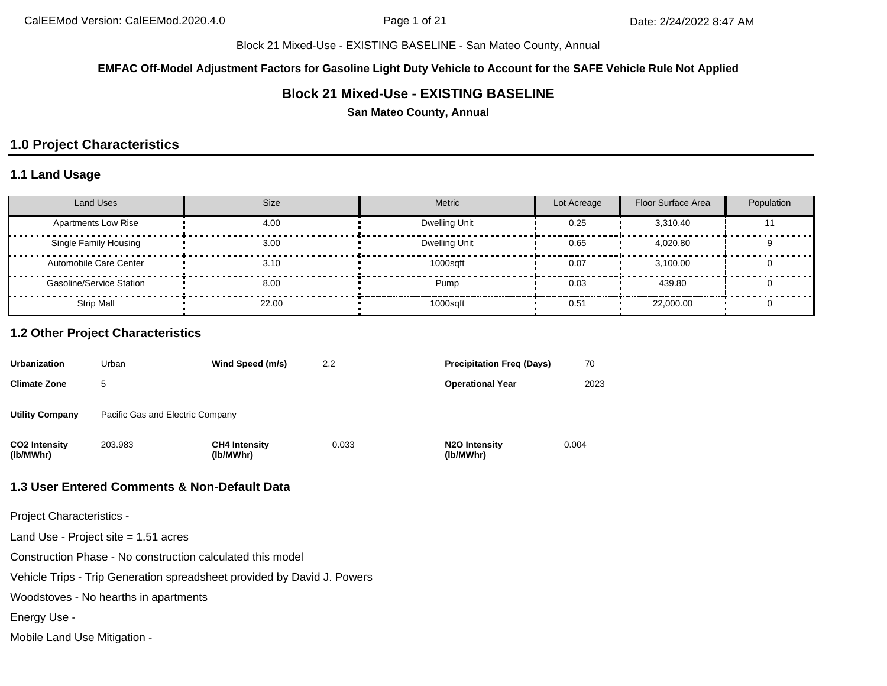Block 21 Mixed-Use - EXISTING BASELINE - San Mateo County, Annual

**EMFAC Off-Model Adjustment Factors for Gasoline Light Duty Vehicle to Account for the SAFE Vehicle Rule Not Applied**

## Block 21 Mixed-Use - EXISTING BASELINE

**San Mateo County, Annual**

# 1.0 Project Characteristics

## 1.1 Land Usage

| Land Uses | Size | Metric | Lot Acreage | Floor Surface Area | Population |
|---|---|---|---|---|---|
| Apartments Low Rise | 4.00 | Dwelling Unit | 0.25 | 3,310.40 | 11 |
| Single Family Housing | 3.00 | Dwelling Unit | 0.65 | 4,020.80 | 9 |
| Automobile Care Center | 3.10 | 1000sqft | 0.07 | 3,100.00 | 0 |
| Gasoline/Service Station | 8.00 | Pump | 0.03 | 439.80 | 0 |
| Strip Mall | 22.00 | 1000sqft | 0.51 | 22,000.00 | 0 |

## 1.2 Other Project Characteristics

| | | | | | |
|---|---|---|---|---|---|
| **Urbanization** | Urban | **Wind Speed (m/s)** | 2.2 | **Precipitation Freq (Days)** | 70 |
| **Climate Zone** | 5 | | | **Operational Year** | 2023 |
| **Utility Company** | Pacific Gas and Electric Company | | | | |
| **CO2 Intensity (lb/MWhr)** | 203.983 | **CH4 Intensity (lb/MWhr)** | 0.033 | **N2O Intensity (lb/MWhr)** | 0.004 |

## 1.3 User Entered Comments & Non-Default Data

Project Characteristics -

Land Use - Project site = 1.51 acres

Construction Phase - No construction calculated this model

Vehicle Trips - Trip Generation spreadsheet provided by David J. Powers

Woodstoves - No hearths in apartments

Energy Use -

Mobile Land Use Mitigation -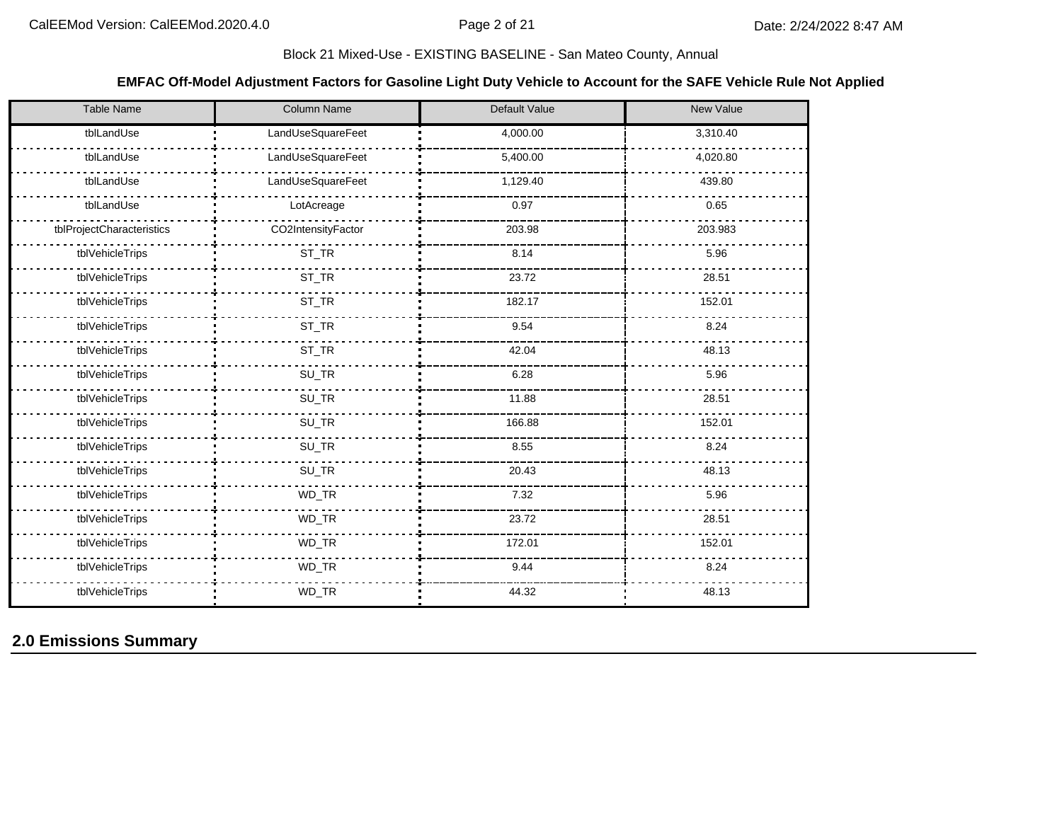Block 21 Mixed-Use - EXISTING BASELINE - San Mateo County, Annual

**EMFAC Off-Model Adjustment Factors for Gasoline Light Duty Vehicle to Account for the SAFE Vehicle Rule Not Applied**

| Table Name | Column Name | Default Value | New Value |
|---|---|---|---|
| tblLandUse | LandUseSquareFeet | 4,000.00 | 3,310.40 |
| tblLandUse | LandUseSquareFeet | 5,400.00 | 4,020.80 |
| tblLandUse | LandUseSquareFeet | 1,129.40 | 439.80 |
| tblLandUse | LotAcreage | 0.97 | 0.65 |
| tblProjectCharacteristics | CO2IntensityFactor | 203.98 | 203.983 |
| tblVehicleTrips | ST_TR | 8.14 | 5.96 |
| tblVehicleTrips | ST_TR | 23.72 | 28.51 |
| tblVehicleTrips | ST_TR | 182.17 | 152.01 |
| tblVehicleTrips | ST_TR | 9.54 | 8.24 |
| tblVehicleTrips | ST_TR | 42.04 | 48.13 |
| tblVehicleTrips | SU_TR | 6.28 | 5.96 |
| tblVehicleTrips | SU_TR | 11.88 | 28.51 |
| tblVehicleTrips | SU_TR | 166.88 | 152.01 |
| tblVehicleTrips | SU_TR | 8.55 | 8.24 |
| tblVehicleTrips | SU_TR | 20.43 | 48.13 |
| tblVehicleTrips | WD_TR | 7.32 | 5.96 |
| tblVehicleTrips | WD_TR | 23.72 | 28.51 |
| tblVehicleTrips | WD_TR | 172.01 | 152.01 |
| tblVehicleTrips | WD_TR | 9.44 | 8.24 |
| tblVehicleTrips | WD_TR | 44.32 | 48.13 |

## 2.0 Emissions Summary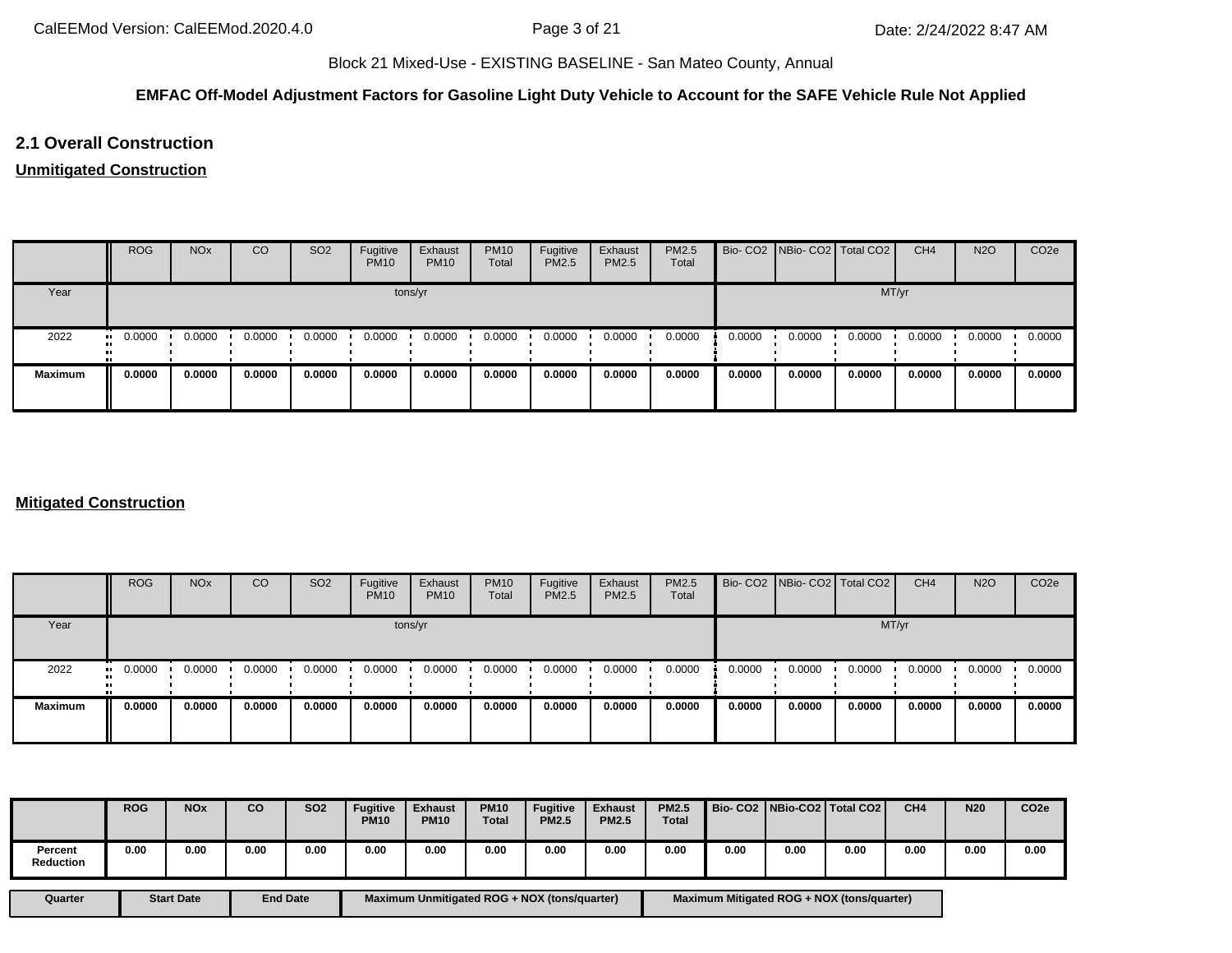Block 21 Mixed-Use - EXISTING BASELINE - San Mateo County, Annual

**EMFAC Off-Model Adjustment Factors for Gasoline Light Duty Vehicle to Account for the SAFE Vehicle Rule Not Applied**

## 2.1 Overall Construction

**Unmitigated Construction**

| | ROG | NOx | CO | SO2 | Fugitive PM10 | Exhaust PM10 | PM10 Total | Fugitive PM2.5 | Exhaust PM2.5 | PM2.5 Total | Bio- CO2 | NBio- CO2 | Total CO2 | CH4 | N2O | CO2e |
|---|---|---|---|---|---|---|---|---|---|---|---|---|---|---|---|---|
| Year | tons/yr | | | | | | | | | | MT/yr | | | | | |
| 2022 | 0.0000 | 0.0000 | 0.0000 | 0.0000 | 0.0000 | 0.0000 | 0.0000 | 0.0000 | 0.0000 | 0.0000 | 0.0000 | 0.0000 | 0.0000 | 0.0000 | 0.0000 | 0.0000 |
| **Maximum** | **0.0000** | **0.0000** | **0.0000** | **0.0000** | **0.0000** | **0.0000** | **0.0000** | **0.0000** | **0.0000** | **0.0000** | **0.0000** | **0.0000** | **0.0000** | **0.0000** | **0.0000** | **0.0000** |

**Mitigated Construction**

| | ROG | NOx | CO | SO2 | Fugitive PM10 | Exhaust PM10 | PM10 Total | Fugitive PM2.5 | Exhaust PM2.5 | PM2.5 Total | Bio- CO2 | NBio- CO2 | Total CO2 | CH4 | N2O | CO2e |
|---|---|---|---|---|---|---|---|---|---|---|---|---|---|---|---|---|
| Year | tons/yr | | | | | | | | | | MT/yr | | | | | |
| 2022 | 0.0000 | 0.0000 | 0.0000 | 0.0000 | 0.0000 | 0.0000 | 0.0000 | 0.0000 | 0.0000 | 0.0000 | 0.0000 | 0.0000 | 0.0000 | 0.0000 | 0.0000 | 0.0000 |
| **Maximum** | **0.0000** | **0.0000** | **0.0000** | **0.0000** | **0.0000** | **0.0000** | **0.0000** | **0.0000** | **0.0000** | **0.0000** | **0.0000** | **0.0000** | **0.0000** | **0.0000** | **0.0000** | **0.0000** |

| | ROG | NOx | CO | SO2 | Fugitive PM10 | Exhaust PM10 | PM10 Total | Fugitive PM2.5 | Exhaust PM2.5 | PM2.5 Total | Bio- CO2 | NBio-CO2 | Total CO2 | CH4 | N20 | CO2e |
|---|---|---|---|---|---|---|---|---|---|---|---|---|---|---|---|---|
| **Percent Reduction** | **0.00** | **0.00** | **0.00** | **0.00** | **0.00** | **0.00** | **0.00** | **0.00** | **0.00** | **0.00** | **0.00** | **0.00** | **0.00** | **0.00** | **0.00** | **0.00** |

| Quarter | Start Date | End Date | Maximum Unmitigated ROG + NOX (tons/quarter) | Maximum Mitigated ROG + NOX (tons/quarter) |
|---|---|---|---|---|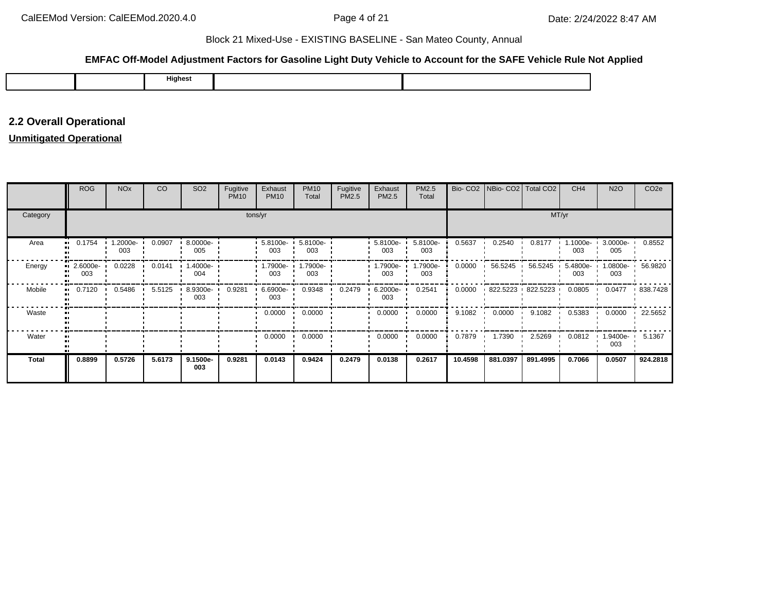Block 21 Mixed-Use - EXISTING BASELINE - San Mateo County, Annual

**EMFAC Off-Model Adjustment Factors for Gasoline Light Duty Vehicle to Account for the SAFE Vehicle Rule Not Applied**

| | | Highest | | |
|---|---|---|---|---|

## 2.2 Overall Operational

**Unmitigated Operational**

| | ROG | NOx | CO | SO2 | Fugitive PM10 | Exhaust PM10 | PM10 Total | Fugitive PM2.5 | Exhaust PM2.5 | PM2.5 Total | Bio- CO2 | NBio- CO2 | Total CO2 | CH4 | N2O | CO2e |
|---|---|---|---|---|---|---|---|---|---|---|---|---|---|---|---|---|
| Category | tons/yr | | | | | | | | | | MT/yr | | | | | |
| Area | 0.1754 | 1.2000e-003 | 0.0907 | 8.0000e-005 | | 5.8100e-003 | 5.8100e-003 | | 5.8100e-003 | 5.8100e-003 | 0.5637 | 0.2540 | 0.8177 | 1.1000e-003 | 3.0000e-005 | 0.8552 |
| Energy | 2.6000e-003 | 0.0228 | 0.0141 | 1.4000e-004 | | 1.7900e-003 | 1.7900e-003 | | 1.7900e-003 | 1.7900e-003 | 0.0000 | 56.5245 | 56.5245 | 5.4800e-003 | 1.0800e-003 | 56.9820 |
| Mobile | 0.7120 | 0.5486 | 5.5125 | 8.9300e-003 | 0.9281 | 6.6900e-003 | 0.9348 | 0.2479 | 6.2000e-003 | 0.2541 | 0.0000 | 822.5223 | 822.5223 | 0.0805 | 0.0477 | 838.7428 |
| Waste | | | | | | 0.0000 | 0.0000 | | 0.0000 | 0.0000 | 9.1082 | 0.0000 | 9.1082 | 0.5383 | 0.0000 | 22.5652 |
| Water | | | | | | 0.0000 | 0.0000 | | 0.0000 | 0.0000 | 0.7879 | 1.7390 | 2.5269 | 0.0812 | 1.9400e-003 | 5.1367 |
| **Total** | **0.8899** | **0.5726** | **5.6173** | **9.1500e-003** | **0.9281** | **0.0143** | **0.9424** | **0.2479** | **0.0138** | **0.2617** | **10.4598** | **881.0397** | **891.4995** | **0.7066** | **0.0507** | **924.2818** |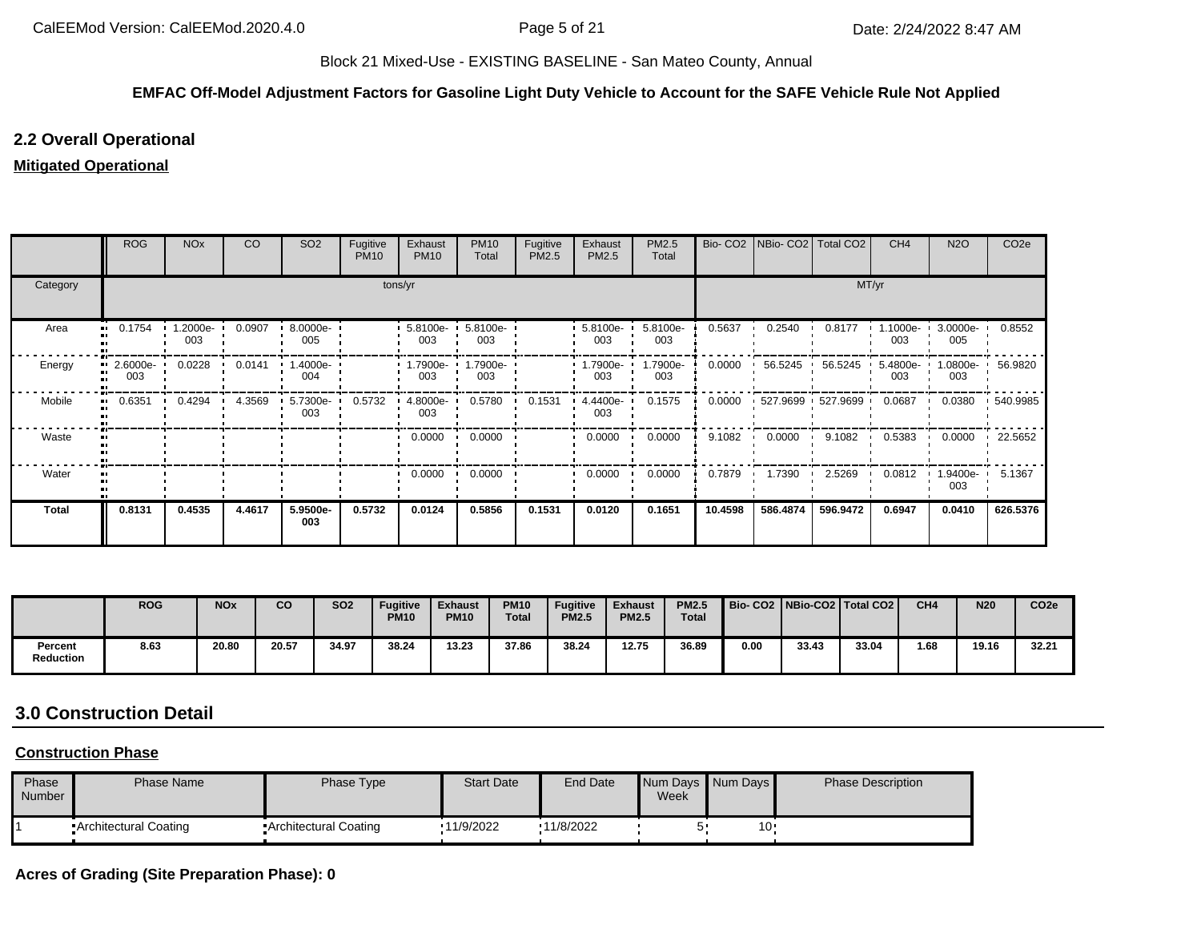Block 21 Mixed-Use - EXISTING BASELINE - San Mateo County, Annual

**EMFAC Off-Model Adjustment Factors for Gasoline Light Duty Vehicle to Account for the SAFE Vehicle Rule Not Applied**

## 2.2 Overall Operational

**Mitigated Operational**

| | ROG | NOx | CO | SO2 | Fugitive PM10 | Exhaust PM10 | PM10 Total | Fugitive PM2.5 | Exhaust PM2.5 | PM2.5 Total | Bio- CO2 | NBio- CO2 | Total CO2 | CH4 | N2O | CO2e |
|---|---|---|---|---|---|---|---|---|---|---|---|---|---|---|---|---|
| Category | tons/yr | | | | | | | | | | MT/yr | | | | | |
| Area | 0.1754 | 1.2000e-003 | 0.0907 | 8.0000e-005 | | 5.8100e-003 | 5.8100e-003 | | 5.8100e-003 | 5.8100e-003 | 0.5637 | 0.2540 | 0.8177 | 1.1000e-003 | 3.0000e-005 | 0.8552 |
| Energy | 2.6000e-003 | 0.0228 | 0.0141 | 1.4000e-004 | | 1.7900e-003 | 1.7900e-003 | | 1.7900e-003 | 1.7900e-003 | 0.0000 | 56.5245 | 56.5245 | 5.4800e-003 | 1.0800e-003 | 56.9820 |
| Mobile | 0.6351 | 0.4294 | 4.3569 | 5.7300e-003 | 0.5732 | 4.8000e-003 | 0.5780 | 0.1531 | 4.4400e-003 | 0.1575 | 0.0000 | 527.9699 | 527.9699 | 0.0687 | 0.0380 | 540.9985 |
| Waste | | | | | | 0.0000 | 0.0000 | | 0.0000 | 0.0000 | 9.1082 | 0.0000 | 9.1082 | 0.5383 | 0.0000 | 22.5652 |
| Water | | | | | | 0.0000 | 0.0000 | | 0.0000 | 0.0000 | 0.7879 | 1.7390 | 2.5269 | 0.0812 | 1.9400e-003 | 5.1367 |
| **Total** | **0.8131** | **0.4535** | **4.4617** | **5.9500e-003** | **0.5732** | **0.0124** | **0.5856** | **0.1531** | **0.0120** | **0.1651** | **10.4598** | **586.4874** | **596.9472** | **0.6947** | **0.0410** | **626.5376** |

| | ROG | NOx | CO | SO2 | Fugitive PM10 | Exhaust PM10 | PM10 Total | Fugitive PM2.5 | Exhaust PM2.5 | PM2.5 Total | Bio- CO2 | NBio-CO2 | Total CO2 | CH4 | N20 | CO2e |
|---|---|---|---|---|---|---|---|---|---|---|---|---|---|---|---|---|
| **Percent Reduction** | 8.63 | 20.80 | 20.57 | 34.97 | 38.24 | 13.23 | 37.86 | 38.24 | 12.75 | 36.89 | 0.00 | 33.43 | 33.04 | 1.68 | 19.16 | 32.21 |

## 3.0 Construction Detail

**Construction Phase**

| Phase Number | Phase Name | Phase Type | Start Date | End Date | Num Days Week | Num Days | Phase Description |
|---|---|---|---|---|---|---|---|
| 1 | Architectural Coating | Architectural Coating | 11/9/2022 | 11/8/2022 | 5 | 10 | |

**Acres of Grading (Site Preparation Phase): 0**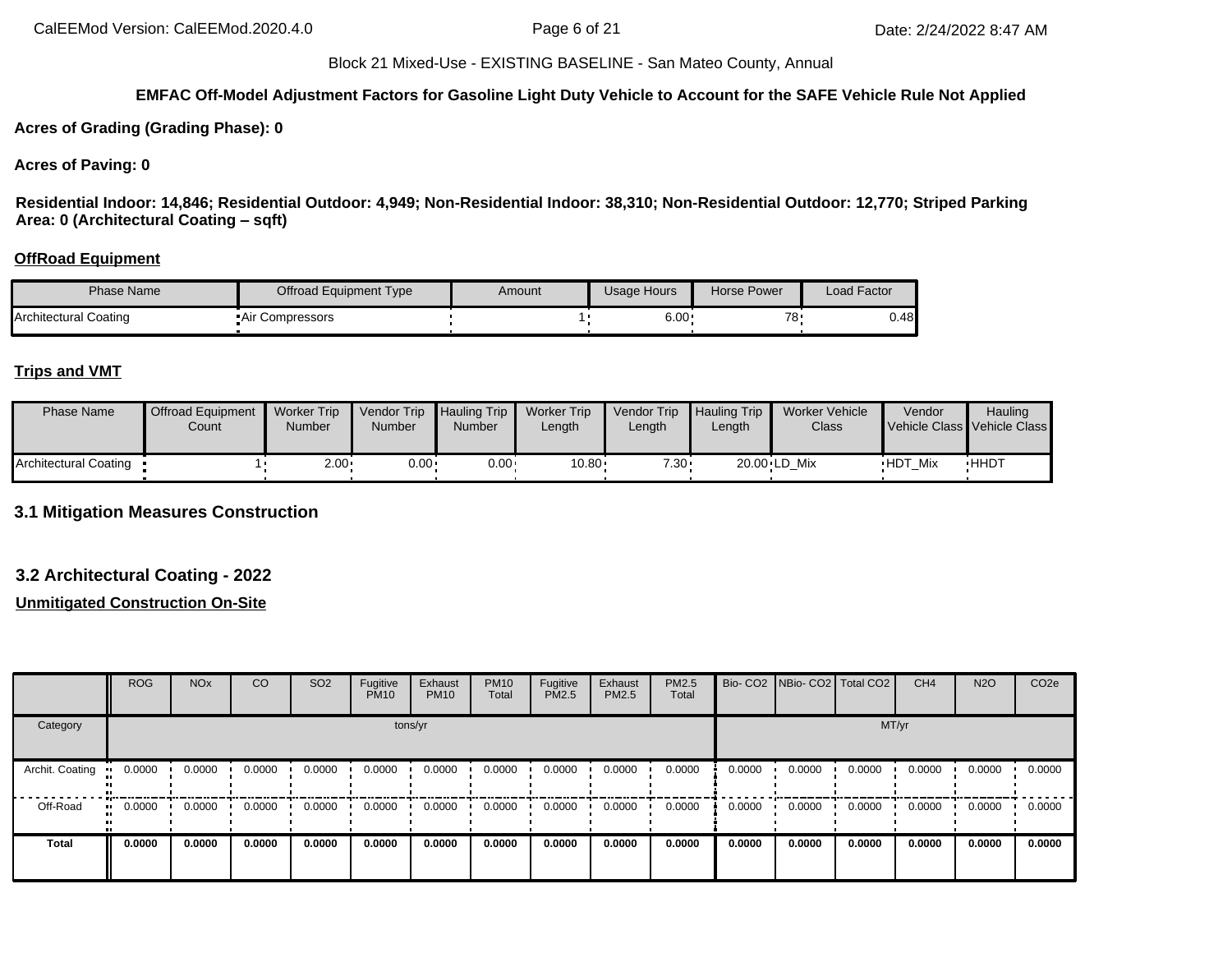**EMFAC Off-Model Adjustment Factors for Gasoline Light Duty Vehicle to Account for the SAFE Vehicle Rule Not Applied**

**Acres of Grading (Grading Phase): 0**

**Acres of Paving: 0**

**Residential Indoor: 14,846; Residential Outdoor: 4,949; Non-Residential Indoor: 38,310; Non-Residential Outdoor: 12,770; Striped Parking Area: 0 (Architectural Coating – sqft)**

**OffRoad Equipment**

| Phase Name | Offroad Equipment Type | Amount | Usage Hours | Horse Power | Load Factor |
|---|---|---|---|---|---|
| Architectural Coating | Air Compressors | 1 | 6.00 | 78 | 0.48 |

**Trips and VMT**

| Phase Name | Offroad Equipment Count | Worker Trip Number | Vendor Trip Number | Hauling Trip Number | Worker Trip Length | Vendor Trip Length | Hauling Trip Length | Worker Vehicle Class | Vendor Vehicle Class | Hauling Vehicle Class |
|---|---|---|---|---|---|---|---|---|---|---|
| Architectural Coating | 1 | 2.00 | 0.00 | 0.00 | 10.80 | 7.30 | 20.00 | LD_Mix | HDT_Mix | HHDT |

## 3.1 Mitigation Measures Construction

## 3.2 Architectural Coating - 2022

**Unmitigated Construction On-Site**

| | ROG | NOx | CO | SO2 | Fugitive PM10 | Exhaust PM10 | PM10 Total | Fugitive PM2.5 | Exhaust PM2.5 | PM2.5 Total | Bio- CO2 | NBio- CO2 | Total CO2 | CH4 | N2O | CO2e |
|---|---|---|---|---|---|---|---|---|---|---|---|---|---|---|---|---|
| Category | tons/yr | | | | | | | | | | MT/yr | | | | | |
| Archit. Coating | 0.0000 | 0.0000 | 0.0000 | 0.0000 | 0.0000 | 0.0000 | 0.0000 | 0.0000 | 0.0000 | 0.0000 | 0.0000 | 0.0000 | 0.0000 | 0.0000 | 0.0000 | 0.0000 |
| Off-Road | 0.0000 | 0.0000 | 0.0000 | 0.0000 | 0.0000 | 0.0000 | 0.0000 | 0.0000 | 0.0000 | 0.0000 | 0.0000 | 0.0000 | 0.0000 | 0.0000 | 0.0000 | 0.0000 |
| **Total** | **0.0000** | **0.0000** | **0.0000** | **0.0000** | **0.0000** | **0.0000** | **0.0000** | **0.0000** | **0.0000** | **0.0000** | **0.0000** | **0.0000** | **0.0000** | **0.0000** | **0.0000** | **0.0000** |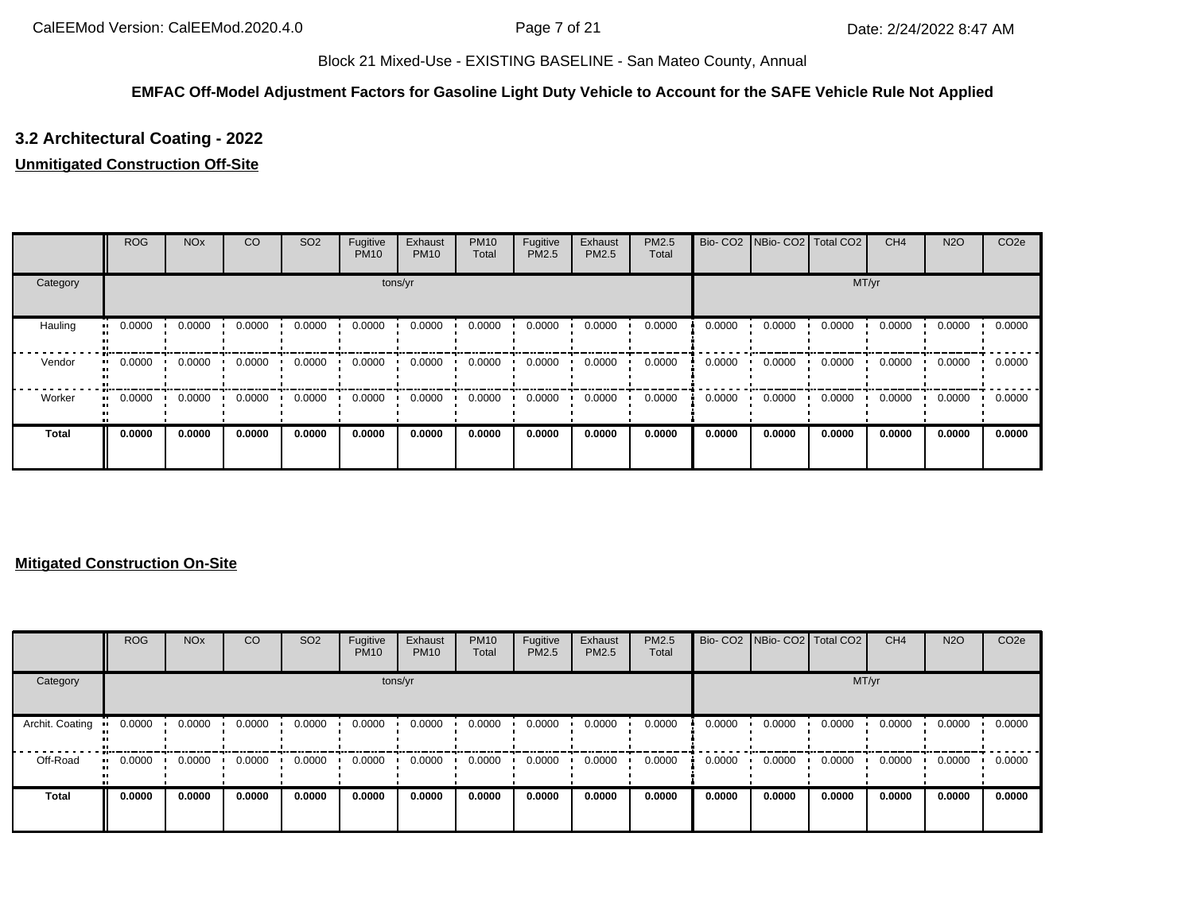Block 21 Mixed-Use - EXISTING BASELINE - San Mateo County, Annual

**EMFAC Off-Model Adjustment Factors for Gasoline Light Duty Vehicle to Account for the SAFE Vehicle Rule Not Applied**

### 3.2 Architectural Coating - 2022

**Unmitigated Construction Off-Site**

| | ROG | NOx | CO | SO2 | Fugitive PM10 | Exhaust PM10 | PM10 Total | Fugitive PM2.5 | Exhaust PM2.5 | PM2.5 Total | Bio- CO2 | NBio- CO2 | Total CO2 | CH4 | N2O | CO2e |
|---|---|---|---|---|---|---|---|---|---|---|---|---|---|---|---|---|
| Category | tons/yr | | | | | | | | | | MT/yr | | | | | |
| Hauling | 0.0000 | 0.0000 | 0.0000 | 0.0000 | 0.0000 | 0.0000 | 0.0000 | 0.0000 | 0.0000 | 0.0000 | 0.0000 | 0.0000 | 0.0000 | 0.0000 | 0.0000 | 0.0000 |
| Vendor | 0.0000 | 0.0000 | 0.0000 | 0.0000 | 0.0000 | 0.0000 | 0.0000 | 0.0000 | 0.0000 | 0.0000 | 0.0000 | 0.0000 | 0.0000 | 0.0000 | 0.0000 | 0.0000 |
| Worker | 0.0000 | 0.0000 | 0.0000 | 0.0000 | 0.0000 | 0.0000 | 0.0000 | 0.0000 | 0.0000 | 0.0000 | 0.0000 | 0.0000 | 0.0000 | 0.0000 | 0.0000 | 0.0000 |
| **Total** | **0.0000** | **0.0000** | **0.0000** | **0.0000** | **0.0000** | **0.0000** | **0.0000** | **0.0000** | **0.0000** | **0.0000** | **0.0000** | **0.0000** | **0.0000** | **0.0000** | **0.0000** | **0.0000** |

**Mitigated Construction On-Site**

| | ROG | NOx | CO | SO2 | Fugitive PM10 | Exhaust PM10 | PM10 Total | Fugitive PM2.5 | Exhaust PM2.5 | PM2.5 Total | Bio- CO2 | NBio- CO2 | Total CO2 | CH4 | N2O | CO2e |
|---|---|---|---|---|---|---|---|---|---|---|---|---|---|---|---|---|
| Category | tons/yr | | | | | | | | | | MT/yr | | | | | |
| Archit. Coating | 0.0000 | 0.0000 | 0.0000 | 0.0000 | 0.0000 | 0.0000 | 0.0000 | 0.0000 | 0.0000 | 0.0000 | 0.0000 | 0.0000 | 0.0000 | 0.0000 | 0.0000 | 0.0000 |
| Off-Road | 0.0000 | 0.0000 | 0.0000 | 0.0000 | 0.0000 | 0.0000 | 0.0000 | 0.0000 | 0.0000 | 0.0000 | 0.0000 | 0.0000 | 0.0000 | 0.0000 | 0.0000 | 0.0000 |
| **Total** | **0.0000** | **0.0000** | **0.0000** | **0.0000** | **0.0000** | **0.0000** | **0.0000** | **0.0000** | **0.0000** | **0.0000** | **0.0000** | **0.0000** | **0.0000** | **0.0000** | **0.0000** | **0.0000** |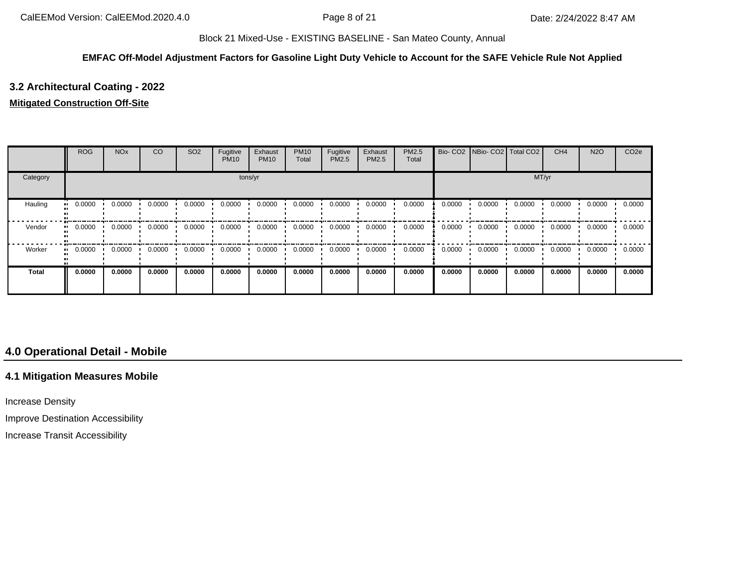Block 21 Mixed-Use - EXISTING BASELINE - San Mateo County, Annual

**EMFAC Off-Model Adjustment Factors for Gasoline Light Duty Vehicle to Account for the SAFE Vehicle Rule Not Applied**

### 3.2 Architectural Coating - 2022

**Mitigated Construction Off-Site**

| | ROG | NOx | CO | SO2 | Fugitive PM10 | Exhaust PM10 | PM10 Total | Fugitive PM2.5 | Exhaust PM2.5 | PM2.5 Total | Bio- CO2 | NBio- CO2 | Total CO2 | CH4 | N2O | CO2e |
|---|---|---|---|---|---|---|---|---|---|---|---|---|---|---|---|---|
| Category | tons/yr | | | | | | | | | | MT/yr | | | | | |
| Hauling | 0.0000 | 0.0000 | 0.0000 | 0.0000 | 0.0000 | 0.0000 | 0.0000 | 0.0000 | 0.0000 | 0.0000 | 0.0000 | 0.0000 | 0.0000 | 0.0000 | 0.0000 | 0.0000 |
| Vendor | 0.0000 | 0.0000 | 0.0000 | 0.0000 | 0.0000 | 0.0000 | 0.0000 | 0.0000 | 0.0000 | 0.0000 | 0.0000 | 0.0000 | 0.0000 | 0.0000 | 0.0000 | 0.0000 |
| Worker | 0.0000 | 0.0000 | 0.0000 | 0.0000 | 0.0000 | 0.0000 | 0.0000 | 0.0000 | 0.0000 | 0.0000 | 0.0000 | 0.0000 | 0.0000 | 0.0000 | 0.0000 | 0.0000 |
| **Total** | **0.0000** | **0.0000** | **0.0000** | **0.0000** | **0.0000** | **0.0000** | **0.0000** | **0.0000** | **0.0000** | **0.0000** | **0.0000** | **0.0000** | **0.0000** | **0.0000** | **0.0000** | **0.0000** |

## 4.0 Operational Detail - Mobile

### 4.1 Mitigation Measures Mobile

Increase Density

Improve Destination Accessibility

Increase Transit Accessibility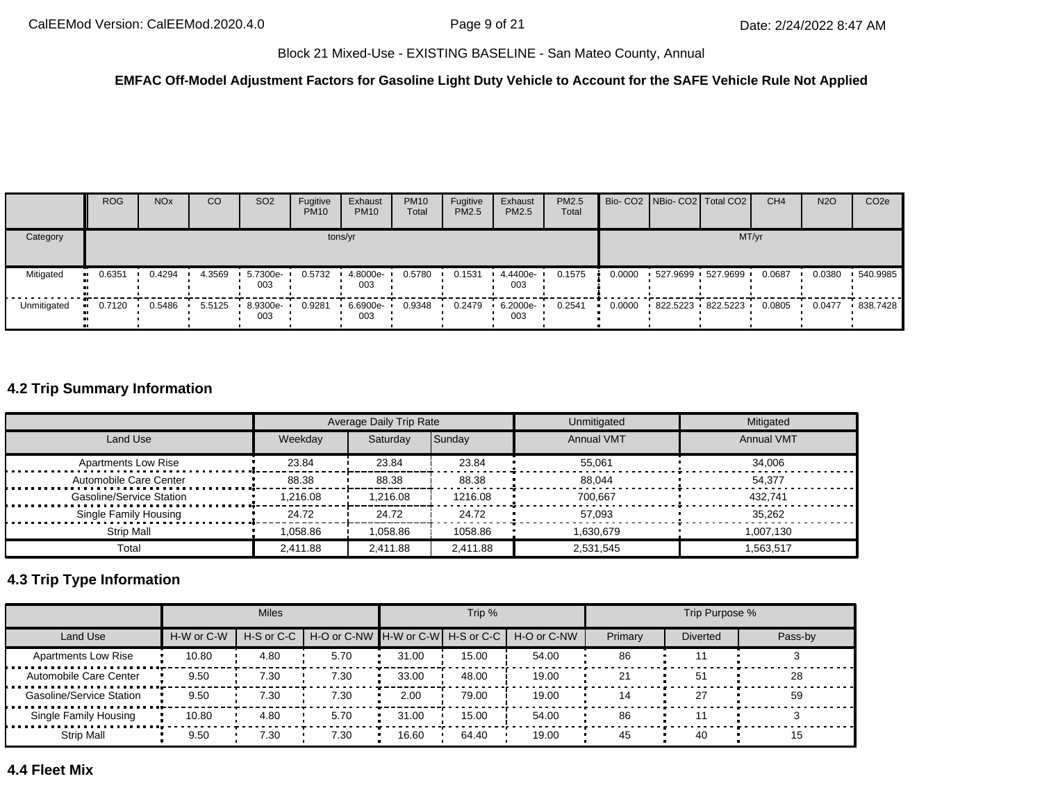Block 21 Mixed-Use - EXISTING BASELINE - San Mateo County, Annual

**EMFAC Off-Model Adjustment Factors for Gasoline Light Duty Vehicle to Account for the SAFE Vehicle Rule Not Applied**

| | ROG | NOx | CO | SO2 | Fugitive PM10 | Exhaust PM10 | PM10 Total | Fugitive PM2.5 | Exhaust PM2.5 | PM2.5 Total | Bio- CO2 | NBio- CO2 | Total CO2 | CH4 | N2O | CO2e |
|---|---|---|---|---|---|---|---|---|---|---|---|---|---|---|---|---|
| Category | tons/yr | | | | | | | | | | MT/yr | | | | | |
| Mitigated | 0.6351 | 0.4294 | 4.3569 | 5.7300e-003 | 0.5732 | 4.8000e-003 | 0.5780 | 0.1531 | 4.4400e-003 | 0.1575 | 0.0000 | 527.9699 | 527.9699 | 0.0687 | 0.0380 | 540.9985 |
| Unmitigated | 0.7120 | 0.5486 | 5.5125 | 8.9300e-003 | 0.9281 | 6.6900e-003 | 0.9348 | 0.2479 | 6.2000e-003 | 0.2541 | 0.0000 | 822.5223 | 822.5223 | 0.0805 | 0.0477 | 838.7428 |

## 4.2 Trip Summary Information

| | Average Daily Trip Rate | | | Unmitigated | Mitigated |
|---|---|---|---|---|---|
| Land Use | Weekday | Saturday | Sunday | Annual VMT | Annual VMT |
| Apartments Low Rise | 23.84 | 23.84 | 23.84 | 55,061 | 34,006 |
| Automobile Care Center | 88.38 | 88.38 | 88.38 | 88,044 | 54,377 |
| Gasoline/Service Station | 1,216.08 | 1,216.08 | 1216.08 | 700,667 | 432,741 |
| Single Family Housing | 24.72 | 24.72 | 24.72 | 57,093 | 35,262 |
| Strip Mall | 1,058.86 | 1,058.86 | 1058.86 | 1,630,679 | 1,007,130 |
| Total | 2,411.88 | 2,411.88 | 2,411.88 | 2,531,545 | 1,563,517 |

## 4.3 Trip Type Information

| | Miles | | | Trip % | | | Trip Purpose % | | |
|---|---|---|---|---|---|---|---|---|---|
| Land Use | H-W or C-W | H-S or C-C | H-O or C-NW | H-W or C-W | H-S or C-C | H-O or C-NW | Primary | Diverted | Pass-by |
| Apartments Low Rise | 10.80 | 4.80 | 5.70 | 31.00 | 15.00 | 54.00 | 86 | 11 | 3 |
| Automobile Care Center | 9.50 | 7.30 | 7.30 | 33.00 | 48.00 | 19.00 | 21 | 51 | 28 |
| Gasoline/Service Station | 9.50 | 7.30 | 7.30 | 2.00 | 79.00 | 19.00 | 14 | 27 | 59 |
| Single Family Housing | 10.80 | 4.80 | 5.70 | 31.00 | 15.00 | 54.00 | 86 | 11 | 3 |
| Strip Mall | 9.50 | 7.30 | 7.30 | 16.60 | 64.40 | 19.00 | 45 | 40 | 15 |

## 4.4 Fleet Mix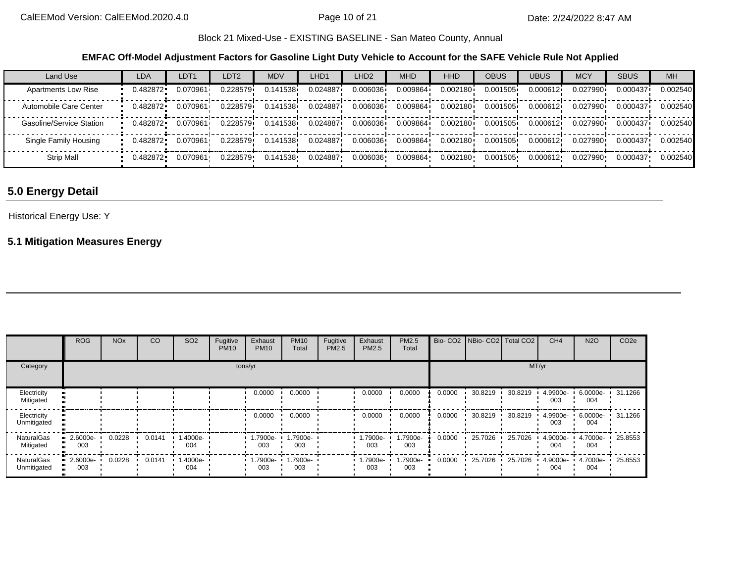Block 21 Mixed-Use - EXISTING BASELINE - San Mateo County, Annual

**EMFAC Off-Model Adjustment Factors for Gasoline Light Duty Vehicle to Account for the SAFE Vehicle Rule Not Applied**

| Land Use | LDA | LDT1 | LDT2 | MDV | LHD1 | LHD2 | MHD | HHD | OBUS | UBUS | MCY | SBUS | MH |
|---|---|---|---|---|---|---|---|---|---|---|---|---|---|
| Apartments Low Rise | 0.482872 | 0.070961 | 0.228579 | 0.141538 | 0.024887 | 0.006036 | 0.009864 | 0.002180 | 0.001505 | 0.000612 | 0.027990 | 0.000437 | 0.002540 |
| Automobile Care Center | 0.482872 | 0.070961 | 0.228579 | 0.141538 | 0.024887 | 0.006036 | 0.009864 | 0.002180 | 0.001505 | 0.000612 | 0.027990 | 0.000437 | 0.002540 |
| Gasoline/Service Station | 0.482872 | 0.070961 | 0.228579 | 0.141538 | 0.024887 | 0.006036 | 0.009864 | 0.002180 | 0.001505 | 0.000612 | 0.027990 | 0.000437 | 0.002540 |
| Single Family Housing | 0.482872 | 0.070961 | 0.228579 | 0.141538 | 0.024887 | 0.006036 | 0.009864 | 0.002180 | 0.001505 | 0.000612 | 0.027990 | 0.000437 | 0.002540 |
| Strip Mall | 0.482872 | 0.070961 | 0.228579 | 0.141538 | 0.024887 | 0.006036 | 0.009864 | 0.002180 | 0.001505 | 0.000612 | 0.027990 | 0.000437 | 0.002540 |

## 5.0 Energy Detail

Historical Energy Use: Y

### 5.1 Mitigation Measures Energy

| | ROG | NOx | CO | SO2 | Fugitive PM10 | Exhaust PM10 | PM10 Total | Fugitive PM2.5 | Exhaust PM2.5 | PM2.5 Total | Bio- CO2 | NBio- CO2 | Total CO2 | CH4 | N2O | CO2e |
|---|---|---|---|---|---|---|---|---|---|---|---|---|---|---|---|---|
| Category | tons/yr | | | | | | | | | | MT/yr | | | | | |
| Electricity Mitigated | | | | | | 0.0000 | 0.0000 | | 0.0000 | 0.0000 | 0.0000 | 30.8219 | 30.8219 | 4.9900e-003 | 6.0000e-004 | 31.1266 |
| Electricity Unmitigated | | | | | | 0.0000 | 0.0000 | | 0.0000 | 0.0000 | 0.0000 | 30.8219 | 30.8219 | 4.9900e-003 | 6.0000e-004 | 31.1266 |
| NaturalGas Mitigated | 2.6000e-003 | 0.0228 | 0.0141 | 1.4000e-004 | | 1.7900e-003 | 1.7900e-003 | | 1.7900e-003 | 1.7900e-003 | 0.0000 | 25.7026 | 25.7026 | 4.9000e-004 | 4.7000e-004 | 25.8553 |
| NaturalGas Unmitigated | 2.6000e-003 | 0.0228 | 0.0141 | 1.4000e-004 | | 1.7900e-003 | 1.7900e-003 | | 1.7900e-003 | 1.7900e-003 | 0.0000 | 25.7026 | 25.7026 | 4.9000e-004 | 4.7000e-004 | 25.8553 |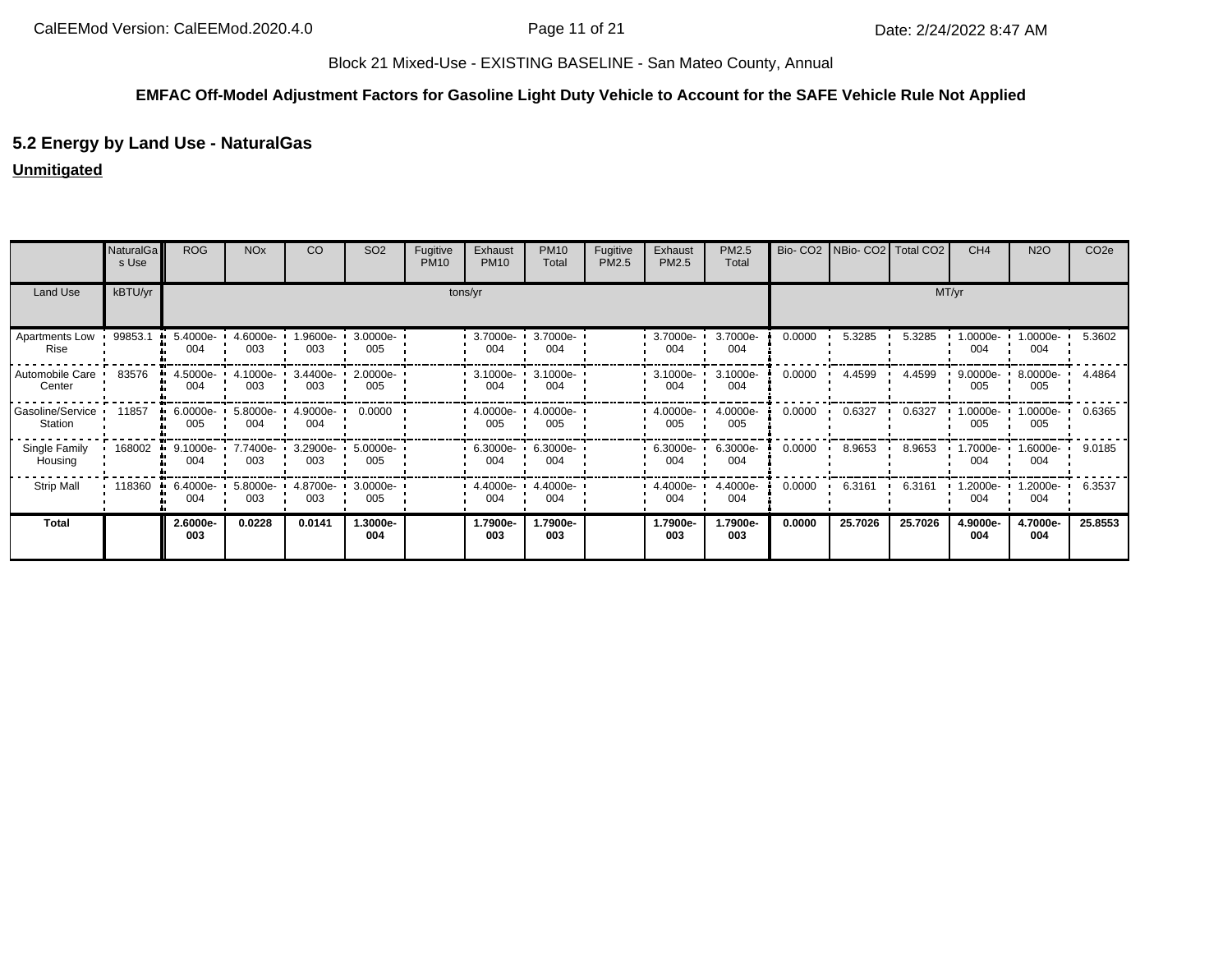Block 21 Mixed-Use - EXISTING BASELINE - San Mateo County, Annual

**EMFAC Off-Model Adjustment Factors for Gasoline Light Duty Vehicle to Account for the SAFE Vehicle Rule Not Applied**

## 5.2 Energy by Land Use - NaturalGas

**Unmitigated**

| | NaturalGas Use | ROG | NOx | CO | SO2 | Fugitive PM10 | Exhaust PM10 | PM10 Total | Fugitive PM2.5 | Exhaust PM2.5 | PM2.5 Total | Bio- CO2 | NBio- CO2 | Total CO2 | CH4 | N2O | CO2e |
|---|---|---|---|---|---|---|---|---|---|---|---|---|---|---|---|---|---|
| Land Use | kBTU/yr | tons/yr | | | | | | | | | | MT/yr | | | | | |
| Apartments Low Rise | 99853.1 | 5.4000e-004 | 4.6000e-003 | 1.9600e-003 | 3.0000e-005 | | 3.7000e-004 | 3.7000e-004 | | 3.7000e-004 | 3.7000e-004 | 0.0000 | 5.3285 | 5.3285 | 1.0000e-004 | 1.0000e-004 | 5.3602 |
| Automobile Care Center | 83576 | 4.5000e-004 | 4.1000e-003 | 3.4400e-003 | 2.0000e-005 | | 3.1000e-004 | 3.1000e-004 | | 3.1000e-004 | 3.1000e-004 | 0.0000 | 4.4599 | 4.4599 | 9.0000e-005 | 8.0000e-005 | 4.4864 |
| Gasoline/Service Station | 11857 | 6.0000e-005 | 5.8000e-004 | 4.9000e-004 | 0.0000 | | 4.0000e-005 | 4.0000e-005 | | 4.0000e-005 | 4.0000e-005 | 0.0000 | 0.6327 | 0.6327 | 1.0000e-005 | 1.0000e-005 | 0.6365 |
| Single Family Housing | 168002 | 9.1000e-004 | 7.7400e-003 | 3.2900e-003 | 5.0000e-005 | | 6.3000e-004 | 6.3000e-004 | | 6.3000e-004 | 6.3000e-004 | 0.0000 | 8.9653 | 8.9653 | 1.7000e-004 | 1.6000e-004 | 9.0185 |
| Strip Mall | 118360 | 6.4000e-004 | 5.8000e-003 | 4.8700e-003 | 3.0000e-005 | | 4.4000e-004 | 4.4000e-004 | | 4.4000e-004 | 4.4000e-004 | 0.0000 | 6.3161 | 6.3161 | 1.2000e-004 | 1.2000e-004 | 6.3537 |
| **Total** | | **2.6000e-003** | **0.0228** | **0.0141** | **1.3000e-004** | | **1.7900e-003** | **1.7900e-003** | | **1.7900e-003** | **1.7900e-003** | **0.0000** | **25.7026** | **25.7026** | **4.9000e-004** | **4.7000e-004** | **25.8553** |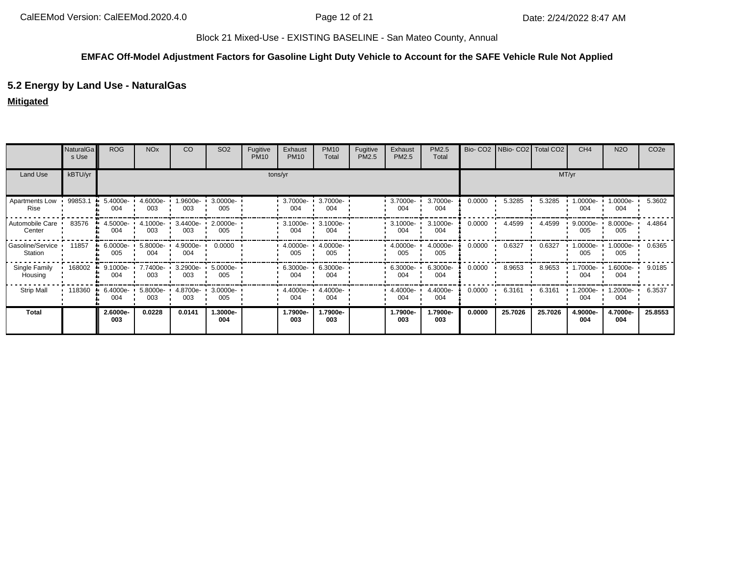Block 21 Mixed-Use - EXISTING BASELINE - San Mateo County, Annual

**EMFAC Off-Model Adjustment Factors for Gasoline Light Duty Vehicle to Account for the SAFE Vehicle Rule Not Applied**

## 5.2 Energy by Land Use - NaturalGas

**Mitigated**

| | NaturalGas Use | ROG | NOx | CO | SO2 | Fugitive PM10 | Exhaust PM10 | PM10 Total | Fugitive PM2.5 | Exhaust PM2.5 | PM2.5 Total | Bio- CO2 | NBio- CO2 | Total CO2 | CH4 | N2O | CO2e |
|---|---|---|---|---|---|---|---|---|---|---|---|---|---|---|---|---|---|
| Land Use | kBTU/yr | tons/yr | | | | | | | | | | MT/yr | | | | | |
| Apartments Low Rise | 99853.1 | 5.4000e-004 | 4.6000e-003 | 1.9600e-003 | 3.0000e-005 | | 3.7000e-004 | 3.7000e-004 | | 3.7000e-004 | 3.7000e-004 | 0.0000 | 5.3285 | 5.3285 | 1.0000e-004 | 1.0000e-004 | 5.3602 |
| Automobile Care Center | 83576 | 4.5000e-004 | 4.1000e-003 | 3.4400e-003 | 2.0000e-005 | | 3.1000e-004 | 3.1000e-004 | | 3.1000e-004 | 3.1000e-004 | 0.0000 | 4.4599 | 4.4599 | 9.0000e-005 | 8.0000e-005 | 4.4864 |
| Gasoline/Service Station | 11857 | 6.0000e-005 | 5.8000e-004 | 4.9000e-004 | 0.0000 | | 4.0000e-005 | 4.0000e-005 | | 4.0000e-005 | 4.0000e-005 | 0.0000 | 0.6327 | 0.6327 | 1.0000e-005 | 1.0000e-005 | 0.6365 |
| Single Family Housing | 168002 | 9.1000e-004 | 7.7400e-003 | 3.2900e-003 | 5.0000e-005 | | 6.3000e-004 | 6.3000e-004 | | 6.3000e-004 | 6.3000e-004 | 0.0000 | 8.9653 | 8.9653 | 1.7000e-004 | 1.6000e-004 | 9.0185 |
| Strip Mall | 118360 | 6.4000e-004 | 5.8000e-003 | 4.8700e-003 | 3.0000e-005 | | 4.4000e-004 | 4.4000e-004 | | 4.4000e-004 | 4.4000e-004 | 0.0000 | 6.3161 | 6.3161 | 1.2000e-004 | 1.2000e-004 | 6.3537 |
| **Total** | | **2.6000e-003** | **0.0228** | **0.0141** | **1.3000e-004** | | **1.7900e-003** | **1.7900e-003** | | **1.7900e-003** | **1.7900e-003** | **0.0000** | **25.7026** | **25.7026** | **4.9000e-004** | **4.7000e-004** | **25.8553** |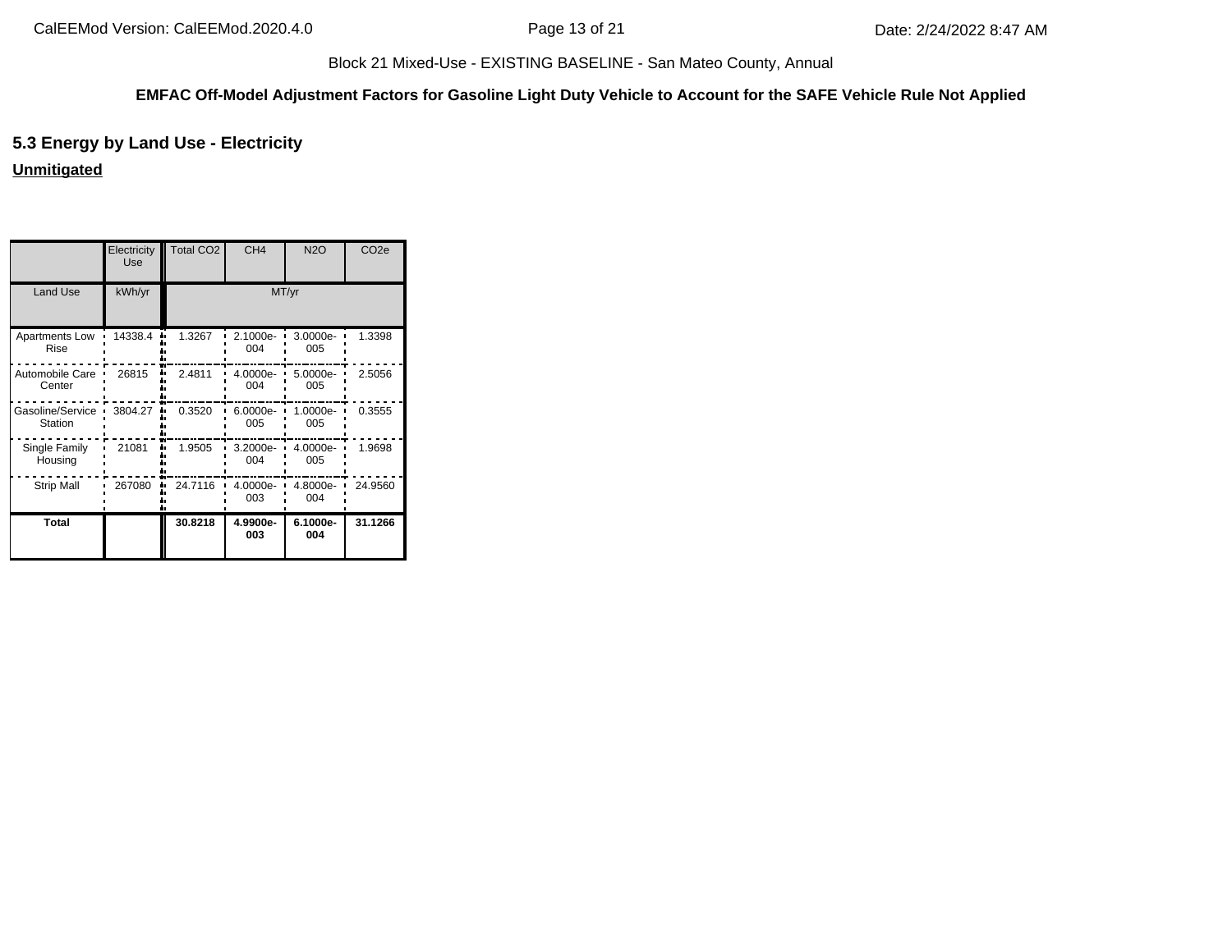Block 21 Mixed-Use - EXISTING BASELINE - San Mateo County, Annual

**EMFAC Off-Model Adjustment Factors for Gasoline Light Duty Vehicle to Account for the SAFE Vehicle Rule Not Applied**

## 5.3 Energy by Land Use - Electricity

**Unmitigated**

| | Electricity Use | Total CO2 | CH4 | N2O | CO2e |
|---|---|---|---|---|---|
| Land Use | kWh/yr | MT/yr | | | |
| Apartments Low Rise | 14338.4 | 1.3267 | 2.1000e-004 | 3.0000e-005 | 1.3398 |
| Automobile Care Center | 26815 | 2.4811 | 4.0000e-004 | 5.0000e-005 | 2.5056 |
| Gasoline/Service Station | 3804.27 | 0.3520 | 6.0000e-005 | 1.0000e-005 | 0.3555 |
| Single Family Housing | 21081 | 1.9505 | 3.2000e-004 | 4.0000e-005 | 1.9698 |
| Strip Mall | 267080 | 24.7116 | 4.0000e-003 | 4.8000e-004 | 24.9560 |
| **Total** | | **30.8218** | **4.9900e-003** | **6.1000e-004** | **31.1266** |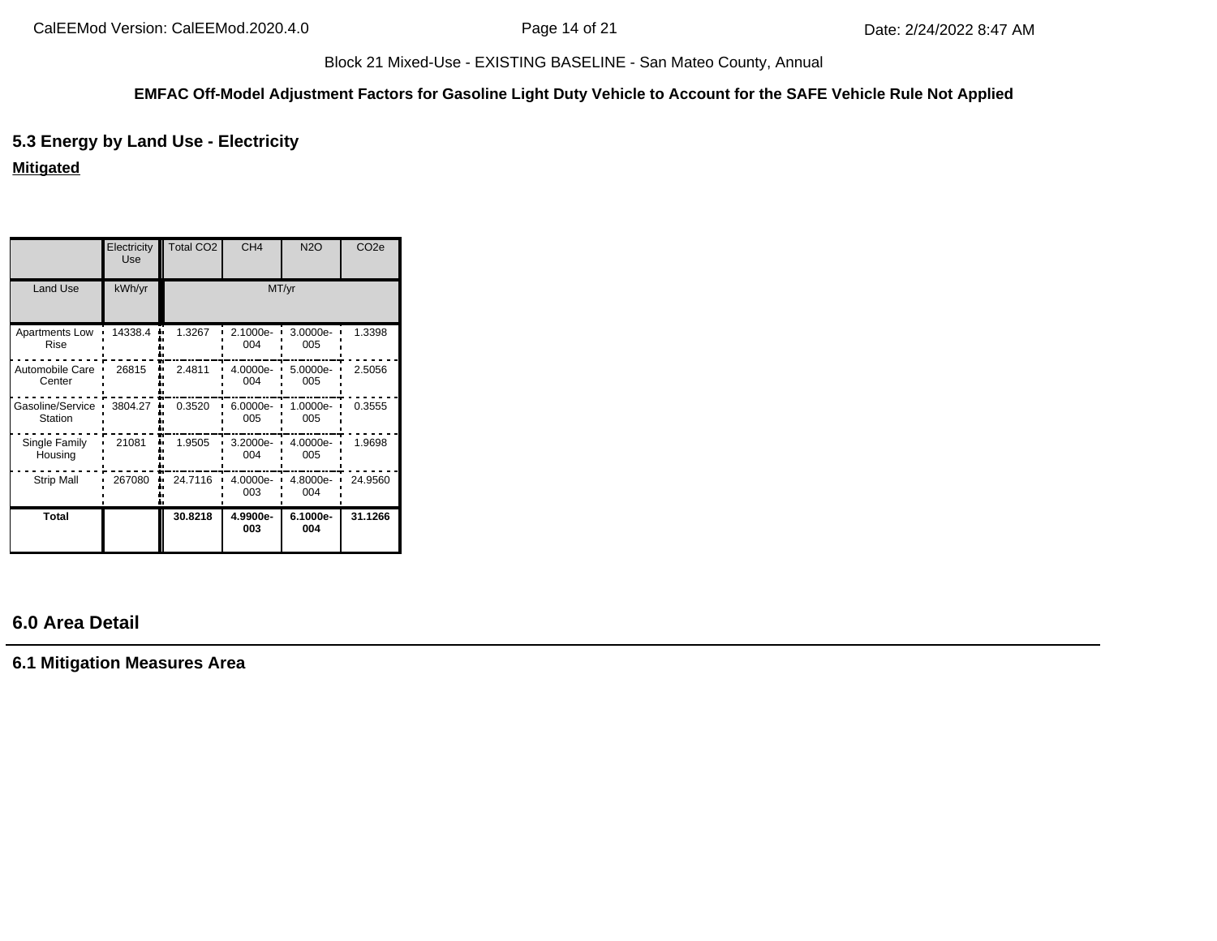Block 21 Mixed-Use - EXISTING BASELINE - San Mateo County, Annual

**EMFAC Off-Model Adjustment Factors for Gasoline Light Duty Vehicle to Account for the SAFE Vehicle Rule Not Applied**

## 5.3 Energy by Land Use - Electricity

**Mitigated**

| | Electricity Use | Total CO2 | CH4 | N2O | CO2e |
|---|---|---|---|---|---|
| Land Use | kWh/yr | MT/yr | | | |
| Apartments Low Rise | 14338.4 | 1.3267 | 2.1000e-004 | 3.0000e-005 | 1.3398 |
| Automobile Care Center | 26815 | 2.4811 | 4.0000e-004 | 5.0000e-005 | 2.5056 |
| Gasoline/Service Station | 3804.27 | 0.3520 | 6.0000e-005 | 1.0000e-005 | 0.3555 |
| Single Family Housing | 21081 | 1.9505 | 3.2000e-004 | 4.0000e-005 | 1.9698 |
| Strip Mall | 267080 | 24.7116 | 4.0000e-003 | 4.8000e-004 | 24.9560 |
| **Total** | | **30.8218** | **4.9900e-003** | **6.1000e-004** | **31.1266** |

# 6.0 Area Detail

## 6.1 Mitigation Measures Area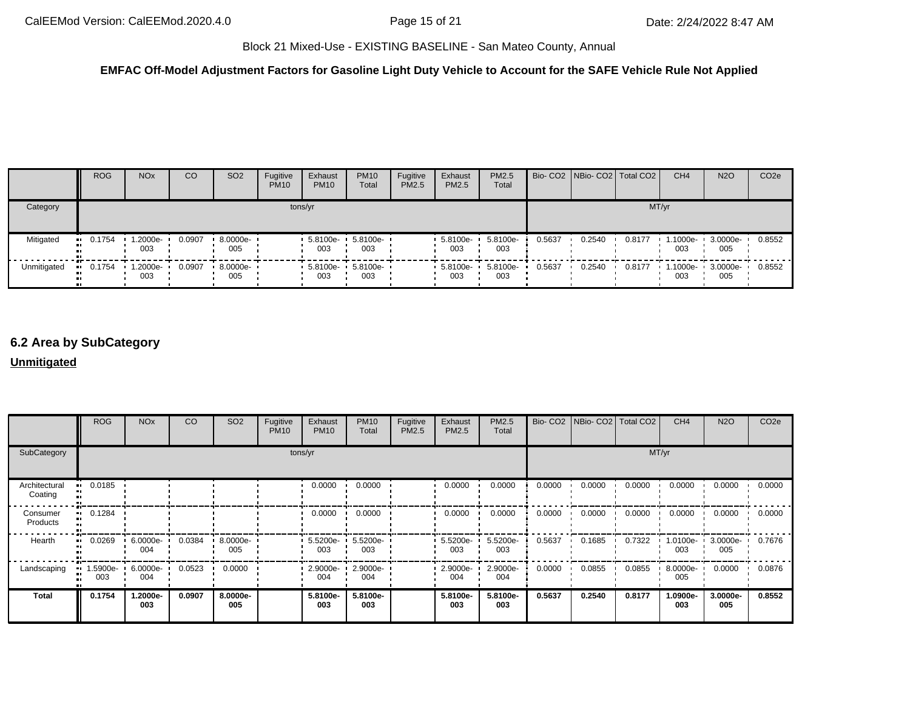Block 21 Mixed-Use - EXISTING BASELINE - San Mateo County, Annual

**EMFAC Off-Model Adjustment Factors for Gasoline Light Duty Vehicle to Account for the SAFE Vehicle Rule Not Applied**

| | ROG | NOx | CO | SO2 | Fugitive PM10 | Exhaust PM10 | PM10 Total | Fugitive PM2.5 | Exhaust PM2.5 | PM2.5 Total | Bio- CO2 | NBio- CO2 | Total CO2 | CH4 | N2O | CO2e |
|---|---|---|---|---|---|---|---|---|---|---|---|---|---|---|---|---|
| Category | tons/yr | | | | | | | | | | MT/yr | | | | | |
| Mitigated | 0.1754 | 1.2000e-003 | 0.0907 | 8.0000e-005 | | 5.8100e-003 | 5.8100e-003 | | 5.8100e-003 | 5.8100e-003 | 0.5637 | 0.2540 | 0.8177 | 1.1000e-003 | 3.0000e-005 | 0.8552 |
| Unmitigated | 0.1754 | 1.2000e-003 | 0.0907 | 8.0000e-005 | | 5.8100e-003 | 5.8100e-003 | | 5.8100e-003 | 5.8100e-003 | 0.5637 | 0.2540 | 0.8177 | 1.1000e-003 | 3.0000e-005 | 0.8552 |

## 6.2 Area by SubCategory

**Unmitigated**

| | ROG | NOx | CO | SO2 | Fugitive PM10 | Exhaust PM10 | PM10 Total | Fugitive PM2.5 | Exhaust PM2.5 | PM2.5 Total | Bio- CO2 | NBio- CO2 | Total CO2 | CH4 | N2O | CO2e |
|---|---|---|---|---|---|---|---|---|---|---|---|---|---|---|---|---|
| SubCategory | tons/yr | | | | | | | | | | MT/yr | | | | | |
| Architectural Coating | 0.0185 | | | | | 0.0000 | 0.0000 | | 0.0000 | 0.0000 | 0.0000 | 0.0000 | 0.0000 | 0.0000 | 0.0000 | 0.0000 |
| Consumer Products | 0.1284 | | | | | 0.0000 | 0.0000 | | 0.0000 | 0.0000 | 0.0000 | 0.0000 | 0.0000 | 0.0000 | 0.0000 | 0.0000 |
| Hearth | 0.0269 | 6.0000e-004 | 0.0384 | 8.0000e-005 | | 5.5200e-003 | 5.5200e-003 | | 5.5200e-003 | 5.5200e-003 | 0.5637 | 0.1685 | 0.7322 | 1.0100e-003 | 3.0000e-005 | 0.7676 |
| Landscaping | 1.5900e-003 | 6.0000e-004 | 0.0523 | 0.0000 | | 2.9000e-004 | 2.9000e-004 | | 2.9000e-004 | 2.9000e-004 | 0.0000 | 0.0855 | 0.0855 | 8.0000e-005 | 0.0000 | 0.0876 |
| **Total** | **0.1754** | **1.2000e-003** | **0.0907** | **8.0000e-005** | | **5.8100e-003** | **5.8100e-003** | | **5.8100e-003** | **5.8100e-003** | **0.5637** | **0.2540** | **0.8177** | **1.0900e-003** | **3.0000e-005** | **0.8552** |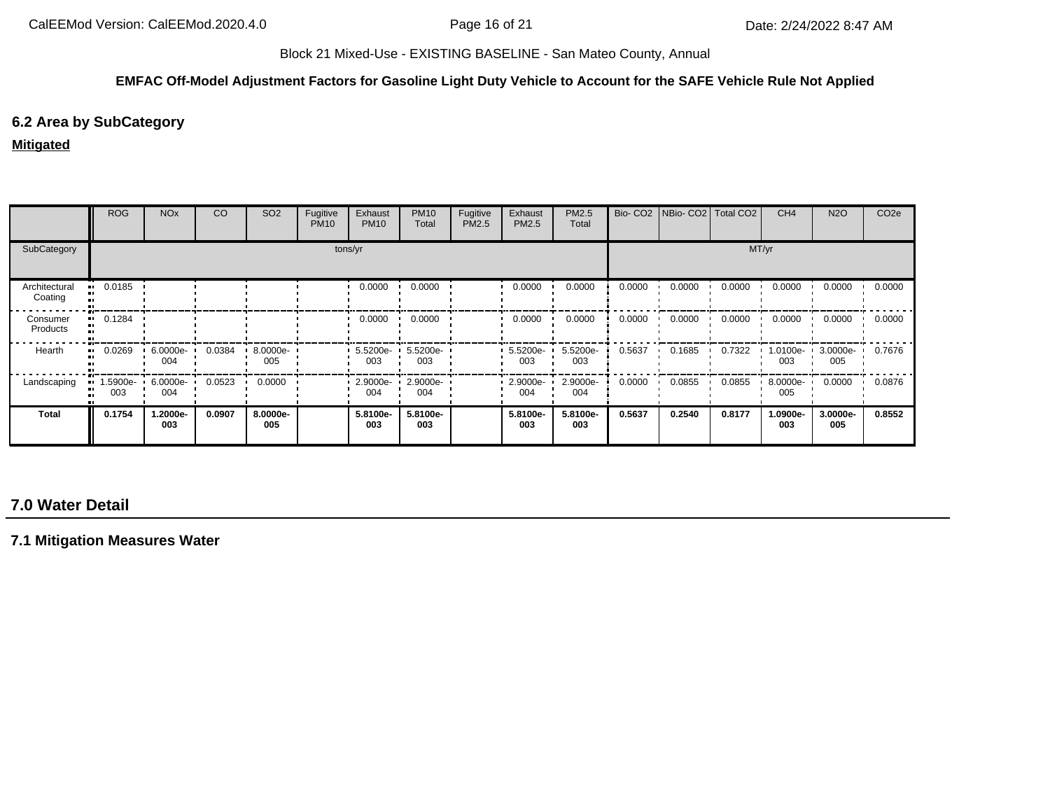Block 21 Mixed-Use - EXISTING BASELINE - San Mateo County, Annual

**EMFAC Off-Model Adjustment Factors for Gasoline Light Duty Vehicle to Account for the SAFE Vehicle Rule Not Applied**

## 6.2 Area by SubCategory

**Mitigated**

| | ROG | NOx | CO | SO2 | Fugitive PM10 | Exhaust PM10 | PM10 Total | Fugitive PM2.5 | Exhaust PM2.5 | PM2.5 Total | Bio- CO2 | NBio- CO2 | Total CO2 | CH4 | N2O | CO2e |
|---|---|---|---|---|---|---|---|---|---|---|---|---|---|---|---|---|
| SubCategory | tons/yr | | | | | | | | | | MT/yr | | | | | |
| Architectural Coating | 0.0185 | | | | | 0.0000 | 0.0000 | | 0.0000 | 0.0000 | 0.0000 | 0.0000 | 0.0000 | 0.0000 | 0.0000 | 0.0000 |
| Consumer Products | 0.1284 | | | | | 0.0000 | 0.0000 | | 0.0000 | 0.0000 | 0.0000 | 0.0000 | 0.0000 | 0.0000 | 0.0000 | 0.0000 |
| Hearth | 0.0269 | 6.0000e-004 | 0.0384 | 8.0000e-005 | | 5.5200e-003 | 5.5200e-003 | | 5.5200e-003 | 5.5200e-003 | 0.5637 | 0.1685 | 0.7322 | 1.0100e-003 | 3.0000e-005 | 0.7676 |
| Landscaping | 1.5900e-003 | 6.0000e-004 | 0.0523 | 0.0000 | | 2.9000e-004 | 2.9000e-004 | | 2.9000e-004 | 2.9000e-004 | 0.0000 | 0.0855 | 0.0855 | 8.0000e-005 | 0.0000 | 0.0876 |
| **Total** | **0.1754** | **1.2000e-003** | **0.0907** | **8.0000e-005** | | **5.8100e-003** | **5.8100e-003** | | **5.8100e-003** | **5.8100e-003** | **0.5637** | **0.2540** | **0.8177** | **1.0900e-003** | **3.0000e-005** | **0.8552** |

# 7.0 Water Detail

## 7.1 Mitigation Measures Water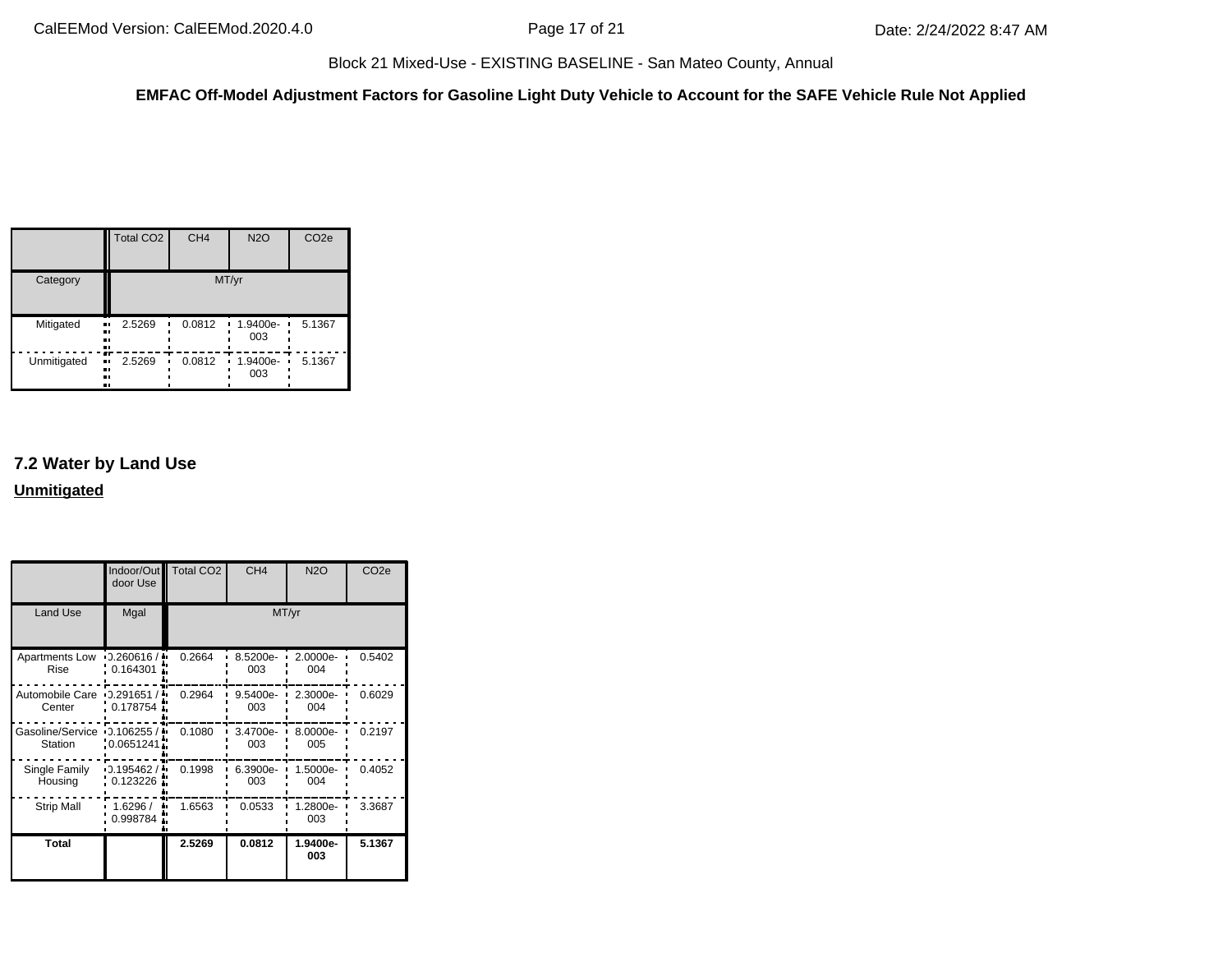| | Total CO2 | CH4 | N2O | CO2e |
|---|---|---|---|---|
| Category | MT/yr | | | |
| Mitigated | 2.5269 | 0.0812 | 1.9400e-003 | 5.1367 |
| Unmitigated | 2.5269 | 0.0812 | 1.9400e-003 | 5.1367 |

## 7.2 Water by Land Use

**Unmitigated**

| | Indoor/Outdoor Use | Total CO2 | CH4 | N2O | CO2e |
|---|---|---|---|---|---|
| Land Use | Mgal | MT/yr | | | |
| Apartments Low Rise | 0.260616 / 0.164301 | 0.2664 | 8.5200e-003 | 2.0000e-004 | 0.5402 |
| Automobile Care Center | 0.291651 / 0.178754 | 0.2964 | 9.5400e-003 | 2.3000e-004 | 0.6029 |
| Gasoline/Service Station | 0.106255 / 0.0651241 | 0.1080 | 3.4700e-003 | 8.0000e-005 | 0.2197 |
| Single Family Housing | 0.195462 / 0.123226 | 0.1998 | 6.3900e-003 | 1.5000e-004 | 0.4052 |
| Strip Mall | 1.6296 / 0.998784 | 1.6563 | 0.0533 | 1.2800e-003 | 3.3687 |
| **Total** | | **2.5269** | **0.0812** | **1.9400e-003** | **5.1367** |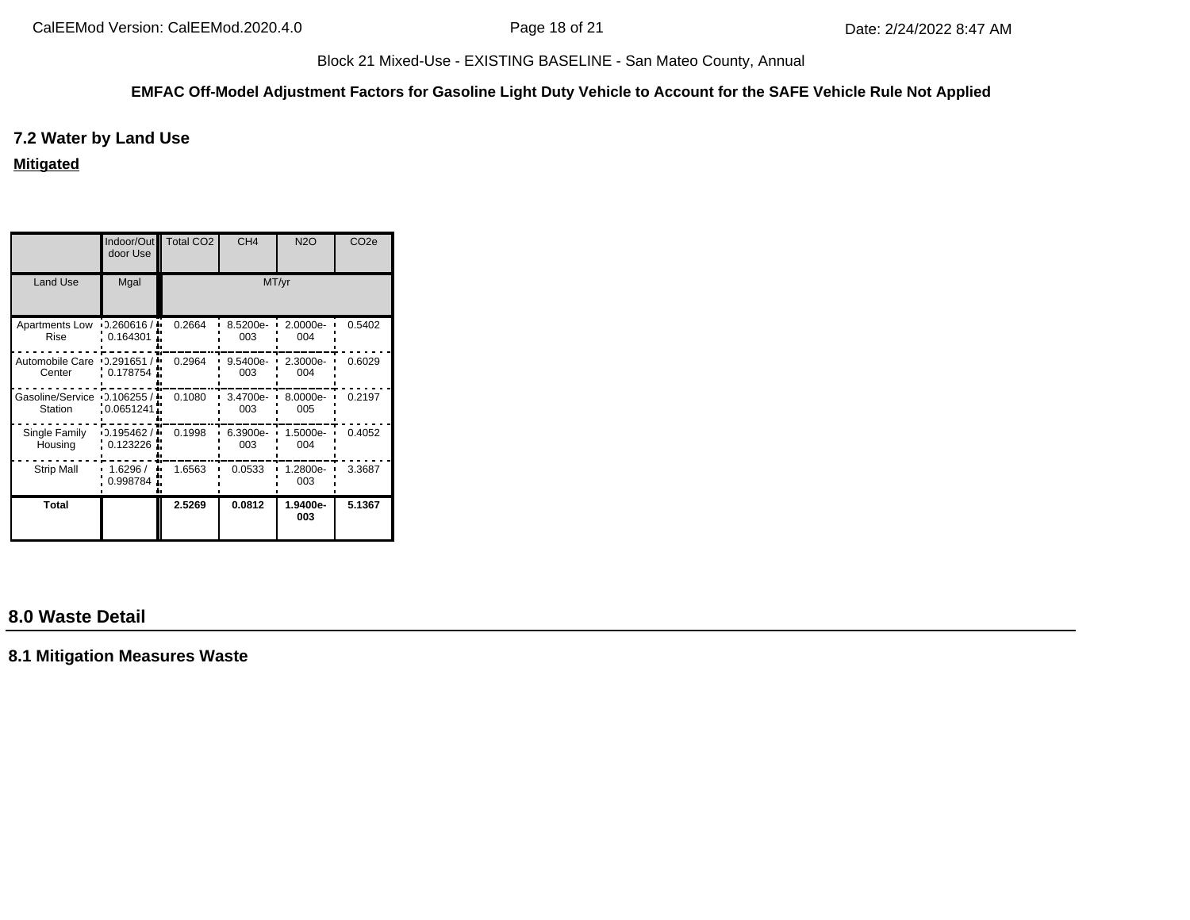Block 21 Mixed-Use - EXISTING BASELINE - San Mateo County, Annual

**EMFAC Off-Model Adjustment Factors for Gasoline Light Duty Vehicle to Account for the SAFE Vehicle Rule Not Applied**

### 7.2 Water by Land Use

**Mitigated**

| | Indoor/Outdoor Use | Total CO2 | CH4 | N2O | CO2e |
|---|---|---|---|---|---|
| Land Use | Mgal | MT/yr | | | |
| Apartments Low Rise | 0.260616 / 0.164301 | 0.2664 | 8.5200e-003 | 2.0000e-004 | 0.5402 |
| Automobile Care Center | 0.291651 / 0.178754 | 0.2964 | 9.5400e-003 | 2.3000e-004 | 0.6029 |
| Gasoline/Service Station | 0.106255 / 0.0651241 | 0.1080 | 3.4700e-003 | 8.0000e-005 | 0.2197 |
| Single Family Housing | 0.195462 / 0.123226 | 0.1998 | 6.3900e-003 | 1.5000e-004 | 0.4052 |
| Strip Mall | 1.6296 / 0.998784 | 1.6563 | 0.0533 | 1.2800e-003 | 3.3687 |
| **Total** | | **2.5269** | **0.0812** | **1.9400e-003** | **5.1367** |

## 8.0 Waste Detail

### 8.1 Mitigation Measures Waste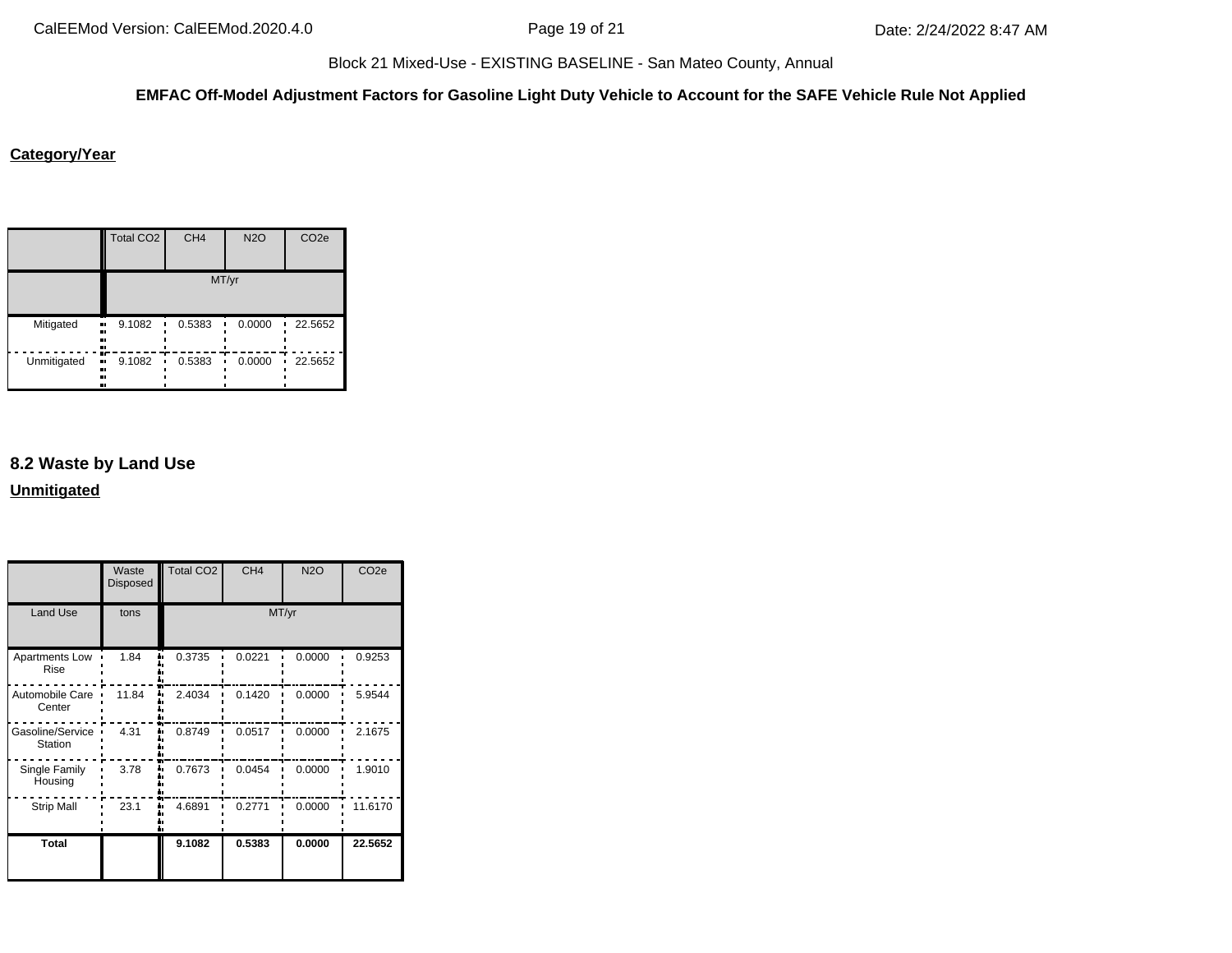**EMFAC Off-Model Adjustment Factors for Gasoline Light Duty Vehicle to Account for the SAFE Vehicle Rule Not Applied**

**Category/Year**

| | Total CO2 | CH4 | N2O | CO2e |
|---|---|---|---|---|
| | MT/yr | | | |
| Mitigated | 9.1082 | 0.5383 | 0.0000 | 22.5652 |
| Unmitigated | 9.1082 | 0.5383 | 0.0000 | 22.5652 |

## 8.2 Waste by Land Use

**Unmitigated**

| | Waste Disposed | Total CO2 | CH4 | N2O | CO2e |
|---|---|---|---|---|---|
| Land Use | tons | MT/yr | | | |
| Apartments Low Rise | 1.84 | 0.3735 | 0.0221 | 0.0000 | 0.9253 |
| Automobile Care Center | 11.84 | 2.4034 | 0.1420 | 0.0000 | 5.9544 |
| Gasoline/Service Station | 4.31 | 0.8749 | 0.0517 | 0.0000 | 2.1675 |
| Single Family Housing | 3.78 | 0.7673 | 0.0454 | 0.0000 | 1.9010 |
| Strip Mall | 23.1 | 4.6891 | 0.2771 | 0.0000 | 11.6170 |
| **Total** | | **9.1082** | **0.5383** | **0.0000** | **22.5652** |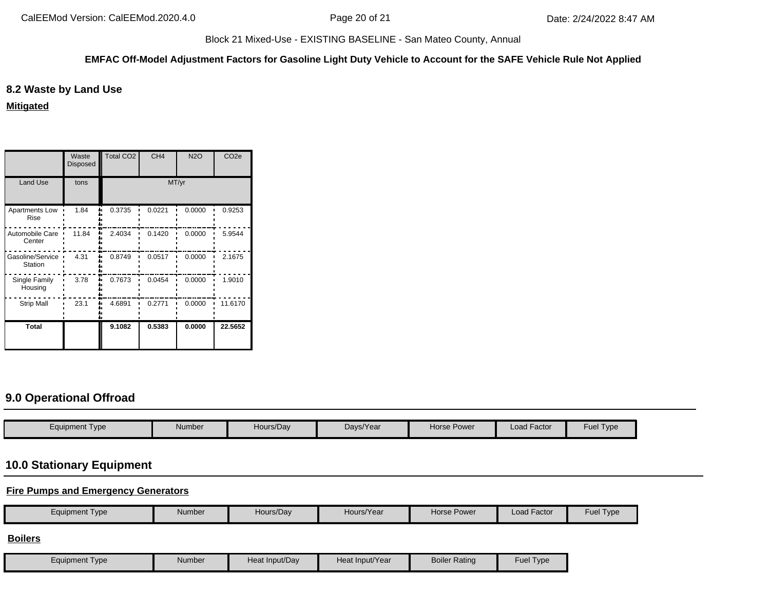Block 21 Mixed-Use - EXISTING BASELINE - San Mateo County, Annual

**EMFAC Off-Model Adjustment Factors for Gasoline Light Duty Vehicle to Account for the SAFE Vehicle Rule Not Applied**

## 8.2 Waste by Land Use

**Mitigated**

| | Waste Disposed | Total CO2 | CH4 | N2O | CO2e |
|---|---|---|---|---|---|
| Land Use | tons | MT/yr | | | |
| Apartments Low Rise | 1.84 | 0.3735 | 0.0221 | 0.0000 | 0.9253 |
| Automobile Care Center | 11.84 | 2.4034 | 0.1420 | 0.0000 | 5.9544 |
| Gasoline/Service Station | 4.31 | 0.8749 | 0.0517 | 0.0000 | 2.1675 |
| Single Family Housing | 3.78 | 0.7673 | 0.0454 | 0.0000 | 1.9010 |
| Strip Mall | 23.1 | 4.6891 | 0.2771 | 0.0000 | 11.6170 |
| **Total** | | **9.1082** | **0.5383** | **0.0000** | **22.5652** |

## 9.0 Operational Offroad

| Equipment Type | Number | Hours/Day | Days/Year | Horse Power | Load Factor | Fuel Type |
|---|---|---|---|---|---|---|

## 10.0 Stationary Equipment

**Fire Pumps and Emergency Generators**

| Equipment Type | Number | Hours/Day | Hours/Year | Horse Power | Load Factor | Fuel Type |
|---|---|---|---|---|---|---|

**Boilers**

| Equipment Type | Number | Heat Input/Day | Heat Input/Year | Boiler Rating | Fuel Type |
|---|---|---|---|---|---|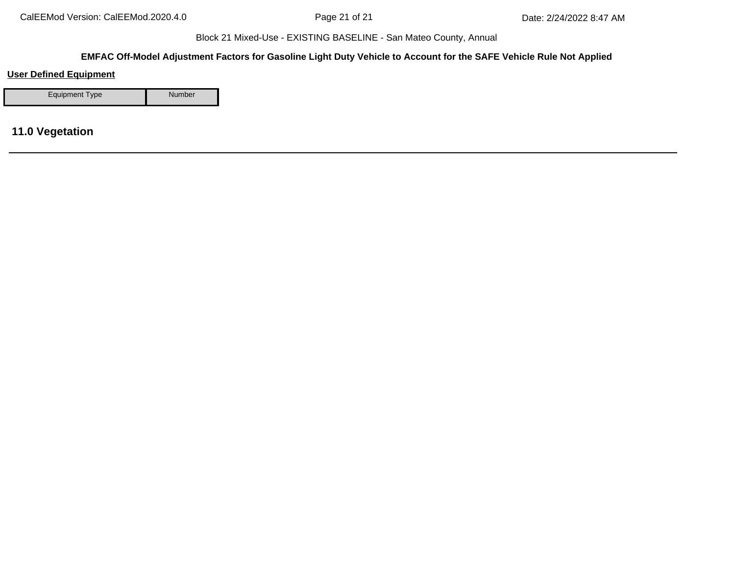**User Defined Equipment**

| Equipment Type | Number |
| --- | --- |

## 11.0 Vegetation